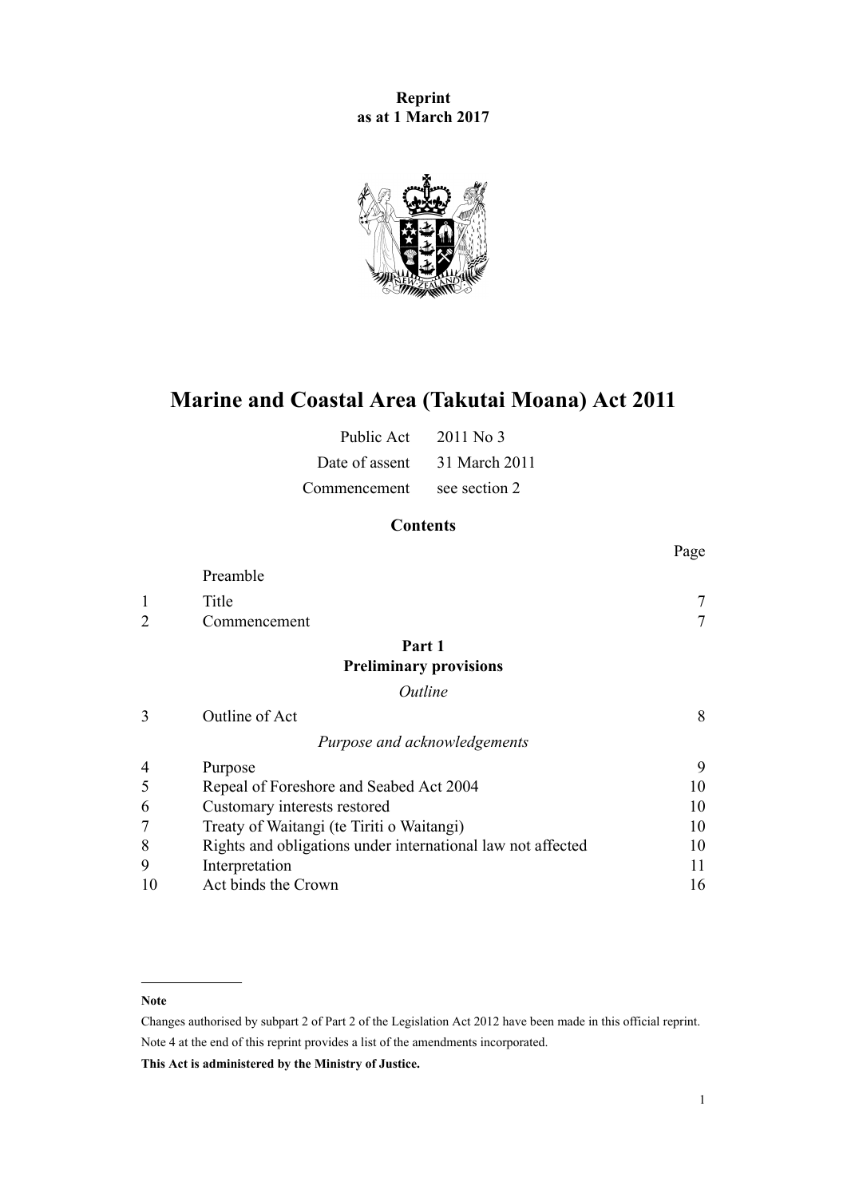**Reprint**
**as at 1 March 2017**

# Marine and Coastal Area (Takutai Moana) Act 2011

| | |
|---|---|
| Public Act | 2011 No 3 |
| Date of assent | 31 March 2011 |
| Commencement | see section 2 |

## Contents

| | | Page |
|---|---|---|
| | Preamble | |
| 1 | Title | 7 |
| 2 | Commencement | 7 |
| | **Part 1** **Preliminary provisions** | |
| | *Outline* | |
| 3 | Outline of Act | 8 |
| | *Purpose and acknowledgements* | |
| 4 | Purpose | 9 |
| 5 | Repeal of Foreshore and Seabed Act 2004 | 10 |
| 6 | Customary interests restored | 10 |
| 7 | Treaty of Waitangi (te Tiriti o Waitangi) | 10 |
| 8 | Rights and obligations under international law not affected | 10 |
| 9 | Interpretation | 11 |
| 10 | Act binds the Crown | 16 |

---

**Note**

Changes authorised by subpart 2 of Part 2 of the Legislation Act 2012 have been made in this official reprint.

Note 4 at the end of this reprint provides a list of the amendments incorporated.

**This Act is administered by the Ministry of Justice.**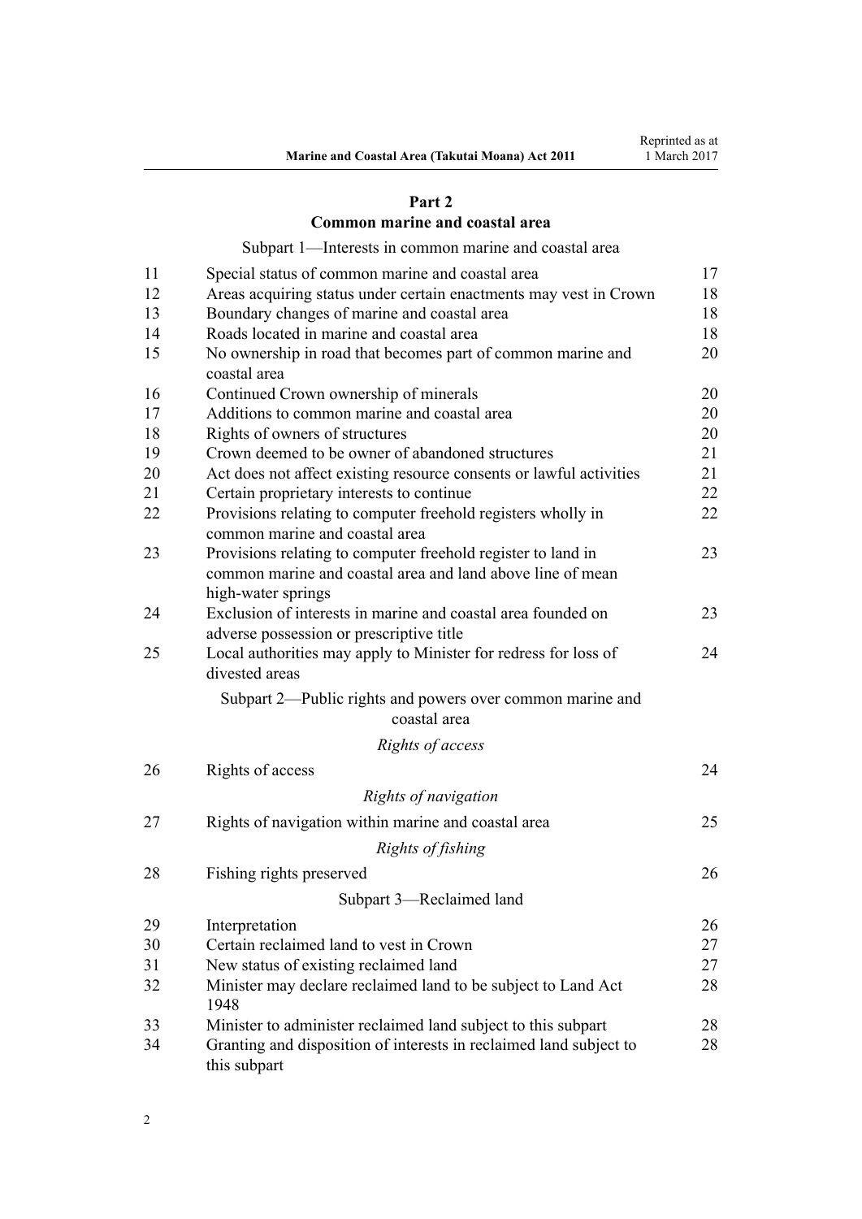## Part 2
## Common marine and coastal area

Subpart 1—Interests in common marine and coastal area

| | | |
|---|---|---|
| 11 | Special status of common marine and coastal area | 17 |
| 12 | Areas acquiring status under certain enactments may vest in Crown | 18 |
| 13 | Boundary changes of marine and coastal area | 18 |
| 14 | Roads located in marine and coastal area | 18 |
| 15 | No ownership in road that becomes part of common marine and coastal area | 20 |
| 16 | Continued Crown ownership of minerals | 20 |
| 17 | Additions to common marine and coastal area | 20 |
| 18 | Rights of owners of structures | 20 |
| 19 | Crown deemed to be owner of abandoned structures | 21 |
| 20 | Act does not affect existing resource consents or lawful activities | 21 |
| 21 | Certain proprietary interests to continue | 22 |
| 22 | Provisions relating to computer freehold registers wholly in common marine and coastal area | 22 |
| 23 | Provisions relating to computer freehold register to land in common marine and coastal area and land above line of mean high-water springs | 23 |
| 24 | Exclusion of interests in marine and coastal area founded on adverse possession or prescriptive title | 23 |
| 25 | Local authorities may apply to Minister for redress for loss of divested areas | 24 |

Subpart 2—Public rights and powers over common marine and coastal area

*Rights of access*

| | | |
|---|---|---|
| 26 | Rights of access | 24 |

*Rights of navigation*

| | | |
|---|---|---|
| 27 | Rights of navigation within marine and coastal area | 25 |

*Rights of fishing*

| | | |
|---|---|---|
| 28 | Fishing rights preserved | 26 |

Subpart 3—Reclaimed land

| | | |
|---|---|---|
| 29 | Interpretation | 26 |
| 30 | Certain reclaimed land to vest in Crown | 27 |
| 31 | New status of existing reclaimed land | 27 |
| 32 | Minister may declare reclaimed land to be subject to Land Act 1948 | 28 |
| 33 | Minister to administer reclaimed land subject to this subpart | 28 |
| 34 | Granting and disposition of interests in reclaimed land subject to this subpart | 28 |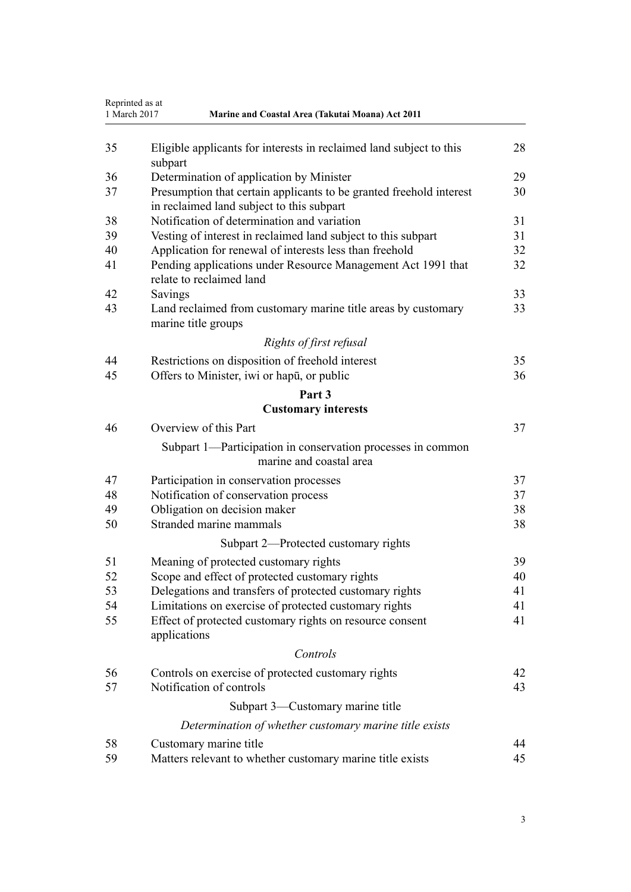| | | |
|---|---|---|
| 35 | Eligible applicants for interests in reclaimed land subject to this subpart | 28 |
| 36 | Determination of application by Minister | 29 |
| 37 | Presumption that certain applicants to be granted freehold interest in reclaimed land subject to this subpart | 30 |
| 38 | Notification of determination and variation | 31 |
| 39 | Vesting of interest in reclaimed land subject to this subpart | 31 |
| 40 | Application for renewal of interests less than freehold | 32 |
| 41 | Pending applications under Resource Management Act 1991 that relate to reclaimed land | 32 |
| 42 | Savings | 33 |
| 43 | Land reclaimed from customary marine title areas by customary marine title groups | 33 |
| | *Rights of first refusal* | |
| 44 | Restrictions on disposition of freehold interest | 35 |
| 45 | Offers to Minister, iwi or hapū, or public | 36 |

**Part 3**
**Customary interests**

| | | |
|---|---|---|
| 46 | Overview of this Part | 37 |
| | Subpart 1—Participation in conservation processes in common marine and coastal area | |
| 47 | Participation in conservation processes | 37 |
| 48 | Notification of conservation process | 37 |
| 49 | Obligation on decision maker | 38 |
| 50 | Stranded marine mammals | 38 |
| | Subpart 2—Protected customary rights | |
| 51 | Meaning of protected customary rights | 39 |
| 52 | Scope and effect of protected customary rights | 40 |
| 53 | Delegations and transfers of protected customary rights | 41 |
| 54 | Limitations on exercise of protected customary rights | 41 |
| 55 | Effect of protected customary rights on resource consent applications | 41 |
| | *Controls* | |
| 56 | Controls on exercise of protected customary rights | 42 |
| 57 | Notification of controls | 43 |
| | Subpart 3—Customary marine title | |
| | *Determination of whether customary marine title exists* | |
| 58 | Customary marine title | 44 |
| 59 | Matters relevant to whether customary marine title exists | 45 |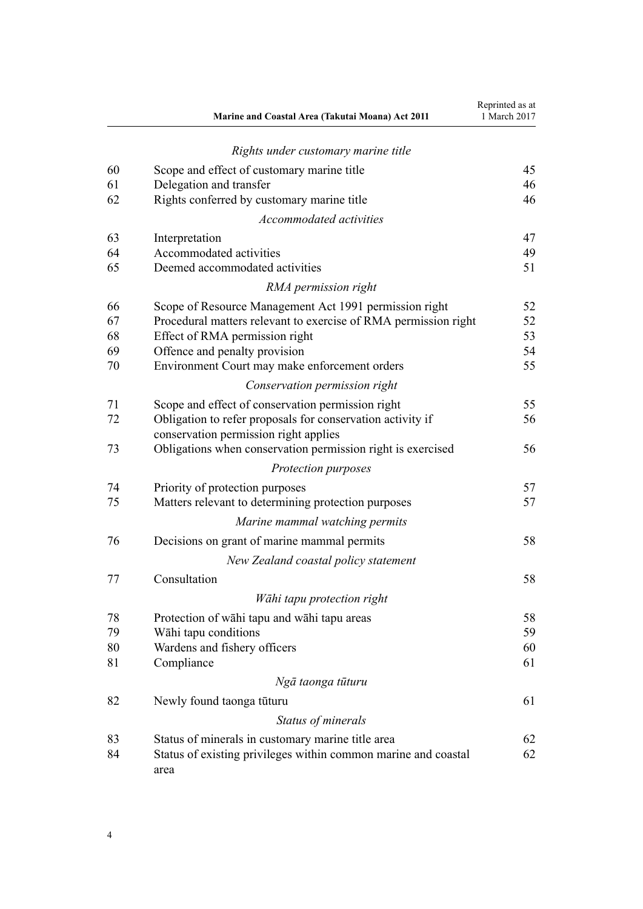*Rights under customary marine title*

| | | |
|---|---|---|
| 60 | Scope and effect of customary marine title | 45 |
| 61 | Delegation and transfer | 46 |
| 62 | Rights conferred by customary marine title | 46 |

*Accommodated activities*

| | | |
|---|---|---|
| 63 | Interpretation | 47 |
| 64 | Accommodated activities | 49 |
| 65 | Deemed accommodated activities | 51 |

*RMA permission right*

| | | |
|---|---|---|
| 66 | Scope of Resource Management Act 1991 permission right | 52 |
| 67 | Procedural matters relevant to exercise of RMA permission right | 52 |
| 68 | Effect of RMA permission right | 53 |
| 69 | Offence and penalty provision | 54 |
| 70 | Environment Court may make enforcement orders | 55 |

*Conservation permission right*

| | | |
|---|---|---|
| 71 | Scope and effect of conservation permission right | 55 |
| 72 | Obligation to refer proposals for conservation activity if conservation permission right applies | 56 |
| 73 | Obligations when conservation permission right is exercised | 56 |

*Protection purposes*

| | | |
|---|---|---|
| 74 | Priority of protection purposes | 57 |
| 75 | Matters relevant to determining protection purposes | 57 |

*Marine mammal watching permits*

| | | |
|---|---|---|
| 76 | Decisions on grant of marine mammal permits | 58 |

*New Zealand coastal policy statement*

| | | |
|---|---|---|
| 77 | Consultation | 58 |

*Wāhi tapu protection right*

| | | |
|---|---|---|
| 78 | Protection of wāhi tapu and wāhi tapu areas | 58 |
| 79 | Wāhi tapu conditions | 59 |
| 80 | Wardens and fishery officers | 60 |
| 81 | Compliance | 61 |

*Ngā taonga tūturu*

| | | |
|---|---|---|
| 82 | Newly found taonga tūturu | 61 |

*Status of minerals*

| | | |
|---|---|---|
| 83 | Status of minerals in customary marine title area | 62 |
| 84 | Status of existing privileges within common marine and coastal area | 62 |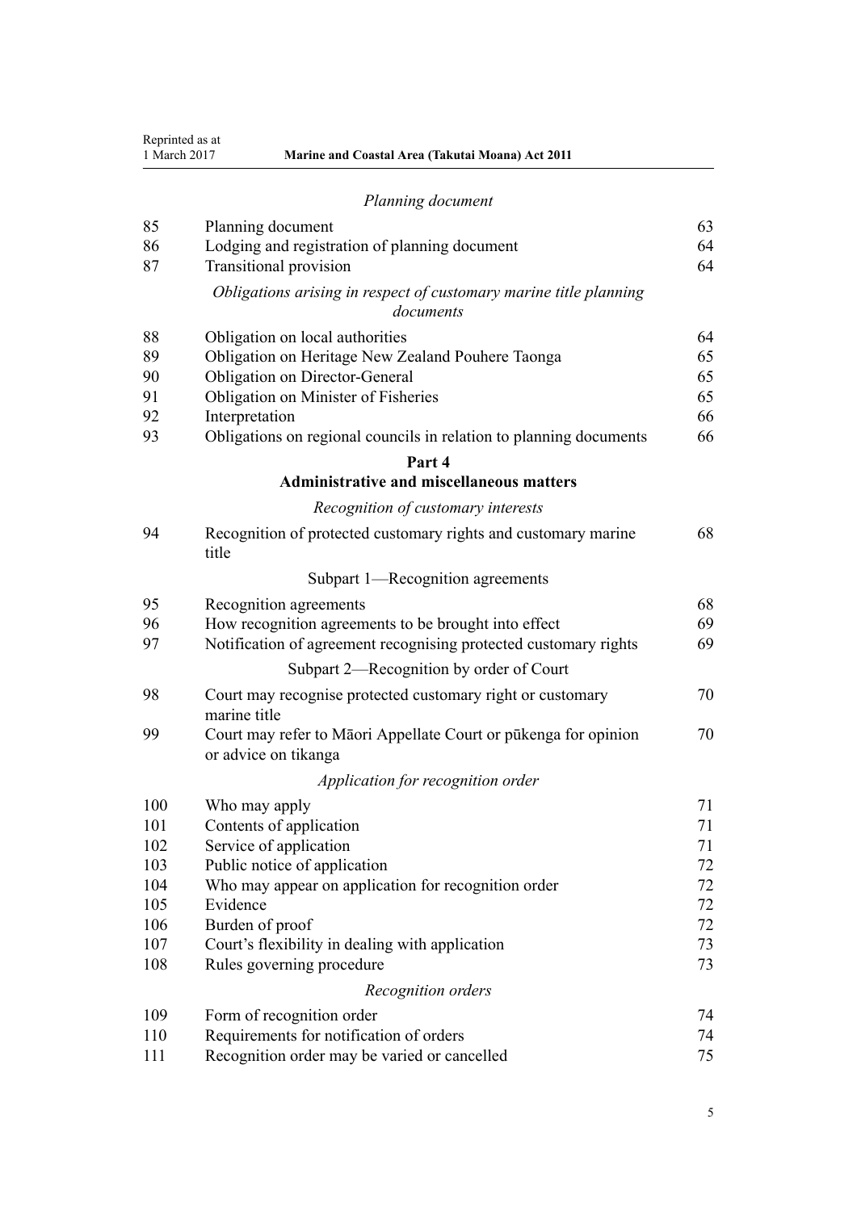*Planning document*

| | | |
|---|---|---|
| 85 | Planning document | 63 |
| 86 | Lodging and registration of planning document | 64 |
| 87 | Transitional provision | 64 |

*Obligations arising in respect of customary marine title planning documents*

| | | |
|---|---|---|
| 88 | Obligation on local authorities | 64 |
| 89 | Obligation on Heritage New Zealand Pouhere Taonga | 65 |
| 90 | Obligation on Director-General | 65 |
| 91 | Obligation on Minister of Fisheries | 65 |
| 92 | Interpretation | 66 |
| 93 | Obligations on regional councils in relation to planning documents | 66 |

**Part 4**
**Administrative and miscellaneous matters**

*Recognition of customary interests*

| | | |
|---|---|---|
| 94 | Recognition of protected customary rights and customary marine title | 68 |

Subpart 1—Recognition agreements

| | | |
|---|---|---|
| 95 | Recognition agreements | 68 |
| 96 | How recognition agreements to be brought into effect | 69 |
| 97 | Notification of agreement recognising protected customary rights | 69 |

Subpart 2—Recognition by order of Court

| | | |
|---|---|---|
| 98 | Court may recognise protected customary right or customary marine title | 70 |
| 99 | Court may refer to Māori Appellate Court or pūkenga for opinion or advice on tikanga | 70 |

*Application for recognition order*

| | | |
|---|---|---|
| 100 | Who may apply | 71 |
| 101 | Contents of application | 71 |
| 102 | Service of application | 71 |
| 103 | Public notice of application | 72 |
| 104 | Who may appear on application for recognition order | 72 |
| 105 | Evidence | 72 |
| 106 | Burden of proof | 72 |
| 107 | Court's flexibility in dealing with application | 73 |
| 108 | Rules governing procedure | 73 |

*Recognition orders*

| | | |
|---|---|---|
| 109 | Form of recognition order | 74 |
| 110 | Requirements for notification of orders | 74 |
| 111 | Recognition order may be varied or cancelled | 75 |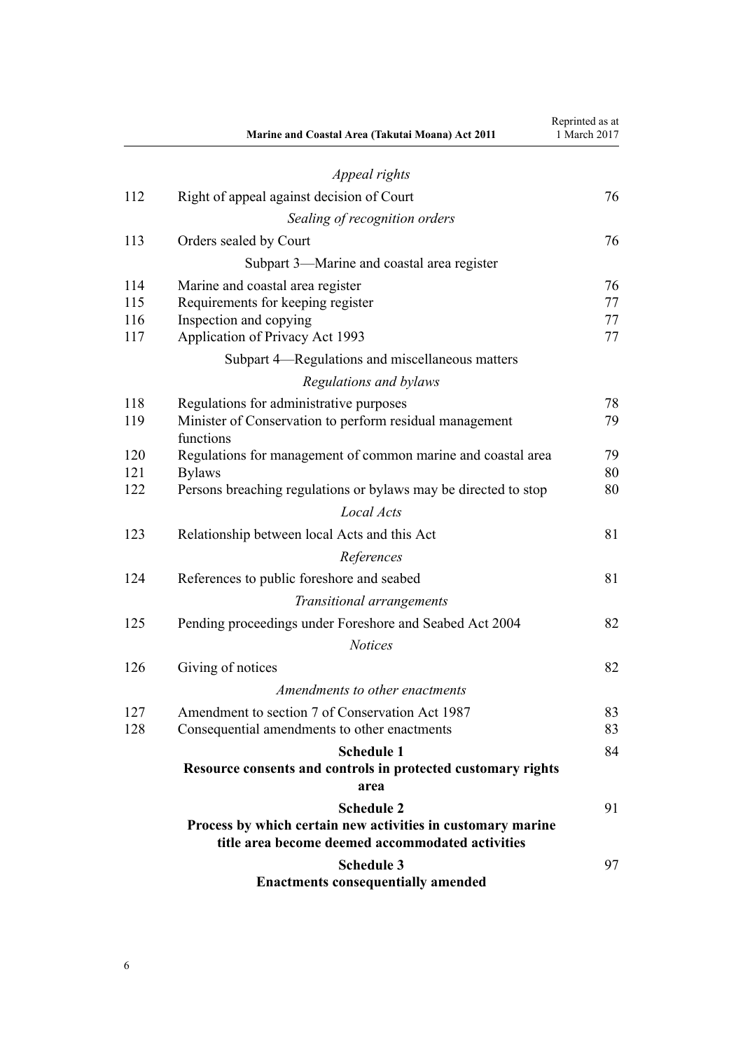*Appeal rights*

| | | |
|---|---|---|
| 112 | Right of appeal against decision of Court | 76 |

*Sealing of recognition orders*

| | | |
|---|---|---|
| 113 | Orders sealed by Court | 76 |

Subpart 3—Marine and coastal area register

| | | |
|---|---|---|
| 114 | Marine and coastal area register | 76 |
| 115 | Requirements for keeping register | 77 |
| 116 | Inspection and copying | 77 |
| 117 | Application of Privacy Act 1993 | 77 |

Subpart 4—Regulations and miscellaneous matters

*Regulations and bylaws*

| | | |
|---|---|---|
| 118 | Regulations for administrative purposes | 78 |
| 119 | Minister of Conservation to perform residual management functions | 79 |
| 120 | Regulations for management of common marine and coastal area | 79 |
| 121 | Bylaws | 80 |
| 122 | Persons breaching regulations or bylaws may be directed to stop | 80 |

*Local Acts*

| | | |
|---|---|---|
| 123 | Relationship between local Acts and this Act | 81 |

*References*

| | | |
|---|---|---|
| 124 | References to public foreshore and seabed | 81 |

*Transitional arrangements*

| | | |
|---|---|---|
| 125 | Pending proceedings under Foreshore and Seabed Act 2004 | 82 |

*Notices*

| | | |
|---|---|---|
| 126 | Giving of notices | 82 |

*Amendments to other enactments*

| | | |
|---|---|---|
| 127 | Amendment to section 7 of Conservation Act 1987 | 83 |
| 128 | Consequential amendments to other enactments | 83 |

**Schedule 1**
**Resource consents and controls in protected customary rights area** — 84

**Schedule 2**
**Process by which certain new activities in customary marine title area become deemed accommodated activities** — 91

**Schedule 3**
**Enactments consequentially amended** — 97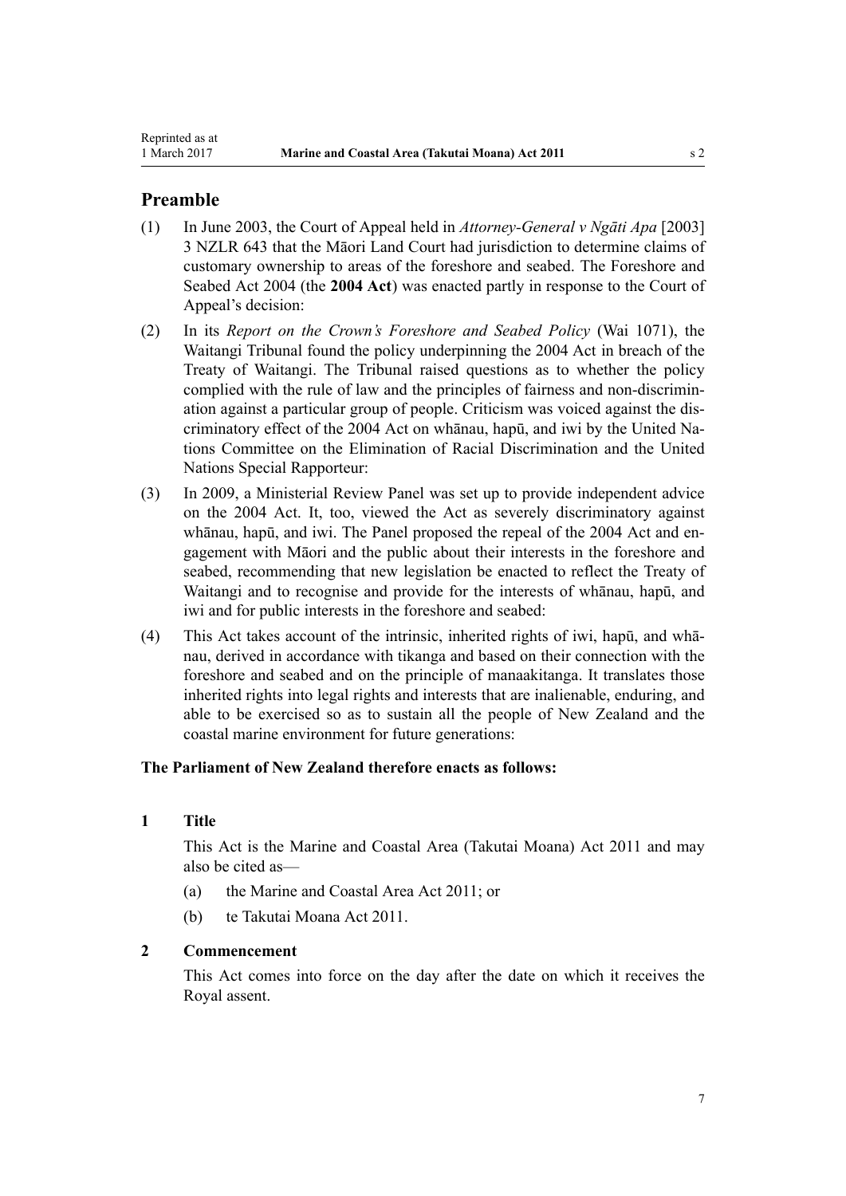## Preamble

(1) In June 2003, the Court of Appeal held in *Attorney-General v Ngāti Apa* [2003] 3 NZLR 643 that the Māori Land Court had jurisdiction to determine claims of customary ownership to areas of the foreshore and seabed. The Foreshore and Seabed Act 2004 (the **2004 Act**) was enacted partly in response to the Court of Appeal's decision:

(2) In its *Report on the Crown's Foreshore and Seabed Policy* (Wai 1071), the Waitangi Tribunal found the policy underpinning the 2004 Act in breach of the Treaty of Waitangi. The Tribunal raised questions as to whether the policy complied with the rule of law and the principles of fairness and non-discrimination against a particular group of people. Criticism was voiced against the discriminatory effect of the 2004 Act on whānau, hapū, and iwi by the United Nations Committee on the Elimination of Racial Discrimination and the United Nations Special Rapporteur:

(3) In 2009, a Ministerial Review Panel was set up to provide independent advice on the 2004 Act. It, too, viewed the Act as severely discriminatory against whānau, hapū, and iwi. The Panel proposed the repeal of the 2004 Act and engagement with Māori and the public about their interests in the foreshore and seabed, recommending that new legislation be enacted to reflect the Treaty of Waitangi and to recognise and provide for the interests of whānau, hapū, and iwi and for public interests in the foreshore and seabed:

(4) This Act takes account of the intrinsic, inherited rights of iwi, hapū, and whānau, derived in accordance with tikanga and based on their connection with the foreshore and seabed and on the principle of manaakitanga. It translates those inherited rights into legal rights and interests that are inalienable, enduring, and able to be exercised so as to sustain all the people of New Zealand and the coastal marine environment for future generations:

**The Parliament of New Zealand therefore enacts as follows:**

### 1 Title

This Act is the Marine and Coastal Area (Takutai Moana) Act 2011 and may also be cited as—

(a) the Marine and Coastal Area Act 2011; or

(b) te Takutai Moana Act 2011.

### 2 Commencement

This Act comes into force on the day after the date on which it receives the Royal assent.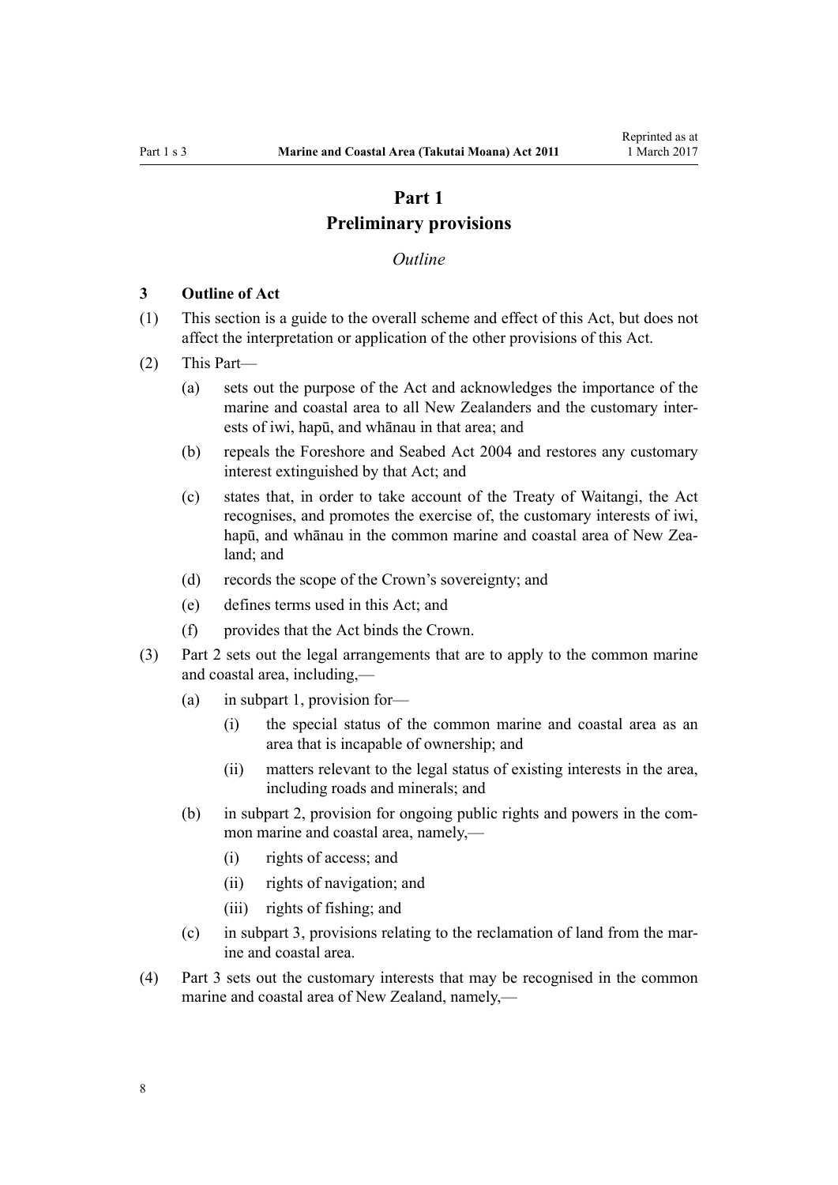# Part 1
# Preliminary providers

# Part 1
# Preliminary provisions

*Outline*

### 3 Outline of Act

(1) This section is a guide to the overall scheme and effect of this Act, but does not affect the interpretation or application of the other provisions of this Act.

(2) This Part—

- (a) sets out the purpose of the Act and acknowledges the importance of the marine and coastal area to all New Zealanders and the customary interests of iwi, hapū, and whānau in that area; and
- (b) repeals the Foreshore and Seabed Act 2004 and restores any customary interest extinguished by that Act; and
- (c) states that, in order to take account of the Treaty of Waitangi, the Act recognises, and promotes the exercise of, the customary interests of iwi, hapū, and whānau in the common marine and coastal area of New Zealand; and
- (d) records the scope of the Crown's sovereignty; and
- (e) defines terms used in this Act; and
- (f) provides that the Act binds the Crown.

(3) Part 2 sets out the legal arrangements that are to apply to the common marine and coastal area, including,—

- (a) in subpart 1, provision for—
  - (i) the special status of the common marine and coastal area as an area that is incapable of ownership; and
  - (ii) matters relevant to the legal status of existing interests in the area, including roads and minerals; and
- (b) in subpart 2, provision for ongoing public rights and powers in the common marine and coastal area, namely,—
  - (i) rights of access; and
  - (ii) rights of navigation; and
  - (iii) rights of fishing; and
- (c) in subpart 3, provisions relating to the reclamation of land from the marine and coastal area.

(4) Part 3 sets out the customary interests that may be recognised in the common marine and coastal area of New Zealand, namely,—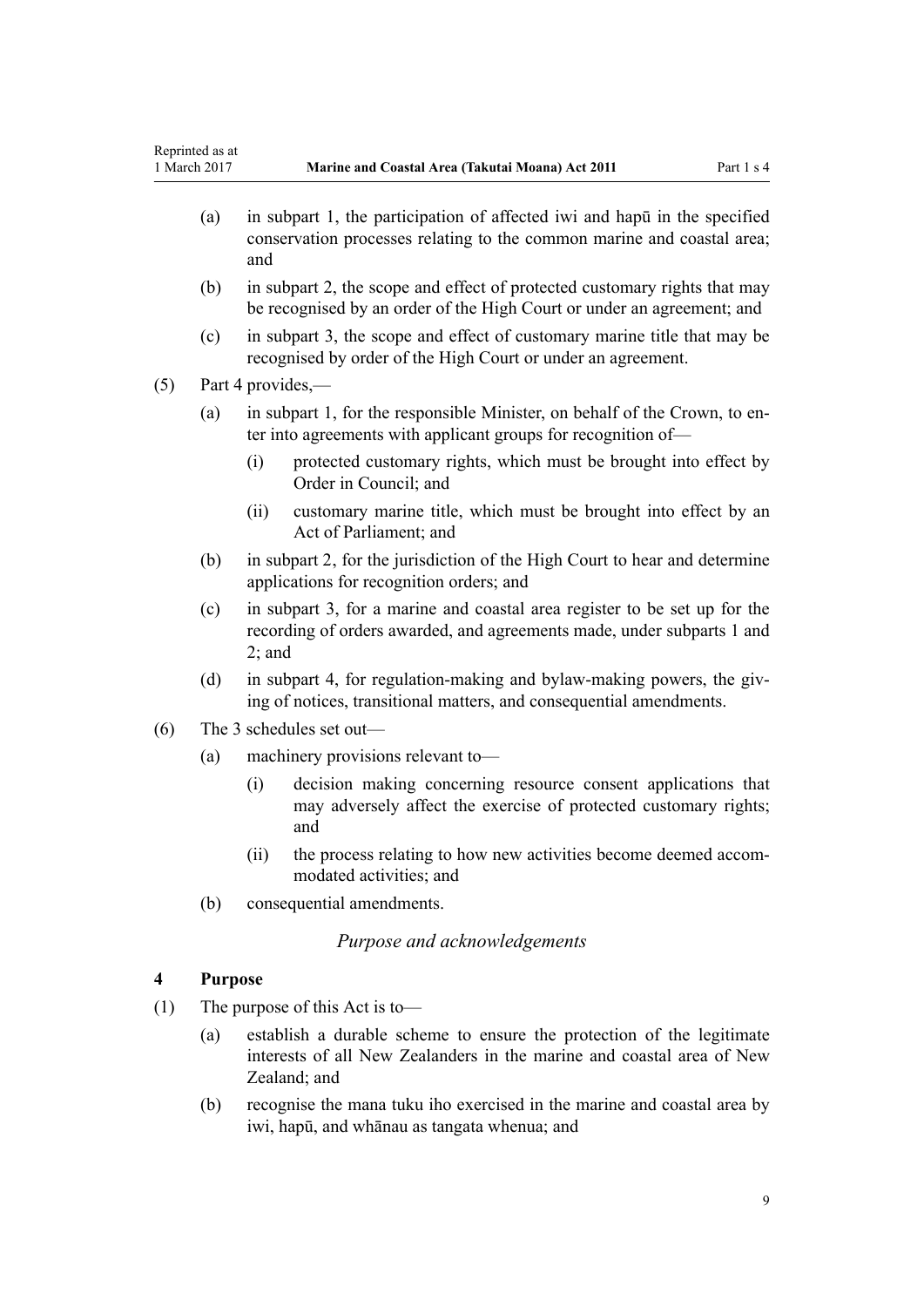(a) in subpart 1, the participation of affected iwi and hapū in the specified conservation processes relating to the common marine and coastal area; and

(b) in subpart 2, the scope and effect of protected customary rights that may be recognised by an order of the High Court or under an agreement; and

(c) in subpart 3, the scope and effect of customary marine title that may be recognised by order of the High Court or under an agreement.

(5) Part 4 provides,—

(a) in subpart 1, for the responsible Minister, on behalf of the Crown, to enter into agreements with applicant groups for recognition of—

(i) protected customary rights, which must be brought into effect by Order in Council; and

(ii) customary marine title, which must be brought into effect by an Act of Parliament; and

(b) in subpart 2, for the jurisdiction of the High Court to hear and determine applications for recognition orders; and

(c) in subpart 3, for a marine and coastal area register to be set up for the recording of orders awarded, and agreements made, under subparts 1 and 2; and

(d) in subpart 4, for regulation-making and bylaw-making powers, the giving of notices, transitional matters, and consequential amendments.

(6) The 3 schedules set out—

(a) machinery provisions relevant to—

(i) decision making concerning resource consent applications that may adversely affect the exercise of protected customary rights; and

(ii) the process relating to how new activities become deemed accommodated activities; and

(b) consequential amendments.

*Purpose and acknowledgements*

### 4 Purpose

(1) The purpose of this Act is to—

(a) establish a durable scheme to ensure the protection of the legitimate interests of all New Zealanders in the marine and coastal area of New Zealand; and

(b) recognise the mana tuku iho exercised in the marine and coastal area by iwi, hapū, and whānau as tangata whenua; and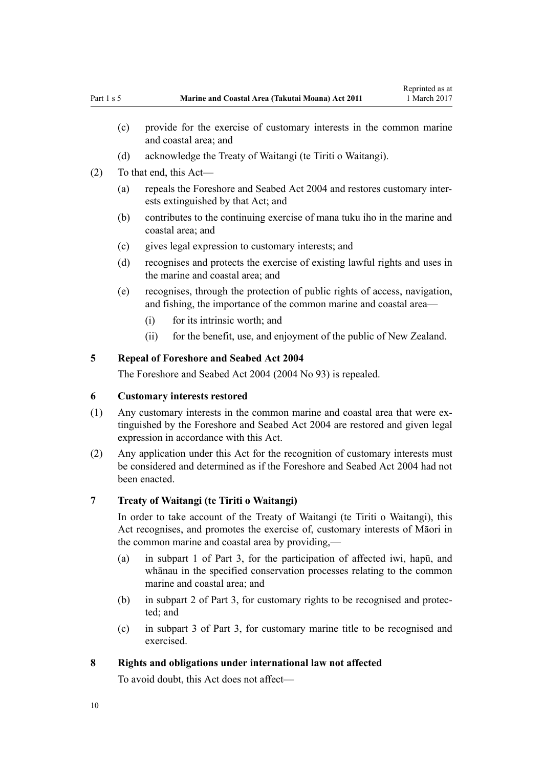(c) provide for the exercise of customary interests in the common marine and coastal area; and

(d) acknowledge the Treaty of Waitangi (te Tiriti o Waitangi).

(2) To that end, this Act—

(a) repeals the Foreshore and Seabed Act 2004 and restores customary interests extinguished by that Act; and

(b) contributes to the continuing exercise of mana tuku iho in the marine and coastal area; and

(c) gives legal expression to customary interests; and

(d) recognises and protects the exercise of existing lawful rights and uses in the marine and coastal area; and

(e) recognises, through the protection of public rights of access, navigation, and fishing, the importance of the common marine and coastal area—

(i) for its intrinsic worth; and

(ii) for the benefit, use, and enjoyment of the public of New Zealand.

### 5 Repeal of Foreshore and Seabed Act 2004

The Foreshore and Seabed Act 2004 (2004 No 93) is repealed.

### 6 Customary interests restored

(1) Any customary interests in the common marine and coastal area that were extinguished by the Foreshore and Seabed Act 2004 are restored and given legal expression in accordance with this Act.

(2) Any application under this Act for the recognition of customary interests must be considered and determined as if the Foreshore and Seabed Act 2004 had not been enacted.

### 7 Treaty of Waitangi (te Tiriti o Waitangi)

In order to take account of the Treaty of Waitangi (te Tiriti o Waitangi), this Act recognises, and promotes the exercise of, customary interests of Māori in the common marine and coastal area by providing,—

(a) in subpart 1 of Part 3, for the participation of affected iwi, hapū, and whānau in the specified conservation processes relating to the common marine and coastal area; and

(b) in subpart 2 of Part 3, for customary rights to be recognised and protected; and

(c) in subpart 3 of Part 3, for customary marine title to be recognised and exercised.

### 8 Rights and obligations under international law not affected

To avoid doubt, this Act does not affect—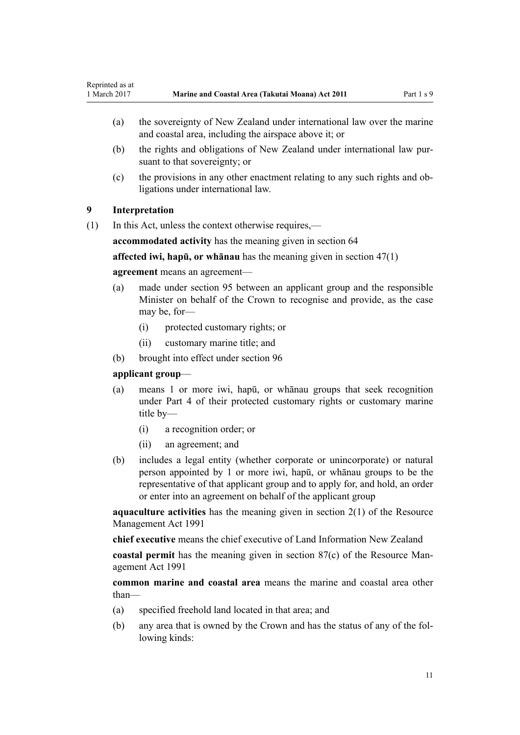(a) the sovereignty of New Zealand under international law over the marine and coastal area, including the airspace above it; or

(b) the rights and obligations of New Zealand under international law pursuant to that sovereignty; or

(c) the provisions in any other enactment relating to any such rights and obligations under international law.

### 9 Interpretation

(1) In this Act, unless the context otherwise requires,—

**accommodated activity** has the meaning given in section 64

**affected iwi, hapū, or whānau** has the meaning given in section 47(1)

**agreement** means an agreement—

(a) made under section 95 between an applicant group and the responsible Minister on behalf of the Crown to recognise and provide, as the case may be, for—

  (i) protected customary rights; or

  (ii) customary marine title; and

(b) brought into effect under section 96

**applicant group**—

(a) means 1 or more iwi, hapū, or whānau groups that seek recognition under Part 4 of their protected customary rights or customary marine title by—

  (i) a recognition order; or

  (ii) an agreement; and

(b) includes a legal entity (whether corporate or unincorporate) or natural person appointed by 1 or more iwi, hapū, or whānau groups to be the representative of that applicant group and to apply for, and hold, an order or enter into an agreement on behalf of the applicant group

**aquaculture activities** has the meaning given in section 2(1) of the Resource Management Act 1991

**chief executive** means the chief executive of Land Information New Zealand

**coastal permit** has the meaning given in section 87(c) of the Resource Management Act 1991

**common marine and coastal area** means the marine and coastal area other than—

(a) specified freehold land located in that area; and

(b) any area that is owned by the Crown and has the status of any of the following kinds: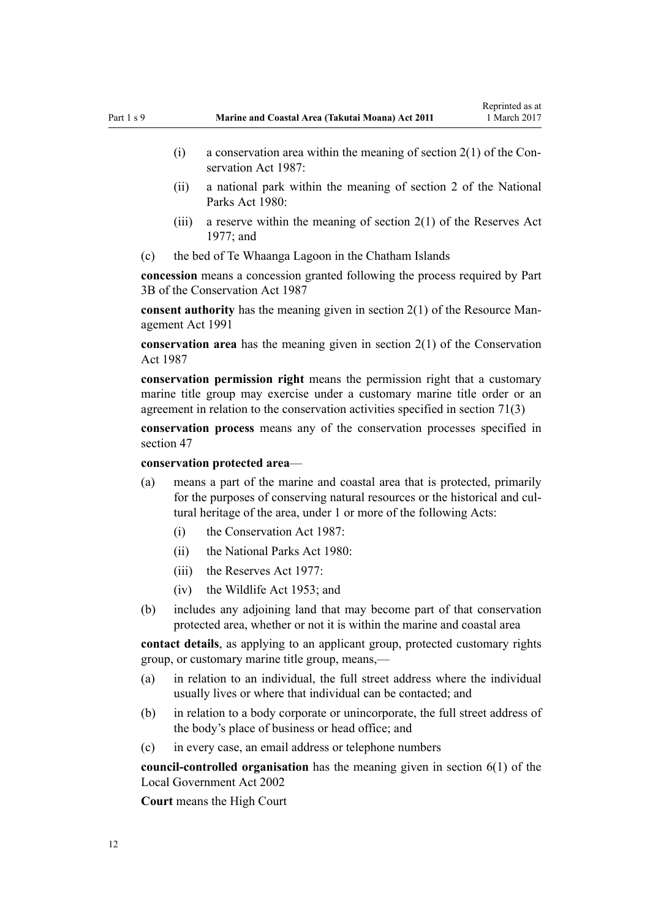(i) a conservation area within the meaning of section 2(1) of the Conservation Act 1987:

(ii) a national park within the meaning of section 2 of the National Parks Act 1980:

(iii) a reserve within the meaning of section 2(1) of the Reserves Act 1977; and

(c) the bed of Te Whaanga Lagoon in the Chatham Islands

**concession** means a concession granted following the process required by Part 3B of the Conservation Act 1987

**consent authority** has the meaning given in section 2(1) of the Resource Management Act 1991

**conservation area** has the meaning given in section 2(1) of the Conservation Act 1987

**conservation permission right** means the permission right that a customary marine title group may exercise under a customary marine title order or an agreement in relation to the conservation activities specified in section 71(3)

**conservation process** means any of the conservation processes specified in section 47

**conservation protected area**—

(a) means a part of the marine and coastal area that is protected, primarily for the purposes of conserving natural resources or the historical and cultural heritage of the area, under 1 or more of the following Acts:

(i) the Conservation Act 1987:

(ii) the National Parks Act 1980:

(iii) the Reserves Act 1977:

(iv) the Wildlife Act 1953; and

(b) includes any adjoining land that may become part of that conservation protected area, whether or not it is within the marine and coastal area

**contact details**, as applying to an applicant group, protected customary rights group, or customary marine title group, means,—

(a) in relation to an individual, the full street address where the individual usually lives or where that individual can be contacted; and

(b) in relation to a body corporate or unincorporate, the full street address of the body's place of business or head office; and

(c) in every case, an email address or telephone numbers

**council-controlled organisation** has the meaning given in section 6(1) of the Local Government Act 2002

**Court** means the High Court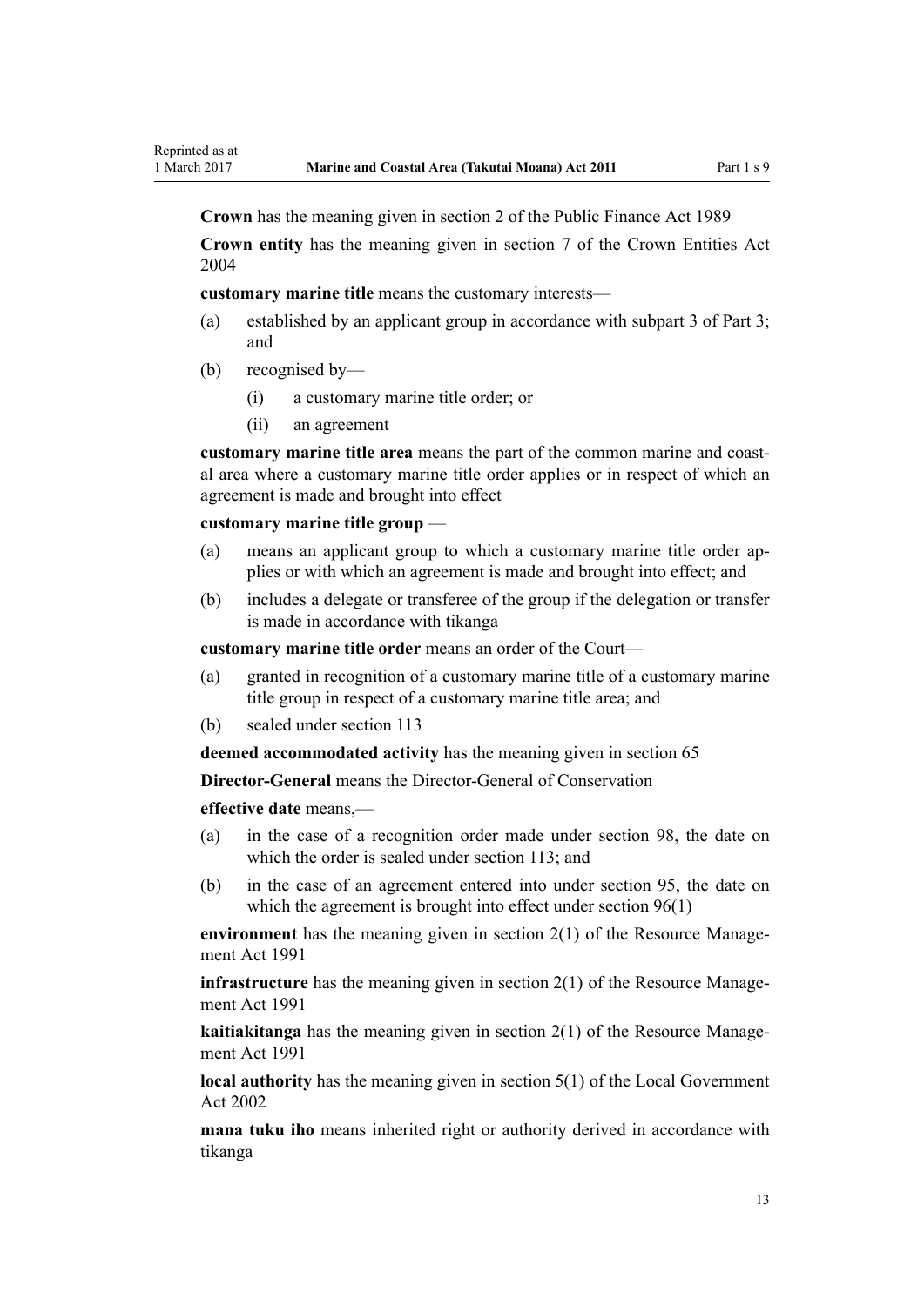**Crown** has the meaning given in section 2 of the Public Finance Act 1989

**Crown entity** has the meaning given in section 7 of the Crown Entities Act 2004

**customary marine title** means the customary interests—

(a) established by an applicant group in accordance with subpart 3 of Part 3; and

(b) recognised by—

  (i) a customary marine title order; or

  (ii) an agreement

**customary marine title area** means the part of the common marine and coastal area where a customary marine title order applies or in respect of which an agreement is made and brought into effect

**customary marine title group** —

(a) means an applicant group to which a customary marine title order applies or with which an agreement is made and brought into effect; and

(b) includes a delegate or transferee of the group if the delegation or transfer is made in accordance with tikanga

**customary marine title order** means an order of the Court—

(a) granted in recognition of a customary marine title of a customary marine title group in respect of a customary marine title area; and

(b) sealed under section 113

**deemed accommodated activity** has the meaning given in section 65

**Director-General** means the Director-General of Conservation

**effective date** means,—

(a) in the case of a recognition order made under section 98, the date on which the order is sealed under section 113; and

(b) in the case of an agreement entered into under section 95, the date on which the agreement is brought into effect under section 96(1)

**environment** has the meaning given in section 2(1) of the Resource Management Act 1991

**infrastructure** has the meaning given in section 2(1) of the Resource Management Act 1991

**kaitiakitanga** has the meaning given in section 2(1) of the Resource Management Act 1991

**local authority** has the meaning given in section 5(1) of the Local Government Act 2002

**mana tuku iho** means inherited right or authority derived in accordance with tikanga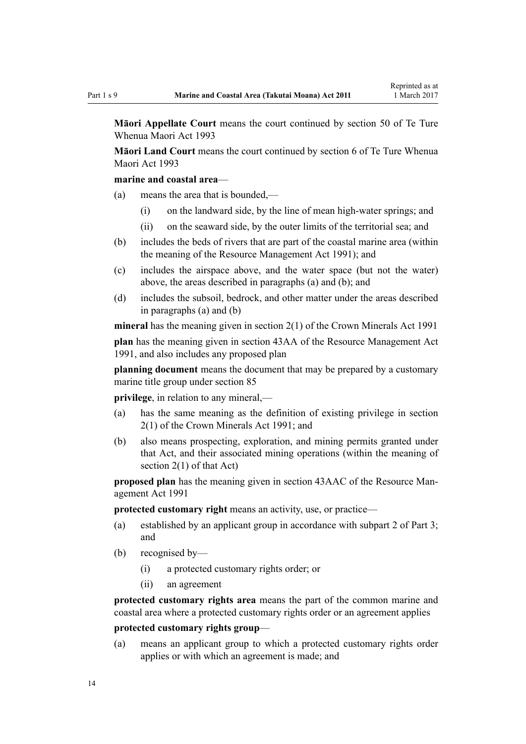**Māori Appellate Court** means the court continued by section 50 of Te Ture Whenua Maori Act 1993

**Māori Land Court** means the court continued by section 6 of Te Ture Whenua Maori Act 1993

**marine and coastal area**—

(a) means the area that is bounded,—

  (i) on the landward side, by the line of mean high-water springs; and

  (ii) on the seaward side, by the outer limits of the territorial sea; and

(b) includes the beds of rivers that are part of the coastal marine area (within the meaning of the Resource Management Act 1991); and

(c) includes the airspace above, and the water space (but not the water) above, the areas described in paragraphs (a) and (b); and

(d) includes the subsoil, bedrock, and other matter under the areas described in paragraphs (a) and (b)

**mineral** has the meaning given in section 2(1) of the Crown Minerals Act 1991

**plan** has the meaning given in section 43AA of the Resource Management Act 1991, and also includes any proposed plan

**planning document** means the document that may be prepared by a customary marine title group under section 85

**privilege**, in relation to any mineral,—

(a) has the same meaning as the definition of existing privilege in section 2(1) of the Crown Minerals Act 1991; and

(b) also means prospecting, exploration, and mining permits granted under that Act, and their associated mining operations (within the meaning of section 2(1) of that Act)

**proposed plan** has the meaning given in section 43AAC of the Resource Management Act 1991

**protected customary right** means an activity, use, or practice—

(a) established by an applicant group in accordance with subpart 2 of Part 3; and

(b) recognised by—

  (i) a protected customary rights order; or

  (ii) an agreement

**protected customary rights area** means the part of the common marine and coastal area where a protected customary rights order or an agreement applies

**protected customary rights group**—

(a) means an applicant group to which a protected customary rights order applies or with which an agreement is made; and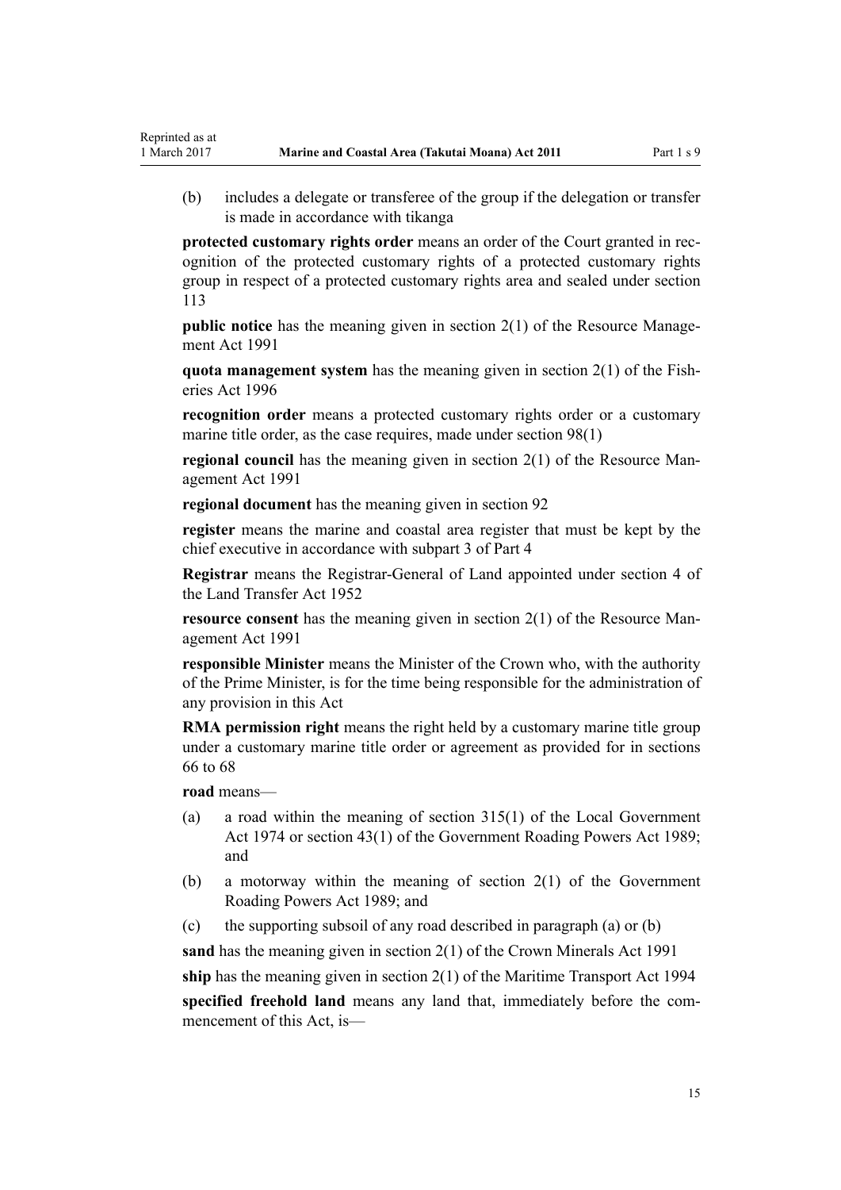(b) includes a delegate or transferee of the group if the delegation or transfer is made in accordance with tikanga

**protected customary rights order** means an order of the Court granted in recognition of the protected customary rights of a protected customary rights group in respect of a protected customary rights area and sealed under section 113

**public notice** has the meaning given in section 2(1) of the Resource Management Act 1991

**quota management system** has the meaning given in section 2(1) of the Fisheries Act 1996

**recognition order** means a protected customary rights order or a customary marine title order, as the case requires, made under section 98(1)

**regional council** has the meaning given in section 2(1) of the Resource Management Act 1991

**regional document** has the meaning given in section 92

**register** means the marine and coastal area register that must be kept by the chief executive in accordance with subpart 3 of Part 4

**Registrar** means the Registrar-General of Land appointed under section 4 of the Land Transfer Act 1952

**resource consent** has the meaning given in section 2(1) of the Resource Management Act 1991

**responsible Minister** means the Minister of the Crown who, with the authority of the Prime Minister, is for the time being responsible for the administration of any provision in this Act

**RMA permission right** means the right held by a customary marine title group under a customary marine title order or agreement as provided for in sections 66 to 68

**road** means—

(a) a road within the meaning of section 315(1) of the Local Government Act 1974 or section 43(1) of the Government Roading Powers Act 1989; and

(b) a motorway within the meaning of section 2(1) of the Government Roading Powers Act 1989; and

(c) the supporting subsoil of any road described in paragraph (a) or (b)

**sand** has the meaning given in section 2(1) of the Crown Minerals Act 1991

**ship** has the meaning given in section 2(1) of the Maritime Transport Act 1994

**specified freehold land** means any land that, immediately before the commencement of this Act, is—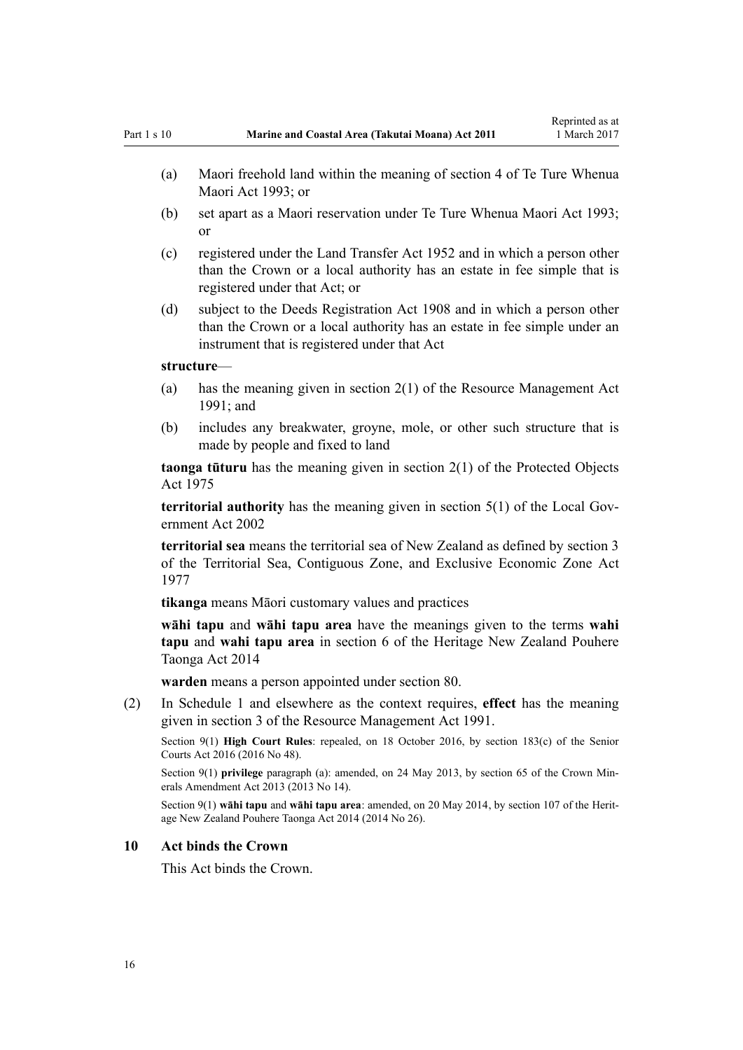(a) Maori freehold land within the meaning of section 4 of Te Ture Whenua Maori Act 1993; or

(b) set apart as a Maori reservation under Te Ture Whenua Maori Act 1993; or

(c) registered under the Land Transfer Act 1952 and in which a person other than the Crown or a local authority has an estate in fee simple that is registered under that Act; or

(d) subject to the Deeds Registration Act 1908 and in which a person other than the Crown or a local authority has an estate in fee simple under an instrument that is registered under that Act

**structure**—

(a) has the meaning given in section 2(1) of the Resource Management Act 1991; and

(b) includes any breakwater, groyne, mole, or other such structure that is made by people and fixed to land

**taonga tūturu** has the meaning given in section 2(1) of the Protected Objects Act 1975

**territorial authority** has the meaning given in section 5(1) of the Local Government Act 2002

**territorial sea** means the territorial sea of New Zealand as defined by section 3 of the Territorial Sea, Contiguous Zone, and Exclusive Economic Zone Act 1977

**tikanga** means Māori customary values and practices

**wāhi tapu** and **wāhi tapu area** have the meanings given to the terms **wahi tapu** and **wahi tapu area** in section 6 of the Heritage New Zealand Pouhere Taonga Act 2014

**warden** means a person appointed under section 80.

(2) In Schedule 1 and elsewhere as the context requires, **effect** has the meaning given in section 3 of the Resource Management Act 1991.

Section 9(1) **High Court Rules**: repealed, on 18 October 2016, by section 183(c) of the Senior Courts Act 2016 (2016 No 48).

Section 9(1) **privilege** paragraph (a): amended, on 24 May 2013, by section 65 of the Crown Minerals Amendment Act 2013 (2013 No 14).

Section 9(1) **wāhi tapu** and **wāhi tapu area**: amended, on 20 May 2014, by section 107 of the Heritage New Zealand Pouhere Taonga Act 2014 (2014 No 26).

### 10 Act binds the Crown

This Act binds the Crown.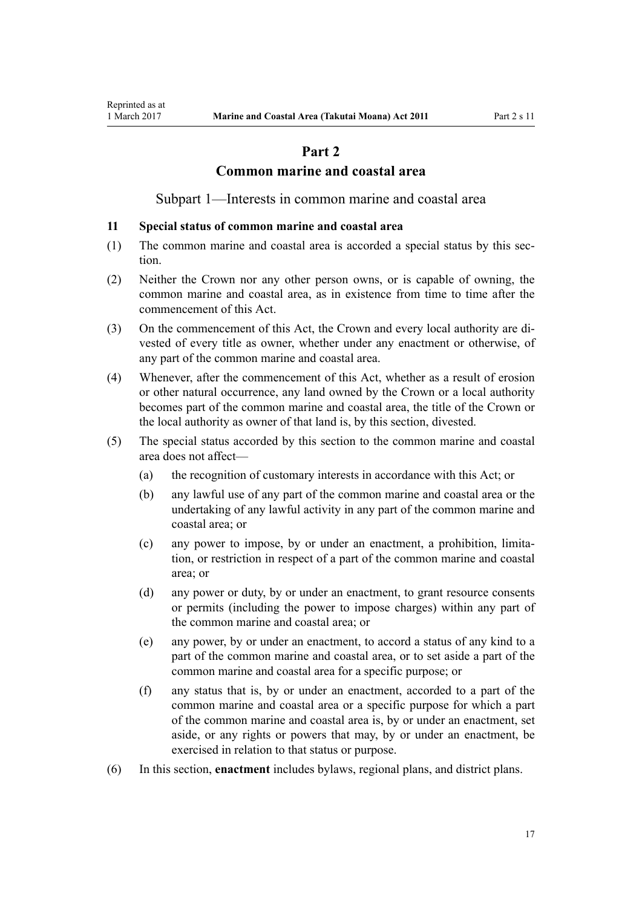# Part 2

# Common marine and coastal area

## Subpart 1—Interests in common marine and coastal area

### 11 Special status of common marine and coastal area

(1) The common marine and coastal area is accorded a special status by this section.

(2) Neither the Crown nor any other person owns, or is capable of owning, the common marine and coastal area, as in existence from time to time after the commencement of this Act.

(3) On the commencement of this Act, the Crown and every local authority are divested of every title as owner, whether under any enactment or otherwise, of any part of the common marine and coastal area.

(4) Whenever, after the commencement of this Act, whether as a result of erosion or other natural occurrence, any land owned by the Crown or a local authority becomes part of the common marine and coastal area, the title of the Crown or the local authority as owner of that land is, by this section, divested.

(5) The special status accorded by this section to the common marine and coastal area does not affect—

- (a) the recognition of customary interests in accordance with this Act; or
- (b) any lawful use of any part of the common marine and coastal area or the undertaking of any lawful activity in any part of the common marine and coastal area; or
- (c) any power to impose, by or under an enactment, a prohibition, limitation, or restriction in respect of a part of the common marine and coastal area; or
- (d) any power or duty, by or under an enactment, to grant resource consents or permits (including the power to impose charges) within any part of the common marine and coastal area; or
- (e) any power, by or under an enactment, to accord a status of any kind to a part of the common marine and coastal area, or to set aside a part of the common marine and coastal area for a specific purpose; or
- (f) any status that is, by or under an enactment, accorded to a part of the common marine and coastal area or a specific purpose for which a part of the common marine and coastal area is, by or under an enactment, set aside, or any rights or powers that may, by or under an enactment, be exercised in relation to that status or purpose.

(6) In this section, **enactment** includes bylaws, regional plans, and district plans.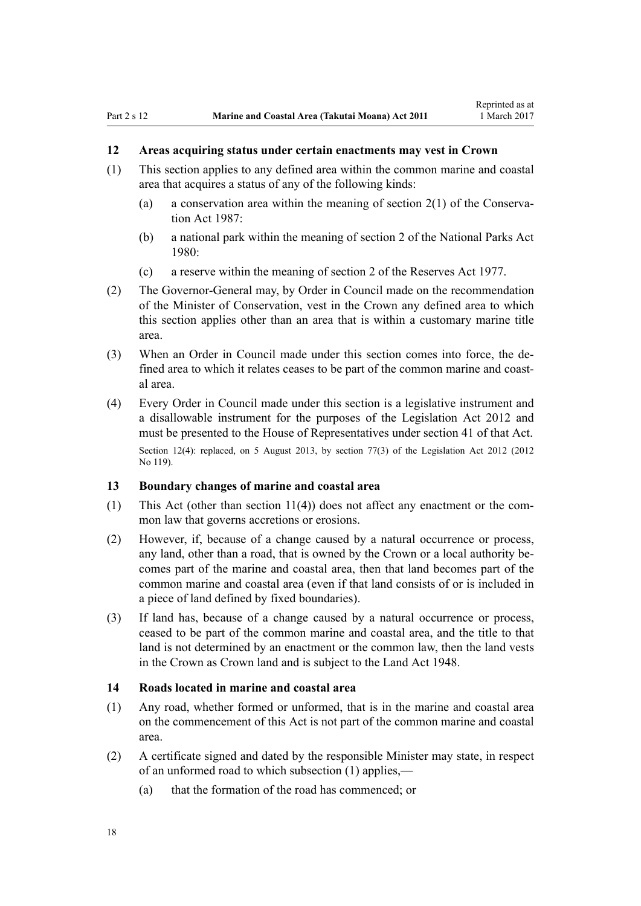### 12 Areas acquiring status under certain enactments may vest in Crown

(1) This section applies to any defined area within the common marine and coastal area that acquires a status of any of the following kinds:

   (a) a conservation area within the meaning of section 2(1) of the Conservation Act 1987:

   (b) a national park within the meaning of section 2 of the National Parks Act 1980:

   (c) a reserve within the meaning of section 2 of the Reserves Act 1977.

(2) The Governor-General may, by Order in Council made on the recommendation of the Minister of Conservation, vest in the Crown any defined area to which this section applies other than an area that is within a customary marine title area.

(3) When an Order in Council made under this section comes into force, the defined area to which it relates ceases to be part of the common marine and coastal area.

(4) Every Order in Council made under this section is a legislative instrument and a disallowable instrument for the purposes of the Legislation Act 2012 and must be presented to the House of Representatives under section 41 of that Act.

Section 12(4): replaced, on 5 August 2013, by section 77(3) of the Legislation Act 2012 (2012 No 119).

### 13 Boundary changes of marine and coastal area

(1) This Act (other than section 11(4)) does not affect any enactment or the common law that governs accretions or erosions.

(2) However, if, because of a change caused by a natural occurrence or process, any land, other than a road, that is owned by the Crown or a local authority becomes part of the marine and coastal area, then that land becomes part of the common marine and coastal area (even if that land consists of or is included in a piece of land defined by fixed boundaries).

(3) If land has, because of a change caused by a natural occurrence or process, ceased to be part of the common marine and coastal area, and the title to that land is not determined by an enactment or the common law, then the land vests in the Crown as Crown land and is subject to the Land Act 1948.

### 14 Roads located in marine and coastal area

(1) Any road, whether formed or unformed, that is in the marine and coastal area on the commencement of this Act is not part of the common marine and coastal area.

(2) A certificate signed and dated by the responsible Minister may state, in respect of an unformed road to which subsection (1) applies,—

   (a) that the formation of the road has commenced; or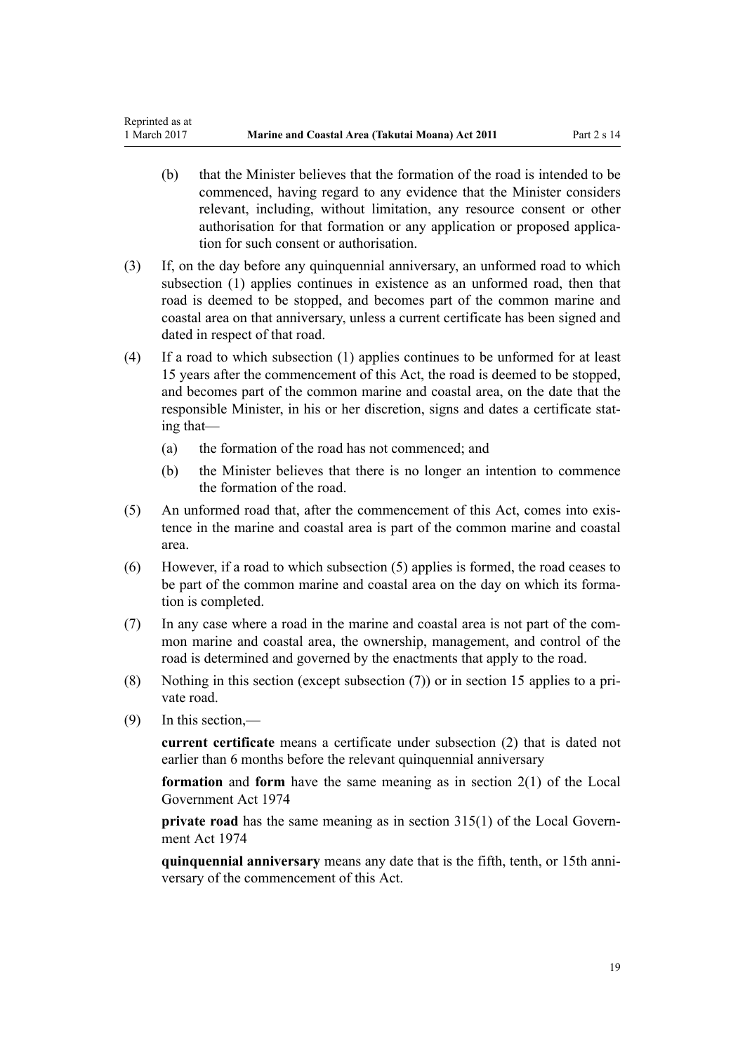(b) that the Minister believes that the formation of the road is intended to be commenced, having regard to any evidence that the Minister considers relevant, including, without limitation, any resource consent or other authorisation for that formation or any application or proposed application for such consent or authorisation.

(3) If, on the day before any quinquennial anniversary, an unformed road to which subsection (1) applies continues in existence as an unformed road, then that road is deemed to be stopped, and becomes part of the common marine and coastal area on that anniversary, unless a current certificate has been signed and dated in respect of that road.

(4) If a road to which subsection (1) applies continues to be unformed for at least 15 years after the commencement of this Act, the road is deemed to be stopped, and becomes part of the common marine and coastal area, on the date that the responsible Minister, in his or her discretion, signs and dates a certificate stating that—

(a) the formation of the road has not commenced; and

(b) the Minister believes that there is no longer an intention to commence the formation of the road.

(5) An unformed road that, after the commencement of this Act, comes into existence in the marine and coastal area is part of the common marine and coastal area.

(6) However, if a road to which subsection (5) applies is formed, the road ceases to be part of the common marine and coastal area on the day on which its formation is completed.

(7) In any case where a road in the marine and coastal area is not part of the common marine and coastal area, the ownership, management, and control of the road is determined and governed by the enactments that apply to the road.

(8) Nothing in this section (except subsection (7)) or in section 15 applies to a private road.

(9) In this section,—

**current certificate** means a certificate under subsection (2) that is dated not earlier than 6 months before the relevant quinquennial anniversary

**formation** and **form** have the same meaning as in section 2(1) of the Local Government Act 1974

**private road** has the same meaning as in section 315(1) of the Local Government Act 1974

**quinquennial anniversary** means any date that is the fifth, tenth, or 15th anniversary of the commencement of this Act.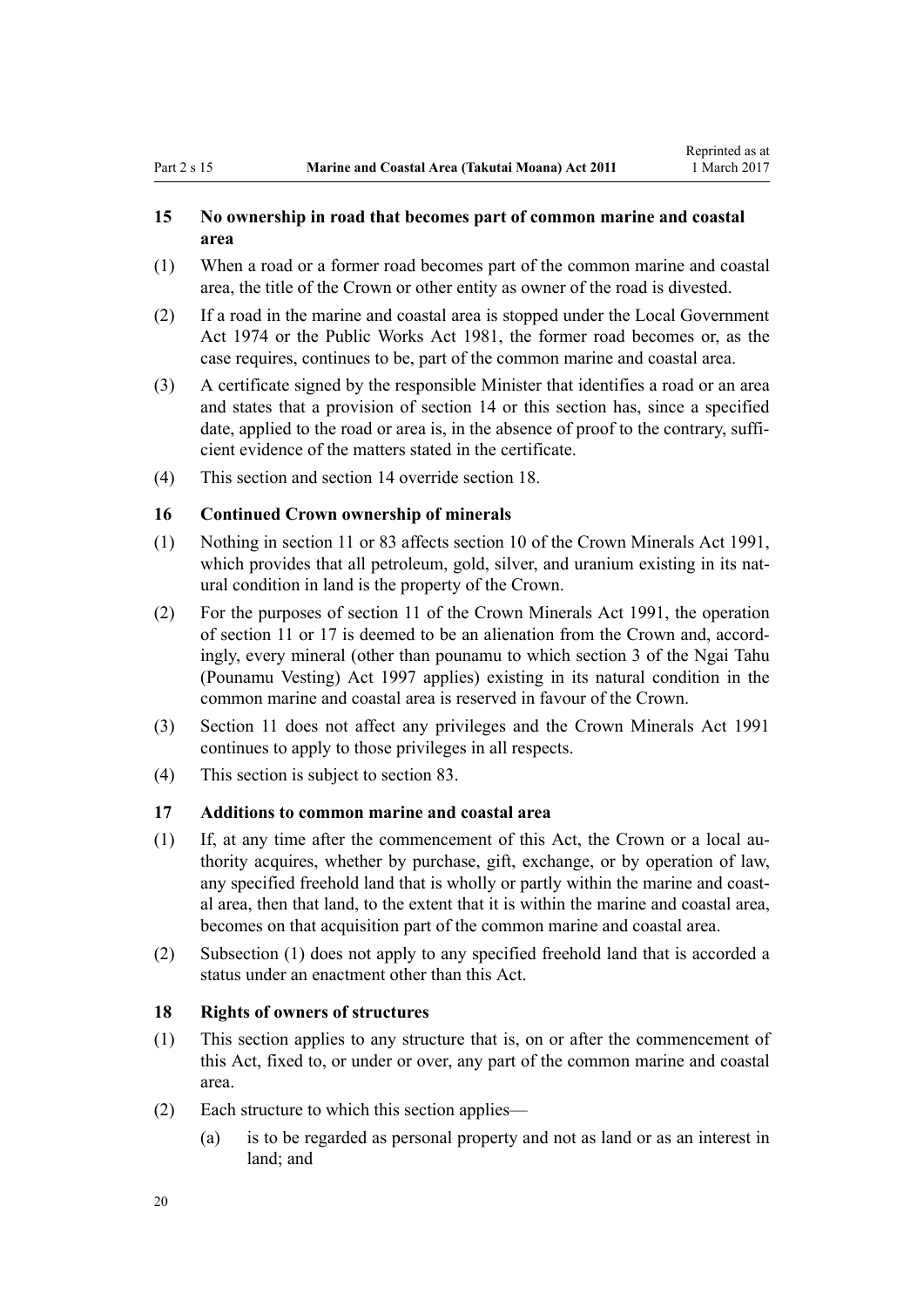### 15 No ownership in road that becomes part of common marine and coastal area

(1) When a road or a former road becomes part of the common marine and coastal area, the title of the Crown or other entity as owner of the road is divested.

(2) If a road in the marine and coastal area is stopped under the Local Government Act 1974 or the Public Works Act 1981, the former road becomes or, as the case requires, continues to be, part of the common marine and coastal area.

(3) A certificate signed by the responsible Minister that identifies a road or an area and states that a provision of section 14 or this section has, since a specified date, applied to the road or area is, in the absence of proof to the contrary, sufficient evidence of the matters stated in the certificate.

(4) This section and section 14 override section 18.

### 16 Continued Crown ownership of minerals

(1) Nothing in section 11 or 83 affects section 10 of the Crown Minerals Act 1991, which provides that all petroleum, gold, silver, and uranium existing in its natural condition in land is the property of the Crown.

(2) For the purposes of section 11 of the Crown Minerals Act 1991, the operation of section 11 or 17 is deemed to be an alienation from the Crown and, accordingly, every mineral (other than pounamu to which section 3 of the Ngai Tahu (Pounamu Vesting) Act 1997 applies) existing in its natural condition in the common marine and coastal area is reserved in favour of the Crown.

(3) Section 11 does not affect any privileges and the Crown Minerals Act 1991 continues to apply to those privileges in all respects.

(4) This section is subject to section 83.

### 17 Additions to common marine and coastal area

(1) If, at any time after the commencement of this Act, the Crown or a local authority acquires, whether by purchase, gift, exchange, or by operation of law, any specified freehold land that is wholly or partly within the marine and coastal area, then that land, to the extent that it is within the marine and coastal area, becomes on that acquisition part of the common marine and coastal area.

(2) Subsection (1) does not apply to any specified freehold land that is accorded a status under an enactment other than this Act.

### 18 Rights of owners of structures

(1) This section applies to any structure that is, on or after the commencement of this Act, fixed to, or under or over, any part of the common marine and coastal area.

(2) Each structure to which this section applies—

(a) is to be regarded as personal property and not as land or as an interest in land; and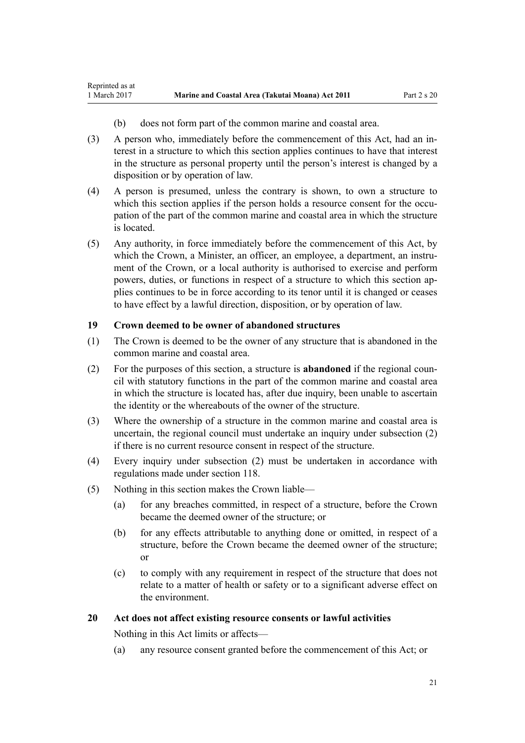(b) does not form part of the common marine and coastal area.

(3) A person who, immediately before the commencement of this Act, had an interest in a structure to which this section applies continues to have that interest in the structure as personal property until the person's interest is changed by a disposition or by operation of law.

(4) A person is presumed, unless the contrary is shown, to own a structure to which this section applies if the person holds a resource consent for the occupation of the part of the common marine and coastal area in which the structure is located.

(5) Any authority, in force immediately before the commencement of this Act, by which the Crown, a Minister, an officer, an employee, a department, an instrument of the Crown, or a local authority is authorised to exercise and perform powers, duties, or functions in respect of a structure to which this section applies continues to be in force according to its tenor until it is changed or ceases to have effect by a lawful direction, disposition, or by operation of law.

### 19 Crown deemed to be owner of abandoned structures

(1) The Crown is deemed to be the owner of any structure that is abandoned in the common marine and coastal area.

(2) For the purposes of this section, a structure is **abandoned** if the regional council with statutory functions in the part of the common marine and coastal area in which the structure is located has, after due inquiry, been unable to ascertain the identity or the whereabouts of the owner of the structure.

(3) Where the ownership of a structure in the common marine and coastal area is uncertain, the regional council must undertake an inquiry under subsection (2) if there is no current resource consent in respect of the structure.

(4) Every inquiry under subsection (2) must be undertaken in accordance with regulations made under section 118.

(5) Nothing in this section makes the Crown liable—

(a) for any breaches committed, in respect of a structure, before the Crown became the deemed owner of the structure; or

(b) for any effects attributable to anything done or omitted, in respect of a structure, before the Crown became the deemed owner of the structure; or

(c) to comply with any requirement in respect of the structure that does not relate to a matter of health or safety or to a significant adverse effect on the environment.

### 20 Act does not affect existing resource consents or lawful activities

Nothing in this Act limits or affects—

(a) any resource consent granted before the commencement of this Act; or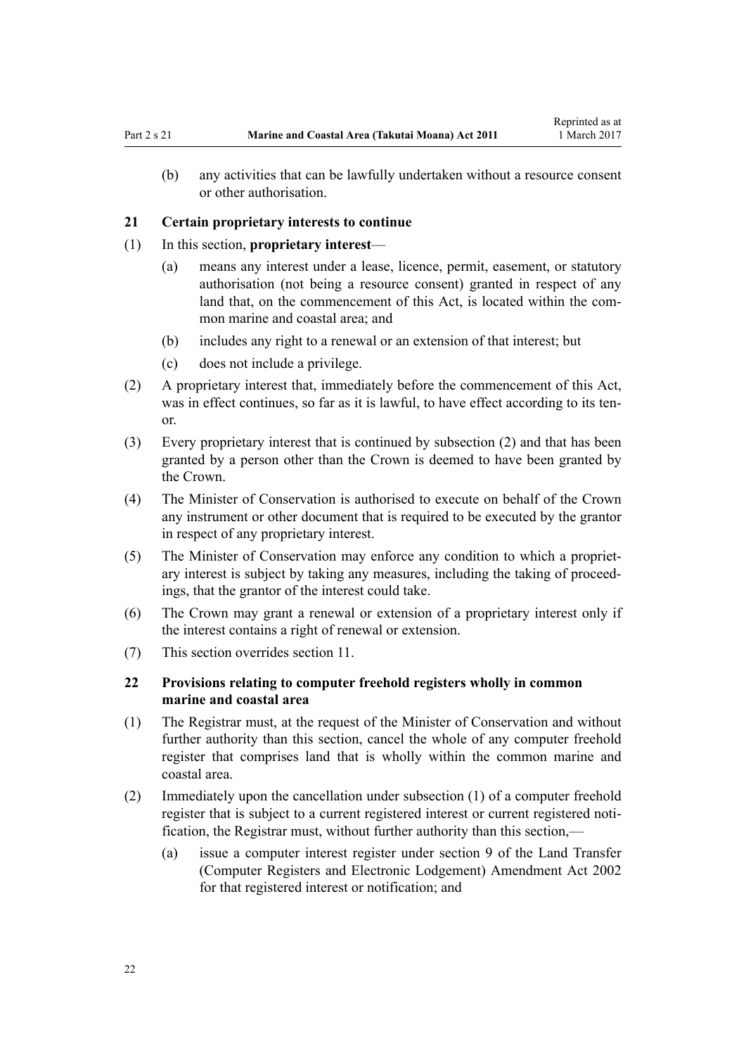(b) any activities that can be lawfully undertaken without a resource consent or other authorisation.

### 21 Certain proprietary interests to continue

(1) In this section, **proprietary interest**—

(a) means any interest under a lease, licence, permit, easement, or statutory authorisation (not being a resource consent) granted in respect of any land that, on the commencement of this Act, is located within the common marine and coastal area; and

(b) includes any right to a renewal or an extension of that interest; but

(c) does not include a privilege.

(2) A proprietary interest that, immediately before the commencement of this Act, was in effect continues, so far as it is lawful, to have effect according to its tenor.

(3) Every proprietary interest that is continued by subsection (2) and that has been granted by a person other than the Crown is deemed to have been granted by the Crown.

(4) The Minister of Conservation is authorised to execute on behalf of the Crown any instrument or other document that is required to be executed by the grantor in respect of any proprietary interest.

(5) The Minister of Conservation may enforce any condition to which a proprietary interest is subject by taking any measures, including the taking of proceedings, that the grantor of the interest could take.

(6) The Crown may grant a renewal or extension of a proprietary interest only if the interest contains a right of renewal or extension.

(7) This section overrides section 11.

### 22 Provisions relating to computer freehold registers wholly in common marine and coastal area

(1) The Registrar must, at the request of the Minister of Conservation and without further authority than this section, cancel the whole of any computer freehold register that comprises land that is wholly within the common marine and coastal area.

(2) Immediately upon the cancellation under subsection (1) of a computer freehold register that is subject to a current registered interest or current registered notification, the Registrar must, without further authority than this section,—

(a) issue a computer interest register under section 9 of the Land Transfer (Computer Registers and Electronic Lodgement) Amendment Act 2002 for that registered interest or notification; and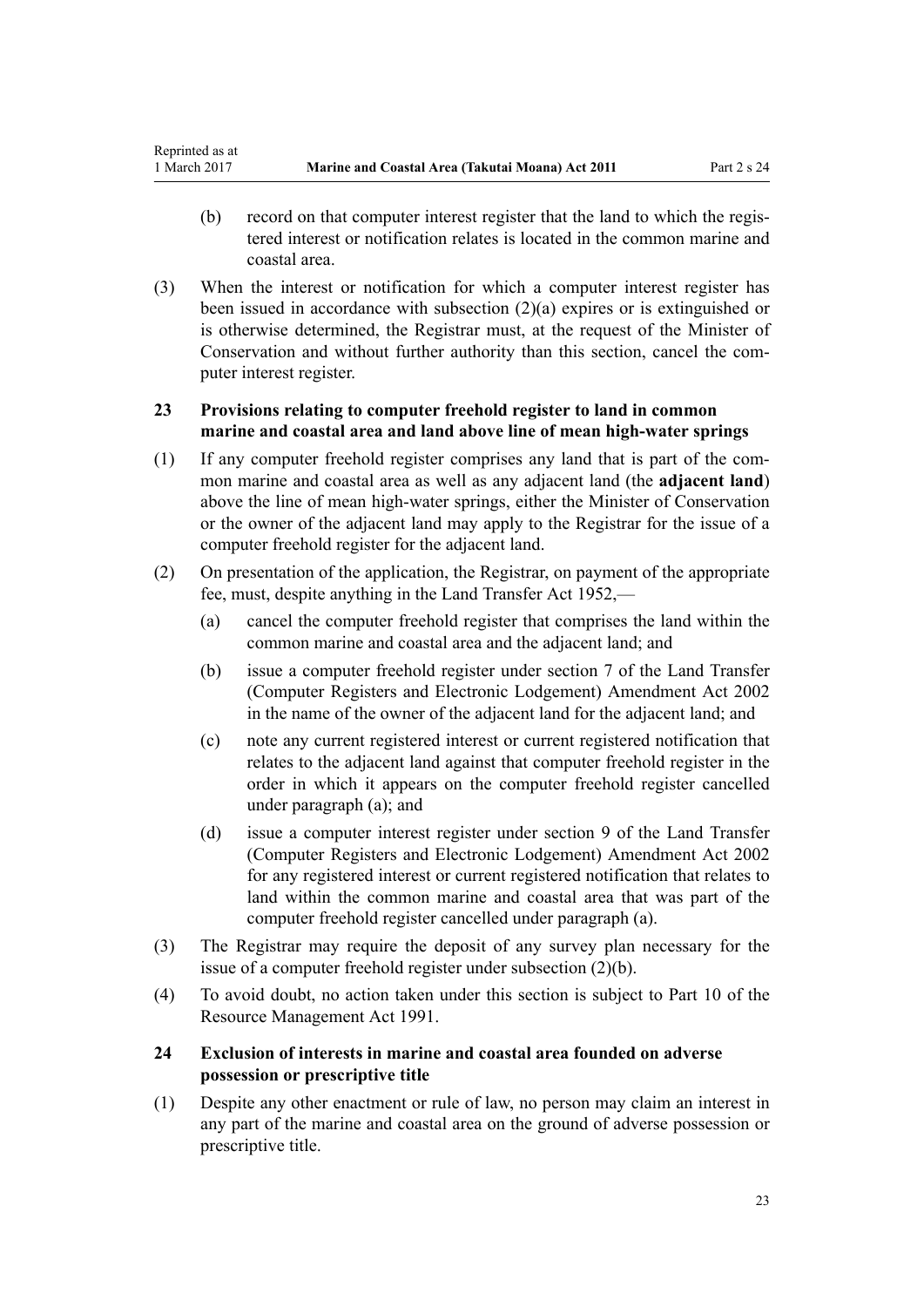(b) record on that computer interest register that the land to which the registered interest or notification relates is located in the common marine and coastal area.

(3) When the interest or notification for which a computer interest register has been issued in accordance with subsection (2)(a) expires or is extinguished or is otherwise determined, the Registrar must, at the request of the Minister of Conservation and without further authority than this section, cancel the computer interest register.

### 23 Provisions relating to computer freehold register to land in common marine and coastal area and land above line of mean high-water springs

(1) If any computer freehold register comprises any land that is part of the common marine and coastal area as well as any adjacent land (the **adjacent land**) above the line of mean high-water springs, either the Minister of Conservation or the owner of the adjacent land may apply to the Registrar for the issue of a computer freehold register for the adjacent land.

(2) On presentation of the application, the Registrar, on payment of the appropriate fee, must, despite anything in the Land Transfer Act 1952,—

(a) cancel the computer freehold register that comprises the land within the common marine and coastal area and the adjacent land; and

(b) issue a computer freehold register under section 7 of the Land Transfer (Computer Registers and Electronic Lodgement) Amendment Act 2002 in the name of the owner of the adjacent land for the adjacent land; and

(c) note any current registered interest or current registered notification that relates to the adjacent land against that computer freehold register in the order in which it appears on the computer freehold register cancelled under paragraph (a); and

(d) issue a computer interest register under section 9 of the Land Transfer (Computer Registers and Electronic Lodgement) Amendment Act 2002 for any registered interest or current registered notification that relates to land within the common marine and coastal area that was part of the computer freehold register cancelled under paragraph (a).

(3) The Registrar may require the deposit of any survey plan necessary for the issue of a computer freehold register under subsection (2)(b).

(4) To avoid doubt, no action taken under this section is subject to Part 10 of the Resource Management Act 1991.

### 24 Exclusion of interests in marine and coastal area founded on adverse possession or prescriptive title

(1) Despite any other enactment or rule of law, no person may claim an interest in any part of the marine and coastal area on the ground of adverse possession or prescriptive title.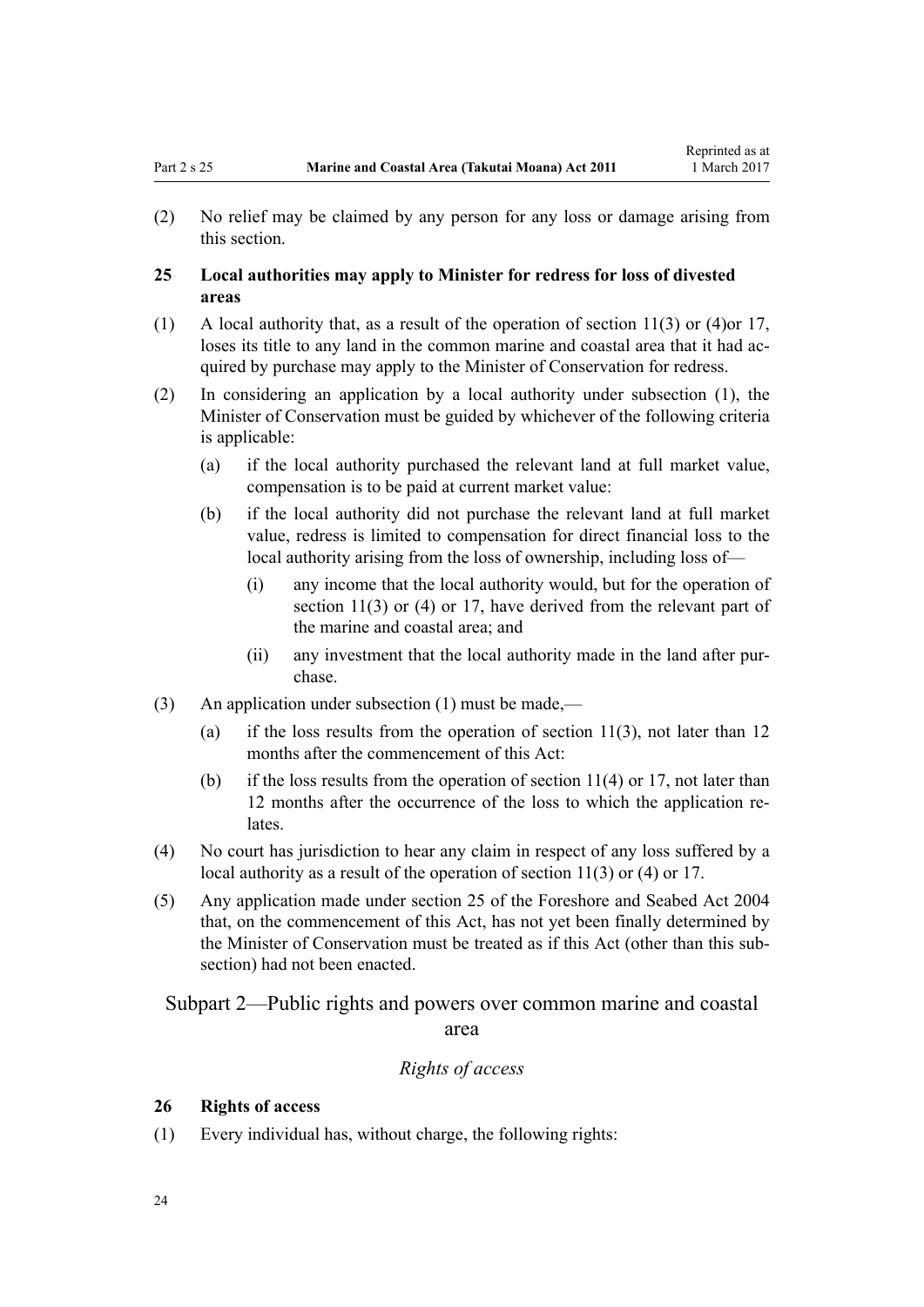(2) No relief may be claimed by any person for any loss or damage arising from this section.

**25 Local authorities may apply to Minister for redress for loss of divested areas**

(1) A local authority that, as a result of the operation of section 11(3) or (4)or 17, loses its title to any land in the common marine and coastal area that it had acquired by purchase may apply to the Minister of Conservation for redress.

(2) In considering an application by a local authority under subsection (1), the Minister of Conservation must be guided by whichever of the following criteria is applicable:

(a) if the local authority purchased the relevant land at full market value, compensation is to be paid at current market value:

(b) if the local authority did not purchase the relevant land at full market value, redress is limited to compensation for direct financial loss to the local authority arising from the loss of ownership, including loss of—

(i) any income that the local authority would, but for the operation of section 11(3) or (4) or 17, have derived from the relevant part of the marine and coastal area; and

(ii) any investment that the local authority made in the land after purchase.

(3) An application under subsection (1) must be made,—

(a) if the loss results from the operation of section 11(3), not later than 12 months after the commencement of this Act:

(b) if the loss results from the operation of section 11(4) or 17, not later than 12 months after the occurrence of the loss to which the application relates.

(4) No court has jurisdiction to hear any claim in respect of any loss suffered by a local authority as a result of the operation of section 11(3) or (4) or 17.

(5) Any application made under section 25 of the Foreshore and Seabed Act 2004 that, on the commencement of this Act, has not yet been finally determined by the Minister of Conservation must be treated as if this Act (other than this subsection) had not been enacted.

## Subpart 2—Public rights and powers over common marine and coastal area

### *Rights of access*

**26 Rights of access**

(1) Every individual has, without charge, the following rights: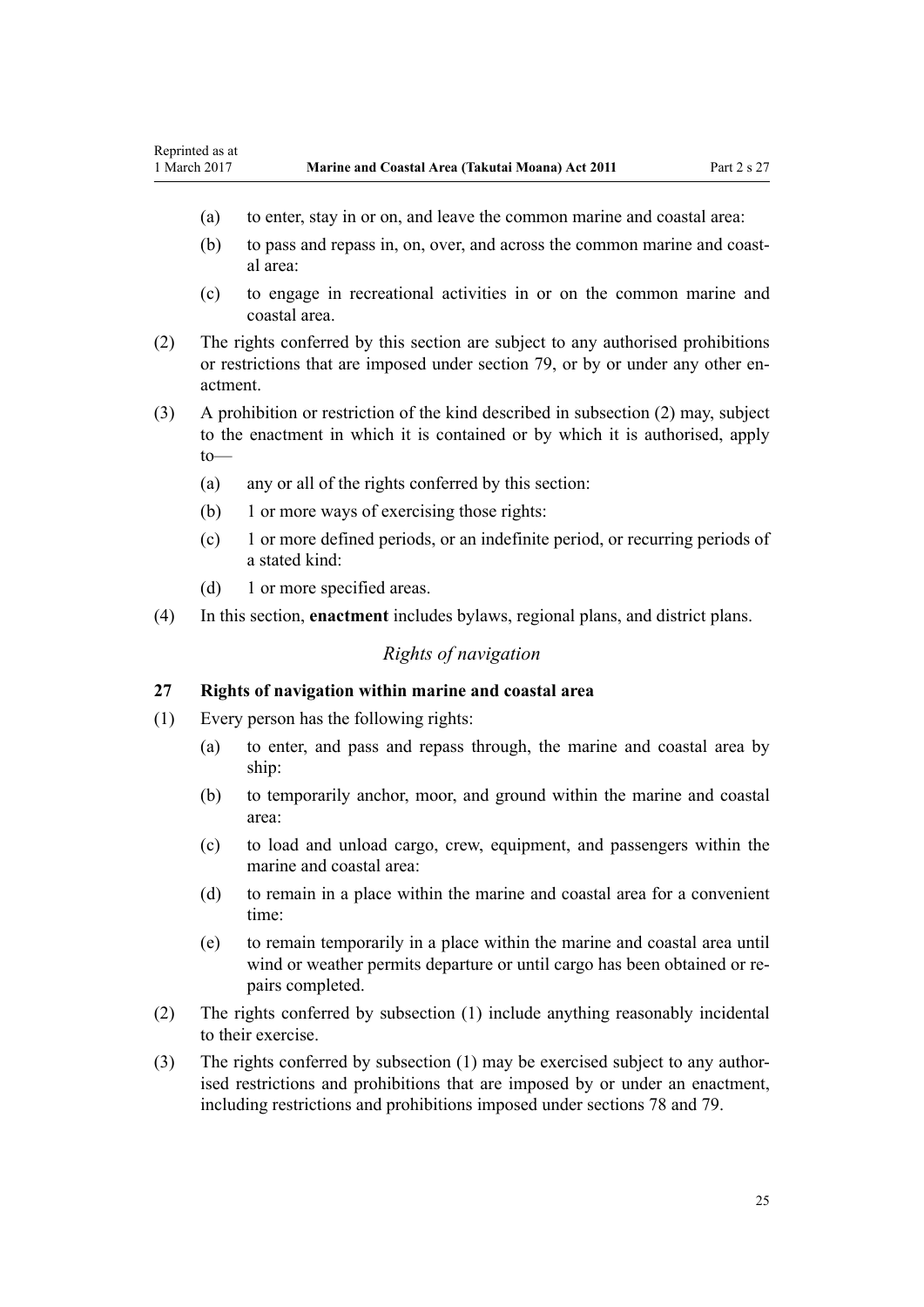(a) to enter, stay in or on, and leave the common marine and coastal area:

(b) to pass and repass in, on, over, and across the common marine and coastal area:

(c) to engage in recreational activities in or on the common marine and coastal area.

(2) The rights conferred by this section are subject to any authorised prohibitions or restrictions that are imposed under section 79, or by or under any other enactment.

(3) A prohibition or restriction of the kind described in subsection (2) may, subject to the enactment in which it is contained or by which it is authorised, apply to—

(a) any or all of the rights conferred by this section:

(b) 1 or more ways of exercising those rights:

(c) 1 or more defined periods, or an indefinite period, or recurring periods of a stated kind:

(d) 1 or more specified areas.

(4) In this section, **enactment** includes bylaws, regional plans, and district plans.

*Rights of navigation*

**27 Rights of navigation within marine and coastal area**

(1) Every person has the following rights:

(a) to enter, and pass and repass through, the marine and coastal area by ship:

(b) to temporarily anchor, moor, and ground within the marine and coastal area:

(c) to load and unload cargo, crew, equipment, and passengers within the marine and coastal area:

(d) to remain in a place within the marine and coastal area for a convenient time:

(e) to remain temporarily in a place within the marine and coastal area until wind or weather permits departure or until cargo has been obtained or repairs completed.

(2) The rights conferred by subsection (1) include anything reasonably incidental to their exercise.

(3) The rights conferred by subsection (1) may be exercised subject to any authorised restrictions and prohibitions that are imposed by or under an enactment, including restrictions and prohibitions imposed under sections 78 and 79.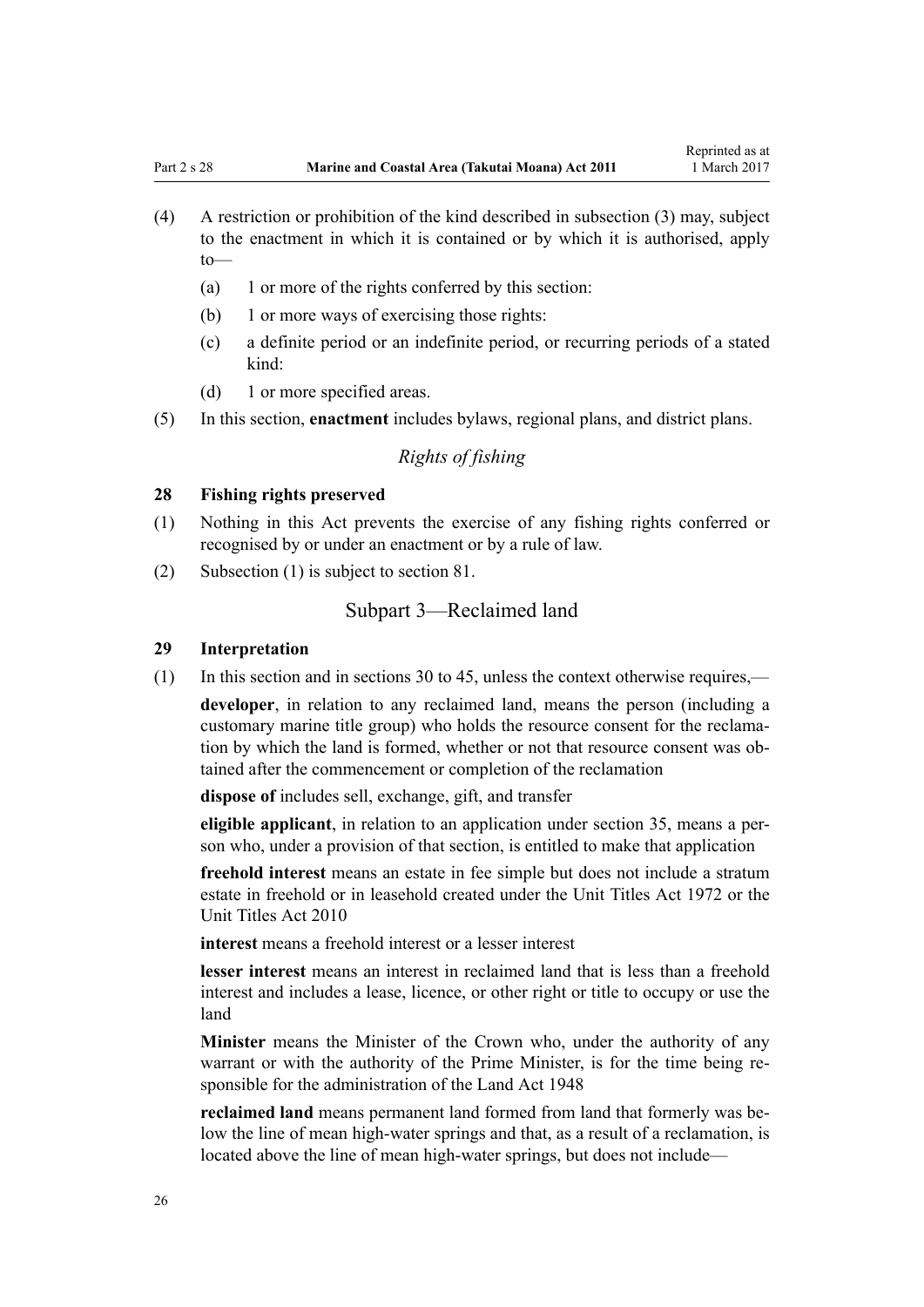(4) A restriction or prohibition of the kind described in subsection (3) may, subject to the enactment in which it is contained or by which it is authorised, apply to—

  (a) 1 or more of the rights conferred by this section:

  (b) 1 or more ways of exercising those rights:

  (c) a definite period or an indefinite period, or recurring periods of a stated kind:

  (d) 1 or more specified areas.

(5) In this section, **enactment** includes bylaws, regional plans, and district plans.

*Rights of fishing*

**28 Fishing rights preserved**

(1) Nothing in this Act prevents the exercise of any fishing rights conferred or recognised by or under an enactment or by a rule of law.

(2) Subsection (1) is subject to section 81.

## Subpart 3—Reclaimed land

**29 Interpretation**

(1) In this section and in sections 30 to 45, unless the context otherwise requires,—

**developer**, in relation to any reclaimed land, means the person (including a customary marine title group) who holds the resource consent for the reclamation by which the land is formed, whether or not that resource consent was obtained after the commencement or completion of the reclamation

**dispose of** includes sell, exchange, gift, and transfer

**eligible applicant**, in relation to an application under section 35, means a person who, under a provision of that section, is entitled to make that application

**freehold interest** means an estate in fee simple but does not include a stratum estate in freehold or in leasehold created under the Unit Titles Act 1972 or the Unit Titles Act 2010

**interest** means a freehold interest or a lesser interest

**lesser interest** means an interest in reclaimed land that is less than a freehold interest and includes a lease, licence, or other right or title to occupy or use the land

**Minister** means the Minister of the Crown who, under the authority of any warrant or with the authority of the Prime Minister, is for the time being responsible for the administration of the Land Act 1948

**reclaimed land** means permanent land formed from land that formerly was below the line of mean high-water springs and that, as a result of a reclamation, is located above the line of mean high-water springs, but does not include—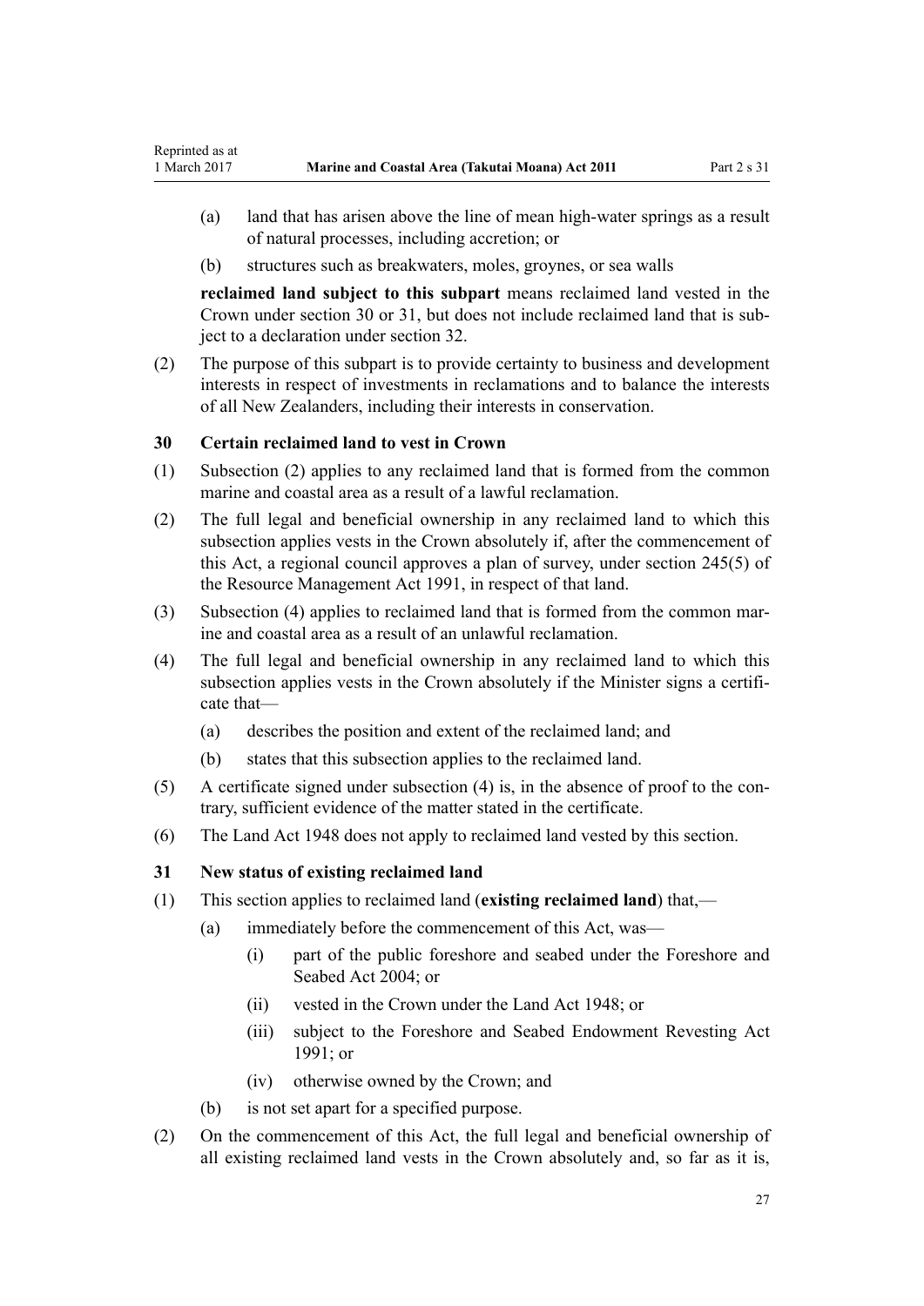(a) land that has arisen above the line of mean high-water springs as a result of natural processes, including accretion; or

(b) structures such as breakwaters, moles, groynes, or sea walls

**reclaimed land subject to this subpart** means reclaimed land vested in the Crown under section 30 or 31, but does not include reclaimed land that is subject to a declaration under section 32.

(2) The purpose of this subpart is to provide certainty to business and development interests in respect of investments in reclamations and to balance the interests of all New Zealanders, including their interests in conservation.

### 30 Certain reclaimed land to vest in Crown

(1) Subsection (2) applies to any reclaimed land that is formed from the common marine and coastal area as a result of a lawful reclamation.

(2) The full legal and beneficial ownership in any reclaimed land to which this subsection applies vests in the Crown absolutely if, after the commencement of this Act, a regional council approves a plan of survey, under section 245(5) of the Resource Management Act 1991, in respect of that land.

(3) Subsection (4) applies to reclaimed land that is formed from the common marine and coastal area as a result of an unlawful reclamation.

(4) The full legal and beneficial ownership in any reclaimed land to which this subsection applies vests in the Crown absolutely if the Minister signs a certificate that—

(a) describes the position and extent of the reclaimed land; and

(b) states that this subsection applies to the reclaimed land.

(5) A certificate signed under subsection (4) is, in the absence of proof to the contrary, sufficient evidence of the matter stated in the certificate.

(6) The Land Act 1948 does not apply to reclaimed land vested by this section.

### 31 New status of existing reclaimed land

(1) This section applies to reclaimed land (**existing reclaimed land**) that,—

(a) immediately before the commencement of this Act, was—

(i) part of the public foreshore and seabed under the Foreshore and Seabed Act 2004; or

(ii) vested in the Crown under the Land Act 1948; or

(iii) subject to the Foreshore and Seabed Endowment Revesting Act 1991; or

(iv) otherwise owned by the Crown; and

(b) is not set apart for a specified purpose.

(2) On the commencement of this Act, the full legal and beneficial ownership of all existing reclaimed land vests in the Crown absolutely and, so far as it is,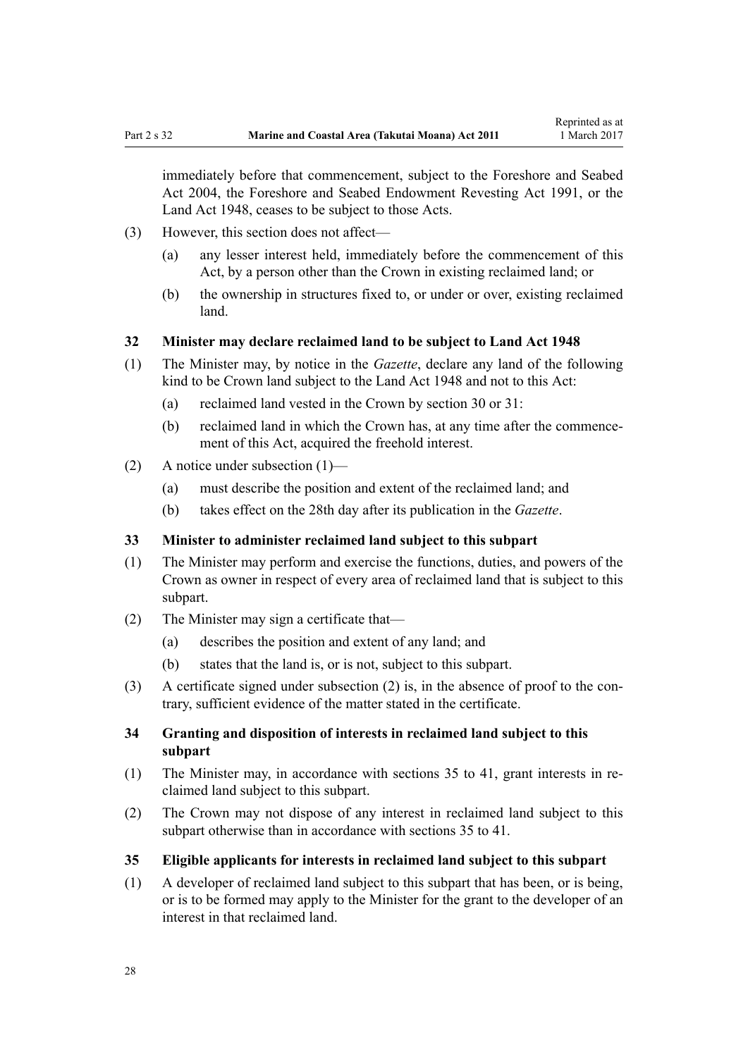immediately before that commencement, subject to the Foreshore and Seabed Act 2004, the Foreshore and Seabed Endowment Revesting Act 1991, or the Land Act 1948, ceases to be subject to those Acts.

(3) However, this section does not affect—

(a) any lesser interest held, immediately before the commencement of this Act, by a person other than the Crown in existing reclaimed land; or

(b) the ownership in structures fixed to, or under or over, existing reclaimed land.

### 32 Minister may declare reclaimed land to be subject to Land Act 1948

(1) The Minister may, by notice in the *Gazette*, declare any land of the following kind to be Crown land subject to the Land Act 1948 and not to this Act:

(a) reclaimed land vested in the Crown by section 30 or 31:

(b) reclaimed land in which the Crown has, at any time after the commencement of this Act, acquired the freehold interest.

(2) A notice under subsection (1)—

(a) must describe the position and extent of the reclaimed land; and

(b) takes effect on the 28th day after its publication in the *Gazette*.

### 33 Minister to administer reclaimed land subject to this subpart

(1) The Minister may perform and exercise the functions, duties, and powers of the Crown as owner in respect of every area of reclaimed land that is subject to this subpart.

(2) The Minister may sign a certificate that—

(a) describes the position and extent of any land; and

(b) states that the land is, or is not, subject to this subpart.

(3) A certificate signed under subsection (2) is, in the absence of proof to the contrary, sufficient evidence of the matter stated in the certificate.

### 34 Granting and disposition of interests in reclaimed land subject to this subpart

(1) The Minister may, in accordance with sections 35 to 41, grant interests in reclaimed land subject to this subpart.

(2) The Crown may not dispose of any interest in reclaimed land subject to this subpart otherwise than in accordance with sections 35 to 41.

### 35 Eligible applicants for interests in reclaimed land subject to this subpart

(1) A developer of reclaimed land subject to this subpart that has been, or is being, or is to be formed may apply to the Minister for the grant to the developer of an interest in that reclaimed land.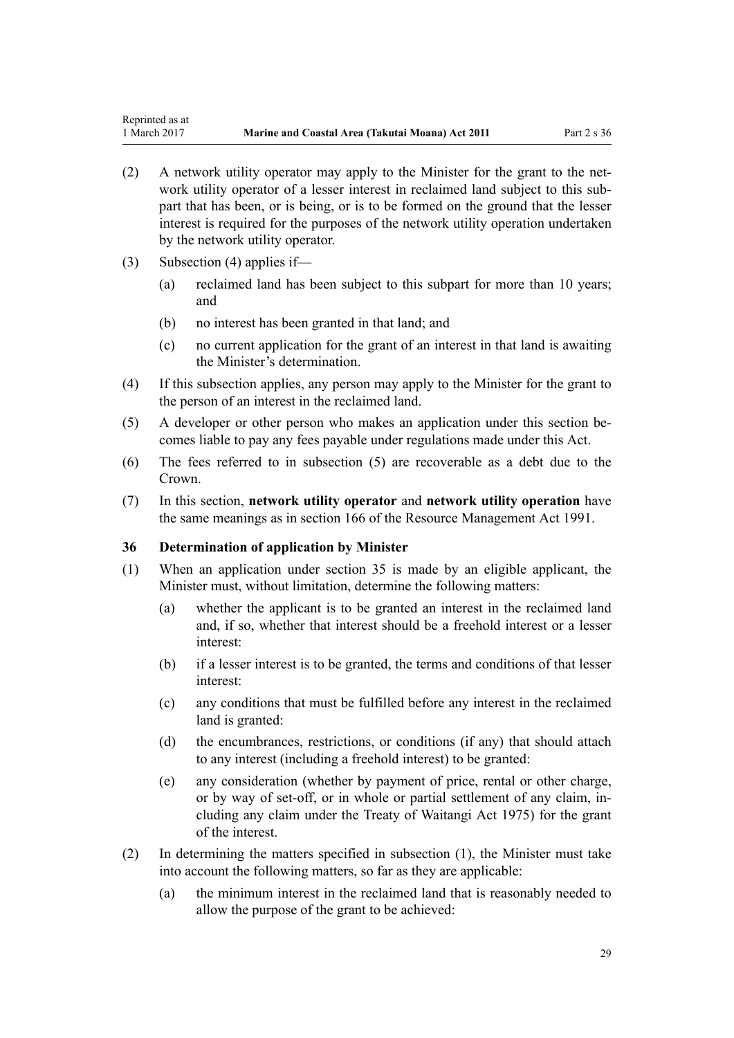(2) A network utility operator may apply to the Minister for the grant to the network utility operator of a lesser interest in reclaimed land subject to this subpart that has been, or is being, or is to be formed on the ground that the lesser interest is required for the purposes of the network utility operation undertaken by the network utility operator.

(3) Subsection (4) applies if—

(a) reclaimed land has been subject to this subpart for more than 10 years; and

(b) no interest has been granted in that land; and

(c) no current application for the grant of an interest in that land is awaiting the Minister's determination.

(4) If this subsection applies, any person may apply to the Minister for the grant to the person of an interest in the reclaimed land.

(5) A developer or other person who makes an application under this section becomes liable to pay any fees payable under regulations made under this Act.

(6) The fees referred to in subsection (5) are recoverable as a debt due to the Crown.

(7) In this section, **network utility operator** and **network utility operation** have the same meanings as in section 166 of the Resource Management Act 1991.

### 36 Determination of application by Minister

(1) When an application under section 35 is made by an eligible applicant, the Minister must, without limitation, determine the following matters:

(a) whether the applicant is to be granted an interest in the reclaimed land and, if so, whether that interest should be a freehold interest or a lesser interest:

(b) if a lesser interest is to be granted, the terms and conditions of that lesser interest:

(c) any conditions that must be fulfilled before any interest in the reclaimed land is granted:

(d) the encumbrances, restrictions, or conditions (if any) that should attach to any interest (including a freehold interest) to be granted:

(e) any consideration (whether by payment of price, rental or other charge, or by way of set-off, or in whole or partial settlement of any claim, including any claim under the Treaty of Waitangi Act 1975) for the grant of the interest.

(2) In determining the matters specified in subsection (1), the Minister must take into account the following matters, so far as they are applicable:

(a) the minimum interest in the reclaimed land that is reasonably needed to allow the purpose of the grant to be achieved: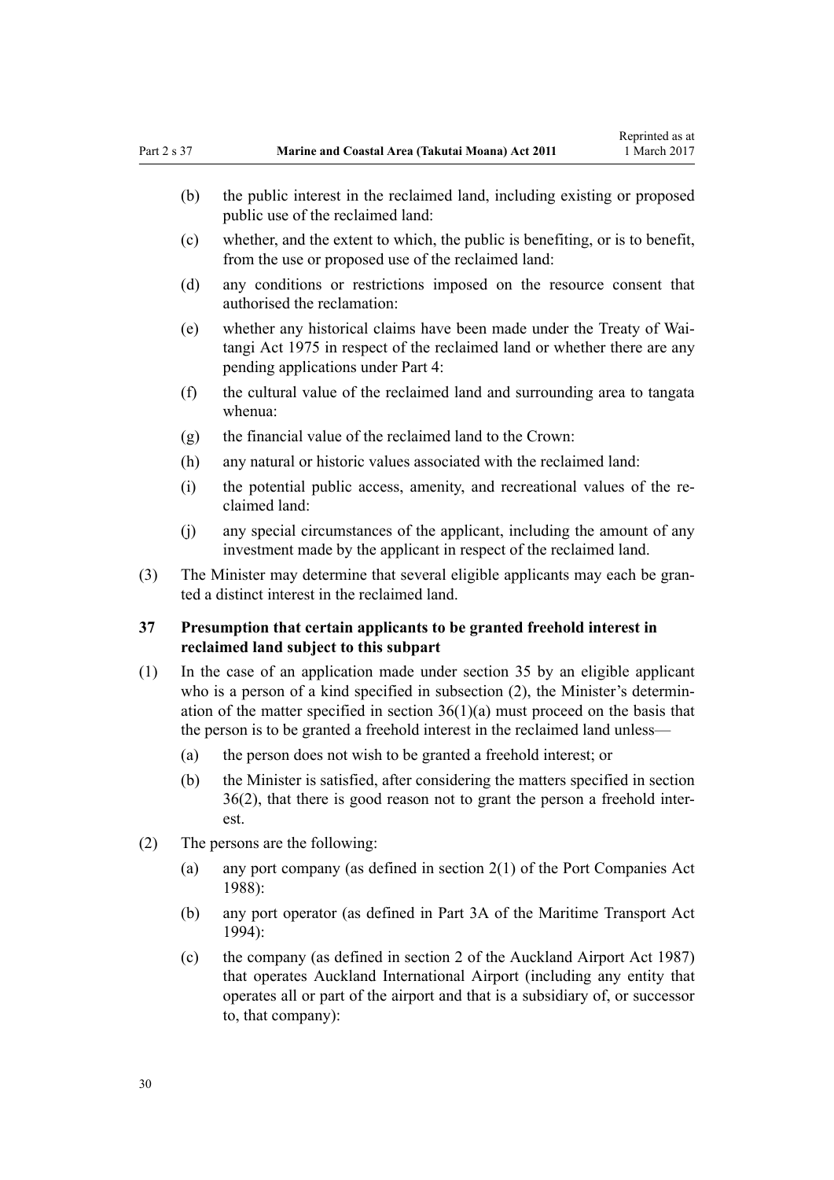- (b) the public interest in the reclaimed land, including existing or proposed public use of the reclaimed land:
- (c) whether, and the extent to which, the public is benefiting, or is to benefit, from the use or proposed use of the reclaimed land:
- (d) any conditions or restrictions imposed on the resource consent that authorised the reclamation:
- (e) whether any historical claims have been made under the Treaty of Waitangi Act 1975 in respect of the reclaimed land or whether there are any pending applications under Part 4:
- (f) the cultural value of the reclaimed land and surrounding area to tangata whenua:
- (g) the financial value of the reclaimed land to the Crown:
- (h) any natural or historic values associated with the reclaimed land:
- (i) the potential public access, amenity, and recreational values of the reclaimed land:
- (j) any special circumstances of the applicant, including the amount of any investment made by the applicant in respect of the reclaimed land.

(3) The Minister may determine that several eligible applicants may each be granted a distinct interest in the reclaimed land.

### 37 Presumption that certain applicants to be granted freehold interest in reclaimed land subject to this subpart

(1) In the case of an application made under section 35 by an eligible applicant who is a person of a kind specified in subsection (2), the Minister's determination of the matter specified in section 36(1)(a) must proceed on the basis that the person is to be granted a freehold interest in the reclaimed land unless—

- (a) the person does not wish to be granted a freehold interest; or
- (b) the Minister is satisfied, after considering the matters specified in section 36(2), that there is good reason not to grant the person a freehold interest.

(2) The persons are the following:

- (a) any port company (as defined in section 2(1) of the Port Companies Act 1988):
- (b) any port operator (as defined in Part 3A of the Maritime Transport Act 1994):
- (c) the company (as defined in section 2 of the Auckland Airport Act 1987) that operates Auckland International Airport (including any entity that operates all or part of the airport and that is a subsidiary of, or successor to, that company):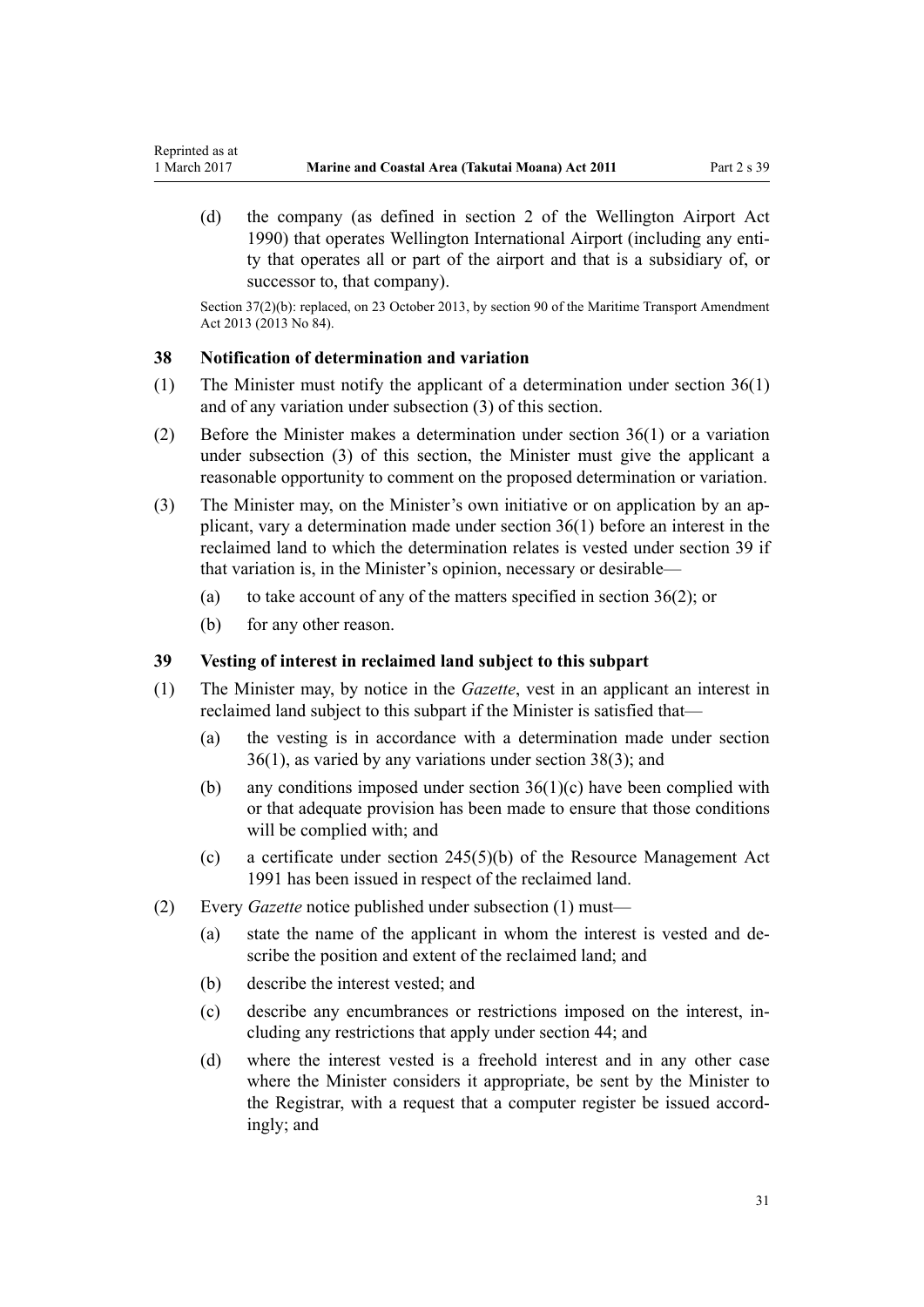(d) the company (as defined in section 2 of the Wellington Airport Act 1990) that operates Wellington International Airport (including any entity that operates all or part of the airport and that is a subsidiary of, or successor to, that company).

Section 37(2)(b): replaced, on 23 October 2013, by section 90 of the Maritime Transport Amendment Act 2013 (2013 No 84).

### 38 Notification of determination and variation

(1) The Minister must notify the applicant of a determination under section 36(1) and of any variation under subsection (3) of this section.

(2) Before the Minister makes a determination under section 36(1) or a variation under subsection (3) of this section, the Minister must give the applicant a reasonable opportunity to comment on the proposed determination or variation.

(3) The Minister may, on the Minister's own initiative or on application by an applicant, vary a determination made under section 36(1) before an interest in the reclaimed land to which the determination relates is vested under section 39 if that variation is, in the Minister's opinion, necessary or desirable—

(a) to take account of any of the matters specified in section 36(2); or

(b) for any other reason.

### 39 Vesting of interest in reclaimed land subject to this subpart

(1) The Minister may, by notice in the *Gazette*, vest in an applicant an interest in reclaimed land subject to this subpart if the Minister is satisfied that—

(a) the vesting is in accordance with a determination made under section 36(1), as varied by any variations under section 38(3); and

(b) any conditions imposed under section 36(1)(c) have been complied with or that adequate provision has been made to ensure that those conditions will be complied with; and

(c) a certificate under section 245(5)(b) of the Resource Management Act 1991 has been issued in respect of the reclaimed land.

(2) Every *Gazette* notice published under subsection (1) must—

(a) state the name of the applicant in whom the interest is vested and describe the position and extent of the reclaimed land; and

(b) describe the interest vested; and

(c) describe any encumbrances or restrictions imposed on the interest, including any restrictions that apply under section 44; and

(d) where the interest vested is a freehold interest and in any other case where the Minister considers it appropriate, be sent by the Minister to the Registrar, with a request that a computer register be issued accordingly; and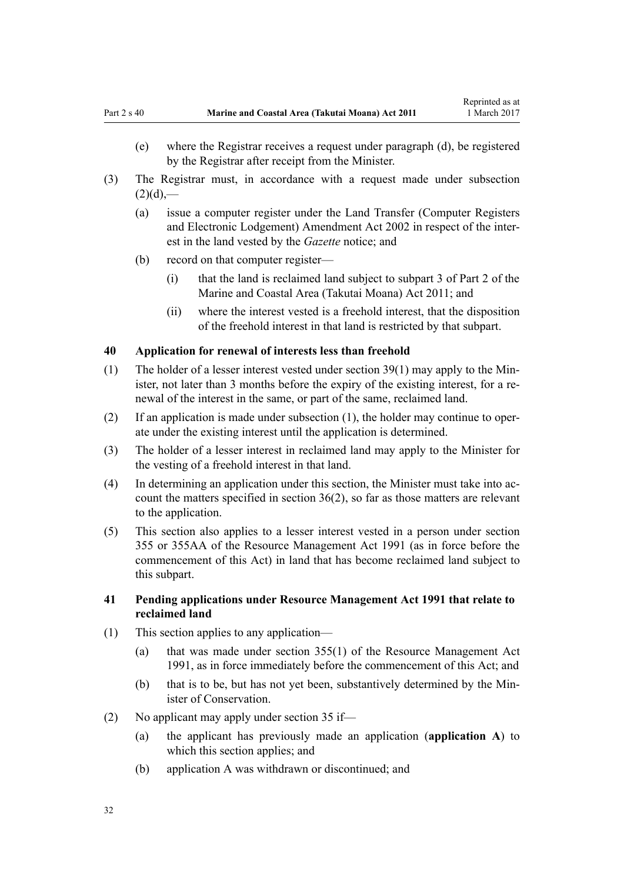(e) where the Registrar receives a request under paragraph (d), be registered by the Registrar after receipt from the Minister.

(3) The Registrar must, in accordance with a request made under subsection (2)(d),—

(a) issue a computer register under the Land Transfer (Computer Registers and Electronic Lodgement) Amendment Act 2002 in respect of the interest in the land vested by the *Gazette* notice; and

(b) record on that computer register—

(i) that the land is reclaimed land subject to subpart 3 of Part 2 of the Marine and Coastal Area (Takutai Moana) Act 2011; and

(ii) where the interest vested is a freehold interest, that the disposition of the freehold interest in that land is restricted by that subpart.

### 40 Application for renewal of interests less than freehold

(1) The holder of a lesser interest vested under section 39(1) may apply to the Minister, not later than 3 months before the expiry of the existing interest, for a renewal of the interest in the same, or part of the same, reclaimed land.

(2) If an application is made under subsection (1), the holder may continue to operate under the existing interest until the application is determined.

(3) The holder of a lesser interest in reclaimed land may apply to the Minister for the vesting of a freehold interest in that land.

(4) In determining an application under this section, the Minister must take into account the matters specified in section 36(2), so far as those matters are relevant to the application.

(5) This section also applies to a lesser interest vested in a person under section 355 or 355AA of the Resource Management Act 1991 (as in force before the commencement of this Act) in land that has become reclaimed land subject to this subpart.

### 41 Pending applications under Resource Management Act 1991 that relate to reclaimed land

(1) This section applies to any application—

(a) that was made under section 355(1) of the Resource Management Act 1991, as in force immediately before the commencement of this Act; and

(b) that is to be, but has not yet been, substantively determined by the Minister of Conservation.

(2) No applicant may apply under section 35 if—

(a) the applicant has previously made an application (**application A**) to which this section applies; and

(b) application A was withdrawn or discontinued; and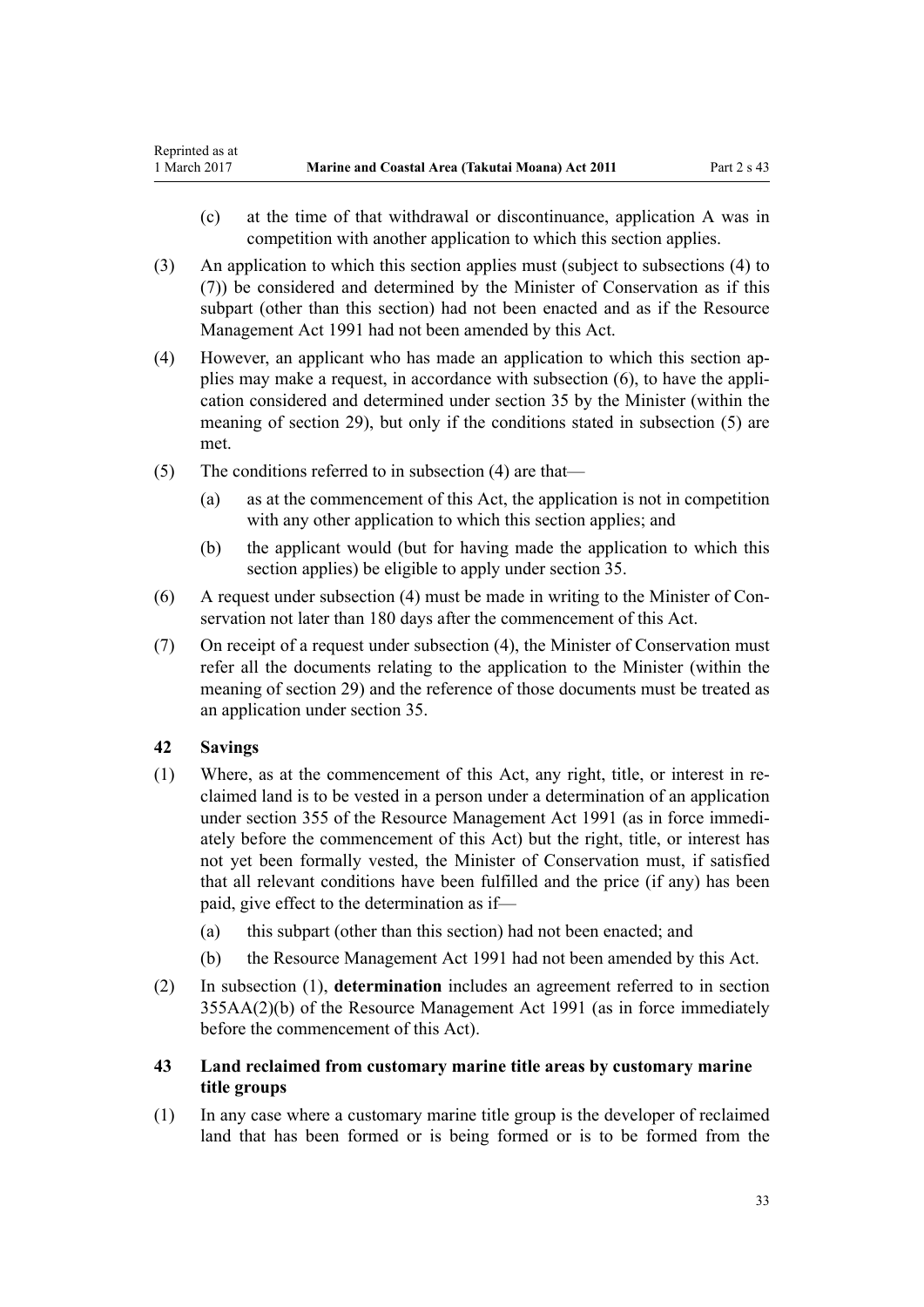(c) at the time of that withdrawal or discontinuance, application A was in competition with another application to which this section applies.

(3) An application to which this section applies must (subject to subsections (4) to (7)) be considered and determined by the Minister of Conservation as if this subpart (other than this section) had not been enacted and as if the Resource Management Act 1991 had not been amended by this Act.

(4) However, an applicant who has made an application to which this section applies may make a request, in accordance with subsection (6), to have the application considered and determined under section 35 by the Minister (within the meaning of section 29), but only if the conditions stated in subsection (5) are met.

(5) The conditions referred to in subsection (4) are that—

(a) as at the commencement of this Act, the application is not in competition with any other application to which this section applies; and

(b) the applicant would (but for having made the application to which this section applies) be eligible to apply under section 35.

(6) A request under subsection (4) must be made in writing to the Minister of Conservation not later than 180 days after the commencement of this Act.

(7) On receipt of a request under subsection (4), the Minister of Conservation must refer all the documents relating to the application to the Minister (within the meaning of section 29) and the reference of those documents must be treated as an application under section 35.

### 42 Savings

(1) Where, as at the commencement of this Act, any right, title, or interest in reclaimed land is to be vested in a person under a determination of an application under section 355 of the Resource Management Act 1991 (as in force immediately before the commencement of this Act) but the right, title, or interest has not yet been formally vested, the Minister of Conservation must, if satisfied that all relevant conditions have been fulfilled and the price (if any) has been paid, give effect to the determination as if—

(a) this subpart (other than this section) had not been enacted; and

(b) the Resource Management Act 1991 had not been amended by this Act.

(2) In subsection (1), **determination** includes an agreement referred to in section 355AA(2)(b) of the Resource Management Act 1991 (as in force immediately before the commencement of this Act).

### 43 Land reclaimed from customary marine title areas by customary marine title groups

(1) In any case where a customary marine title group is the developer of reclaimed land that has been formed or is being formed or is to be formed from the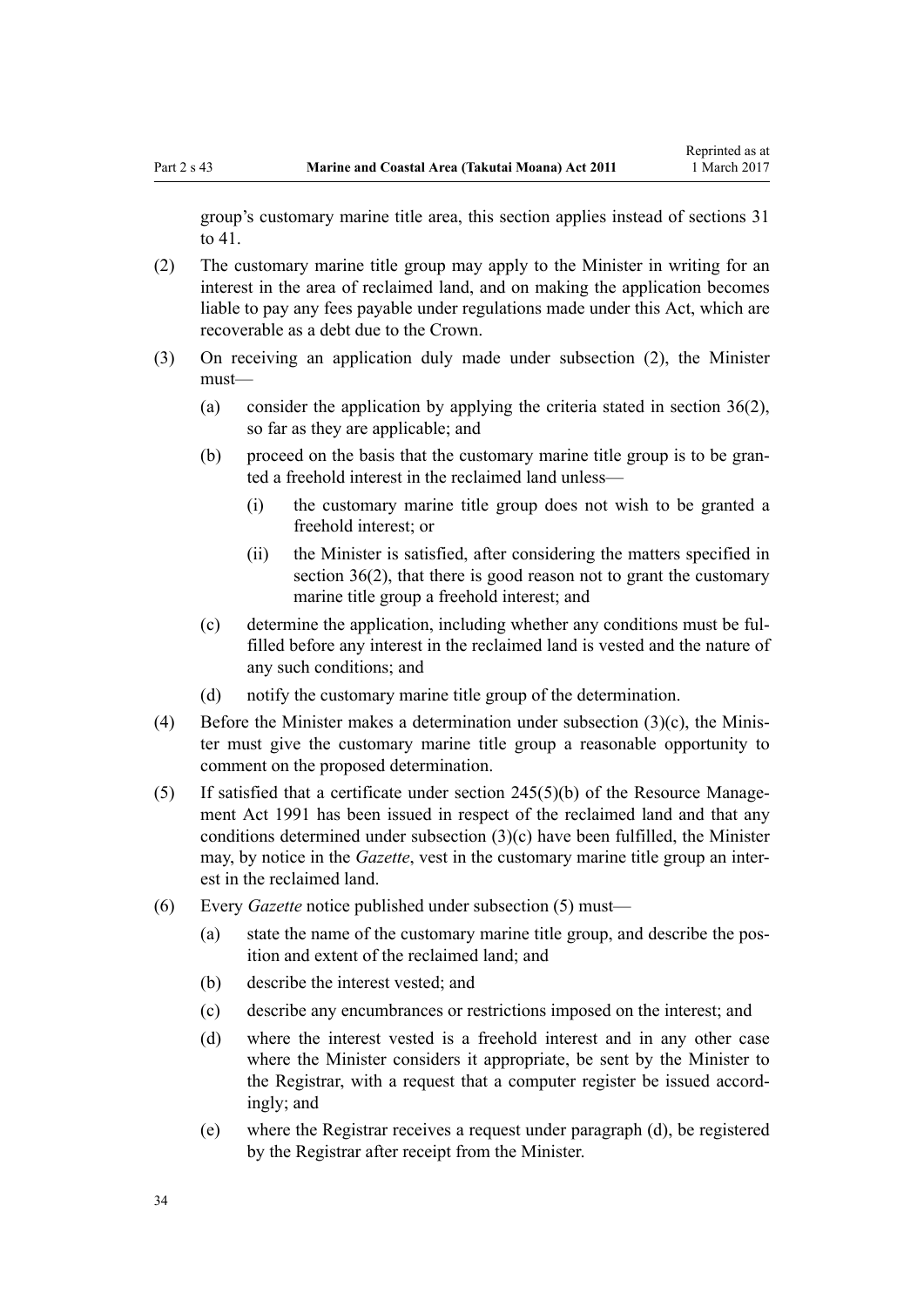group's customary marine title area, this section applies instead of sections 31 to 41.

(2) The customary marine title group may apply to the Minister in writing for an interest in the area of reclaimed land, and on making the application becomes liable to pay any fees payable under regulations made under this Act, which are recoverable as a debt due to the Crown.

(3) On receiving an application duly made under subsection (2), the Minister must—

  (a) consider the application by applying the criteria stated in section 36(2), so far as they are applicable; and

  (b) proceed on the basis that the customary marine title group is to be granted a freehold interest in the reclaimed land unless—

    (i) the customary marine title group does not wish to be granted a freehold interest; or

    (ii) the Minister is satisfied, after considering the matters specified in section 36(2), that there is good reason not to grant the customary marine title group a freehold interest; and

  (c) determine the application, including whether any conditions must be fulfilled before any interest in the reclaimed land is vested and the nature of any such conditions; and

  (d) notify the customary marine title group of the determination.

(4) Before the Minister makes a determination under subsection (3)(c), the Minister must give the customary marine title group a reasonable opportunity to comment on the proposed determination.

(5) If satisfied that a certificate under section 245(5)(b) of the Resource Management Act 1991 has been issued in respect of the reclaimed land and that any conditions determined under subsection (3)(c) have been fulfilled, the Minister may, by notice in the *Gazette*, vest in the customary marine title group an interest in the reclaimed land.

(6) Every *Gazette* notice published under subsection (5) must—

  (a) state the name of the customary marine title group, and describe the position and extent of the reclaimed land; and

  (b) describe the interest vested; and

  (c) describe any encumbrances or restrictions imposed on the interest; and

  (d) where the interest vested is a freehold interest and in any other case where the Minister considers it appropriate, be sent by the Minister to the Registrar, with a request that a computer register be issued accordingly; and

  (e) where the Registrar receives a request under paragraph (d), be registered by the Registrar after receipt from the Minister.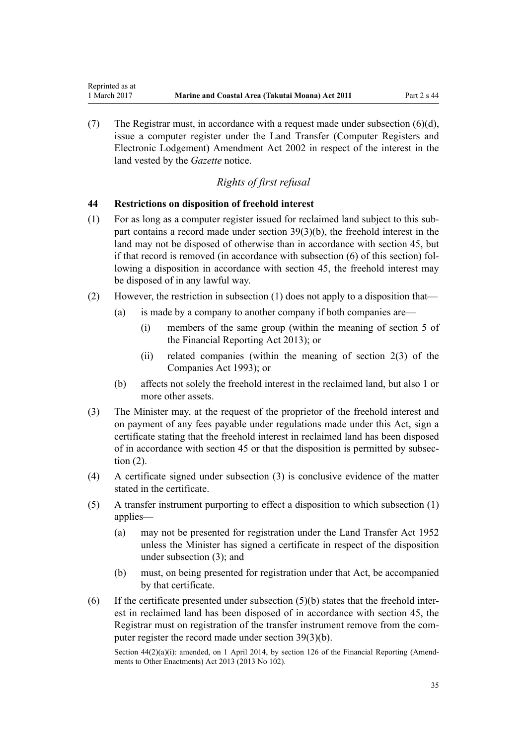(7) The Registrar must, in accordance with a request made under subsection (6)(d), issue a computer register under the Land Transfer (Computer Registers and Electronic Lodgement) Amendment Act 2002 in respect of the interest in the land vested by the *Gazette* notice.

### *Rights of first refusal*

### 44 Restrictions on disposition of freehold interest

(1) For as long as a computer register issued for reclaimed land subject to this subpart contains a record made under section 39(3)(b), the freehold interest in the land may not be disposed of otherwise than in accordance with section 45, but if that record is removed (in accordance with subsection (6) of this section) following a disposition in accordance with section 45, the freehold interest may be disposed of in any lawful way.

(2) However, the restriction in subsection (1) does not apply to a disposition that—

- (a) is made by a company to another company if both companies are—
  - (i) members of the same group (within the meaning of section 5 of the Financial Reporting Act 2013); or
  - (ii) related companies (within the meaning of section 2(3) of the Companies Act 1993); or
- (b) affects not solely the freehold interest in the reclaimed land, but also 1 or more other assets.

(3) The Minister may, at the request of the proprietor of the freehold interest and on payment of any fees payable under regulations made under this Act, sign a certificate stating that the freehold interest in reclaimed land has been disposed of in accordance with section 45 or that the disposition is permitted by subsection (2).

(4) A certificate signed under subsection (3) is conclusive evidence of the matter stated in the certificate.

(5) A transfer instrument purporting to effect a disposition to which subsection (1) applies—

- (a) may not be presented for registration under the Land Transfer Act 1952 unless the Minister has signed a certificate in respect of the disposition under subsection (3); and
- (b) must, on being presented for registration under that Act, be accompanied by that certificate.

(6) If the certificate presented under subsection (5)(b) states that the freehold interest in reclaimed land has been disposed of in accordance with section 45, the Registrar must on registration of the transfer instrument remove from the computer register the record made under section 39(3)(b).

Section 44(2)(a)(i): amended, on 1 April 2014, by section 126 of the Financial Reporting (Amendments to Other Enactments) Act 2013 (2013 No 102).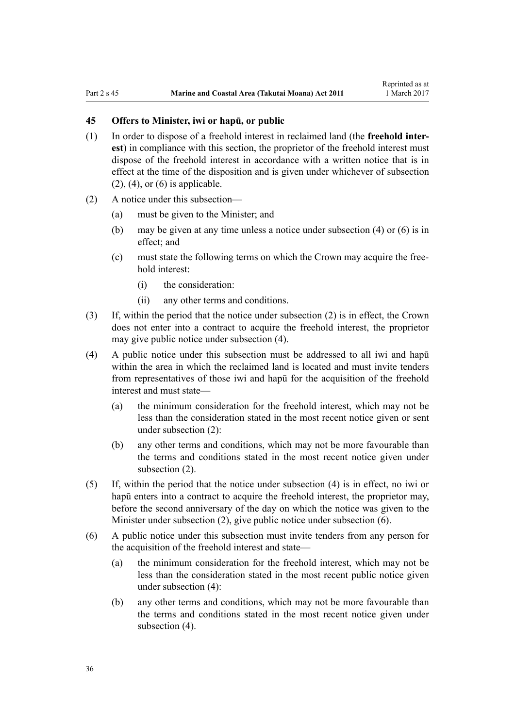### 45 Offers to Minister, iwi or hapū, or public

(1) In order to dispose of a freehold interest in reclaimed land (the **freehold interest**) in compliance with this section, the proprietor of the freehold interest must dispose of the freehold interest in accordance with a written notice that is in effect at the time of the disposition and is given under whichever of subsection (2), (4), or (6) is applicable.

(2) A notice under this subsection—

- (a) must be given to the Minister; and
- (b) may be given at any time unless a notice under subsection (4) or (6) is in effect; and
- (c) must state the following terms on which the Crown may acquire the freehold interest:
  - (i) the consideration:
  - (ii) any other terms and conditions.

(3) If, within the period that the notice under subsection (2) is in effect, the Crown does not enter into a contract to acquire the freehold interest, the proprietor may give public notice under subsection (4).

(4) A public notice under this subsection must be addressed to all iwi and hapū within the area in which the reclaimed land is located and must invite tenders from representatives of those iwi and hapū for the acquisition of the freehold interest and must state—

- (a) the minimum consideration for the freehold interest, which may not be less than the consideration stated in the most recent notice given or sent under subsection (2):
- (b) any other terms and conditions, which may not be more favourable than the terms and conditions stated in the most recent notice given under subsection (2).

(5) If, within the period that the notice under subsection (4) is in effect, no iwi or hapū enters into a contract to acquire the freehold interest, the proprietor may, before the second anniversary of the day on which the notice was given to the Minister under subsection (2), give public notice under subsection (6).

(6) A public notice under this subsection must invite tenders from any person for the acquisition of the freehold interest and state—

- (a) the minimum consideration for the freehold interest, which may not be less than the consideration stated in the most recent public notice given under subsection (4):
- (b) any other terms and conditions, which may not be more favourable than the terms and conditions stated in the most recent notice given under subsection (4).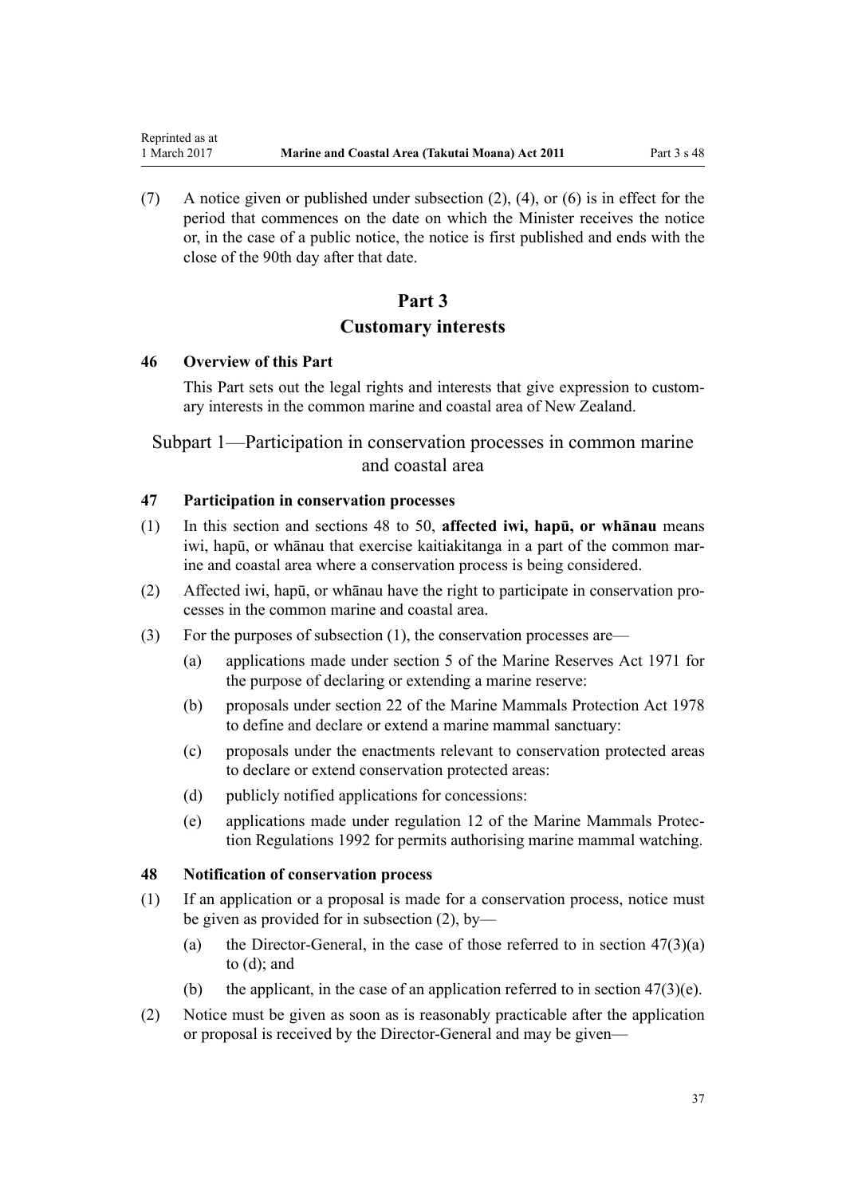(7) A notice given or published under subsection (2), (4), or (6) is in effect for the period that commences on the date on which the Minister receives the notice or, in the case of a public notice, the notice is first published and ends with the close of the 90th day after that date.

# Part 3
# Customary interests

### 46 Overview of this Part

This Part sets out the legal rights and interests that give expression to customary interests in the common marine and coastal area of New Zealand.

## Subpart 1—Participation in conservation processes in common marine and coastal area

### 47 Participation in conservation processes

(1) In this section and sections 48 to 50, **affected iwi, hapū, or whānau** means iwi, hapū, or whānau that exercise kaitiakitanga in a part of the common marine and coastal area where a conservation process is being considered.

(2) Affected iwi, hapū, or whānau have the right to participate in conservation processes in the common marine and coastal area.

(3) For the purposes of subsection (1), the conservation processes are—

- (a) applications made under section 5 of the Marine Reserves Act 1971 for the purpose of declaring or extending a marine reserve:
- (b) proposals under section 22 of the Marine Mammals Protection Act 1978 to define and declare or extend a marine mammal sanctuary:
- (c) proposals under the enactments relevant to conservation protected areas to declare or extend conservation protected areas:
- (d) publicly notified applications for concessions:
- (e) applications made under regulation 12 of the Marine Mammals Protection Regulations 1992 for permits authorising marine mammal watching.

### 48 Notification of conservation process

(1) If an application or a proposal is made for a conservation process, notice must be given as provided for in subsection (2), by—

- (a) the Director-General, in the case of those referred to in section 47(3)(a) to (d); and
- (b) the applicant, in the case of an application referred to in section 47(3)(e).

(2) Notice must be given as soon as is reasonably practicable after the application or proposal is received by the Director-General and may be given—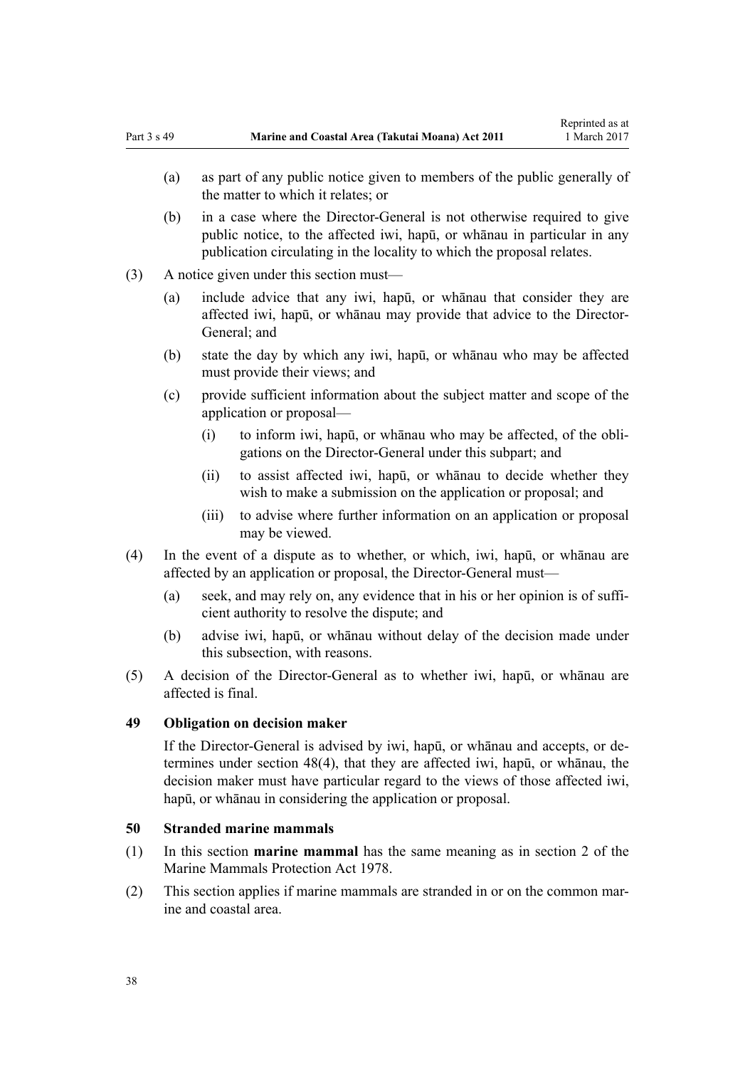(a) as part of any public notice given to members of the public generally of the matter to which it relates; or

(b) in a case where the Director-General is not otherwise required to give public notice, to the affected iwi, hapū, or whānau in particular in any publication circulating in the locality to which the proposal relates.

(3) A notice given under this section must—

(a) include advice that any iwi, hapū, or whānau that consider they are affected iwi, hapū, or whānau may provide that advice to the Director-General; and

(b) state the day by which any iwi, hapū, or whānau who may be affected must provide their views; and

(c) provide sufficient information about the subject matter and scope of the application or proposal—

(i) to inform iwi, hapū, or whānau who may be affected, of the obligations on the Director-General under this subpart; and

(ii) to assist affected iwi, hapū, or whānau to decide whether they wish to make a submission on the application or proposal; and

(iii) to advise where further information on an application or proposal may be viewed.

(4) In the event of a dispute as to whether, or which, iwi, hapū, or whānau are affected by an application or proposal, the Director-General must—

(a) seek, and may rely on, any evidence that in his or her opinion is of sufficient authority to resolve the dispute; and

(b) advise iwi, hapū, or whānau without delay of the decision made under this subsection, with reasons.

(5) A decision of the Director-General as to whether iwi, hapū, or whānau are affected is final.

### 49 Obligation on decision maker

If the Director-General is advised by iwi, hapū, or whānau and accepts, or determines under section 48(4), that they are affected iwi, hapū, or whānau, the decision maker must have particular regard to the views of those affected iwi, hapū, or whānau in considering the application or proposal.

### 50 Stranded marine mammals

(1) In this section **marine mammal** has the same meaning as in section 2 of the Marine Mammals Protection Act 1978.

(2) This section applies if marine mammals are stranded in or on the common marine and coastal area.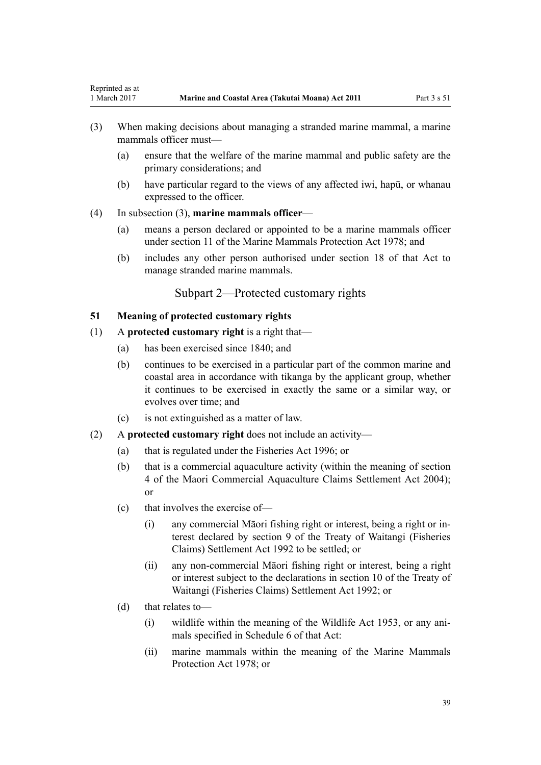(3) When making decisions about managing a stranded marine mammal, a marine mammals officer must—

  (a) ensure that the welfare of the marine mammal and public safety are the primary considerations; and

  (b) have particular regard to the views of any affected iwi, hapū, or whanau expressed to the officer.

(4) In subsection (3), **marine mammals officer**—

  (a) means a person declared or appointed to be a marine mammals officer under section 11 of the Marine Mammals Protection Act 1978; and

  (b) includes any other person authorised under section 18 of that Act to manage stranded marine mammals.

## Subpart 2—Protected customary rights

### 51 Meaning of protected customary rights

(1) A **protected customary right** is a right that—

  (a) has been exercised since 1840; and

  (b) continues to be exercised in a particular part of the common marine and coastal area in accordance with tikanga by the applicant group, whether it continues to be exercised in exactly the same or a similar way, or evolves over time; and

  (c) is not extinguished as a matter of law.

(2) A **protected customary right** does not include an activity—

  (a) that is regulated under the Fisheries Act 1996; or

  (b) that is a commercial aquaculture activity (within the meaning of section 4 of the Maori Commercial Aquaculture Claims Settlement Act 2004); or

  (c) that involves the exercise of—

    (i) any commercial Māori fishing right or interest, being a right or interest declared by section 9 of the Treaty of Waitangi (Fisheries Claims) Settlement Act 1992 to be settled; or

    (ii) any non-commercial Māori fishing right or interest, being a right or interest subject to the declarations in section 10 of the Treaty of Waitangi (Fisheries Claims) Settlement Act 1992; or

  (d) that relates to—

    (i) wildlife within the meaning of the Wildlife Act 1953, or any animals specified in Schedule 6 of that Act:

    (ii) marine mammals within the meaning of the Marine Mammals Protection Act 1978; or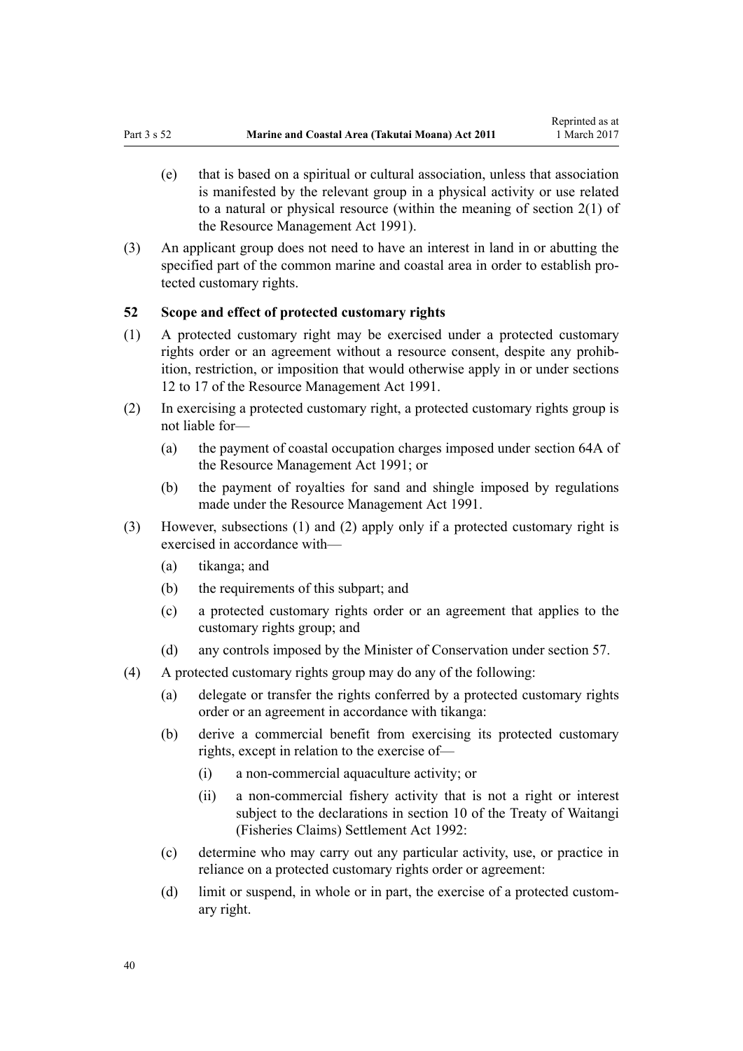(e) that is based on a spiritual or cultural association, unless that association is manifested by the relevant group in a physical activity or use related to a natural or physical resource (within the meaning of section 2(1) of the Resource Management Act 1991).

(3) An applicant group does not need to have an interest in land in or abutting the specified part of the common marine and coastal area in order to establish protected customary rights.

### 52 Scope and effect of protected customary rights

(1) A protected customary right may be exercised under a protected customary rights order or an agreement without a resource consent, despite any prohibition, restriction, or imposition that would otherwise apply in or under sections 12 to 17 of the Resource Management Act 1991.

(2) In exercising a protected customary right, a protected customary rights group is not liable for—

(a) the payment of coastal occupation charges imposed under section 64A of the Resource Management Act 1991; or

(b) the payment of royalties for sand and shingle imposed by regulations made under the Resource Management Act 1991.

(3) However, subsections (1) and (2) apply only if a protected customary right is exercised in accordance with—

(a) tikanga; and

(b) the requirements of this subpart; and

(c) a protected customary rights order or an agreement that applies to the customary rights group; and

(d) any controls imposed by the Minister of Conservation under section 57.

(4) A protected customary rights group may do any of the following:

(a) delegate or transfer the rights conferred by a protected customary rights order or an agreement in accordance with tikanga:

(b) derive a commercial benefit from exercising its protected customary rights, except in relation to the exercise of—

(i) a non-commercial aquaculture activity; or

(ii) a non-commercial fishery activity that is not a right or interest subject to the declarations in section 10 of the Treaty of Waitangi (Fisheries Claims) Settlement Act 1992:

(c) determine who may carry out any particular activity, use, or practice in reliance on a protected customary rights order or agreement:

(d) limit or suspend, in whole or in part, the exercise of a protected customary right.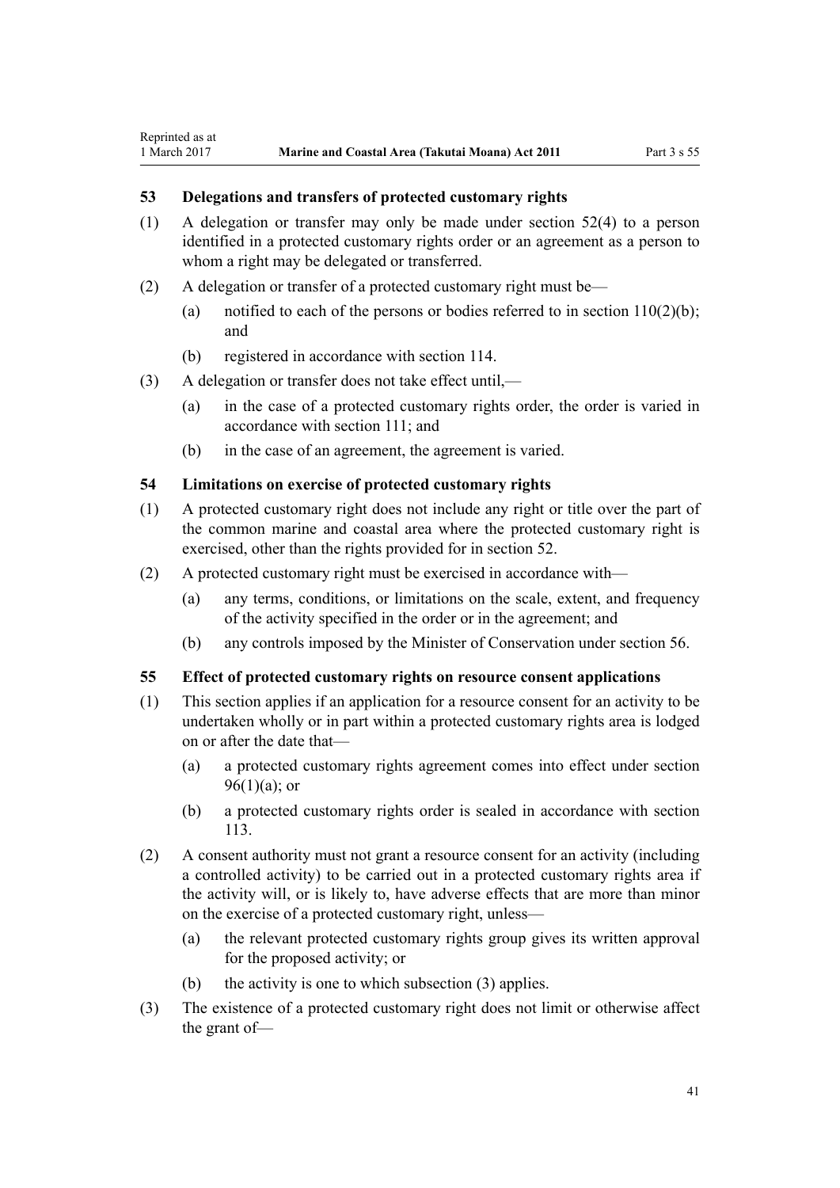### 53 Delegations and transfers of protected customary rights

(1) A delegation or transfer may only be made under section 52(4) to a person identified in a protected customary rights order or an agreement as a person to whom a right may be delegated or transferred.

(2) A delegation or transfer of a protected customary right must be—

- (a) notified to each of the persons or bodies referred to in section 110(2)(b); and
- (b) registered in accordance with section 114.

(3) A delegation or transfer does not take effect until,—

- (a) in the case of a protected customary rights order, the order is varied in accordance with section 111; and
- (b) in the case of an agreement, the agreement is varied.

### 54 Limitations on exercise of protected customary rights

(1) A protected customary right does not include any right or title over the part of the common marine and coastal area where the protected customary right is exercised, other than the rights provided for in section 52.

(2) A protected customary right must be exercised in accordance with—

- (a) any terms, conditions, or limitations on the scale, extent, and frequency of the activity specified in the order or in the agreement; and
- (b) any controls imposed by the Minister of Conservation under section 56.

### 55 Effect of protected customary rights on resource consent applications

(1) This section applies if an application for a resource consent for an activity to be undertaken wholly or in part within a protected customary rights area is lodged on or after the date that—

- (a) a protected customary rights agreement comes into effect under section 96(1)(a); or
- (b) a protected customary rights order is sealed in accordance with section 113.

(2) A consent authority must not grant a resource consent for an activity (including a controlled activity) to be carried out in a protected customary rights area if the activity will, or is likely to, have adverse effects that are more than minor on the exercise of a protected customary right, unless—

- (a) the relevant protected customary rights group gives its written approval for the proposed activity; or
- (b) the activity is one to which subsection (3) applies.

(3) The existence of a protected customary right does not limit or otherwise affect the grant of—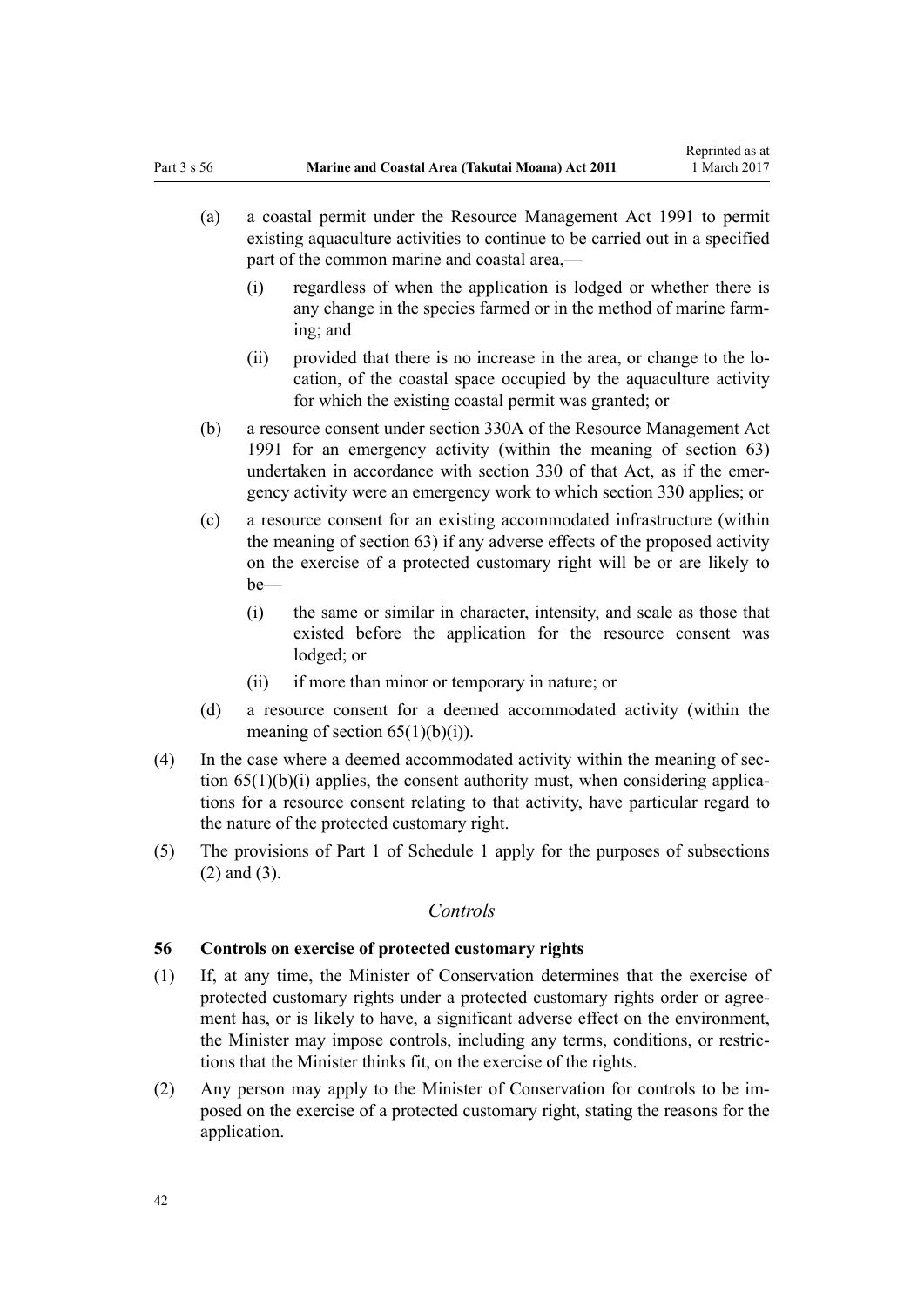(a) a coastal permit under the Resource Management Act 1991 to permit existing aquaculture activities to continue to be carried out in a specified part of the common marine and coastal area,—

  (i) regardless of when the application is lodged or whether there is any change in the species farmed or in the method of marine farming; and

  (ii) provided that there is no increase in the area, or change to the location, of the coastal space occupied by the aquaculture activity for which the existing coastal permit was granted; or

(b) a resource consent under section 330A of the Resource Management Act 1991 for an emergency activity (within the meaning of section 63) undertaken in accordance with section 330 of that Act, as if the emergency activity were an emergency work to which section 330 applies; or

(c) a resource consent for an existing accommodated infrastructure (within the meaning of section 63) if any adverse effects of the proposed activity on the exercise of a protected customary right will be or are likely to be—

  (i) the same or similar in character, intensity, and scale as those that existed before the application for the resource consent was lodged; or

  (ii) if more than minor or temporary in nature; or

(d) a resource consent for a deemed accommodated activity (within the meaning of section 65(1)(b)(i)).

(4) In the case where a deemed accommodated activity within the meaning of section 65(1)(b)(i) applies, the consent authority must, when considering applications for a resource consent relating to that activity, have particular regard to the nature of the protected customary right.

(5) The provisions of Part 1 of Schedule 1 apply for the purposes of subsections (2) and (3).

*Controls*

**56 Controls on exercise of protected customary rights**

(1) If, at any time, the Minister of Conservation determines that the exercise of protected customary rights under a protected customary rights order or agreement has, or is likely to have, a significant adverse effect on the environment, the Minister may impose controls, including any terms, conditions, or restrictions that the Minister thinks fit, on the exercise of the rights.

(2) Any person may apply to the Minister of Conservation for controls to be imposed on the exercise of a protected customary right, stating the reasons for the application.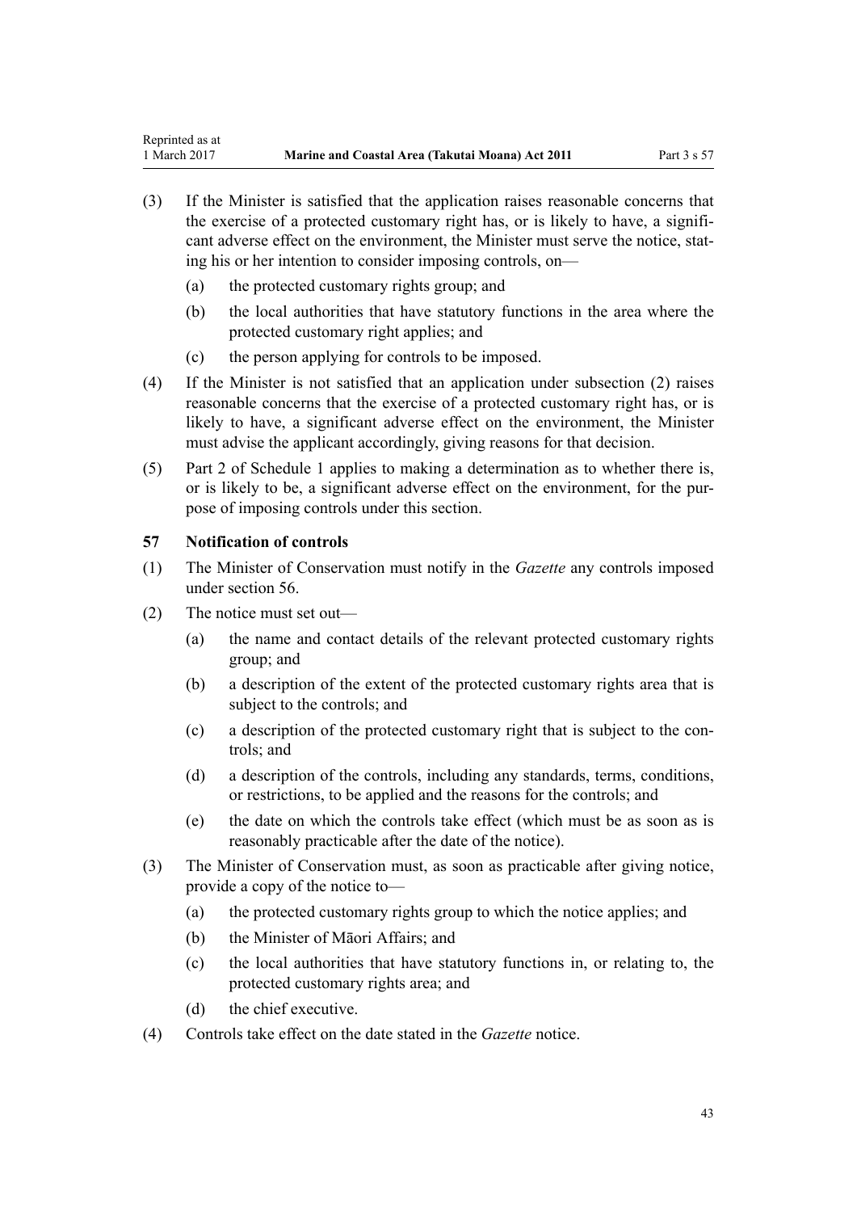(3) If the Minister is satisfied that the application raises reasonable concerns that the exercise of a protected customary right has, or is likely to have, a significant adverse effect on the environment, the Minister must serve the notice, stating his or her intention to consider imposing controls, on—

(a) the protected customary rights group; and

(b) the local authorities that have statutory functions in the area where the protected customary right applies; and

(c) the person applying for controls to be imposed.

(4) If the Minister is not satisfied that an application under subsection (2) raises reasonable concerns that the exercise of a protected customary right has, or is likely to have, a significant adverse effect on the environment, the Minister must advise the applicant accordingly, giving reasons for that decision.

(5) Part 2 of Schedule 1 applies to making a determination as to whether there is, or is likely to be, a significant adverse effect on the environment, for the purpose of imposing controls under this section.

### 57 Notification of controls

(1) The Minister of Conservation must notify in the *Gazette* any controls imposed under section 56.

(2) The notice must set out—

(a) the name and contact details of the relevant protected customary rights group; and

(b) a description of the extent of the protected customary rights area that is subject to the controls; and

(c) a description of the protected customary right that is subject to the controls; and

(d) a description of the controls, including any standards, terms, conditions, or restrictions, to be applied and the reasons for the controls; and

(e) the date on which the controls take effect (which must be as soon as is reasonably practicable after the date of the notice).

(3) The Minister of Conservation must, as soon as practicable after giving notice, provide a copy of the notice to—

(a) the protected customary rights group to which the notice applies; and

(b) the Minister of Māori Affairs; and

(c) the local authorities that have statutory functions in, or relating to, the protected customary rights area; and

(d) the chief executive.

(4) Controls take effect on the date stated in the *Gazette* notice.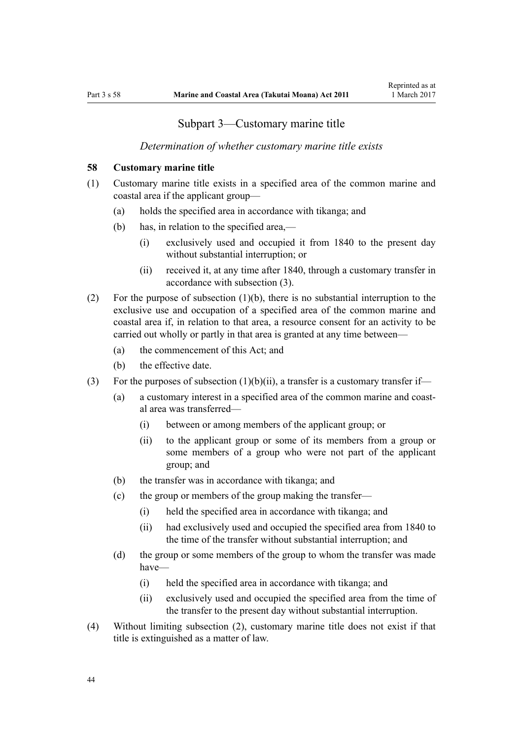## Subpart 3—Customary marine title

*Determination of whether customary marine title exists*

### 58 Customary marine title

(1) Customary marine title exists in a specified area of the common marine and coastal area if the applicant group—

  (a) holds the specified area in accordance with tikanga; and

  (b) has, in relation to the specified area,—

    (i) exclusively used and occupied it from 1840 to the present day without substantial interruption; or

    (ii) received it, at any time after 1840, through a customary transfer in accordance with subsection (3).

(2) For the purpose of subsection (1)(b), there is no substantial interruption to the exclusive use and occupation of a specified area of the common marine and coastal area if, in relation to that area, a resource consent for an activity to be carried out wholly or partly in that area is granted at any time between—

  (a) the commencement of this Act; and

  (b) the effective date.

(3) For the purposes of subsection (1)(b)(ii), a transfer is a customary transfer if—

  (a) a customary interest in a specified area of the common marine and coastal area was transferred—

    (i) between or among members of the applicant group; or

    (ii) to the applicant group or some of its members from a group or some members of a group who were not part of the applicant group; and

  (b) the transfer was in accordance with tikanga; and

  (c) the group or members of the group making the transfer—

    (i) held the specified area in accordance with tikanga; and

    (ii) had exclusively used and occupied the specified area from 1840 to the time of the transfer without substantial interruption; and

  (d) the group or some members of the group to whom the transfer was made have—

    (i) held the specified area in accordance with tikanga; and

    (ii) exclusively used and occupied the specified area from the time of the transfer to the present day without substantial interruption.

(4) Without limiting subsection (2), customary marine title does not exist if that title is extinguished as a matter of law.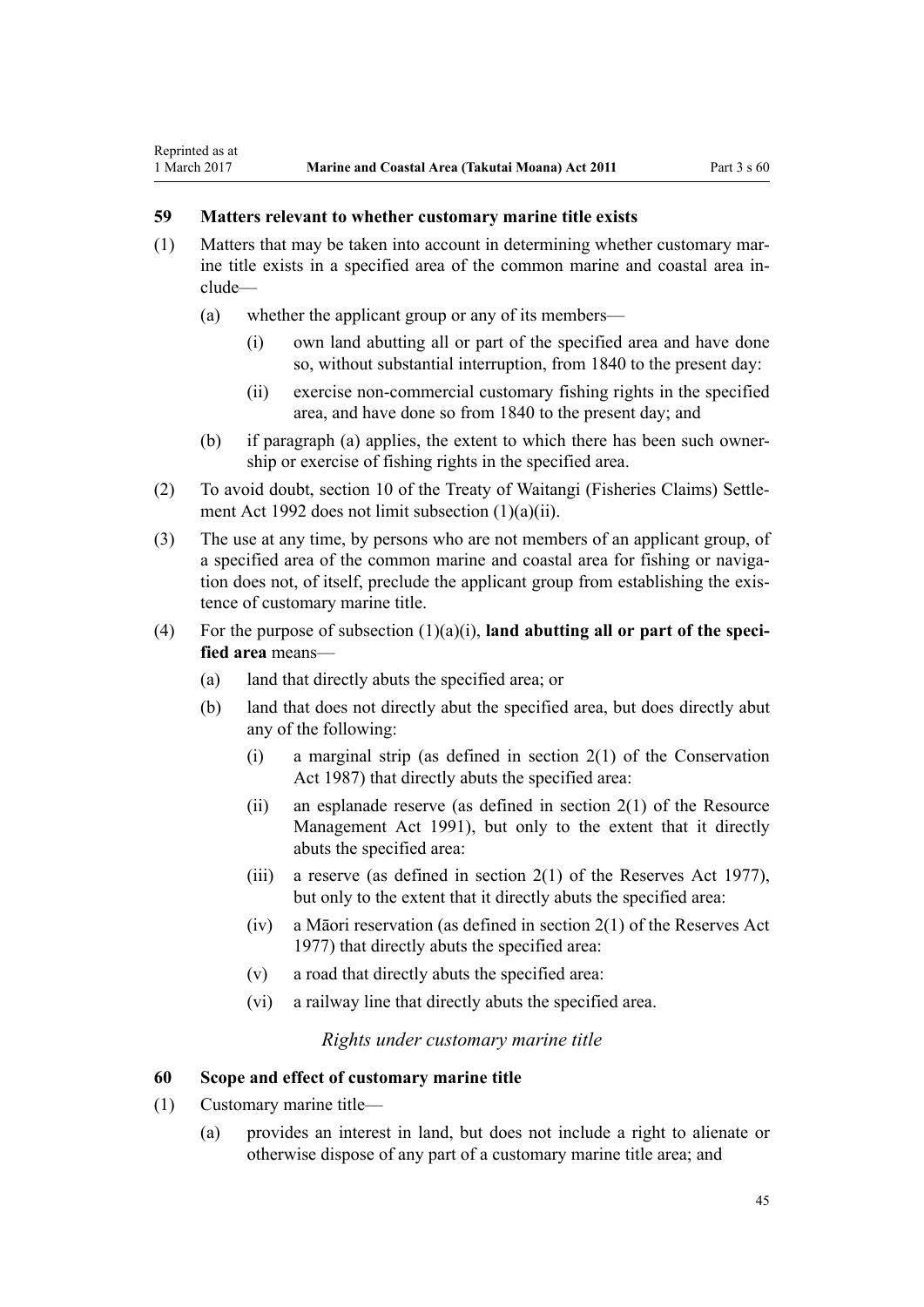### 59 Matters relevant to whether customary marine title exists

(1) Matters that may be taken into account in determining whether customary marine title exists in a specified area of the common marine and coastal area include—

- (a) whether the applicant group or any of its members—
  - (i) own land abutting all or part of the specified area and have done so, without substantial interruption, from 1840 to the present day:
  - (ii) exercise non-commercial customary fishing rights in the specified area, and have done so from 1840 to the present day; and
- (b) if paragraph (a) applies, the extent to which there has been such ownership or exercise of fishing rights in the specified area.

(2) To avoid doubt, section 10 of the Treaty of Waitangi (Fisheries Claims) Settlement Act 1992 does not limit subsection (1)(a)(ii).

(3) The use at any time, by persons who are not members of an applicant group, of a specified area of the common marine and coastal area for fishing or navigation does not, of itself, preclude the applicant group from establishing the existence of customary marine title.

(4) For the purpose of subsection (1)(a)(i), **land abutting all or part of the specified area** means—

- (a) land that directly abuts the specified area; or
- (b) land that does not directly abut the specified area, but does directly abut any of the following:
  - (i) a marginal strip (as defined in section 2(1) of the Conservation Act 1987) that directly abuts the specified area:
  - (ii) an esplanade reserve (as defined in section 2(1) of the Resource Management Act 1991), but only to the extent that it directly abuts the specified area:
  - (iii) a reserve (as defined in section 2(1) of the Reserves Act 1977), but only to the extent that it directly abuts the specified area:
  - (iv) a Māori reservation (as defined in section 2(1) of the Reserves Act 1977) that directly abuts the specified area:
  - (v) a road that directly abuts the specified area:
  - (vi) a railway line that directly abuts the specified area.

*Rights under customary marine title*

### 60 Scope and effect of customary marine title

(1) Customary marine title—

- (a) provides an interest in land, but does not include a right to alienate or otherwise dispose of any part of a customary marine title area; and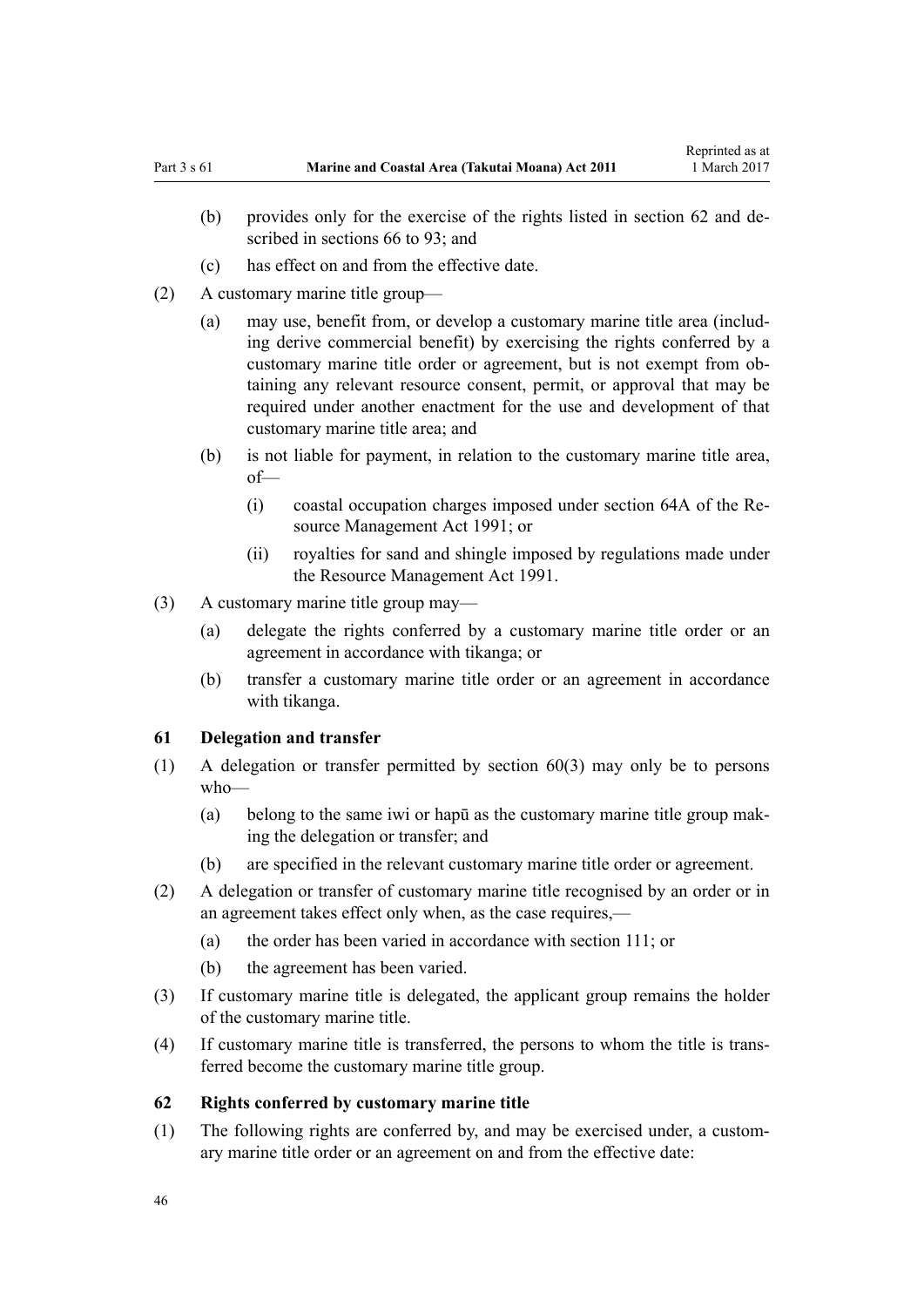(b) provides only for the exercise of the rights listed in section 62 and described in sections 66 to 93; and

(c) has effect on and from the effective date.

(2) A customary marine title group—

(a) may use, benefit from, or develop a customary marine title area (including derive commercial benefit) by exercising the rights conferred by a customary marine title order or agreement, but is not exempt from obtaining any relevant resource consent, permit, or approval that may be required under another enactment for the use and development of that customary marine title area; and

(b) is not liable for payment, in relation to the customary marine title area, of—

(i) coastal occupation charges imposed under section 64A of the Resource Management Act 1991; or

(ii) royalties for sand and shingle imposed by regulations made under the Resource Management Act 1991.

(3) A customary marine title group may—

(a) delegate the rights conferred by a customary marine title order or an agreement in accordance with tikanga; or

(b) transfer a customary marine title order or an agreement in accordance with tikanga.

### 61 Delegation and transfer

(1) A delegation or transfer permitted by section 60(3) may only be to persons who—

(a) belong to the same iwi or hapū as the customary marine title group making the delegation or transfer; and

(b) are specified in the relevant customary marine title order or agreement.

(2) A delegation or transfer of customary marine title recognised by an order or in an agreement takes effect only when, as the case requires,—

(a) the order has been varied in accordance with section 111; or

(b) the agreement has been varied.

(3) If customary marine title is delegated, the applicant group remains the holder of the customary marine title.

(4) If customary marine title is transferred, the persons to whom the title is transferred become the customary marine title group.

### 62 Rights conferred by customary marine title

(1) The following rights are conferred by, and may be exercised under, a customary marine title order or an agreement on and from the effective date: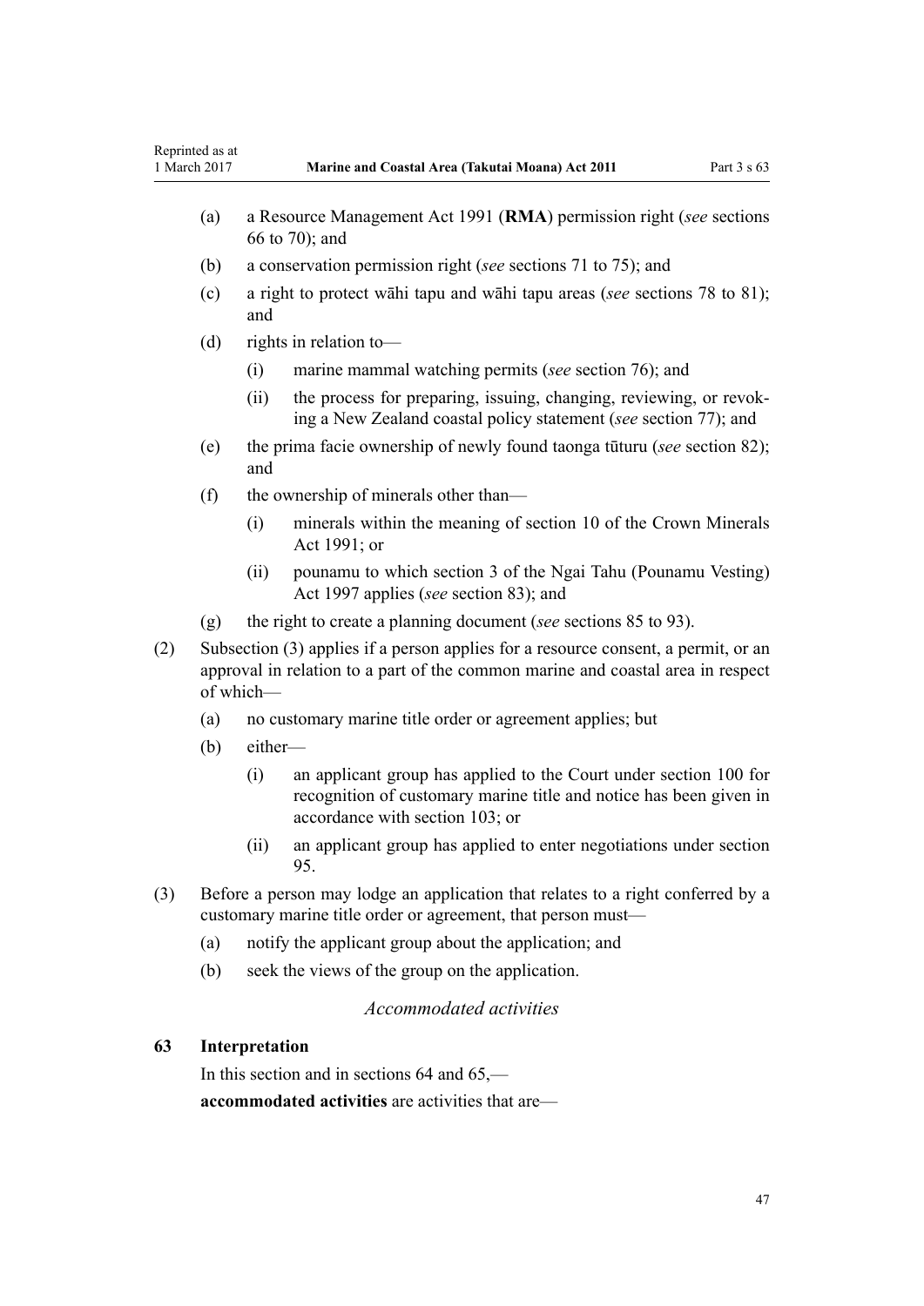(a) a Resource Management Act 1991 (**RMA**) permission right (*see* sections 66 to 70); and

(b) a conservation permission right (*see* sections 71 to 75); and

(c) a right to protect wāhi tapu and wāhi tapu areas (*see* sections 78 to 81); and

(d) rights in relation to—

  (i) marine mammal watching permits (*see* section 76); and

  (ii) the process for preparing, issuing, changing, reviewing, or revoking a New Zealand coastal policy statement (*see* section 77); and

(e) the prima facie ownership of newly found taonga tūturu (*see* section 82); and

(f) the ownership of minerals other than—

  (i) minerals within the meaning of section 10 of the Crown Minerals Act 1991; or

  (ii) pounamu to which section 3 of the Ngai Tahu (Pounamu Vesting) Act 1997 applies (*see* section 83); and

(g) the right to create a planning document (*see* sections 85 to 93).

(2) Subsection (3) applies if a person applies for a resource consent, a permit, or an approval in relation to a part of the common marine and coastal area in respect of which—

(a) no customary marine title order or agreement applies; but

(b) either—

  (i) an applicant group has applied to the Court under section 100 for recognition of customary marine title and notice has been given in accordance with section 103; or

  (ii) an applicant group has applied to enter negotiations under section 95.

(3) Before a person may lodge an application that relates to a right conferred by a customary marine title order or agreement, that person must—

(a) notify the applicant group about the application; and

(b) seek the views of the group on the application.

*Accommodated activities*

### 63 Interpretation

In this section and in sections 64 and 65,—

**accommodated activities** are activities that are—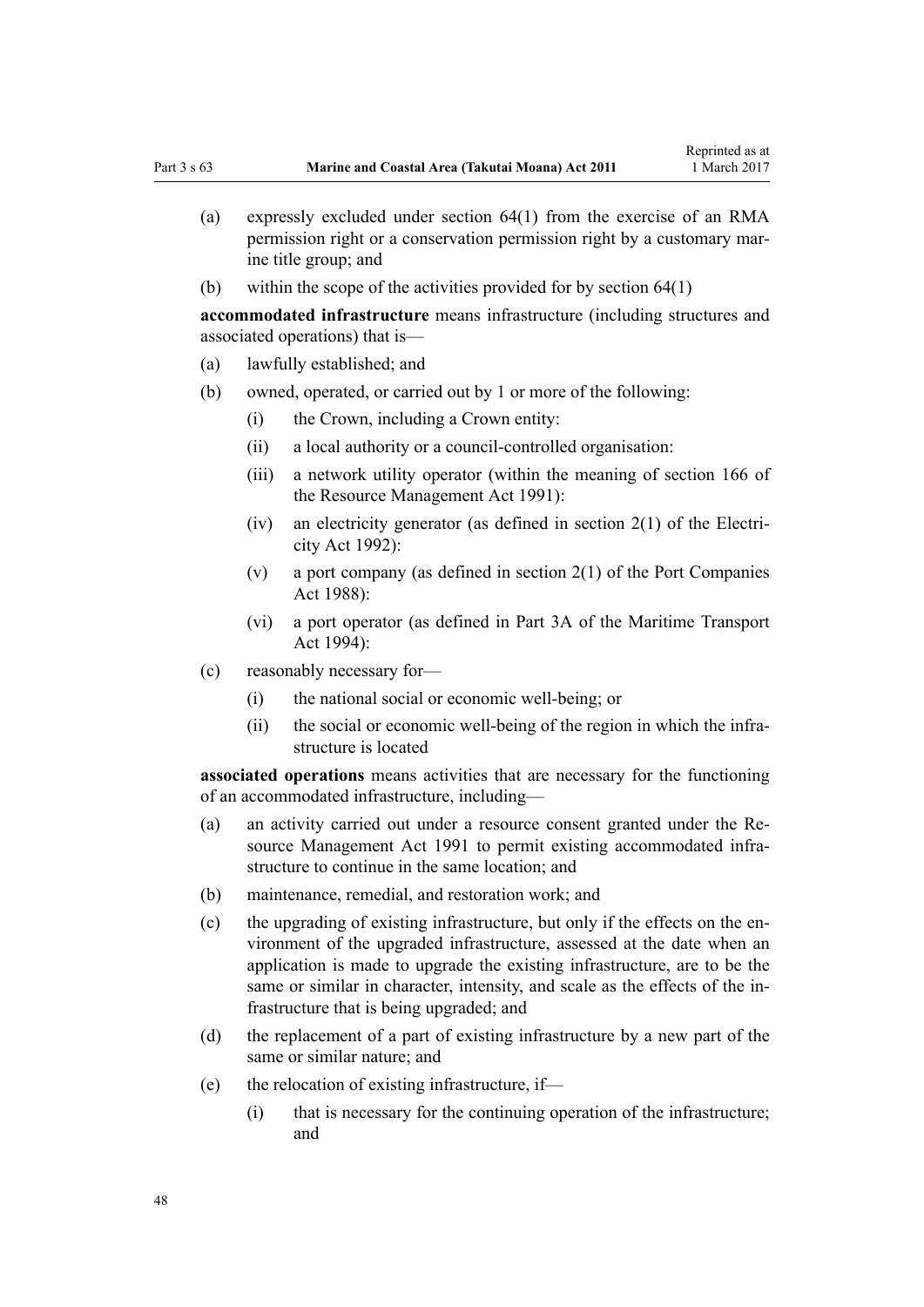(a) expressly excluded under section 64(1) from the exercise of an RMA permission right or a conservation permission right by a customary marine title group; and

(b) within the scope of the activities provided for by section 64(1)

**accommodated infrastructure** means infrastructure (including structures and associated operations) that is—

(a) lawfully established; and

(b) owned, operated, or carried out by 1 or more of the following:

  (i) the Crown, including a Crown entity:

  (ii) a local authority or a council-controlled organisation:

  (iii) a network utility operator (within the meaning of section 166 of the Resource Management Act 1991):

  (iv) an electricity generator (as defined in section 2(1) of the Electricity Act 1992):

  (v) a port company (as defined in section 2(1) of the Port Companies Act 1988):

  (vi) a port operator (as defined in Part 3A of the Maritime Transport Act 1994):

(c) reasonably necessary for—

  (i) the national social or economic well-being; or

  (ii) the social or economic well-being of the region in which the infrastructure is located

**associated operations** means activities that are necessary for the functioning of an accommodated infrastructure, including—

(a) an activity carried out under a resource consent granted under the Resource Management Act 1991 to permit existing accommodated infrastructure to continue in the same location; and

(b) maintenance, remedial, and restoration work; and

(c) the upgrading of existing infrastructure, but only if the effects on the environment of the upgraded infrastructure, assessed at the date when an application is made to upgrade the existing infrastructure, are to be the same or similar in character, intensity, and scale as the effects of the infrastructure that is being upgraded; and

(d) the replacement of a part of existing infrastructure by a new part of the same or similar nature; and

(e) the relocation of existing infrastructure, if—

  (i) that is necessary for the continuing operation of the infrastructure; and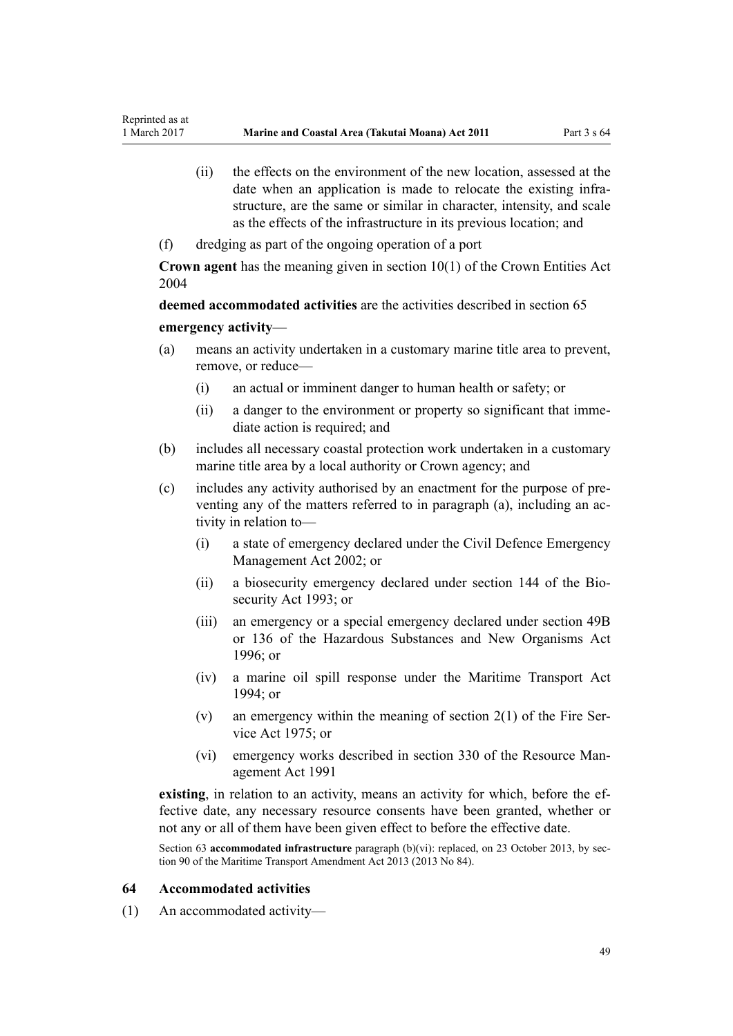(ii) the effects on the environment of the new location, assessed at the date when an application is made to relocate the existing infrastructure, are the same or similar in character, intensity, and scale as the effects of the infrastructure in its previous location; and

(f) dredging as part of the ongoing operation of a port

**Crown agent** has the meaning given in section 10(1) of the Crown Entities Act 2004

**deemed accommodated activities** are the activities described in section 65

**emergency activity**—

(a) means an activity undertaken in a customary marine title area to prevent, remove, or reduce—

(i) an actual or imminent danger to human health or safety; or

(ii) a danger to the environment or property so significant that immediate action is required; and

(b) includes all necessary coastal protection work undertaken in a customary marine title area by a local authority or Crown agency; and

(c) includes any activity authorised by an enactment for the purpose of preventing any of the matters referred to in paragraph (a), including an activity in relation to—

(i) a state of emergency declared under the Civil Defence Emergency Management Act 2002; or

(ii) a biosecurity emergency declared under section 144 of the Biosecurity Act 1993; or

(iii) an emergency or a special emergency declared under section 49B or 136 of the Hazardous Substances and New Organisms Act 1996; or

(iv) a marine oil spill response under the Maritime Transport Act 1994; or

(v) an emergency within the meaning of section 2(1) of the Fire Service Act 1975; or

(vi) emergency works described in section 330 of the Resource Management Act 1991

**existing**, in relation to an activity, means an activity for which, before the effective date, any necessary resource consents have been granted, whether or not any or all of them have been given effect to before the effective date.

Section 63 **accommodated infrastructure** paragraph (b)(vi): replaced, on 23 October 2013, by section 90 of the Maritime Transport Amendment Act 2013 (2013 No 84).

### 64 Accommodated activities

(1) An accommodated activity—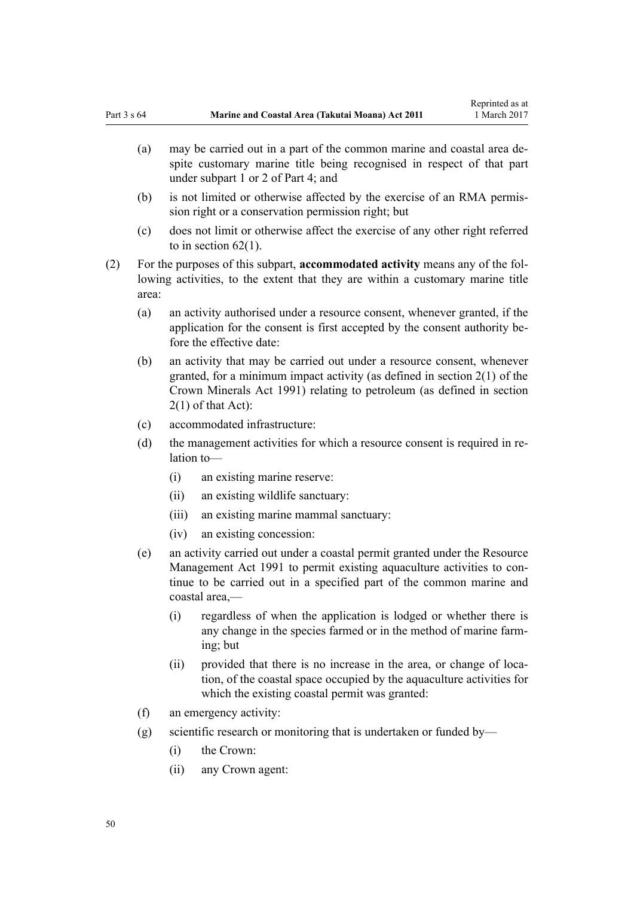(a) may be carried out in a part of the common marine and coastal area despite customary marine title being recognised in respect of that part under subpart 1 or 2 of Part 4; and

(b) is not limited or otherwise affected by the exercise of an RMA permission right or a conservation permission right; but

(c) does not limit or otherwise affect the exercise of any other right referred to in section 62(1).

(2) For the purposes of this subpart, **accommodated activity** means any of the following activities, to the extent that they are within a customary marine title area:

(a) an activity authorised under a resource consent, whenever granted, if the application for the consent is first accepted by the consent authority before the effective date:

(b) an activity that may be carried out under a resource consent, whenever granted, for a minimum impact activity (as defined in section 2(1) of the Crown Minerals Act 1991) relating to petroleum (as defined in section 2(1) of that Act):

(c) accommodated infrastructure:

(d) the management activities for which a resource consent is required in relation to—

(i) an existing marine reserve:

(ii) an existing wildlife sanctuary:

(iii) an existing marine mammal sanctuary:

(iv) an existing concession:

(e) an activity carried out under a coastal permit granted under the Resource Management Act 1991 to permit existing aquaculture activities to continue to be carried out in a specified part of the common marine and coastal area,—

(i) regardless of when the application is lodged or whether there is any change in the species farmed or in the method of marine farming; but

(ii) provided that there is no increase in the area, or change of location, of the coastal space occupied by the aquaculture activities for which the existing coastal permit was granted:

(f) an emergency activity:

(g) scientific research or monitoring that is undertaken or funded by—

(i) the Crown:

(ii) any Crown agent: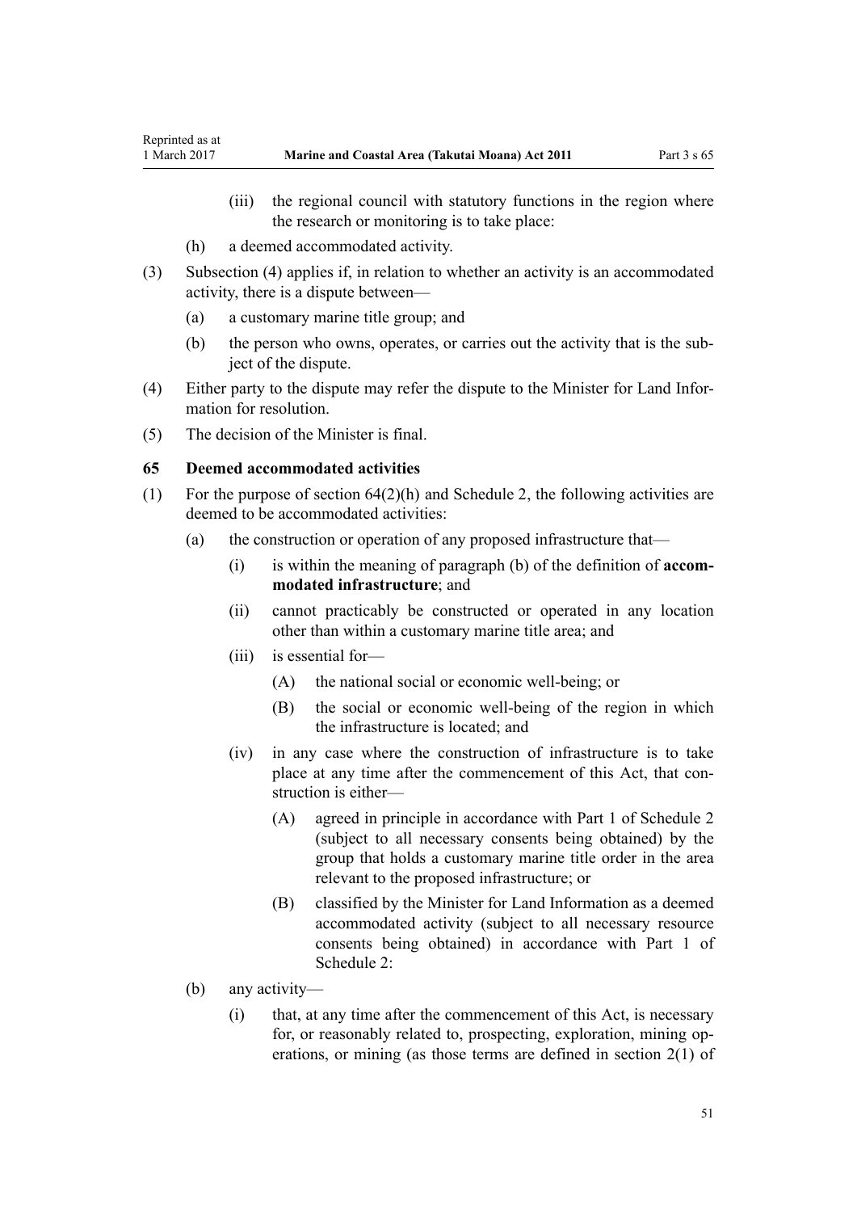(iii) the regional council with statutory functions in the region where the research or monitoring is to take place:

(h) a deemed accommodated activity.

(3) Subsection (4) applies if, in relation to whether an activity is an accommodated activity, there is a dispute between—

(a) a customary marine title group; and

(b) the person who owns, operates, or carries out the activity that is the subject of the dispute.

(4) Either party to the dispute may refer the dispute to the Minister for Land Information for resolution.

(5) The decision of the Minister is final.

### 65 Deemed accommodated activities

(1) For the purpose of section 64(2)(h) and Schedule 2, the following activities are deemed to be accommodated activities:

(a) the construction or operation of any proposed infrastructure that—

(i) is within the meaning of paragraph (b) of the definition of **accommodated infrastructure**; and

(ii) cannot practicably be constructed or operated in any location other than within a customary marine title area; and

(iii) is essential for—

(A) the national social or economic well-being; or

(B) the social or economic well-being of the region in which the infrastructure is located; and

(iv) in any case where the construction of infrastructure is to take place at any time after the commencement of this Act, that construction is either—

(A) agreed in principle in accordance with Part 1 of Schedule 2 (subject to all necessary consents being obtained) by the group that holds a customary marine title order in the area relevant to the proposed infrastructure; or

(B) classified by the Minister for Land Information as a deemed accommodated activity (subject to all necessary resource consents being obtained) in accordance with Part 1 of Schedule 2:

(b) any activity—

(i) that, at any time after the commencement of this Act, is necessary for, or reasonably related to, prospecting, exploration, mining operations, or mining (as those terms are defined in section 2(1) of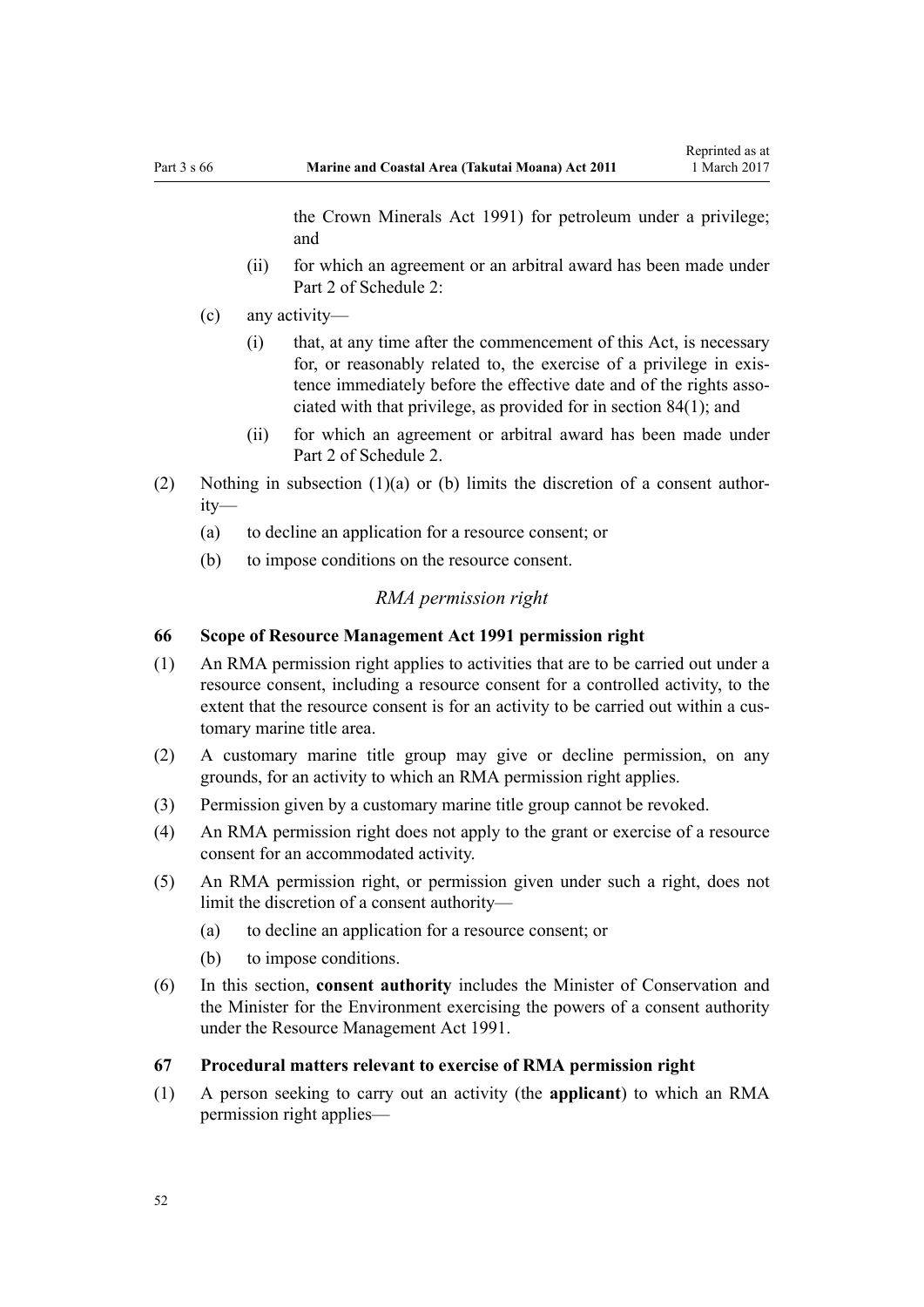the Crown Minerals Act 1991) for petroleum under a privilege; and

    (ii) for which an agreement or an arbitral award has been made under Part 2 of Schedule 2:

(c) any activity—

    (i) that, at any time after the commencement of this Act, is necessary for, or reasonably related to, the exercise of a privilege in existence immediately before the effective date and of the rights associated with that privilege, as provided for in section 84(1); and

    (ii) for which an agreement or arbitral award has been made under Part 2 of Schedule 2.

(2) Nothing in subsection (1)(a) or (b) limits the discretion of a consent authority—

(a) to decline an application for a resource consent; or

(b) to impose conditions on the resource consent.

*RMA permission right*

### 66 Scope of Resource Management Act 1991 permission right

(1) An RMA permission right applies to activities that are to be carried out under a resource consent, including a resource consent for a controlled activity, to the extent that the resource consent is for an activity to be carried out within a customary marine title area.

(2) A customary marine title group may give or decline permission, on any grounds, for an activity to which an RMA permission right applies.

(3) Permission given by a customary marine title group cannot be revoked.

(4) An RMA permission right does not apply to the grant or exercise of a resource consent for an accommodated activity.

(5) An RMA permission right, or permission given under such a right, does not limit the discretion of a consent authority—

(a) to decline an application for a resource consent; or

(b) to impose conditions.

(6) In this section, **consent authority** includes the Minister of Conservation and the Minister for the Environment exercising the powers of a consent authority under the Resource Management Act 1991.

### 67 Procedural matters relevant to exercise of RMA permission right

(1) A person seeking to carry out an activity (the **applicant**) to which an RMA permission right applies—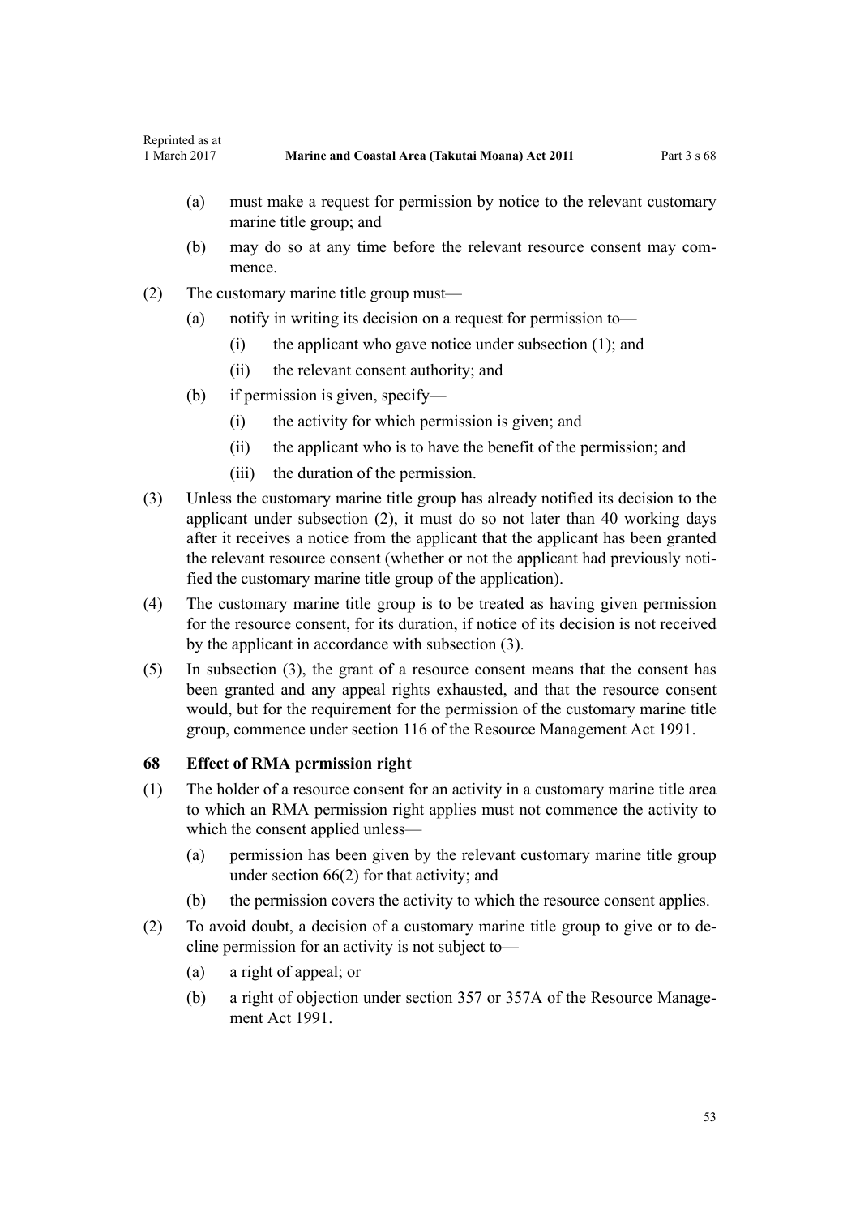(a) must make a request for permission by notice to the relevant customary marine title group; and

(b) may do so at any time before the relevant resource consent may commence.

(2) The customary marine title group must—

(a) notify in writing its decision on a request for permission to—

(i) the applicant who gave notice under subsection (1); and

(ii) the relevant consent authority; and

(b) if permission is given, specify—

(i) the activity for which permission is given; and

(ii) the applicant who is to have the benefit of the permission; and

(iii) the duration of the permission.

(3) Unless the customary marine title group has already notified its decision to the applicant under subsection (2), it must do so not later than 40 working days after it receives a notice from the applicant that the applicant has been granted the relevant resource consent (whether or not the applicant had previously notified the customary marine title group of the application).

(4) The customary marine title group is to be treated as having given permission for the resource consent, for its duration, if notice of its decision is not received by the applicant in accordance with subsection (3).

(5) In subsection (3), the grant of a resource consent means that the consent has been granted and any appeal rights exhausted, and that the resource consent would, but for the requirement for the permission of the customary marine title group, commence under section 116 of the Resource Management Act 1991.

### 68 Effect of RMA permission right

(1) The holder of a resource consent for an activity in a customary marine title area to which an RMA permission right applies must not commence the activity to which the consent applied unless—

(a) permission has been given by the relevant customary marine title group under section 66(2) for that activity; and

(b) the permission covers the activity to which the resource consent applies.

(2) To avoid doubt, a decision of a customary marine title group to give or to decline permission for an activity is not subject to—

(a) a right of appeal; or

(b) a right of objection under section 357 or 357A of the Resource Management Act 1991.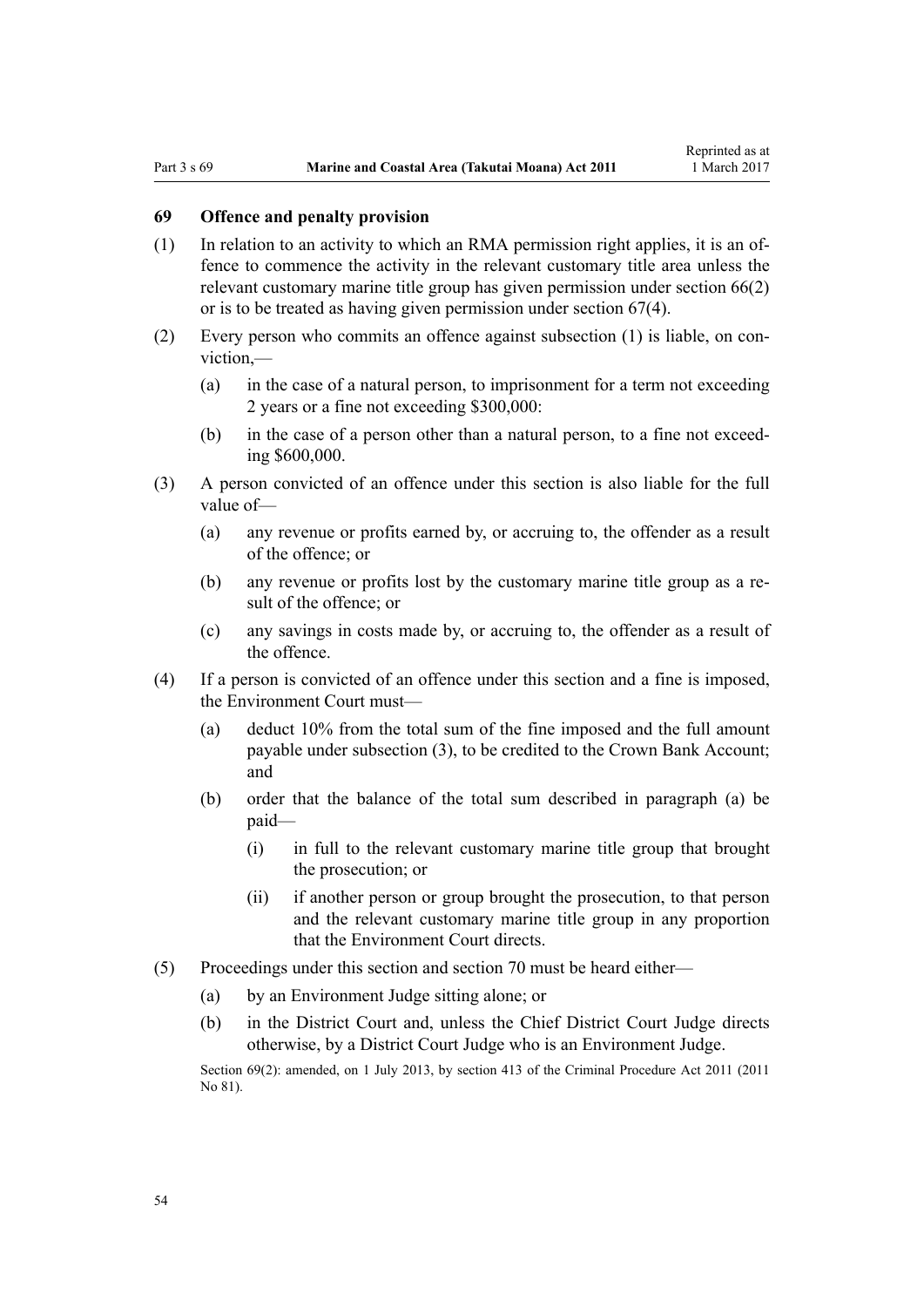## 69 Offence and penalty provision

(1) In relation to an activity to which an RMA permission right applies, it is an offence to commence the activity in the relevant customary title area unless the relevant customary marine title group has given permission under section 66(2) or is to be treated as having given permission under section 67(4).

(2) Every person who commits an offence against subsection (1) is liable, on conviction,—

  (a) in the case of a natural person, to imprisonment for a term not exceeding 2 years or a fine not exceeding $300,000:

  (b) in the case of a person other than a natural person, to a fine not exceeding $600,000.

(3) A person convicted of an offence under this section is also liable for the full value of—

  (a) any revenue or profits earned by, or accruing to, the offender as a result of the offence; or

  (b) any revenue or profits lost by the customary marine title group as a result of the offence; or

  (c) any savings in costs made by, or accruing to, the offender as a result of the offence.

(4) If a person is convicted of an offence under this section and a fine is imposed, the Environment Court must—

  (a) deduct 10% from the total sum of the fine imposed and the full amount payable under subsection (3), to be credited to the Crown Bank Account; and

  (b) order that the balance of the total sum described in paragraph (a) be paid—

    (i) in full to the relevant customary marine title group that brought the prosecution; or

    (ii) if another person or group brought the prosecution, to that person and the relevant customary marine title group in any proportion that the Environment Court directs.

(5) Proceedings under this section and section 70 must be heard either—

  (a) by an Environment Judge sitting alone; or

  (b) in the District Court and, unless the Chief District Court Judge directs otherwise, by a District Court Judge who is an Environment Judge.

Section 69(2): amended, on 1 July 2013, by section 413 of the Criminal Procedure Act 2011 (2011 No 81).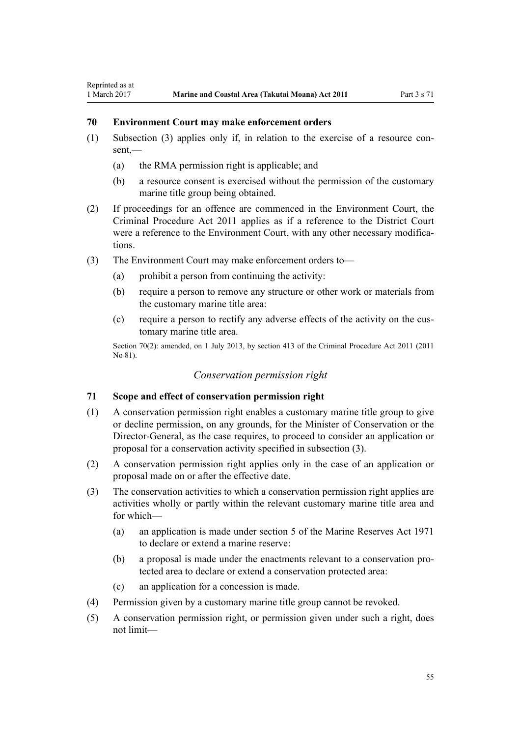### 70 Environment Court may make enforcement orders

(1) Subsection (3) applies only if, in relation to the exercise of a resource consent,—

  (a) the RMA permission right is applicable; and

  (b) a resource consent is exercised without the permission of the customary marine title group being obtained.

(2) If proceedings for an offence are commenced in the Environment Court, the Criminal Procedure Act 2011 applies as if a reference to the District Court were a reference to the Environment Court, with any other necessary modifications.

(3) The Environment Court may make enforcement orders to—

  (a) prohibit a person from continuing the activity:

  (b) require a person to remove any structure or other work or materials from the customary marine title area:

  (c) require a person to rectify any adverse effects of the activity on the customary marine title area.

Section 70(2): amended, on 1 July 2013, by section 413 of the Criminal Procedure Act 2011 (2011 No 81).

*Conservation permission right*

### 71 Scope and effect of conservation permission right

(1) A conservation permission right enables a customary marine title group to give or decline permission, on any grounds, for the Minister of Conservation or the Director-General, as the case requires, to proceed to consider an application or proposal for a conservation activity specified in subsection (3).

(2) A conservation permission right applies only in the case of an application or proposal made on or after the effective date.

(3) The conservation activities to which a conservation permission right applies are activities wholly or partly within the relevant customary marine title area and for which—

  (a) an application is made under section 5 of the Marine Reserves Act 1971 to declare or extend a marine reserve:

  (b) a proposal is made under the enactments relevant to a conservation protected area to declare or extend a conservation protected area:

  (c) an application for a concession is made.

(4) Permission given by a customary marine title group cannot be revoked.

(5) A conservation permission right, or permission given under such a right, does not limit—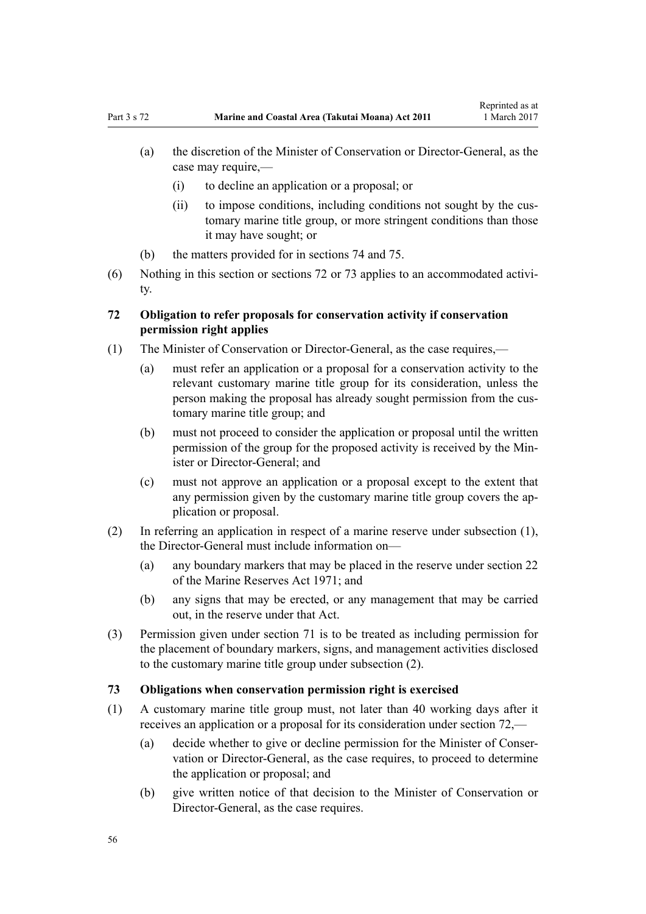(a) the discretion of the Minister of Conservation or Director-General, as the case may require,—

  (i) to decline an application or a proposal; or

  (ii) to impose conditions, including conditions not sought by the customary marine title group, or more stringent conditions than those it may have sought; or

(b) the matters provided for in sections 74 and 75.

(6) Nothing in this section or sections 72 or 73 applies to an accommodated activity.

### 72 Obligation to refer proposals for conservation activity if conservation permission right applies

(1) The Minister of Conservation or Director-General, as the case requires,—

  (a) must refer an application or a proposal for a conservation activity to the relevant customary marine title group for its consideration, unless the person making the proposal has already sought permission from the customary marine title group; and

  (b) must not proceed to consider the application or proposal until the written permission of the group for the proposed activity is received by the Minister or Director-General; and

  (c) must not approve an application or a proposal except to the extent that any permission given by the customary marine title group covers the application or proposal.

(2) In referring an application in respect of a marine reserve under subsection (1), the Director-General must include information on—

  (a) any boundary markers that may be placed in the reserve under section 22 of the Marine Reserves Act 1971; and

  (b) any signs that may be erected, or any management that may be carried out, in the reserve under that Act.

(3) Permission given under section 71 is to be treated as including permission for the placement of boundary markers, signs, and management activities disclosed to the customary marine title group under subsection (2).

### 73 Obligations when conservation permission right is exercised

(1) A customary marine title group must, not later than 40 working days after it receives an application or a proposal for its consideration under section 72,—

  (a) decide whether to give or decline permission for the Minister of Conservation or Director-General, as the case requires, to proceed to determine the application or proposal; and

  (b) give written notice of that decision to the Minister of Conservation or Director-General, as the case requires.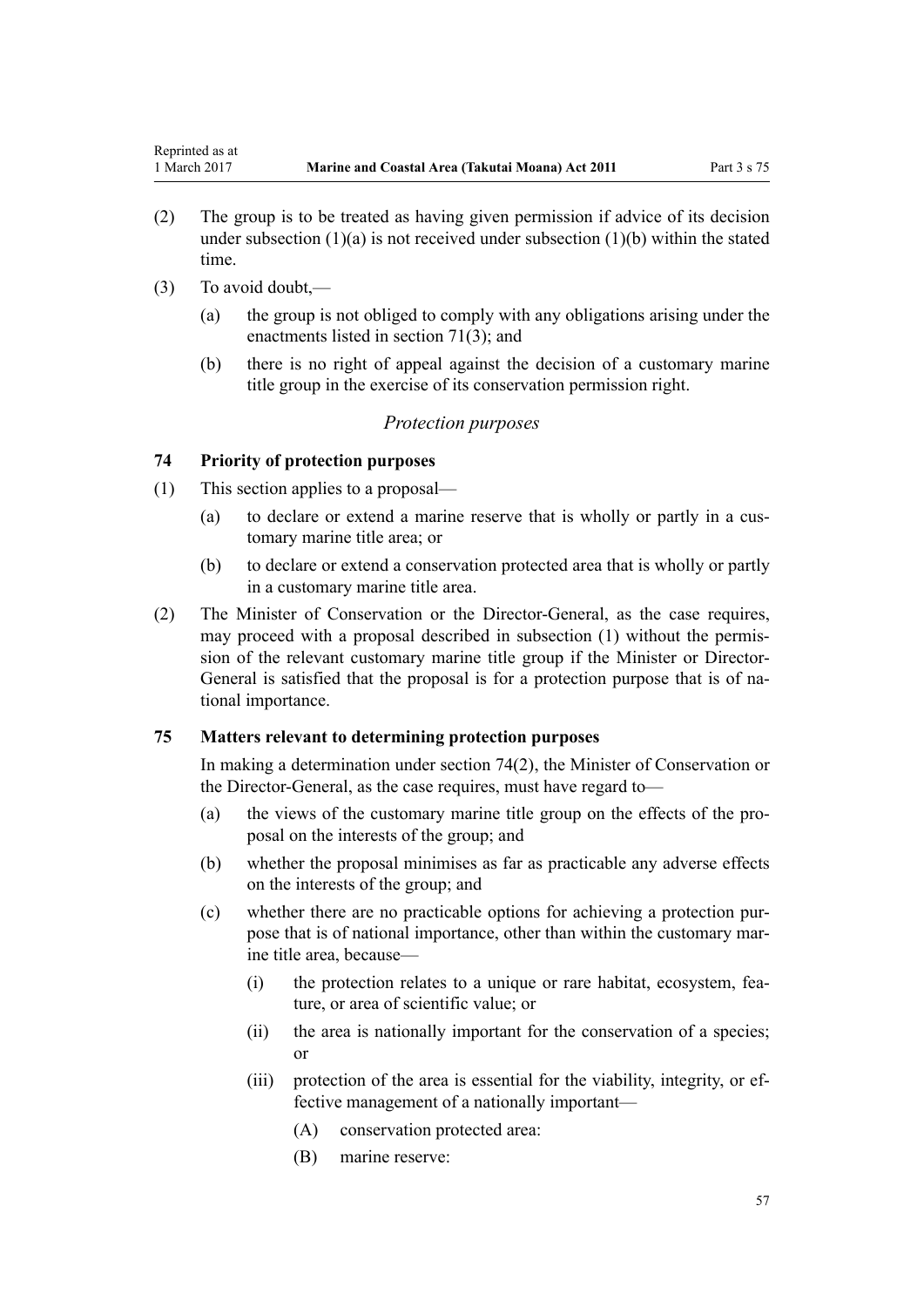(2) The group is to be treated as having given permission if advice of its decision under subsection (1)(a) is not received under subsection (1)(b) within the stated time.

(3) To avoid doubt,—

(a) the group is not obliged to comply with any obligations arising under the enactments listed in section 71(3); and

(b) there is no right of appeal against the decision of a customary marine title group in the exercise of its conservation permission right.

*Protection purposes*

### 74 Priority of protection purposes

(1) This section applies to a proposal—

(a) to declare or extend a marine reserve that is wholly or partly in a customary marine title area; or

(b) to declare or extend a conservation protected area that is wholly or partly in a customary marine title area.

(2) The Minister of Conservation or the Director-General, as the case requires, may proceed with a proposal described in subsection (1) without the permission of the relevant customary marine title group if the Minister or Director-General is satisfied that the proposal is for a protection purpose that is of national importance.

### 75 Matters relevant to determining protection purposes

In making a determination under section 74(2), the Minister of Conservation or the Director-General, as the case requires, must have regard to—

(a) the views of the customary marine title group on the effects of the proposal on the interests of the group; and

(b) whether the proposal minimises as far as practicable any adverse effects on the interests of the group; and

(c) whether there are no practicable options for achieving a protection purpose that is of national importance, other than within the customary marine title area, because—

(i) the protection relates to a unique or rare habitat, ecosystem, feature, or area of scientific value; or

(ii) the area is nationally important for the conservation of a species; or

(iii) protection of the area is essential for the viability, integrity, or effective management of a nationally important—

(A) conservation protected area:

(B) marine reserve: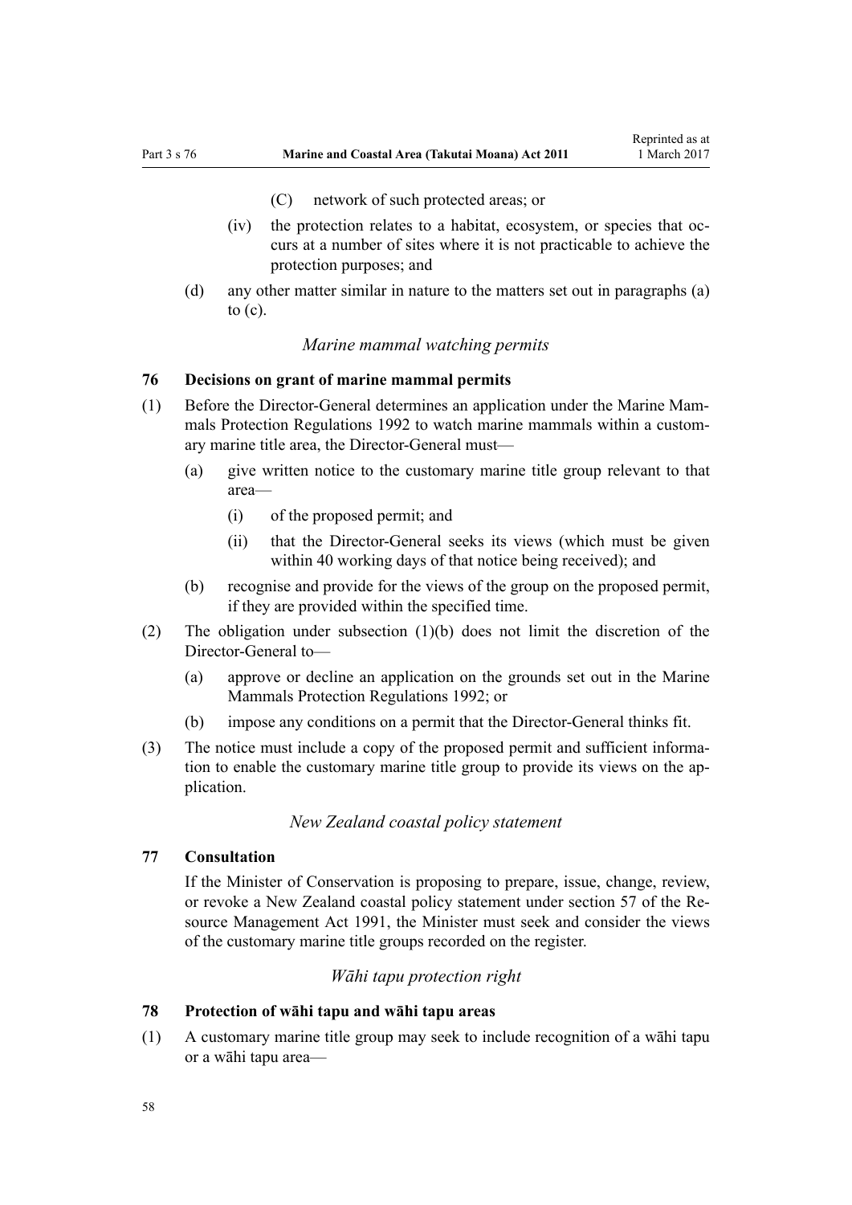(C) network of such protected areas; or

(iv) the protection relates to a habitat, ecosystem, or species that occurs at a number of sites where it is not practicable to achieve the protection purposes; and

(d) any other matter similar in nature to the matters set out in paragraphs (a) to (c).

*Marine mammal watching permits*

### 76 Decisions on grant of marine mammal permits

(1) Before the Director-General determines an application under the Marine Mammals Protection Regulations 1992 to watch marine mammals within a customary marine title area, the Director-General must—

(a) give written notice to the customary marine title group relevant to that area—

(i) of the proposed permit; and

(ii) that the Director-General seeks its views (which must be given within 40 working days of that notice being received); and

(b) recognise and provide for the views of the group on the proposed permit, if they are provided within the specified time.

(2) The obligation under subsection (1)(b) does not limit the discretion of the Director-General to—

(a) approve or decline an application on the grounds set out in the Marine Mammals Protection Regulations 1992; or

(b) impose any conditions on a permit that the Director-General thinks fit.

(3) The notice must include a copy of the proposed permit and sufficient information to enable the customary marine title group to provide its views on the application.

*New Zealand coastal policy statement*

### 77 Consultation

If the Minister of Conservation is proposing to prepare, issue, change, review, or revoke a New Zealand coastal policy statement under section 57 of the Resource Management Act 1991, the Minister must seek and consider the views of the customary marine title groups recorded on the register.

*Wāhi tapu protection right*

### 78 Protection of wāhi tapu and wāhi tapu areas

(1) A customary marine title group may seek to include recognition of a wāhi tapu or a wāhi tapu area—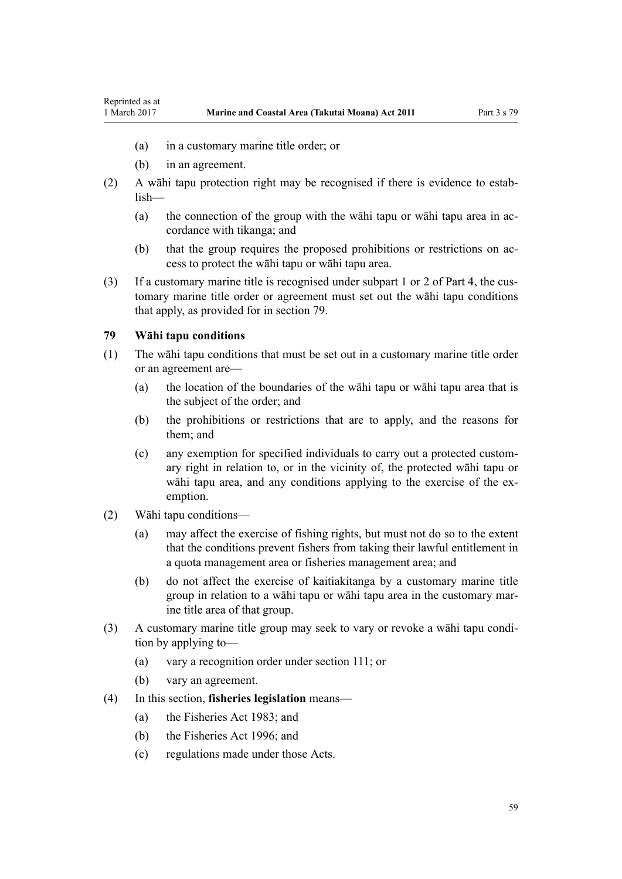(a) in a customary marine title order; or

(b) in an agreement.

(2) A wāhi tapu protection right may be recognised if there is evidence to establish—

(a) the connection of the group with the wāhi tapu or wāhi tapu area in accordance with tikanga; and

(b) that the group requires the proposed prohibitions or restrictions on access to protect the wāhi tapu or wāhi tapu area.

(3) If a customary marine title is recognised under subpart 1 or 2 of Part 4, the customary marine title order or agreement must set out the wāhi tapu conditions that apply, as provided for in section 79.

### 79 Wāhi tapu conditions

(1) The wāhi tapu conditions that must be set out in a customary marine title order or an agreement are—

(a) the location of the boundaries of the wāhi tapu or wāhi tapu area that is the subject of the order; and

(b) the prohibitions or restrictions that are to apply, and the reasons for them; and

(c) any exemption for specified individuals to carry out a protected customary right in relation to, or in the vicinity of, the protected wāhi tapu or wāhi tapu area, and any conditions applying to the exercise of the exemption.

(2) Wāhi tapu conditions—

(a) may affect the exercise of fishing rights, but must not do so to the extent that the conditions prevent fishers from taking their lawful entitlement in a quota management area or fisheries management area; and

(b) do not affect the exercise of kaitiakitanga by a customary marine title group in relation to a wāhi tapu or wāhi tapu area in the customary marine title area of that group.

(3) A customary marine title group may seek to vary or revoke a wāhi tapu condition by applying to—

(a) vary a recognition order under section 111; or

(b) vary an agreement.

(4) In this section, **fisheries legislation** means—

(a) the Fisheries Act 1983; and

(b) the Fisheries Act 1996; and

(c) regulations made under those Acts.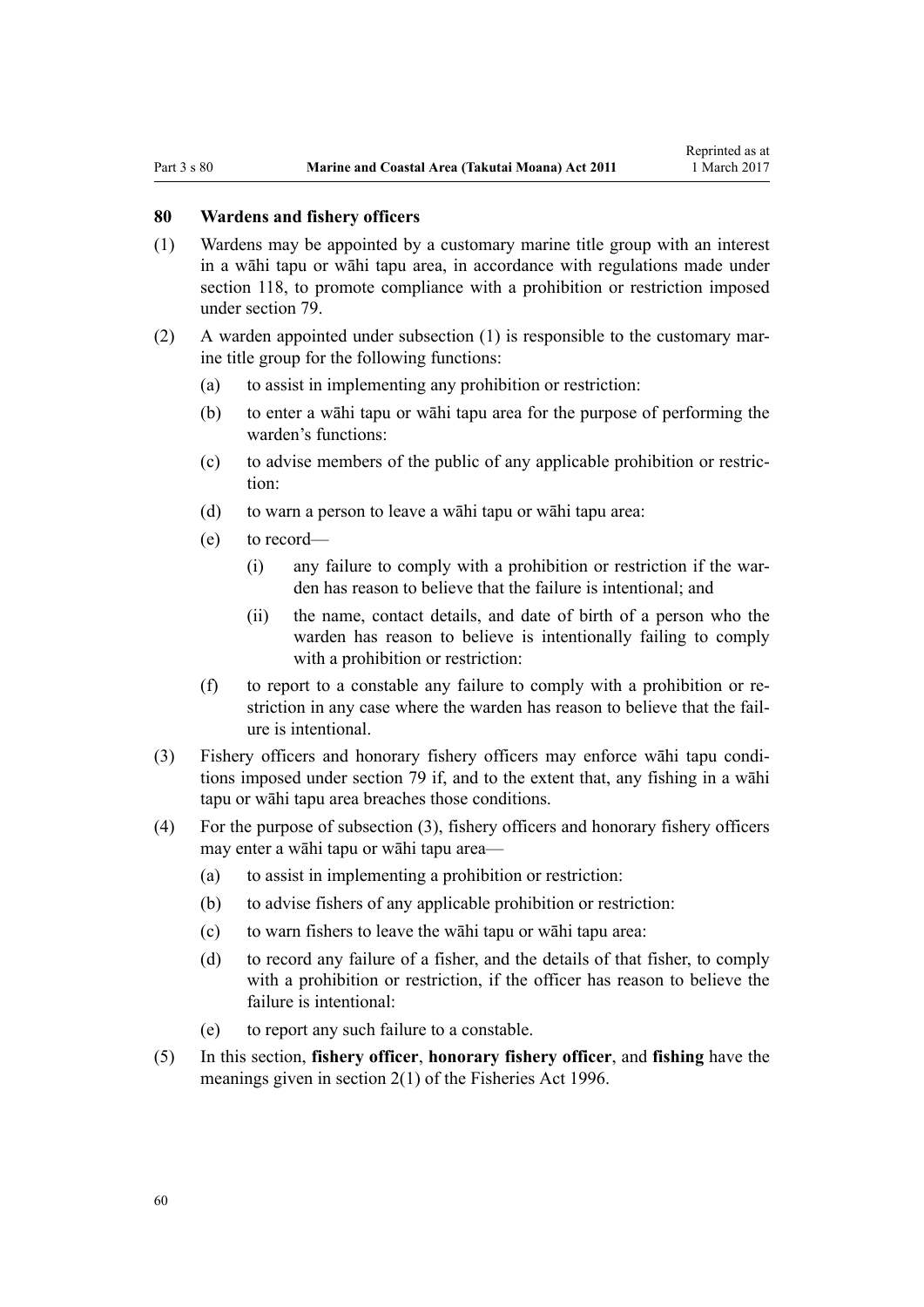### 80 Wardens and fishery officers

(1) Wardens may be appointed by a customary marine title group with an interest in a wāhi tapu or wāhi tapu area, in accordance with regulations made under section 118, to promote compliance with a prohibition or restriction imposed under section 79.

(2) A warden appointed under subsection (1) is responsible to the customary marine title group for the following functions:

- (a) to assist in implementing any prohibition or restriction:
- (b) to enter a wāhi tapu or wāhi tapu area for the purpose of performing the warden's functions:
- (c) to advise members of the public of any applicable prohibition or restriction:
- (d) to warn a person to leave a wāhi tapu or wāhi tapu area:
- (e) to record—
  - (i) any failure to comply with a prohibition or restriction if the warden has reason to believe that the failure is intentional; and
  - (ii) the name, contact details, and date of birth of a person who the warden has reason to believe is intentionally failing to comply with a prohibition or restriction:
- (f) to report to a constable any failure to comply with a prohibition or restriction in any case where the warden has reason to believe that the failure is intentional.

(3) Fishery officers and honorary fishery officers may enforce wāhi tapu conditions imposed under section 79 if, and to the extent that, any fishing in a wāhi tapu or wāhi tapu area breaches those conditions.

(4) For the purpose of subsection (3), fishery officers and honorary fishery officers may enter a wāhi tapu or wāhi tapu area—

- (a) to assist in implementing a prohibition or restriction:
- (b) to advise fishers of any applicable prohibition or restriction:
- (c) to warn fishers to leave the wāhi tapu or wāhi tapu area:
- (d) to record any failure of a fisher, and the details of that fisher, to comply with a prohibition or restriction, if the officer has reason to believe the failure is intentional:
- (e) to report any such failure to a constable.

(5) In this section, **fishery officer**, **honorary fishery officer**, and **fishing** have the meanings given in section 2(1) of the Fisheries Act 1996.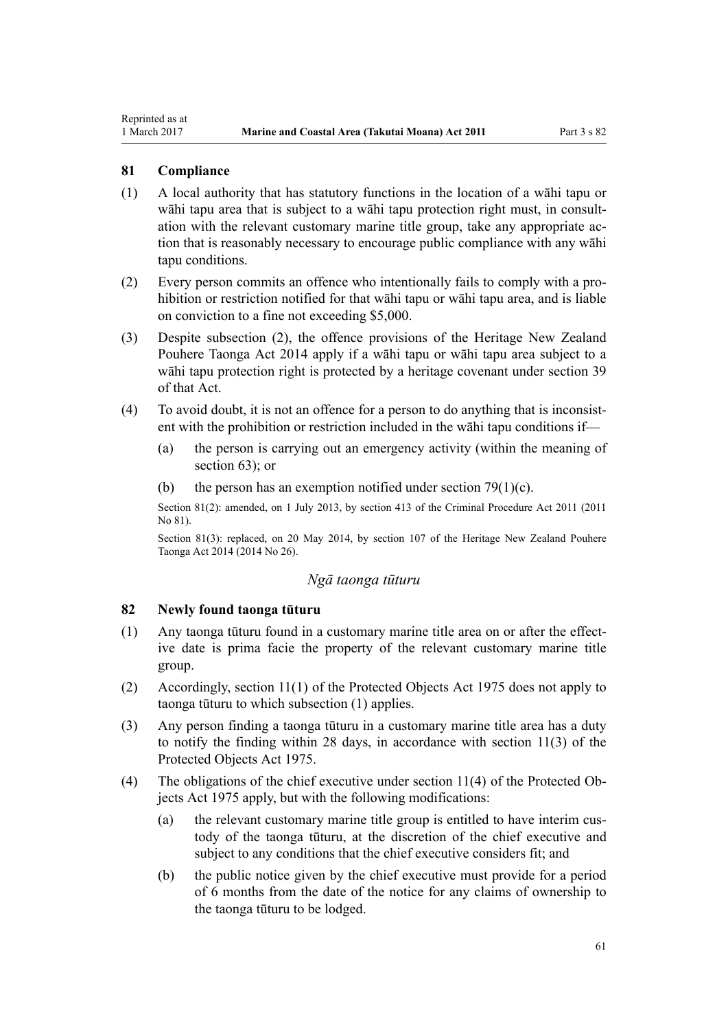## 81 Compliance

(1) A local authority that has statutory functions in the location of a wāhi tapu or wāhi tapu area that is subject to a wāhi tapu protection right must, in consultation with the relevant customary marine title group, take any appropriate action that is reasonably necessary to encourage public compliance with any wāhi tapu conditions.

(2) Every person commits an offence who intentionally fails to comply with a prohibition or restriction notified for that wāhi tapu or wāhi tapu area, and is liable on conviction to a fine not exceeding $5,000.

(3) Despite subsection (2), the offence provisions of the Heritage New Zealand Pouhere Taonga Act 2014 apply if a wāhi tapu or wāhi tapu area subject to a wāhi tapu protection right is protected by a heritage covenant under section 39 of that Act.

(4) To avoid doubt, it is not an offence for a person to do anything that is inconsistent with the prohibition or restriction included in the wāhi tapu conditions if—

- (a) the person is carrying out an emergency activity (within the meaning of section 63); or
- (b) the person has an exemption notified under section 79(1)(c).

Section 81(2): amended, on 1 July 2013, by section 413 of the Criminal Procedure Act 2011 (2011 No 81).

Section 81(3): replaced, on 20 May 2014, by section 107 of the Heritage New Zealand Pouhere Taonga Act 2014 (2014 No 26).

### *Ngā taonga tūturu*

## 82 Newly found taonga tūturu

(1) Any taonga tūturu found in a customary marine title area on or after the effective date is prima facie the property of the relevant customary marine title group.

(2) Accordingly, section 11(1) of the Protected Objects Act 1975 does not apply to taonga tūturu to which subsection (1) applies.

(3) Any person finding a taonga tūturu in a customary marine title area has a duty to notify the finding within 28 days, in accordance with section 11(3) of the Protected Objects Act 1975.

(4) The obligations of the chief executive under section 11(4) of the Protected Objects Act 1975 apply, but with the following modifications:

- (a) the relevant customary marine title group is entitled to have interim custody of the taonga tūturu, at the discretion of the chief executive and subject to any conditions that the chief executive considers fit; and
- (b) the public notice given by the chief executive must provide for a period of 6 months from the date of the notice for any claims of ownership to the taonga tūturu to be lodged.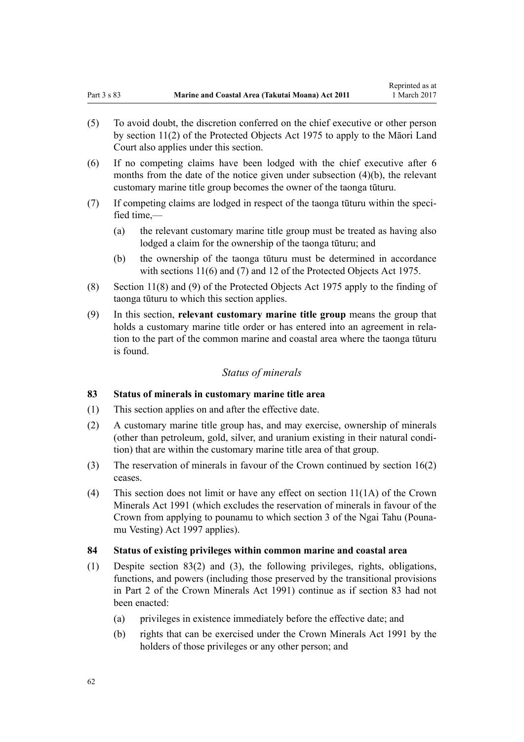(5) To avoid doubt, the discretion conferred on the chief executive or other person by section 11(2) of the Protected Objects Act 1975 to apply to the Māori Land Court also applies under this section.

(6) If no competing claims have been lodged with the chief executive after 6 months from the date of the notice given under subsection (4)(b), the relevant customary marine title group becomes the owner of the taonga tūturu.

(7) If competing claims are lodged in respect of the taonga tūturu within the specified time,—

   (a) the relevant customary marine title group must be treated as having also lodged a claim for the ownership of the taonga tūturu; and

   (b) the ownership of the taonga tūturu must be determined in accordance with sections 11(6) and (7) and 12 of the Protected Objects Act 1975.

(8) Section 11(8) and (9) of the Protected Objects Act 1975 apply to the finding of taonga tūturu to which this section applies.

(9) In this section, **relevant customary marine title group** means the group that holds a customary marine title order or has entered into an agreement in relation to the part of the common marine and coastal area where the taonga tūturu is found.

*Status of minerals*

**83 Status of minerals in customary marine title area**

(1) This section applies on and after the effective date.

(2) A customary marine title group has, and may exercise, ownership of minerals (other than petroleum, gold, silver, and uranium existing in their natural condition) that are within the customary marine title area of that group.

(3) The reservation of minerals in favour of the Crown continued by section 16(2) ceases.

(4) This section does not limit or have any effect on section 11(1A) of the Crown Minerals Act 1991 (which excludes the reservation of minerals in favour of the Crown from applying to pounamu to which section 3 of the Ngai Tahu (Pounamu Vesting) Act 1997 applies).

**84 Status of existing privileges within common marine and coastal area**

(1) Despite section 83(2) and (3), the following privileges, rights, obligations, functions, and powers (including those preserved by the transitional provisions in Part 2 of the Crown Minerals Act 1991) continue as if section 83 had not been enacted:

   (a) privileges in existence immediately before the effective date; and

   (b) rights that can be exercised under the Crown Minerals Act 1991 by the holders of those privileges or any other person; and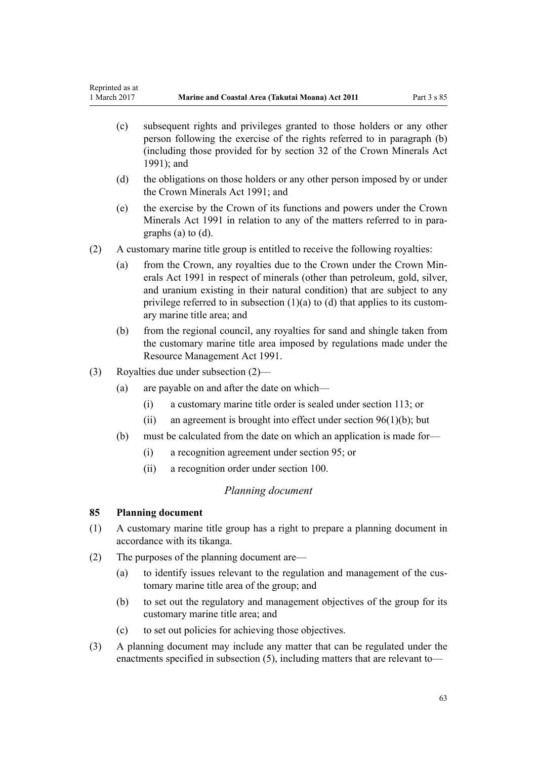(c) subsequent rights and privileges granted to those holders or any other person following the exercise of the rights referred to in paragraph (b) (including those provided for by section 32 of the Crown Minerals Act 1991); and

(d) the obligations on those holders or any other person imposed by or under the Crown Minerals Act 1991; and

(e) the exercise by the Crown of its functions and powers under the Crown Minerals Act 1991 in relation to any of the matters referred to in paragraphs (a) to (d).

(2) A customary marine title group is entitled to receive the following royalties:

(a) from the Crown, any royalties due to the Crown under the Crown Minerals Act 1991 in respect of minerals (other than petroleum, gold, silver, and uranium existing in their natural condition) that are subject to any privilege referred to in subsection (1)(a) to (d) that applies to its customary marine title area; and

(b) from the regional council, any royalties for sand and shingle taken from the customary marine title area imposed by regulations made under the Resource Management Act 1991.

(3) Royalties due under subsection (2)—

(a) are payable on and after the date on which—

(i) a customary marine title order is sealed under section 113; or

(ii) an agreement is brought into effect under section 96(1)(b); but

(b) must be calculated from the date on which an application is made for—

(i) a recognition agreement under section 95; or

(ii) a recognition order under section 100.

*Planning document*

### 85 Planning document

(1) A customary marine title group has a right to prepare a planning document in accordance with its tikanga.

(2) The purposes of the planning document are—

(a) to identify issues relevant to the regulation and management of the customary marine title area of the group; and

(b) to set out the regulatory and management objectives of the group for its customary marine title area; and

(c) to set out policies for achieving those objectives.

(3) A planning document may include any matter that can be regulated under the enactments specified in subsection (5), including matters that are relevant to—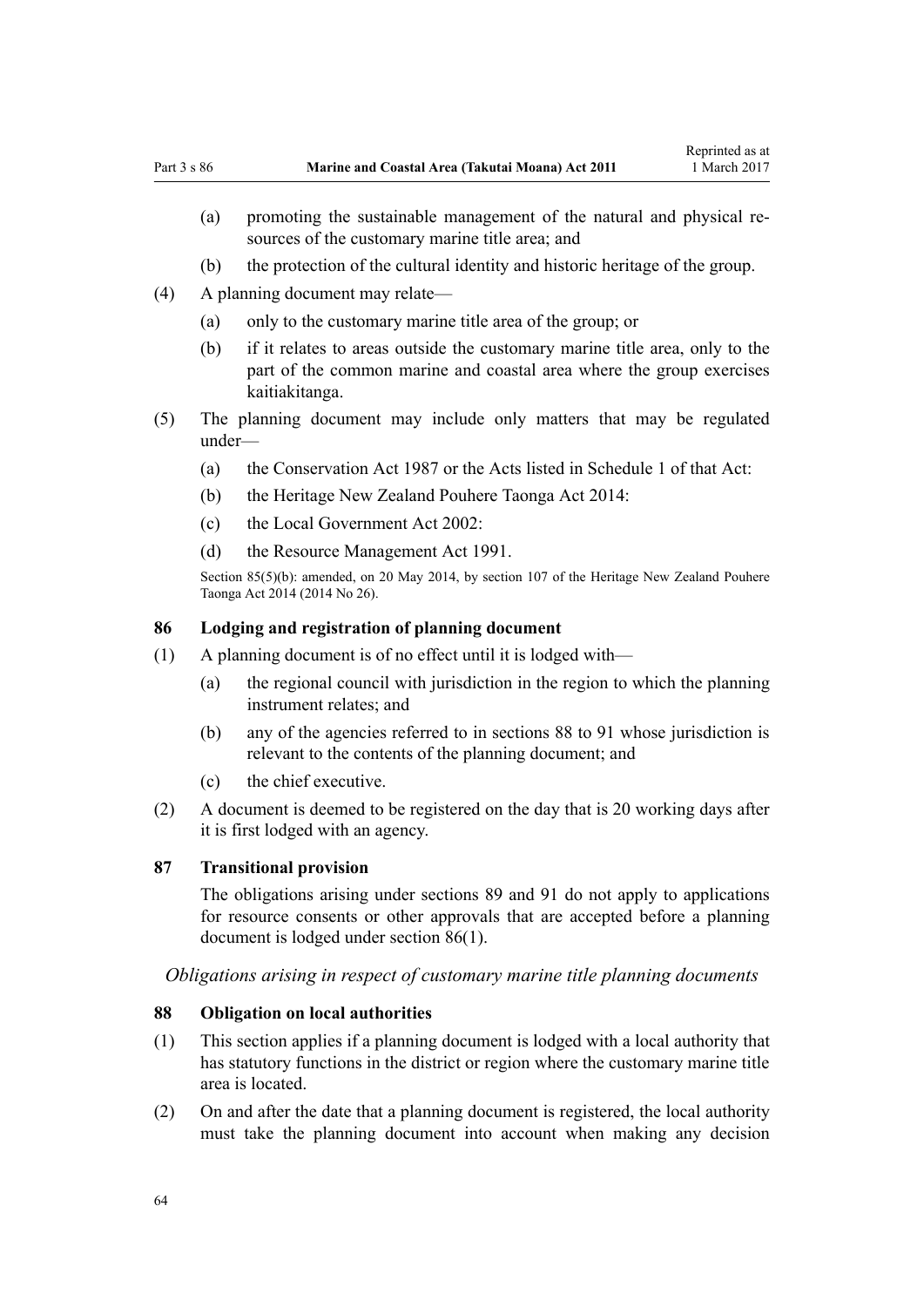(a) promoting the sustainable management of the natural and physical resources of the customary marine title area; and

(b) the protection of the cultural identity and historic heritage of the group.

(4) A planning document may relate—

(a) only to the customary marine title area of the group; or

(b) if it relates to areas outside the customary marine title area, only to the part of the common marine and coastal area where the group exercises kaitiakitanga.

(5) The planning document may include only matters that may be regulated under—

(a) the Conservation Act 1987 or the Acts listed in Schedule 1 of that Act:

(b) the Heritage New Zealand Pouhere Taonga Act 2014:

(c) the Local Government Act 2002:

(d) the Resource Management Act 1991.

Section 85(5)(b): amended, on 20 May 2014, by section 107 of the Heritage New Zealand Pouhere Taonga Act 2014 (2014 No 26).

### 86 Lodging and registration of planning document

(1) A planning document is of no effect until it is lodged with—

(a) the regional council with jurisdiction in the region to which the planning instrument relates; and

(b) any of the agencies referred to in sections 88 to 91 whose jurisdiction is relevant to the contents of the planning document; and

(c) the chief executive.

(2) A document is deemed to be registered on the day that is 20 working days after it is first lodged with an agency.

### 87 Transitional provision

The obligations arising under sections 89 and 91 do not apply to applications for resource consents or other approvals that are accepted before a planning document is lodged under section 86(1).

*Obligations arising in respect of customary marine title planning documents*

### 88 Obligation on local authorities

(1) This section applies if a planning document is lodged with a local authority that has statutory functions in the district or region where the customary marine title area is located.

(2) On and after the date that a planning document is registered, the local authority must take the planning document into account when making any decision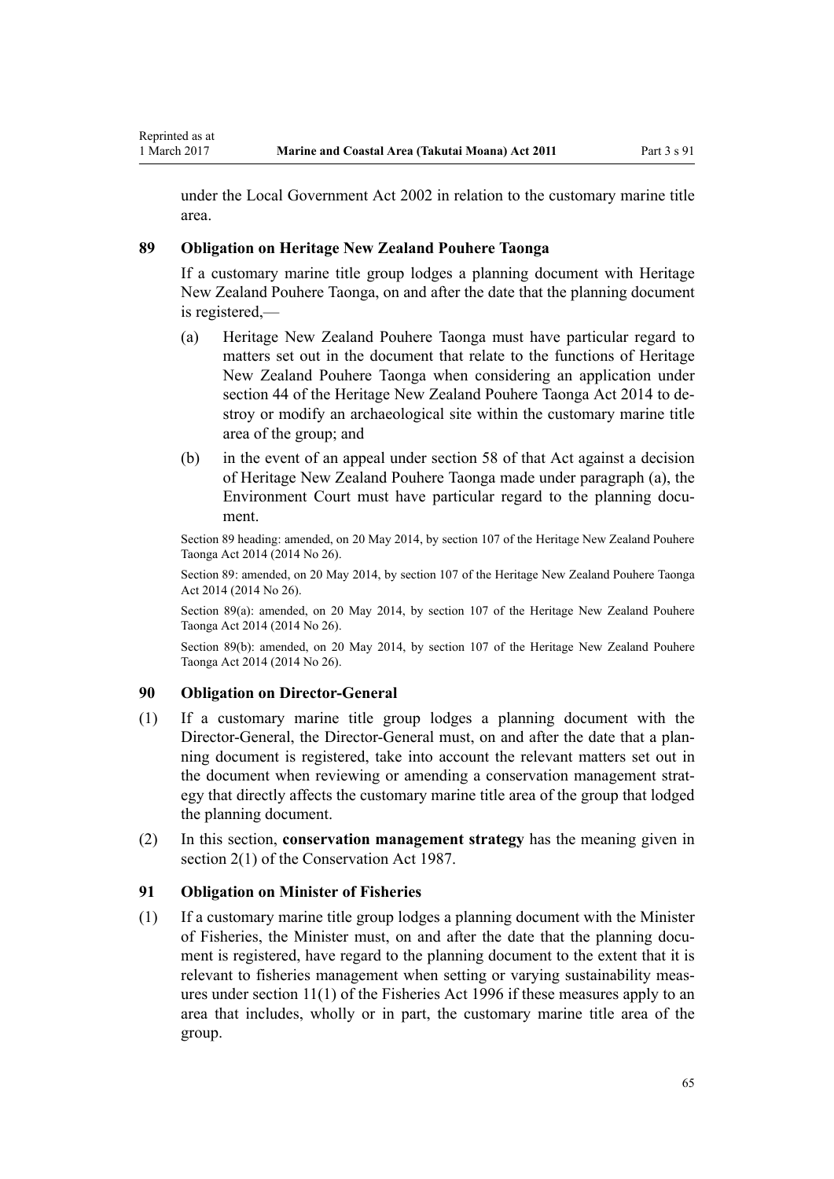under the Local Government Act 2002 in relation to the customary marine title area.

### 89 Obligation on Heritage New Zealand Pouhere Taonga

If a customary marine title group lodges a planning document with Heritage New Zealand Pouhere Taonga, on and after the date that the planning document is registered,—

(a) Heritage New Zealand Pouhere Taonga must have particular regard to matters set out in the document that relate to the functions of Heritage New Zealand Pouhere Taonga when considering an application under section 44 of the Heritage New Zealand Pouhere Taonga Act 2014 to destroy or modify an archaeological site within the customary marine title area of the group; and

(b) in the event of an appeal under section 58 of that Act against a decision of Heritage New Zealand Pouhere Taonga made under paragraph (a), the Environment Court must have particular regard to the planning document.

Section 89 heading: amended, on 20 May 2014, by section 107 of the Heritage New Zealand Pouhere Taonga Act 2014 (2014 No 26).

Section 89: amended, on 20 May 2014, by section 107 of the Heritage New Zealand Pouhere Taonga Act 2014 (2014 No 26).

Section 89(a): amended, on 20 May 2014, by section 107 of the Heritage New Zealand Pouhere Taonga Act 2014 (2014 No 26).

Section 89(b): amended, on 20 May 2014, by section 107 of the Heritage New Zealand Pouhere Taonga Act 2014 (2014 No 26).

### 90 Obligation on Director-General

(1) If a customary marine title group lodges a planning document with the Director-General, the Director-General must, on and after the date that a planning document is registered, take into account the relevant matters set out in the document when reviewing or amending a conservation management strategy that directly affects the customary marine title area of the group that lodged the planning document.

(2) In this section, **conservation management strategy** has the meaning given in section 2(1) of the Conservation Act 1987.

### 91 Obligation on Minister of Fisheries

(1) If a customary marine title group lodges a planning document with the Minister of Fisheries, the Minister must, on and after the date that the planning document is registered, have regard to the planning document to the extent that it is relevant to fisheries management when setting or varying sustainability measures under section 11(1) of the Fisheries Act 1996 if these measures apply to an area that includes, wholly or in part, the customary marine title area of the group.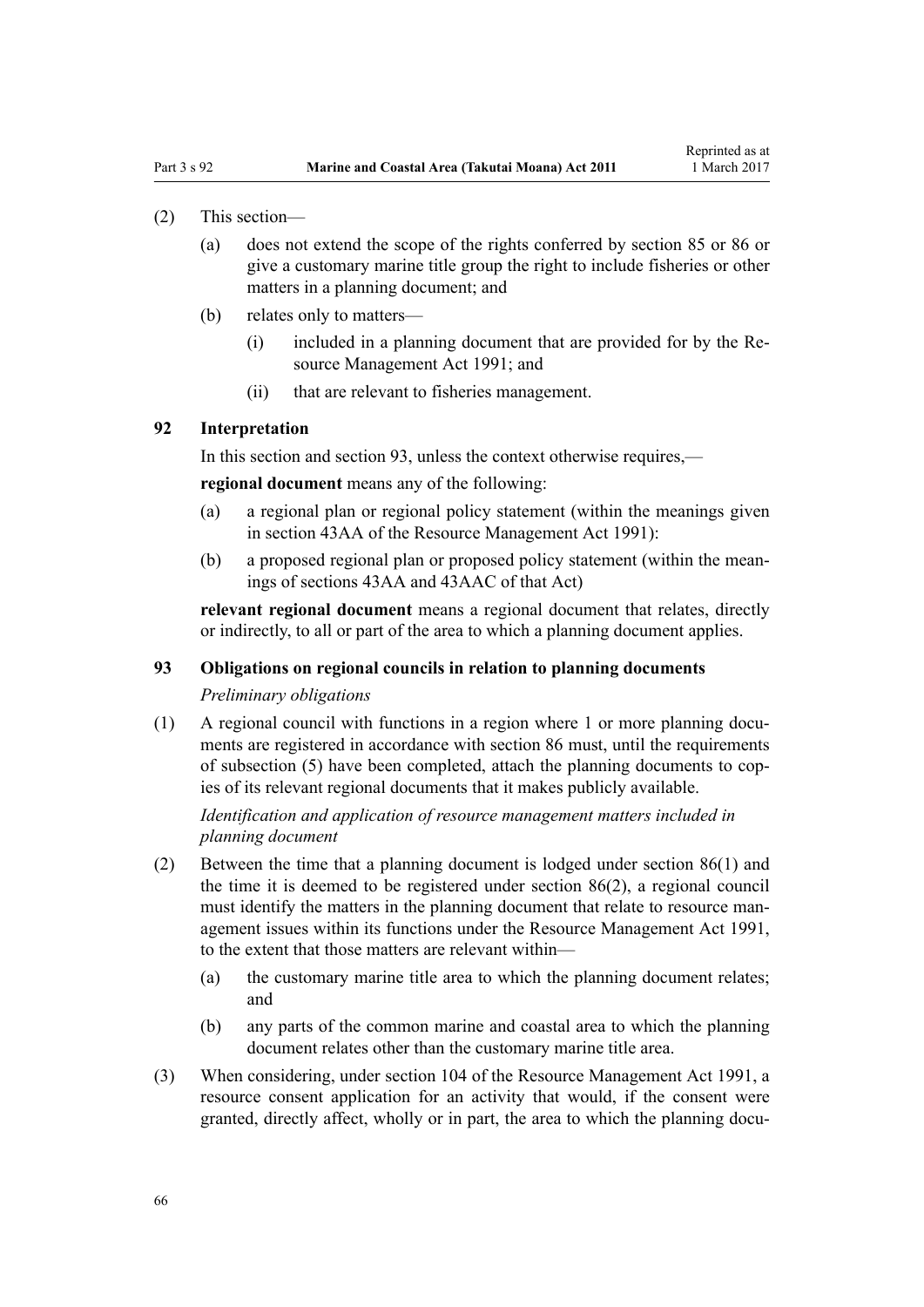(2) This section—

(a) does not extend the scope of the rights conferred by section 85 or 86 or give a customary marine title group the right to include fisheries or other matters in a planning document; and

(b) relates only to matters—

(i) included in a planning document that are provided for by the Resource Management Act 1991; and

(ii) that are relevant to fisheries management.

### 92 Interpretation

In this section and section 93, unless the context otherwise requires,—

**regional document** means any of the following:

(a) a regional plan or regional policy statement (within the meanings given in section 43AA of the Resource Management Act 1991):

(b) a proposed regional plan or proposed policy statement (within the meanings of sections 43AA and 43AAC of that Act)

**relevant regional document** means a regional document that relates, directly or indirectly, to all or part of the area to which a planning document applies.

### 93 Obligations on regional councils in relation to planning documents

*Preliminary obligations*

(1) A regional council with functions in a region where 1 or more planning documents are registered in accordance with section 86 must, until the requirements of subsection (5) have been completed, attach the planning documents to copies of its relevant regional documents that it makes publicly available.

*Identification and application of resource management matters included in planning document*

(2) Between the time that a planning document is lodged under section 86(1) and the time it is deemed to be registered under section 86(2), a regional council must identify the matters in the planning document that relate to resource management issues within its functions under the Resource Management Act 1991, to the extent that those matters are relevant within—

(a) the customary marine title area to which the planning document relates; and

(b) any parts of the common marine and coastal area to which the planning document relates other than the customary marine title area.

(3) When considering, under section 104 of the Resource Management Act 1991, a resource consent application for an activity that would, if the consent were granted, directly affect, wholly or in part, the area to which the planning docu-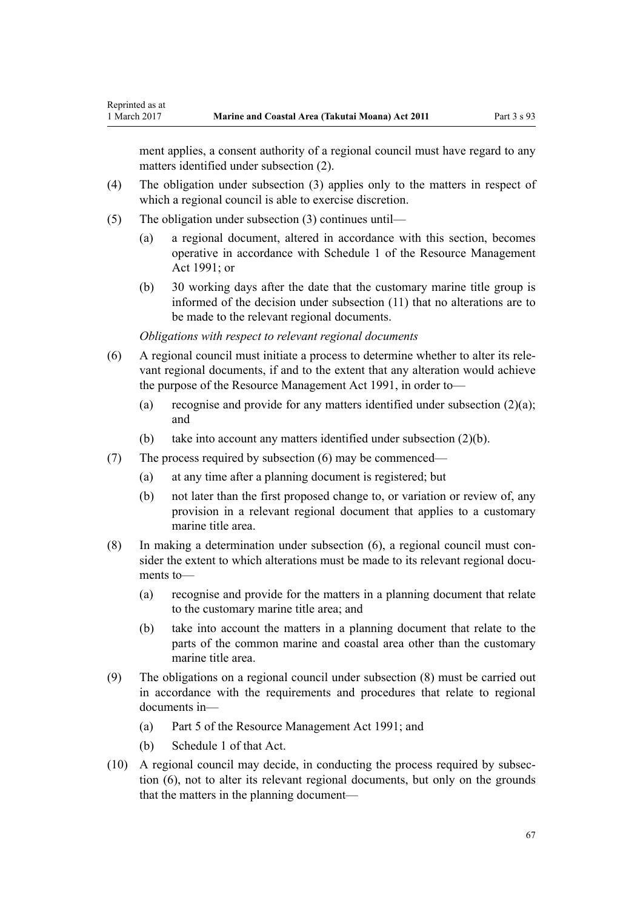ment applies, a consent authority of a regional council must have regard to any matters identified under subsection (2).

(4) The obligation under subsection (3) applies only to the matters in respect of which a regional council is able to exercise discretion.

(5) The obligation under subsection (3) continues until—

(a) a regional document, altered in accordance with this section, becomes operative in accordance with Schedule 1 of the Resource Management Act 1991; or

(b) 30 working days after the date that the customary marine title group is informed of the decision under subsection (11) that no alterations are to be made to the relevant regional documents.

*Obligations with respect to relevant regional documents*

(6) A regional council must initiate a process to determine whether to alter its relevant regional documents, if and to the extent that any alteration would achieve the purpose of the Resource Management Act 1991, in order to—

(a) recognise and provide for any matters identified under subsection (2)(a); and

(b) take into account any matters identified under subsection (2)(b).

(7) The process required by subsection (6) may be commenced—

(a) at any time after a planning document is registered; but

(b) not later than the first proposed change to, or variation or review of, any provision in a relevant regional document that applies to a customary marine title area.

(8) In making a determination under subsection (6), a regional council must consider the extent to which alterations must be made to its relevant regional documents to—

(a) recognise and provide for the matters in a planning document that relate to the customary marine title area; and

(b) take into account the matters in a planning document that relate to the parts of the common marine and coastal area other than the customary marine title area.

(9) The obligations on a regional council under subsection (8) must be carried out in accordance with the requirements and procedures that relate to regional documents in—

(a) Part 5 of the Resource Management Act 1991; and

(b) Schedule 1 of that Act.

(10) A regional council may decide, in conducting the process required by subsection (6), not to alter its relevant regional documents, but only on the grounds that the matters in the planning document—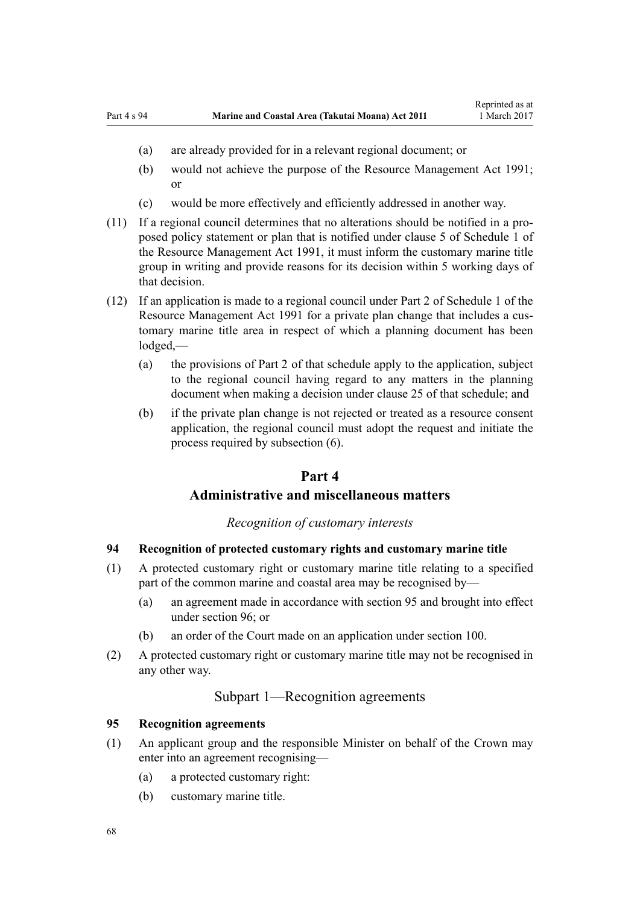(a) are already provided for in a relevant regional document; or

(b) would not achieve the purpose of the Resource Management Act 1991; or

(c) would be more effectively and efficiently addressed in another way.

(11) If a regional council determines that no alterations should be notified in a proposed policy statement or plan that is notified under clause 5 of Schedule 1 of the Resource Management Act 1991, it must inform the customary marine title group in writing and provide reasons for its decision within 5 working days of that decision.

(12) If an application is made to a regional council under Part 2 of Schedule 1 of the Resource Management Act 1991 for a private plan change that includes a customary marine title area in respect of which a planning document has been lodged,—

(a) the provisions of Part 2 of that schedule apply to the application, subject to the regional council having regard to any matters in the planning document when making a decision under clause 25 of that schedule; and

(b) if the private plan change is not rejected or treated as a resource consent application, the regional council must adopt the request and initiate the process required by subsection (6).

# Part 4
# Administrative and miscellaneous matters

*Recognition of customary interests*

### 94 Recognition of protected customary rights and customary marine title

(1) A protected customary right or customary marine title relating to a specified part of the common marine and coastal area may be recognised by—

(a) an agreement made in accordance with section 95 and brought into effect under section 96; or

(b) an order of the Court made on an application under section 100.

(2) A protected customary right or customary marine title may not be recognised in any other way.

## Subpart 1—Recognition agreements

### 95 Recognition agreements

(1) An applicant group and the responsible Minister on behalf of the Crown may enter into an agreement recognising—

(a) a protected customary right:

(b) customary marine title.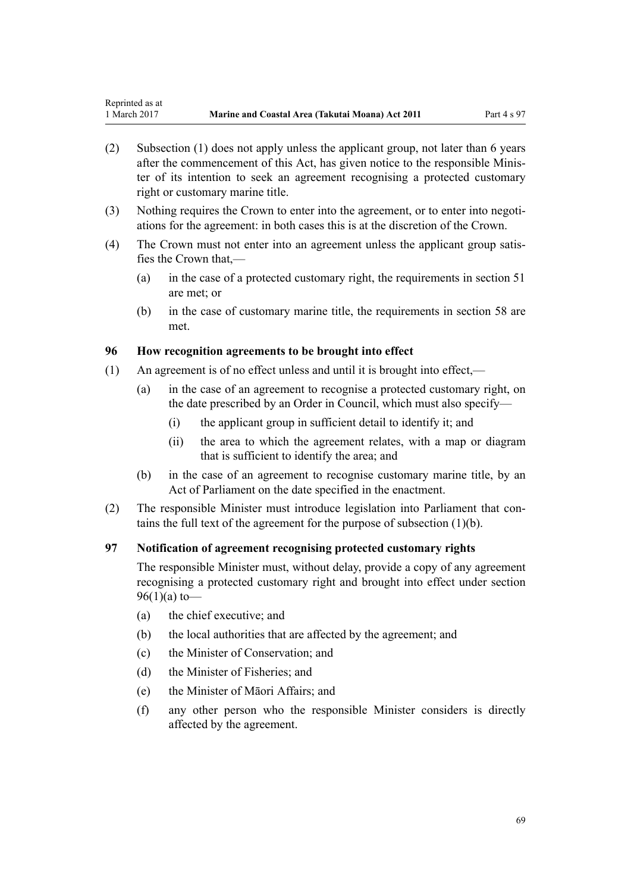(2) Subsection (1) does not apply unless the applicant group, not later than 6 years after the commencement of this Act, has given notice to the responsible Minister of its intention to seek an agreement recognising a protected customary right or customary marine title.

(3) Nothing requires the Crown to enter into the agreement, or to enter into negotiations for the agreement: in both cases this is at the discretion of the Crown.

(4) The Crown must not enter into an agreement unless the applicant group satisfies the Crown that,—

- (a) in the case of a protected customary right, the requirements in section 51 are met; or
- (b) in the case of customary marine title, the requirements in section 58 are met.

### 96 How recognition agreements to be brought into effect

(1) An agreement is of no effect unless and until it is brought into effect,—

- (a) in the case of an agreement to recognise a protected customary right, on the date prescribed by an Order in Council, which must also specify—
  - (i) the applicant group in sufficient detail to identify it; and
  - (ii) the area to which the agreement relates, with a map or diagram that is sufficient to identify the area; and
- (b) in the case of an agreement to recognise customary marine title, by an Act of Parliament on the date specified in the enactment.

(2) The responsible Minister must introduce legislation into Parliament that contains the full text of the agreement for the purpose of subsection (1)(b).

### 97 Notification of agreement recognising protected customary rights

The responsible Minister must, without delay, provide a copy of any agreement recognising a protected customary right and brought into effect under section 96(1)(a) to—

- (a) the chief executive; and
- (b) the local authorities that are affected by the agreement; and
- (c) the Minister of Conservation; and
- (d) the Minister of Fisheries; and
- (e) the Minister of Māori Affairs; and
- (f) any other person who the responsible Minister considers is directly affected by the agreement.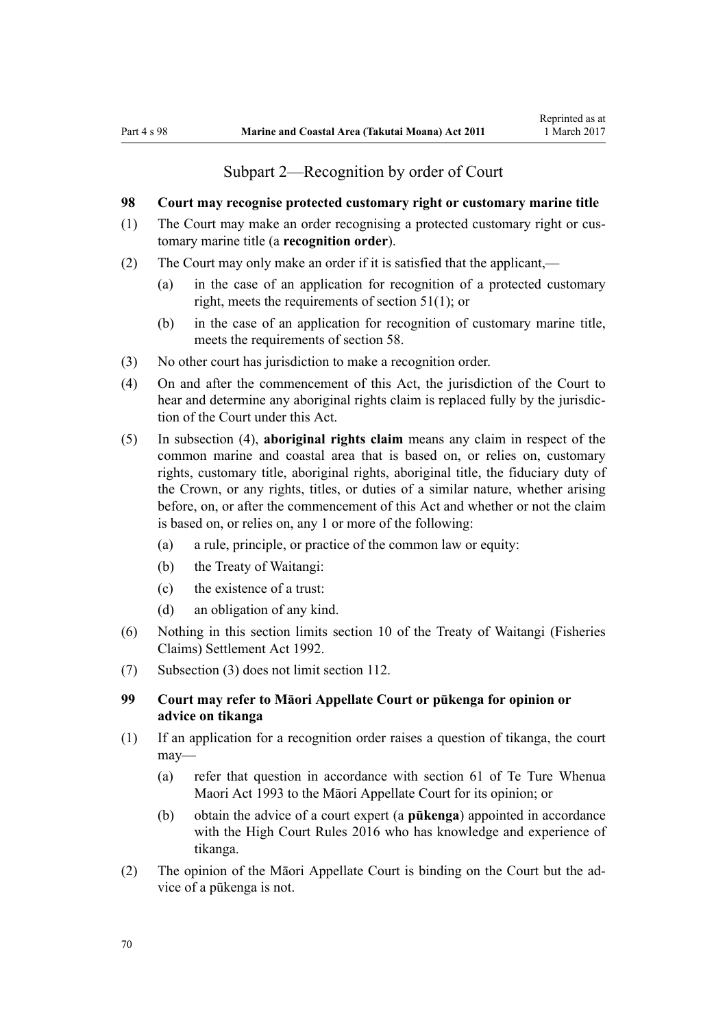## Subpart 2—Recognition by order of Court

### 98 Court may recognise protected customary right or customary marine title

(1) The Court may make an order recognising a protected customary right or customary marine title (a **recognition order**).

(2) The Court may only make an order if it is satisfied that the applicant,—

 (a) in the case of an application for recognition of a protected customary right, meets the requirements of section 51(1); or

 (b) in the case of an application for recognition of customary marine title, meets the requirements of section 58.

(3) No other court has jurisdiction to make a recognition order.

(4) On and after the commencement of this Act, the jurisdiction of the Court to hear and determine any aboriginal rights claim is replaced fully by the jurisdiction of the Court under this Act.

(5) In subsection (4), **aboriginal rights claim** means any claim in respect of the common marine and coastal area that is based on, or relies on, customary rights, customary title, aboriginal rights, aboriginal title, the fiduciary duty of the Crown, or any rights, titles, or duties of a similar nature, whether arising before, on, or after the commencement of this Act and whether or not the claim is based on, or relies on, any 1 or more of the following:

 (a) a rule, principle, or practice of the common law or equity:

 (b) the Treaty of Waitangi:

 (c) the existence of a trust:

 (d) an obligation of any kind.

(6) Nothing in this section limits section 10 of the Treaty of Waitangi (Fisheries Claims) Settlement Act 1992.

(7) Subsection (3) does not limit section 112.

### 99 Court may refer to Māori Appellate Court or pūkenga for opinion or advice on tikanga

(1) If an application for a recognition order raises a question of tikanga, the court may—

 (a) refer that question in accordance with section 61 of Te Ture Whenua Maori Act 1993 to the Māori Appellate Court for its opinion; or

 (b) obtain the advice of a court expert (a **pūkenga**) appointed in accordance with the High Court Rules 2016 who has knowledge and experience of tikanga.

(2) The opinion of the Māori Appellate Court is binding on the Court but the advice of a pūkenga is not.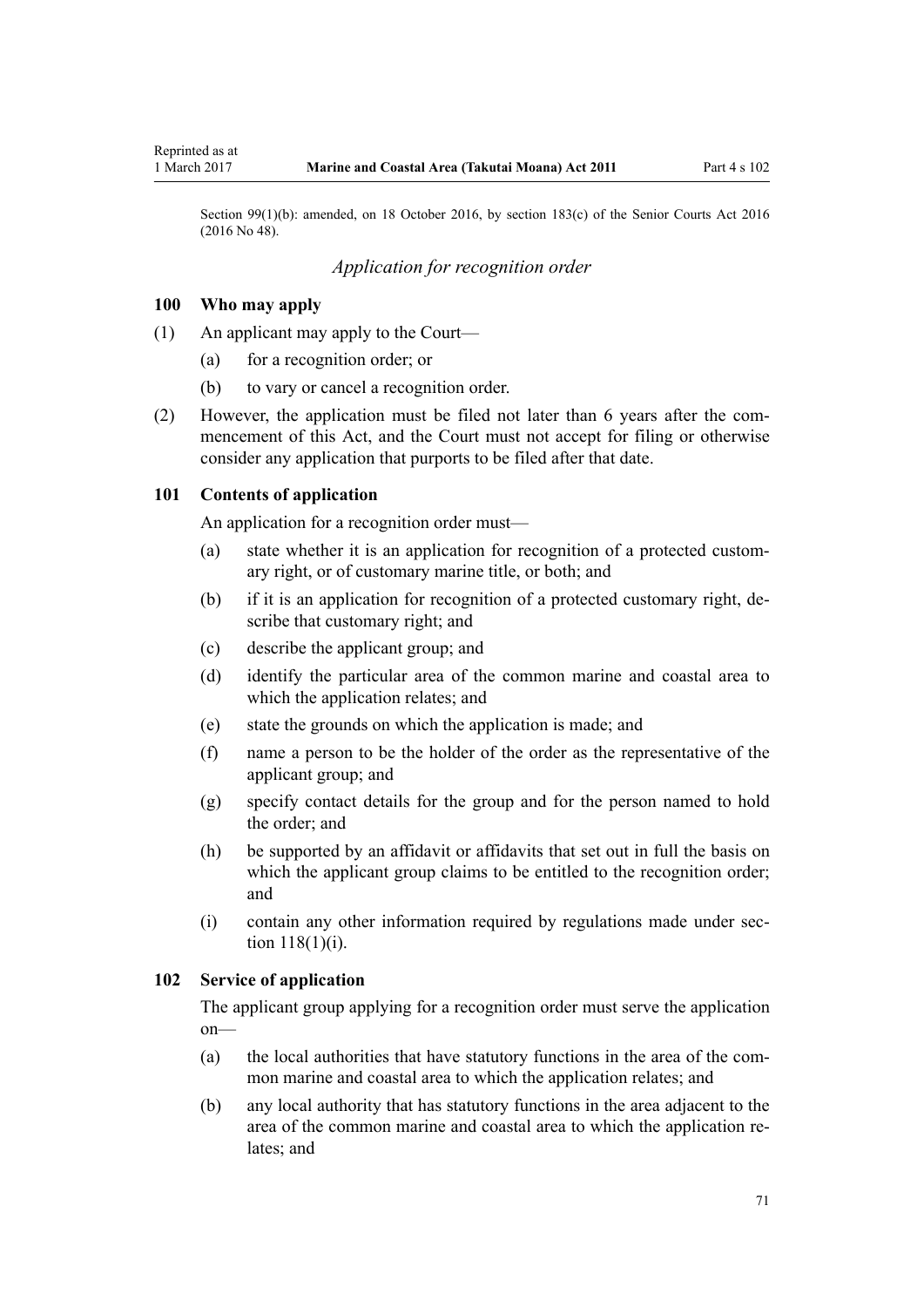Section 99(1)(b): amended, on 18 October 2016, by section 183(c) of the Senior Courts Act 2016 (2016 No 48).

### *Application for recognition order*

### 100 Who may apply

(1) An applicant may apply to the Court—

- (a) for a recognition order; or
- (b) to vary or cancel a recognition order.

(2) However, the application must be filed not later than 6 years after the commencement of this Act, and the Court must not accept for filing or otherwise consider any application that purports to be filed after that date.

### 101 Contents of application

An application for a recognition order must—

- (a) state whether it is an application for recognition of a protected customary right, or of customary marine title, or both; and
- (b) if it is an application for recognition of a protected customary right, describe that customary right; and
- (c) describe the applicant group; and
- (d) identify the particular area of the common marine and coastal area to which the application relates; and
- (e) state the grounds on which the application is made; and
- (f) name a person to be the holder of the order as the representative of the applicant group; and
- (g) specify contact details for the group and for the person named to hold the order; and
- (h) be supported by an affidavit or affidavits that set out in full the basis on which the applicant group claims to be entitled to the recognition order; and
- (i) contain any other information required by regulations made under section 118(1)(i).

### 102 Service of application

The applicant group applying for a recognition order must serve the application on—

- (a) the local authorities that have statutory functions in the area of the common marine and coastal area to which the application relates; and
- (b) any local authority that has statutory functions in the area adjacent to the area of the common marine and coastal area to which the application relates; and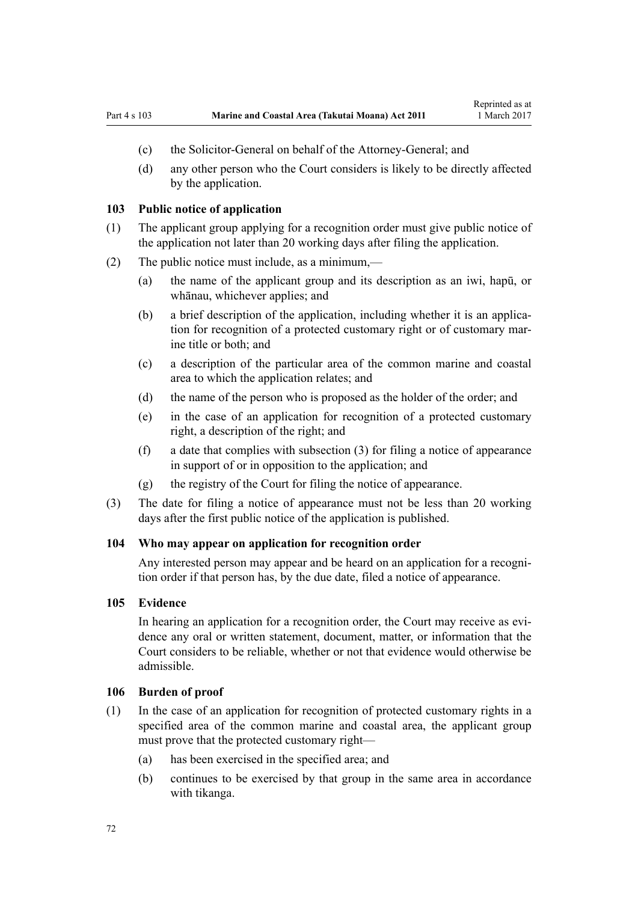(c) the Solicitor-General on behalf of the Attorney-General; and

(d) any other person who the Court considers is likely to be directly affected by the application.

### 103 Public notice of application

(1) The applicant group applying for a recognition order must give public notice of the application not later than 20 working days after filing the application.

(2) The public notice must include, as a minimum,—

(a) the name of the applicant group and its description as an iwi, hapū, or whānau, whichever applies; and

(b) a brief description of the application, including whether it is an application for recognition of a protected customary right or of customary marine title or both; and

(c) a description of the particular area of the common marine and coastal area to which the application relates; and

(d) the name of the person who is proposed as the holder of the order; and

(e) in the case of an application for recognition of a protected customary right, a description of the right; and

(f) a date that complies with subsection (3) for filing a notice of appearance in support of or in opposition to the application; and

(g) the registry of the Court for filing the notice of appearance.

(3) The date for filing a notice of appearance must not be less than 20 working days after the first public notice of the application is published.

### 104 Who may appear on application for recognition order

Any interested person may appear and be heard on an application for a recognition order if that person has, by the due date, filed a notice of appearance.

### 105 Evidence

In hearing an application for a recognition order, the Court may receive as evidence any oral or written statement, document, matter, or information that the Court considers to be reliable, whether or not that evidence would otherwise be admissible.

### 106 Burden of proof

(1) In the case of an application for recognition of protected customary rights in a specified area of the common marine and coastal area, the applicant group must prove that the protected customary right—

(a) has been exercised in the specified area; and

(b) continues to be exercised by that group in the same area in accordance with tikanga.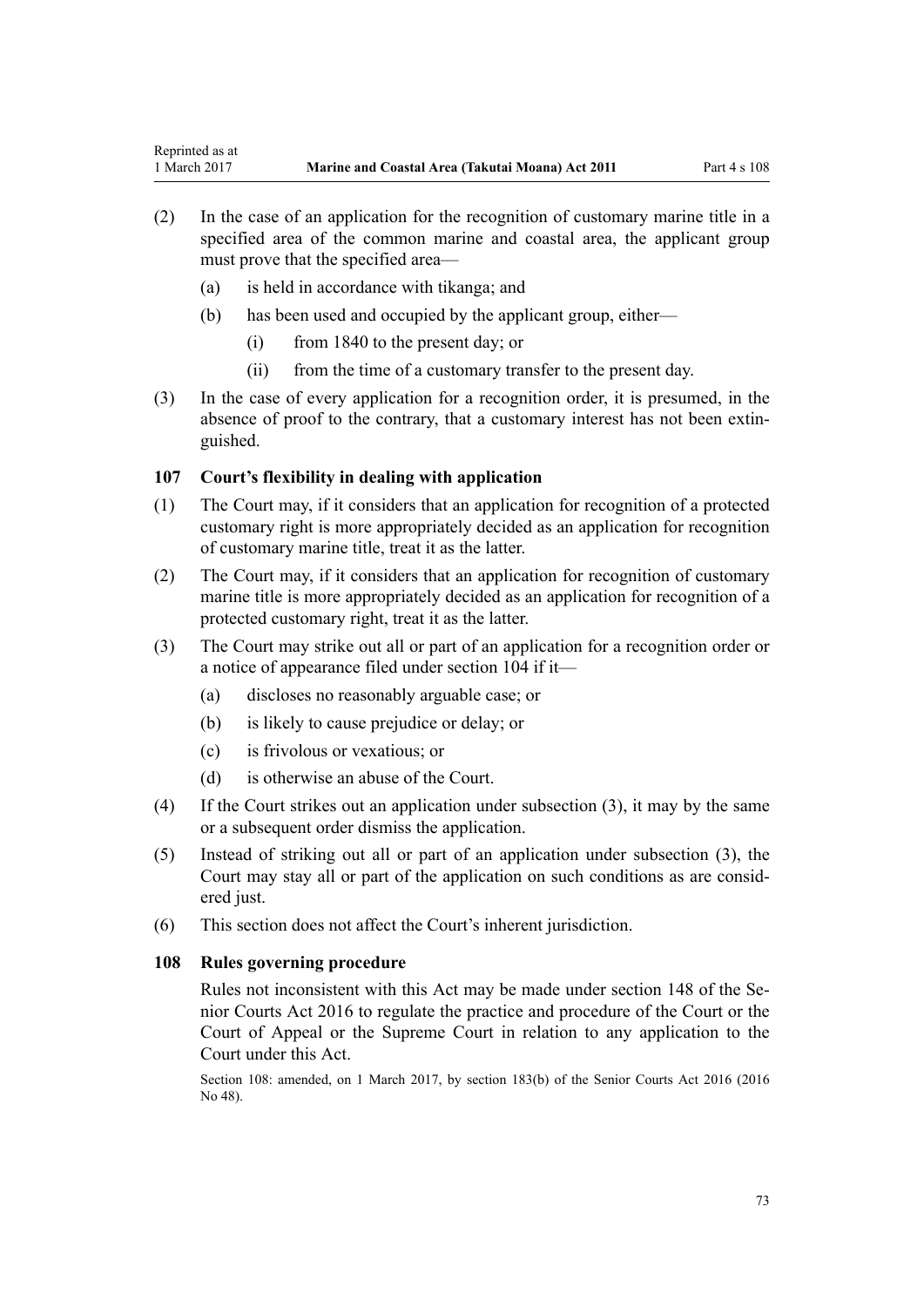(2) In the case of an application for the recognition of customary marine title in a specified area of the common marine and coastal area, the applicant group must prove that the specified area—

  (a) is held in accordance with tikanga; and

  (b) has been used and occupied by the applicant group, either—

    (i) from 1840 to the present day; or

    (ii) from the time of a customary transfer to the present day.

(3) In the case of every application for a recognition order, it is presumed, in the absence of proof to the contrary, that a customary interest has not been extinguished.

### 107 Court's flexibility in dealing with application

(1) The Court may, if it considers that an application for recognition of a protected customary right is more appropriately decided as an application for recognition of customary marine title, treat it as the latter.

(2) The Court may, if it considers that an application for recognition of customary marine title is more appropriately decided as an application for recognition of a protected customary right, treat it as the latter.

(3) The Court may strike out all or part of an application for a recognition order or a notice of appearance filed under section 104 if it—

  (a) discloses no reasonably arguable case; or

  (b) is likely to cause prejudice or delay; or

  (c) is frivolous or vexatious; or

  (d) is otherwise an abuse of the Court.

(4) If the Court strikes out an application under subsection (3), it may by the same or a subsequent order dismiss the application.

(5) Instead of striking out all or part of an application under subsection (3), the Court may stay all or part of the application on such conditions as are considered just.

(6) This section does not affect the Court's inherent jurisdiction.

### 108 Rules governing procedure

Rules not inconsistent with this Act may be made under section 148 of the Senior Courts Act 2016 to regulate the practice and procedure of the Court or the Court of Appeal or the Supreme Court in relation to any application to the Court under this Act.

Section 108: amended, on 1 March 2017, by section 183(b) of the Senior Courts Act 2016 (2016 No 48).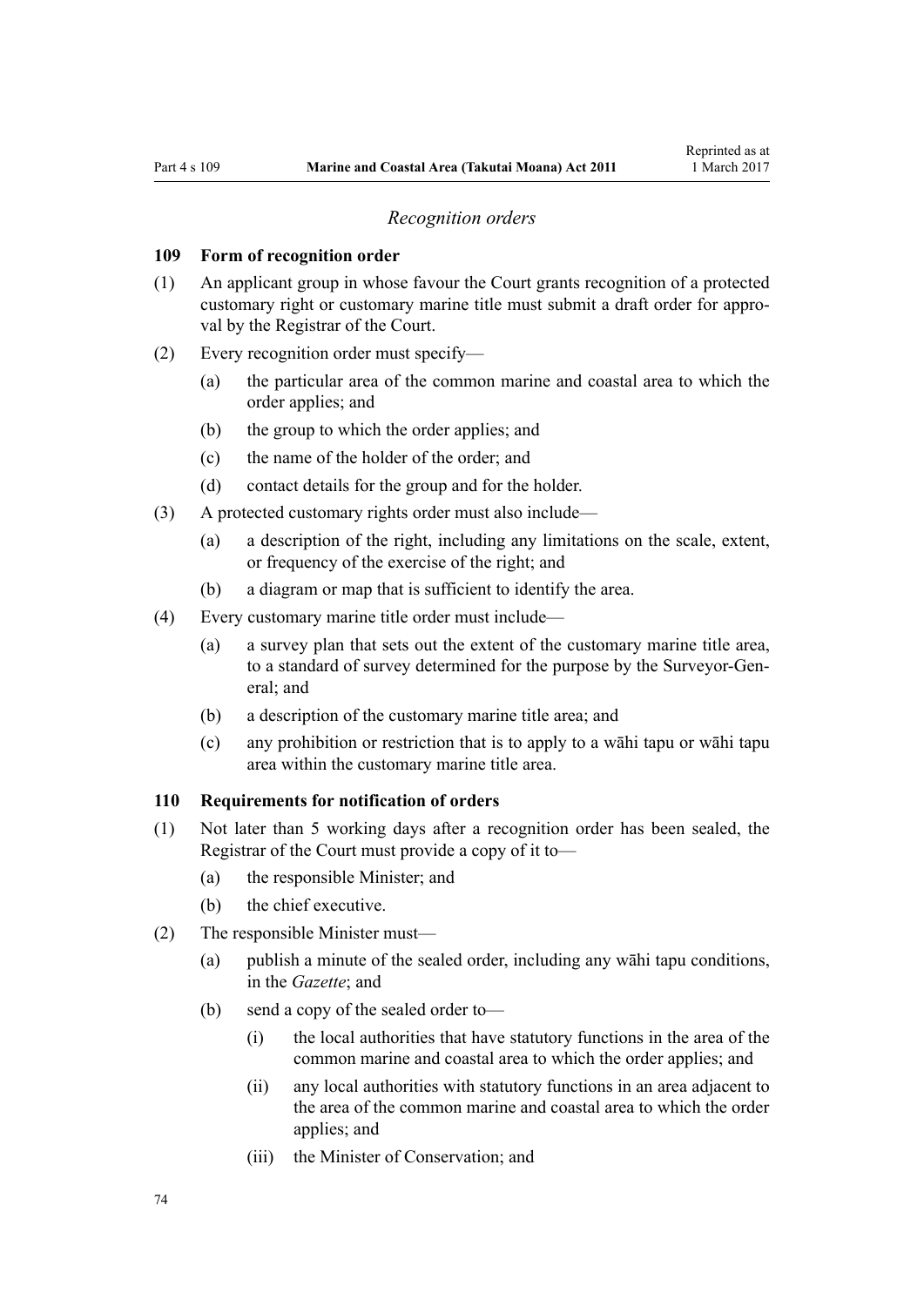*Recognition orders*

### 109 Form of recognition order

(1) An applicant group in whose favour the Court grants recognition of a protected customary right or customary marine title must submit a draft order for approval by the Registrar of the Court.

(2) Every recognition order must specify—

- (a) the particular area of the common marine and coastal area to which the order applies; and
- (b) the group to which the order applies; and
- (c) the name of the holder of the order; and
- (d) contact details for the group and for the holder.

(3) A protected customary rights order must also include—

- (a) a description of the right, including any limitations on the scale, extent, or frequency of the exercise of the right; and
- (b) a diagram or map that is sufficient to identify the area.

(4) Every customary marine title order must include—

- (a) a survey plan that sets out the extent of the customary marine title area, to a standard of survey determined for the purpose by the Surveyor-General; and
- (b) a description of the customary marine title area; and
- (c) any prohibition or restriction that is to apply to a wāhi tapu or wāhi tapu area within the customary marine title area.

### 110 Requirements for notification of orders

(1) Not later than 5 working days after a recognition order has been sealed, the Registrar of the Court must provide a copy of it to—

- (a) the responsible Minister; and
- (b) the chief executive.

(2) The responsible Minister must—

- (a) publish a minute of the sealed order, including any wāhi tapu conditions, in the *Gazette*; and
- (b) send a copy of the sealed order to—
  - (i) the local authorities that have statutory functions in the area of the common marine and coastal area to which the order applies; and
  - (ii) any local authorities with statutory functions in an area adjacent to the area of the common marine and coastal area to which the order applies; and
  - (iii) the Minister of Conservation; and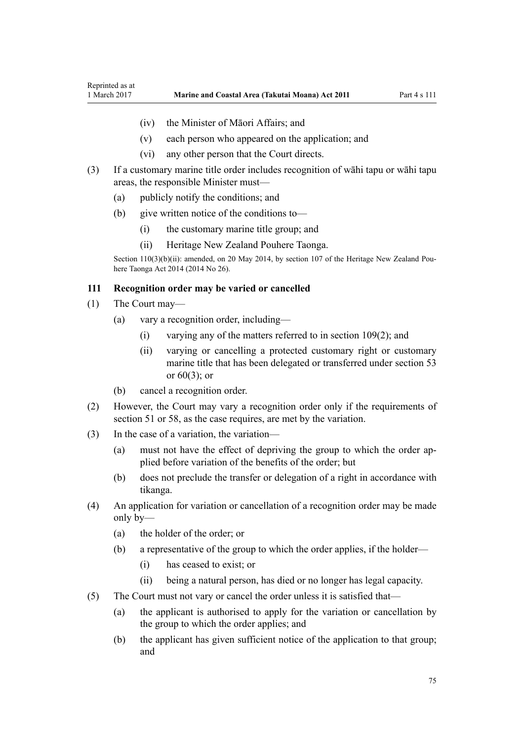(iv) the Minister of Māori Affairs; and

(v) each person who appeared on the application; and

(vi) any other person that the Court directs.

(3) If a customary marine title order includes recognition of wāhi tapu or wāhi tapu areas, the responsible Minister must—

(a) publicly notify the conditions; and

(b) give written notice of the conditions to—

(i) the customary marine title group; and

(ii) Heritage New Zealand Pouhere Taonga.

Section 110(3)(b)(ii): amended, on 20 May 2014, by section 107 of the Heritage New Zealand Pouhere Taonga Act 2014 (2014 No 26).

### 111 Recognition order may be varied or cancelled

(1) The Court may—

(a) vary a recognition order, including—

(i) varying any of the matters referred to in section 109(2); and

(ii) varying or cancelling a protected customary right or customary marine title that has been delegated or transferred under section 53 or 60(3); or

(b) cancel a recognition order.

(2) However, the Court may vary a recognition order only if the requirements of section 51 or 58, as the case requires, are met by the variation.

(3) In the case of a variation, the variation—

(a) must not have the effect of depriving the group to which the order applied before variation of the benefits of the order; but

(b) does not preclude the transfer or delegation of a right in accordance with tikanga.

(4) An application for variation or cancellation of a recognition order may be made only by—

(a) the holder of the order; or

(b) a representative of the group to which the order applies, if the holder—

(i) has ceased to exist; or

(ii) being a natural person, has died or no longer has legal capacity.

(5) The Court must not vary or cancel the order unless it is satisfied that—

(a) the applicant is authorised to apply for the variation or cancellation by the group to which the order applies; and

(b) the applicant has given sufficient notice of the application to that group; and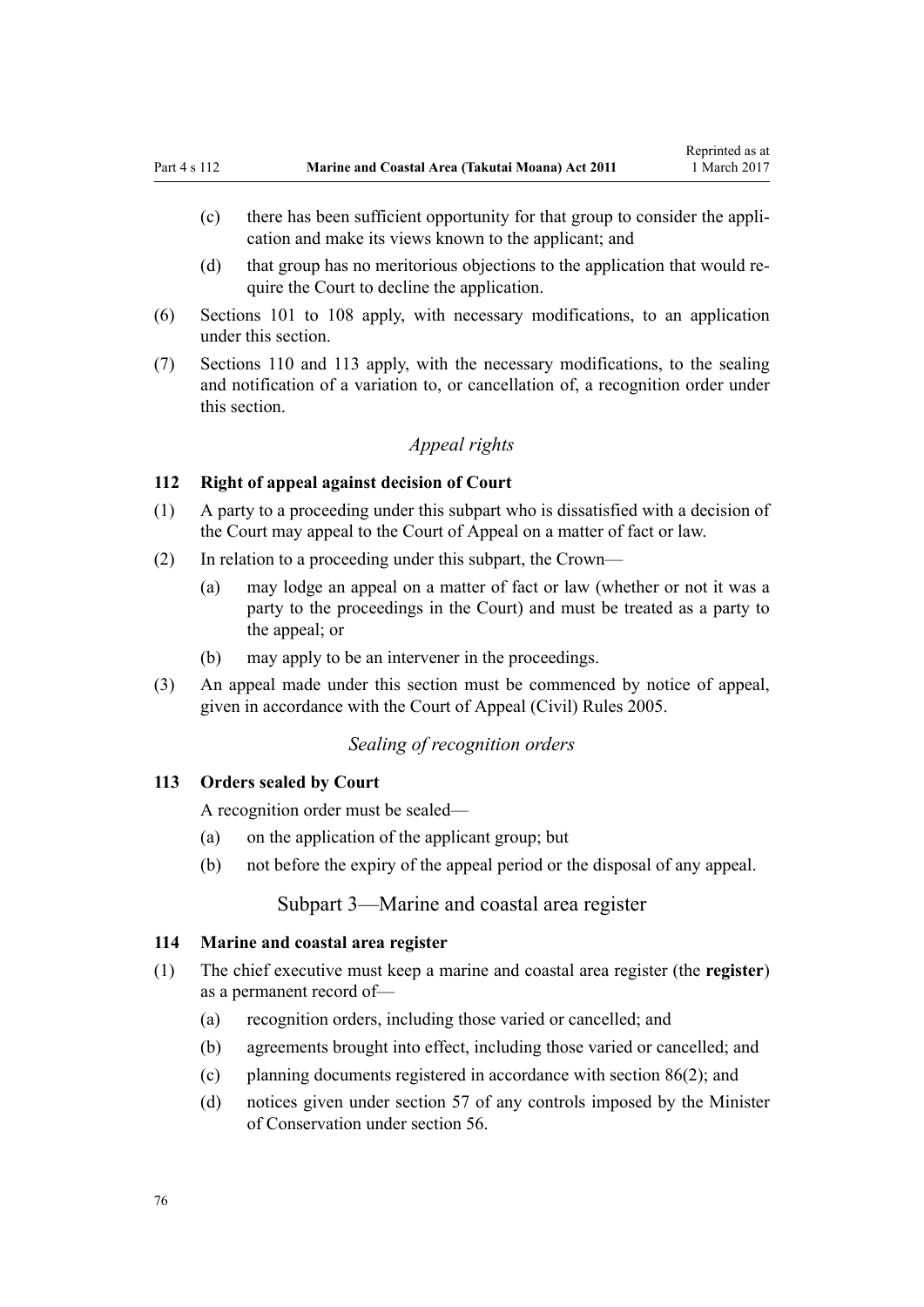(c) there has been sufficient opportunity for that group to consider the application and make its views known to the applicant; and

(d) that group has no meritorious objections to the application that would require the Court to decline the application.

(6) Sections 101 to 108 apply, with necessary modifications, to an application under this section.

(7) Sections 110 and 113 apply, with the necessary modifications, to the sealing and notification of a variation to, or cancellation of, a recognition order under this section.

*Appeal rights*

### 112 Right of appeal against decision of Court

(1) A party to a proceeding under this subpart who is dissatisfied with a decision of the Court may appeal to the Court of Appeal on a matter of fact or law.

(2) In relation to a proceeding under this subpart, the Crown—

(a) may lodge an appeal on a matter of fact or law (whether or not it was a party to the proceedings in the Court) and must be treated as a party to the appeal; or

(b) may apply to be an intervener in the proceedings.

(3) An appeal made under this section must be commenced by notice of appeal, given in accordance with the Court of Appeal (Civil) Rules 2005.

*Sealing of recognition orders*

### 113 Orders sealed by Court

A recognition order must be sealed—

(a) on the application of the applicant group; but

(b) not before the expiry of the appeal period or the disposal of any appeal.

## Subpart 3—Marine and coastal area register

### 114 Marine and coastal area register

(1) The chief executive must keep a marine and coastal area register (the **register**) as a permanent record of—

(a) recognition orders, including those varied or cancelled; and

(b) agreements brought into effect, including those varied or cancelled; and

(c) planning documents registered in accordance with section 86(2); and

(d) notices given under section 57 of any controls imposed by the Minister of Conservation under section 56.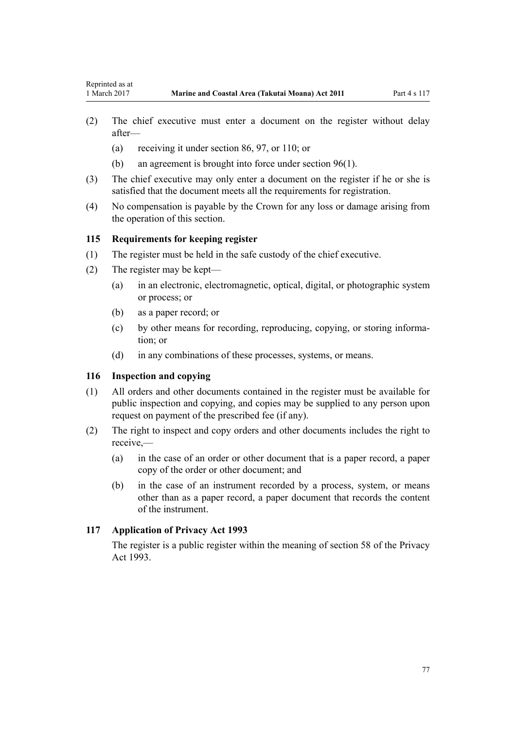(2) The chief executive must enter a document on the register without delay after—

- (a) receiving it under section 86, 97, or 110; or
- (b) an agreement is brought into force under section 96(1).

(3) The chief executive may only enter a document on the register if he or she is satisfied that the document meets all the requirements for registration.

(4) No compensation is payable by the Crown for any loss or damage arising from the operation of this section.

### 115 Requirements for keeping register

(1) The register must be held in the safe custody of the chief executive.

(2) The register may be kept—

- (a) in an electronic, electromagnetic, optical, digital, or photographic system or process; or
- (b) as a paper record; or
- (c) by other means for recording, reproducing, copying, or storing information; or
- (d) in any combinations of these processes, systems, or means.

### 116 Inspection and copying

(1) All orders and other documents contained in the register must be available for public inspection and copying, and copies may be supplied to any person upon request on payment of the prescribed fee (if any).

(2) The right to inspect and copy orders and other documents includes the right to receive,—

- (a) in the case of an order or other document that is a paper record, a paper copy of the order or other document; and
- (b) in the case of an instrument recorded by a process, system, or means other than as a paper record, a paper document that records the content of the instrument.

### 117 Application of Privacy Act 1993

The register is a public register within the meaning of section 58 of the Privacy Act 1993.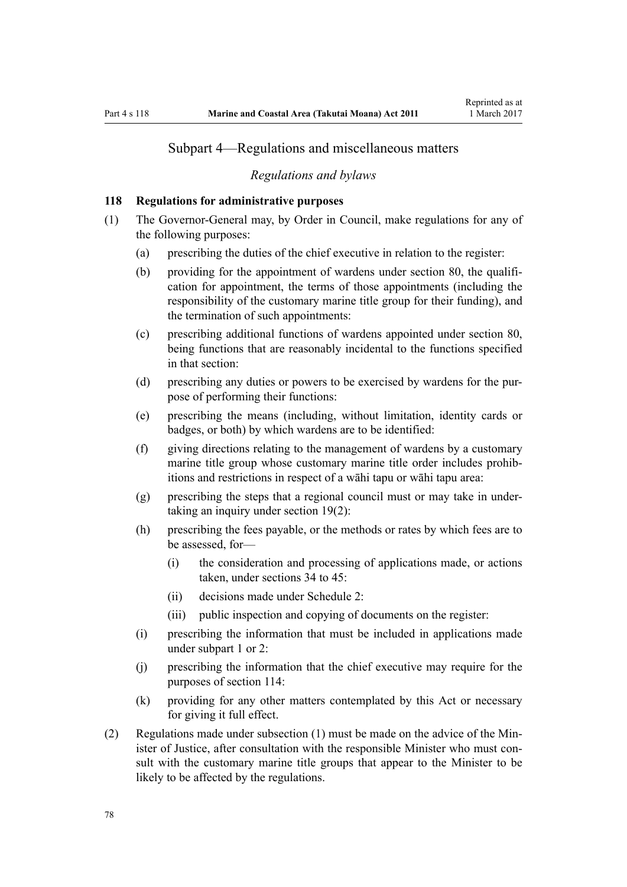## Subpart 4—Regulations and miscellaneous matters

### *Regulations and bylaws*

#### 118 Regulations for administrative purposes

(1) The Governor-General may, by Order in Council, make regulations for any of the following purposes:

  (a) prescribing the duties of the chief executive in relation to the register:

  (b) providing for the appointment of wardens under section 80, the qualification for appointment, the terms of those appointments (including the responsibility of the customary marine title group for their funding), and the termination of such appointments:

  (c) prescribing additional functions of wardens appointed under section 80, being functions that are reasonably incidental to the functions specified in that section:

  (d) prescribing any duties or powers to be exercised by wardens for the purpose of performing their functions:

  (e) prescribing the means (including, without limitation, identity cards or badges, or both) by which wardens are to be identified:

  (f) giving directions relating to the management of wardens by a customary marine title group whose customary marine title order includes prohibitions and restrictions in respect of a wāhi tapu or wāhi tapu area:

  (g) prescribing the steps that a regional council must or may take in undertaking an inquiry under section 19(2):

  (h) prescribing the fees payable, or the methods or rates by which fees are to be assessed, for—

    (i) the consideration and processing of applications made, or actions taken, under sections 34 to 45:

    (ii) decisions made under Schedule 2:

    (iii) public inspection and copying of documents on the register:

  (i) prescribing the information that must be included in applications made under subpart 1 or 2:

  (j) prescribing the information that the chief executive may require for the purposes of section 114:

  (k) providing for any other matters contemplated by this Act or necessary for giving it full effect.

(2) Regulations made under subsection (1) must be made on the advice of the Minister of Justice, after consultation with the responsible Minister who must consult with the customary marine title groups that appear to the Minister to be likely to be affected by the regulations.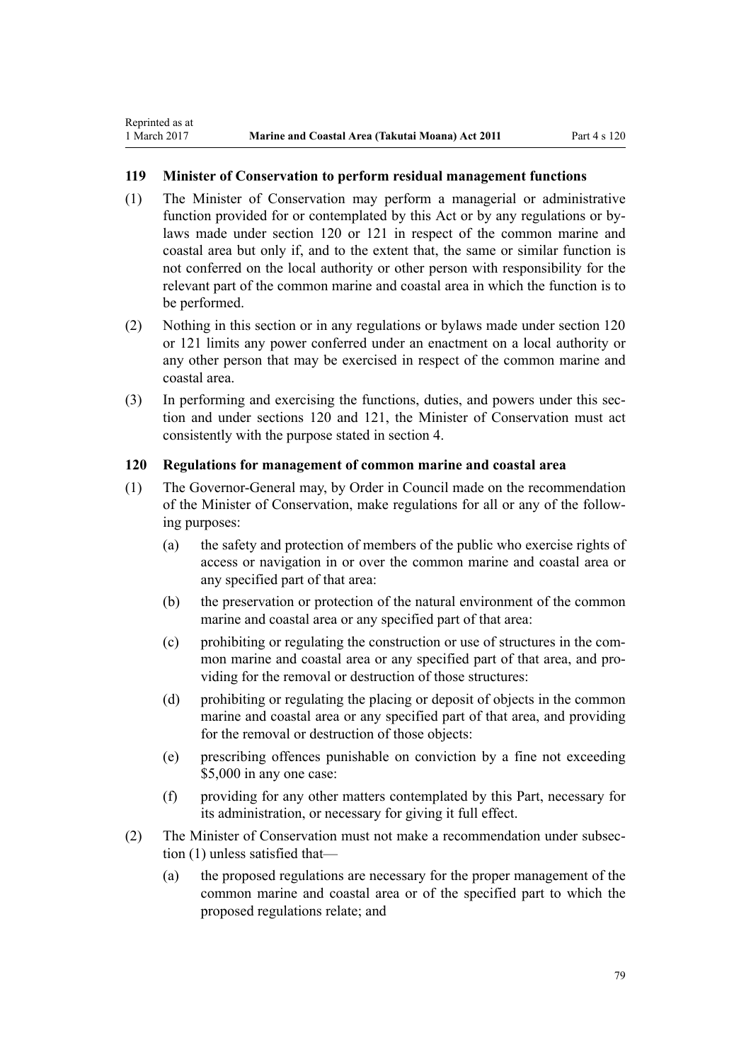### 119 Minister of Conservation to perform residual management functions

(1) The Minister of Conservation may perform a managerial or administrative function provided for or contemplated by this Act or by any regulations or bylaws made under section 120 or 121 in respect of the common marine and coastal area but only if, and to the extent that, the same or similar function is not conferred on the local authority or other person with responsibility for the relevant part of the common marine and coastal area in which the function is to be performed.

(2) Nothing in this section or in any regulations or bylaws made under section 120 or 121 limits any power conferred under an enactment on a local authority or any other person that may be exercised in respect of the common marine and coastal area.

(3) In performing and exercising the functions, duties, and powers under this section and under sections 120 and 121, the Minister of Conservation must act consistently with the purpose stated in section 4.

### 120 Regulations for management of common marine and coastal area

(1) The Governor-General may, by Order in Council made on the recommendation of the Minister of Conservation, make regulations for all or any of the following purposes:

   (a) the safety and protection of members of the public who exercise rights of access or navigation in or over the common marine and coastal area or any specified part of that area:

   (b) the preservation or protection of the natural environment of the common marine and coastal area or any specified part of that area:

   (c) prohibiting or regulating the construction or use of structures in the common marine and coastal area or any specified part of that area, and providing for the removal or destruction of those structures:

   (d) prohibiting or regulating the placing or deposit of objects in the common marine and coastal area or any specified part of that area, and providing for the removal or destruction of those objects:

   (e) prescribing offences punishable on conviction by a fine not exceeding $5,000 in any one case:

   (f) providing for any other matters contemplated by this Part, necessary for its administration, or necessary for giving it full effect.

(2) The Minister of Conservation must not make a recommendation under subsection (1) unless satisfied that—

   (a) the proposed regulations are necessary for the proper management of the common marine and coastal area or of the specified part to which the proposed regulations relate; and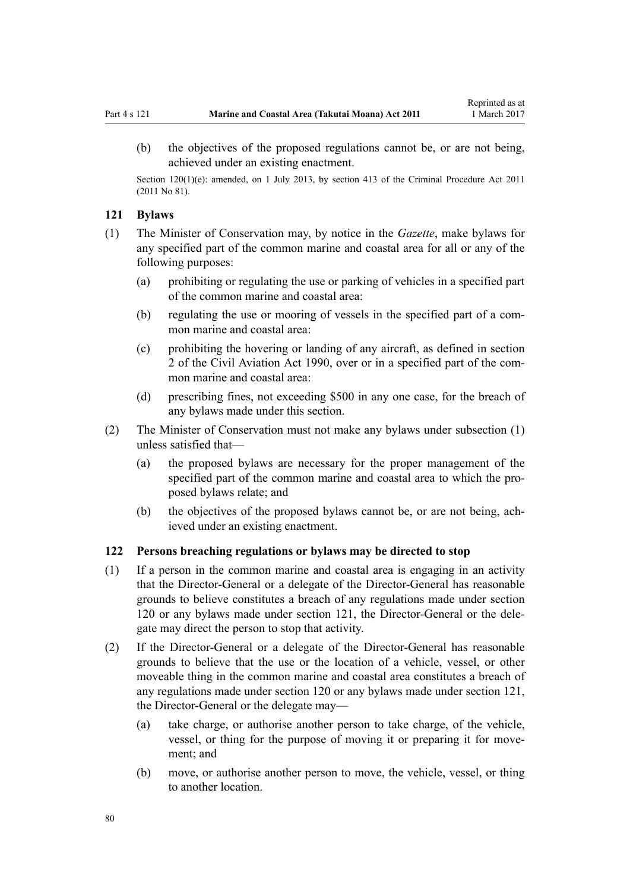(b) the objectives of the proposed regulations cannot be, or are not being, achieved under an existing enactment.

Section 120(1)(e): amended, on 1 July 2013, by section 413 of the Criminal Procedure Act 2011 (2011 No 81).

### 121 Bylaws

(1) The Minister of Conservation may, by notice in the *Gazette*, make bylaws for any specified part of the common marine and coastal area for all or any of the following purposes:

(a) prohibiting or regulating the use or parking of vehicles in a specified part of the common marine and coastal area:

(b) regulating the use or mooring of vessels in the specified part of a common marine and coastal area:

(c) prohibiting the hovering or landing of any aircraft, as defined in section 2 of the Civil Aviation Act 1990, over or in a specified part of the common marine and coastal area:

(d) prescribing fines, not exceeding $500 in any one case, for the breach of any bylaws made under this section.

(2) The Minister of Conservation must not make any bylaws under subsection (1) unless satisfied that—

(a) the proposed bylaws are necessary for the proper management of the specified part of the common marine and coastal area to which the proposed bylaws relate; and

(b) the objectives of the proposed bylaws cannot be, or are not being, achieved under an existing enactment.

### 122 Persons breaching regulations or bylaws may be directed to stop

(1) If a person in the common marine and coastal area is engaging in an activity that the Director-General or a delegate of the Director-General has reasonable grounds to believe constitutes a breach of any regulations made under section 120 or any bylaws made under section 121, the Director-General or the delegate may direct the person to stop that activity.

(2) If the Director-General or a delegate of the Director-General has reasonable grounds to believe that the use or the location of a vehicle, vessel, or other moveable thing in the common marine and coastal area constitutes a breach of any regulations made under section 120 or any bylaws made under section 121, the Director-General or the delegate may—

(a) take charge, or authorise another person to take charge, of the vehicle, vessel, or thing for the purpose of moving it or preparing it for movement; and

(b) move, or authorise another person to move, the vehicle, vessel, or thing to another location.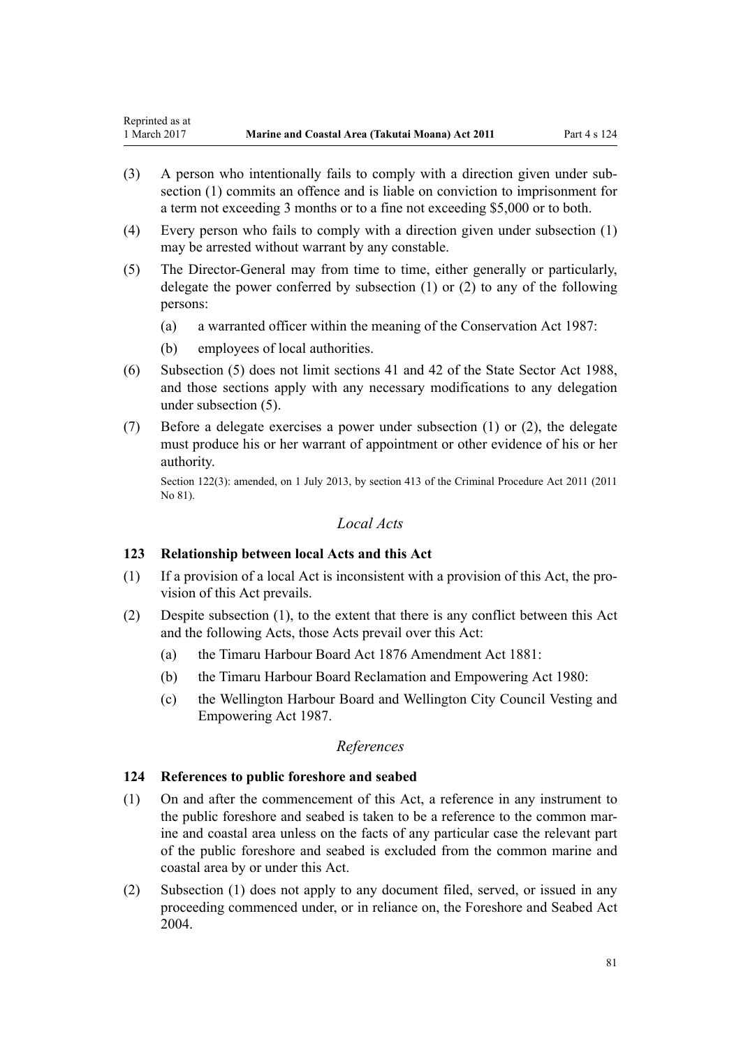(3) A person who intentionally fails to comply with a direction given under subsection (1) commits an offence and is liable on conviction to imprisonment for a term not exceeding 3 months or to a fine not exceeding $5,000 or to both.

(4) Every person who fails to comply with a direction given under subsection (1) may be arrested without warrant by any constable.

(5) The Director-General may from time to time, either generally or particularly, delegate the power conferred by subsection (1) or (2) to any of the following persons:

  (a) a warranted officer within the meaning of the Conservation Act 1987:

  (b) employees of local authorities.

(6) Subsection (5) does not limit sections 41 and 42 of the State Sector Act 1988, and those sections apply with any necessary modifications to any delegation under subsection (5).

(7) Before a delegate exercises a power under subsection (1) or (2), the delegate must produce his or her warrant of appointment or other evidence of his or her authority.

Section 122(3): amended, on 1 July 2013, by section 413 of the Criminal Procedure Act 2011 (2011 No 81).

*Local Acts*

### 123 Relationship between local Acts and this Act

(1) If a provision of a local Act is inconsistent with a provision of this Act, the provision of this Act prevails.

(2) Despite subsection (1), to the extent that there is any conflict between this Act and the following Acts, those Acts prevail over this Act:

  (a) the Timaru Harbour Board Act 1876 Amendment Act 1881:

  (b) the Timaru Harbour Board Reclamation and Empowering Act 1980:

  (c) the Wellington Harbour Board and Wellington City Council Vesting and Empowering Act 1987.

*References*

### 124 References to public foreshore and seabed

(1) On and after the commencement of this Act, a reference in any instrument to the public foreshore and seabed is taken to be a reference to the common marine and coastal area unless on the facts of any particular case the relevant part of the public foreshore and seabed is excluded from the common marine and coastal area by or under this Act.

(2) Subsection (1) does not apply to any document filed, served, or issued in any proceeding commenced under, or in reliance on, the Foreshore and Seabed Act 2004.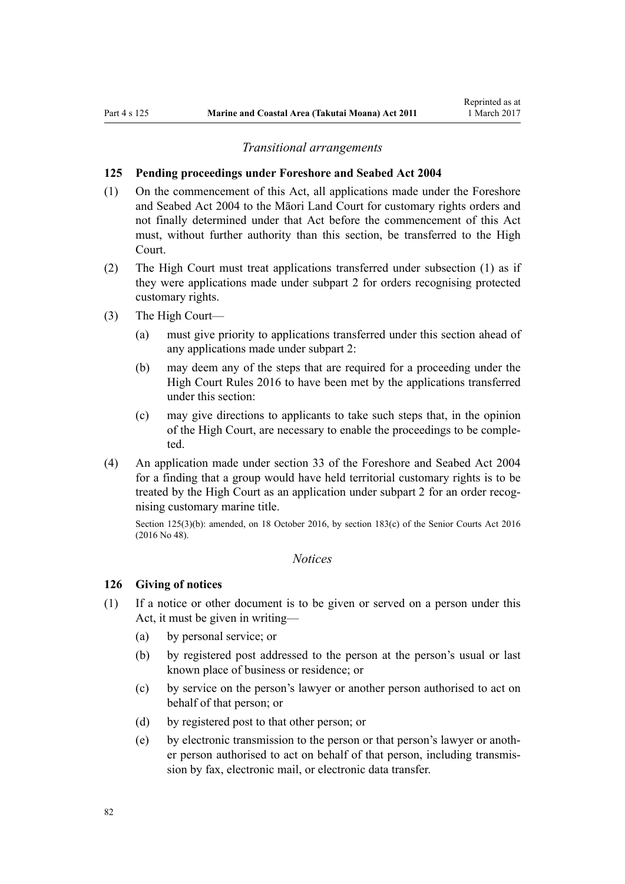*Transitional arrangements*

### 125 Pending proceedings under Foreshore and Seabed Act 2004

(1) On the commencement of this Act, all applications made under the Foreshore and Seabed Act 2004 to the Māori Land Court for customary rights orders and not finally determined under that Act before the commencement of this Act must, without further authority than this section, be transferred to the High Court.

(2) The High Court must treat applications transferred under subsection (1) as if they were applications made under subpart 2 for orders recognising protected customary rights.

(3) The High Court—

- (a) must give priority to applications transferred under this section ahead of any applications made under subpart 2:
- (b) may deem any of the steps that are required for a proceeding under the High Court Rules 2016 to have been met by the applications transferred under this section:
- (c) may give directions to applicants to take such steps that, in the opinion of the High Court, are necessary to enable the proceedings to be completed.

(4) An application made under section 33 of the Foreshore and Seabed Act 2004 for a finding that a group would have held territorial customary rights is to be treated by the High Court as an application under subpart 2 for an order recognising customary marine title.

Section 125(3)(b): amended, on 18 October 2016, by section 183(c) of the Senior Courts Act 2016 (2016 No 48).

*Notices*

### 126 Giving of notices

(1) If a notice or other document is to be given or served on a person under this Act, it must be given in writing—

- (a) by personal service; or
- (b) by registered post addressed to the person at the person's usual or last known place of business or residence; or
- (c) by service on the person's lawyer or another person authorised to act on behalf of that person; or
- (d) by registered post to that other person; or
- (e) by electronic transmission to the person or that person's lawyer or another person authorised to act on behalf of that person, including transmission by fax, electronic mail, or electronic data transfer.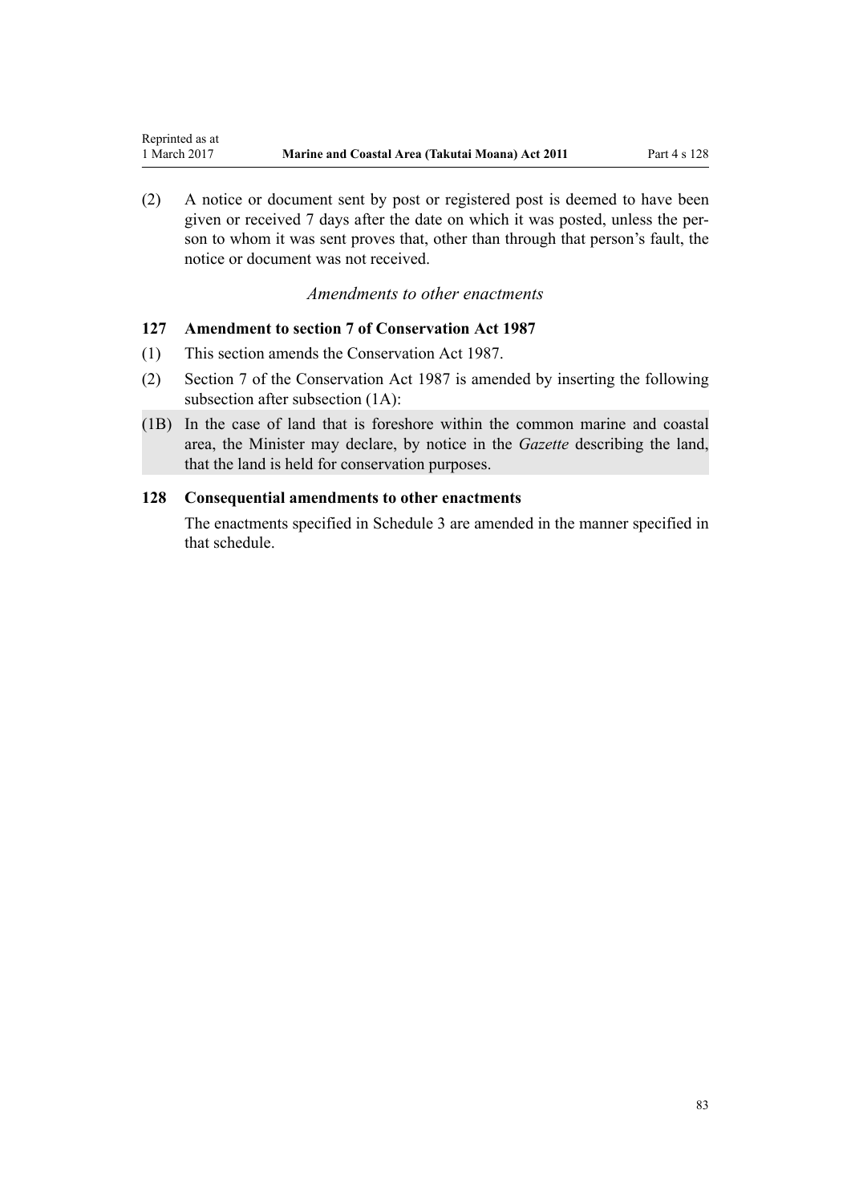(2) A notice or document sent by post or registered post is deemed to have been given or received 7 days after the date on which it was posted, unless the person to whom it was sent proves that, other than through that person's fault, the notice or document was not received.

### *Amendments to other enactments*

### 127 Amendment to section 7 of Conservation Act 1987

(1) This section amends the Conservation Act 1987.

(2) Section 7 of the Conservation Act 1987 is amended by inserting the following subsection after subsection (1A):

(1B) In the case of land that is foreshore within the common marine and coastal area, the Minister may declare, by notice in the *Gazette* describing the land, that the land is held for conservation purposes.

### 128 Consequential amendments to other enactments

The enactments specified in Schedule 3 are amended in the manner specified in that schedule.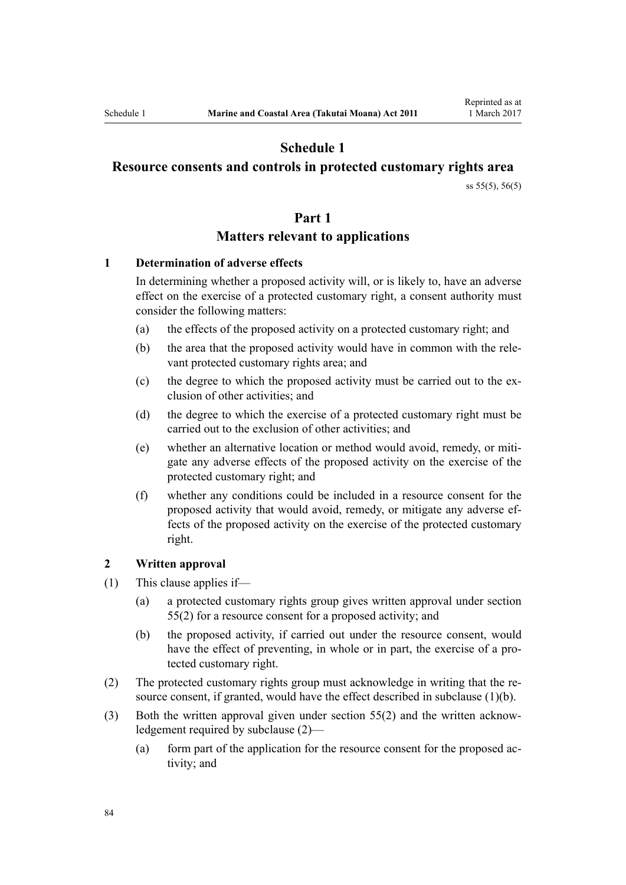# Schedule 1

## Resource consents and controls in protected customary rights area

ss 55(5), 56(5)

## Part 1

## Matters relevant to applications

### 1 Determination of adverse effects

In determining whether a proposed activity will, or is likely to, have an adverse effect on the exercise of a protected customary right, a consent authority must consider the following matters:

(a) the effects of the proposed activity on a protected customary right; and

(b) the area that the proposed activity would have in common with the relevant protected customary rights area; and

(c) the degree to which the proposed activity must be carried out to the exclusion of other activities; and

(d) the degree to which the exercise of a protected customary right must be carried out to the exclusion of other activities; and

(e) whether an alternative location or method would avoid, remedy, or mitigate any adverse effects of the proposed activity on the exercise of the protected customary right; and

(f) whether any conditions could be included in a resource consent for the proposed activity that would avoid, remedy, or mitigate any adverse effects of the proposed activity on the exercise of the protected customary right.

### 2 Written approval

(1) This clause applies if—

(a) a protected customary rights group gives written approval under section 55(2) for a resource consent for a proposed activity; and

(b) the proposed activity, if carried out under the resource consent, would have the effect of preventing, in whole or in part, the exercise of a protected customary right.

(2) The protected customary rights group must acknowledge in writing that the resource consent, if granted, would have the effect described in subclause (1)(b).

(3) Both the written approval given under section 55(2) and the written acknowledgement required by subclause (2)—

(a) form part of the application for the resource consent for the proposed activity; and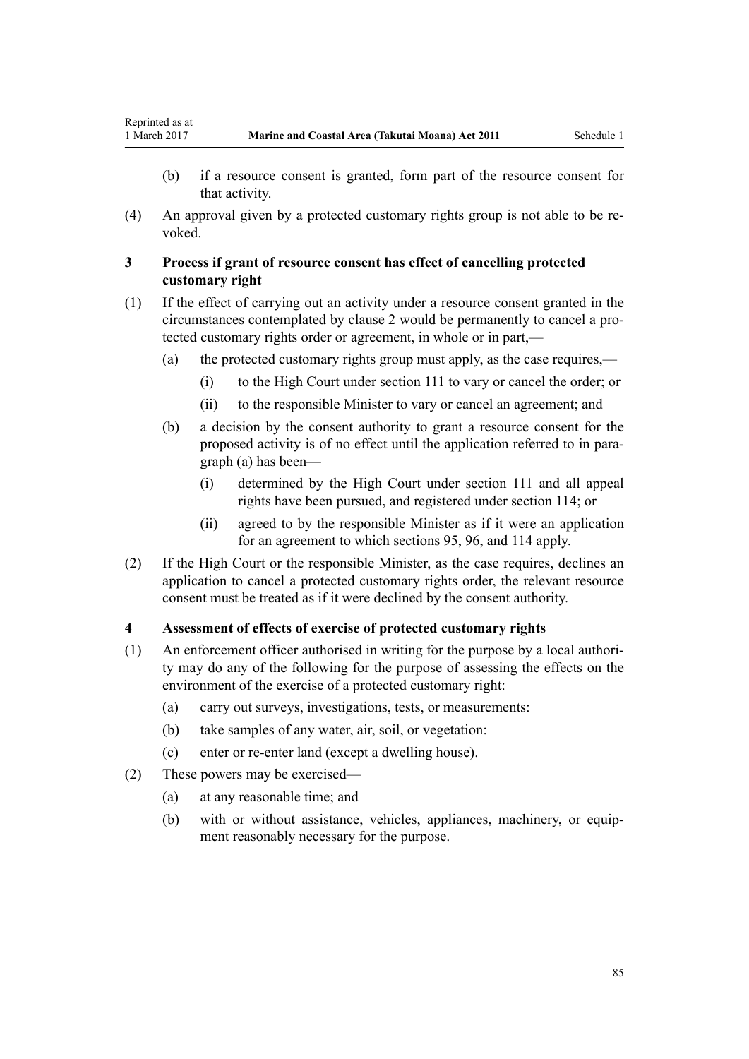(b) if a resource consent is granted, form part of the resource consent for that activity.

(4) An approval given by a protected customary rights group is not able to be revoked.

### 3 Process if grant of resource consent has effect of cancelling protected customary right

(1) If the effect of carrying out an activity under a resource consent granted in the circumstances contemplated by clause 2 would be permanently to cancel a protected customary rights order or agreement, in whole or in part,—

- (a) the protected customary rights group must apply, as the case requires,—
  - (i) to the High Court under section 111 to vary or cancel the order; or
  - (ii) to the responsible Minister to vary or cancel an agreement; and
- (b) a decision by the consent authority to grant a resource consent for the proposed activity is of no effect until the application referred to in paragraph (a) has been—
  - (i) determined by the High Court under section 111 and all appeal rights have been pursued, and registered under section 114; or
  - (ii) agreed to by the responsible Minister as if it were an application for an agreement to which sections 95, 96, and 114 apply.

(2) If the High Court or the responsible Minister, as the case requires, declines an application to cancel a protected customary rights order, the relevant resource consent must be treated as if it were declined by the consent authority.

### 4 Assessment of effects of exercise of protected customary rights

(1) An enforcement officer authorised in writing for the purpose by a local authority may do any of the following for the purpose of assessing the effects on the environment of the exercise of a protected customary right:

- (a) carry out surveys, investigations, tests, or measurements:
- (b) take samples of any water, air, soil, or vegetation:
- (c) enter or re-enter land (except a dwelling house).

(2) These powers may be exercised—

- (a) at any reasonable time; and
- (b) with or without assistance, vehicles, appliances, machinery, or equipment reasonably necessary for the purpose.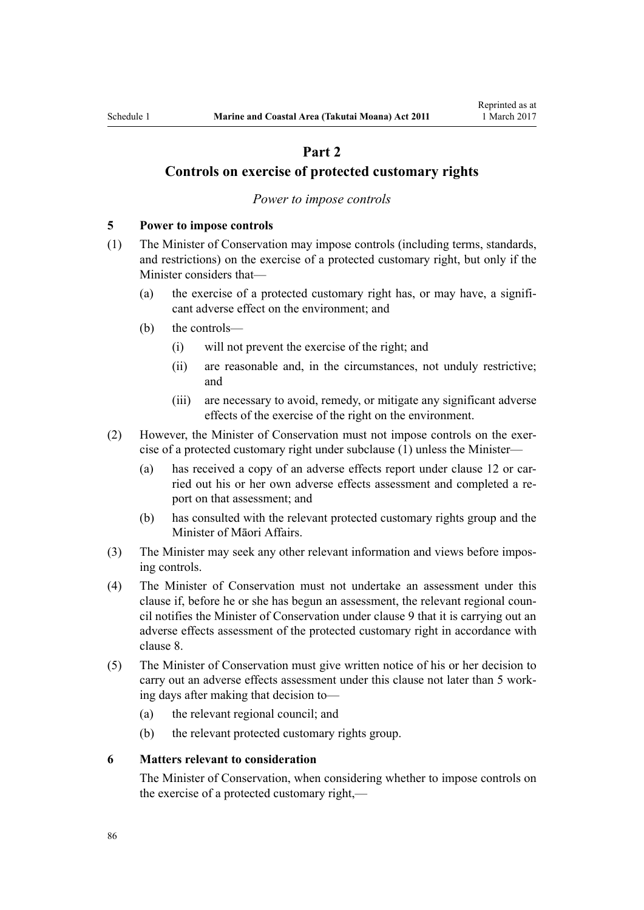## Part 2

## Controls on exercise of protected customary rights

*Power to impose controls*

### 5 Power to impose controls

(1) The Minister of Conservation may impose controls (including terms, standards, and restrictions) on the exercise of a protected customary right, but only if the Minister considers that—

  (a) the exercise of a protected customary right has, or may have, a significant adverse effect on the environment; and

  (b) the controls—

    (i) will not prevent the exercise of the right; and

    (ii) are reasonable and, in the circumstances, not unduly restrictive; and

    (iii) are necessary to avoid, remedy, or mitigate any significant adverse effects of the exercise of the right on the environment.

(2) However, the Minister of Conservation must not impose controls on the exercise of a protected customary right under subclause (1) unless the Minister—

  (a) has received a copy of an adverse effects report under clause 12 or carried out his or her own adverse effects assessment and completed a report on that assessment; and

  (b) has consulted with the relevant protected customary rights group and the Minister of Māori Affairs.

(3) The Minister may seek any other relevant information and views before imposing controls.

(4) The Minister of Conservation must not undertake an assessment under this clause if, before he or she has begun an assessment, the relevant regional council notifies the Minister of Conservation under clause 9 that it is carrying out an adverse effects assessment of the protected customary right in accordance with clause 8.

(5) The Minister of Conservation must give written notice of his or her decision to carry out an adverse effects assessment under this clause not later than 5 working days after making that decision to—

  (a) the relevant regional council; and

  (b) the relevant protected customary rights group.

### 6 Matters relevant to consideration

The Minister of Conservation, when considering whether to impose controls on the exercise of a protected customary right,—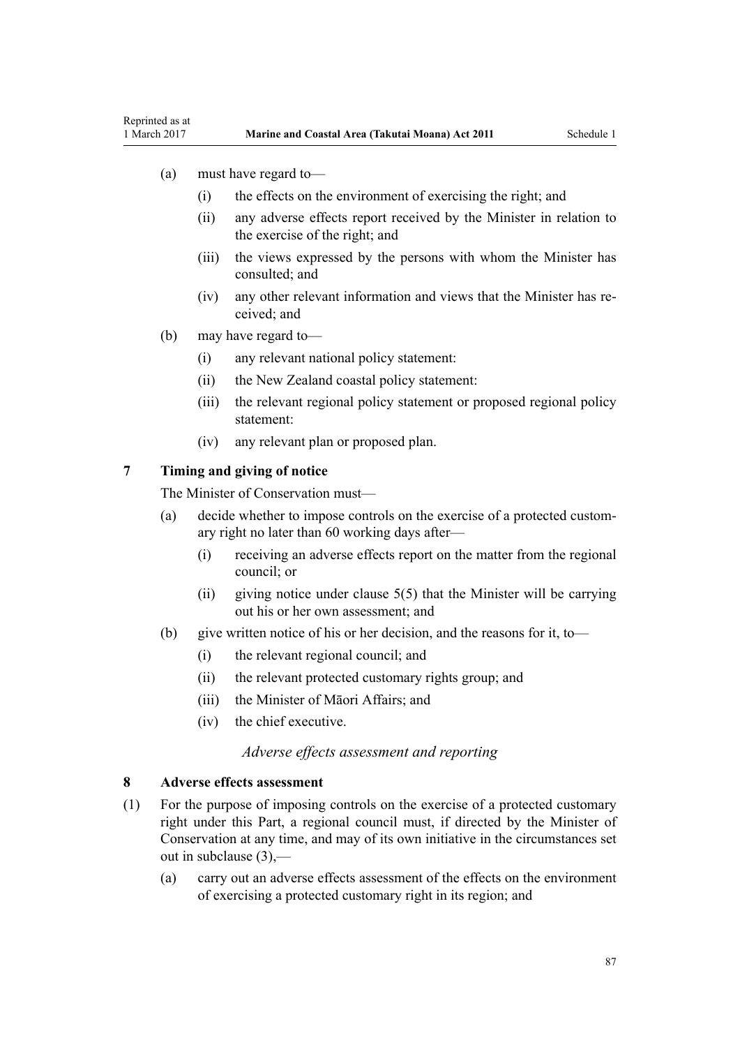(a) must have regard to—

   (i) the effects on the environment of exercising the right; and

   (ii) any adverse effects report received by the Minister in relation to the exercise of the right; and

   (iii) the views expressed by the persons with whom the Minister has consulted; and

   (iv) any other relevant information and views that the Minister has received; and

(b) may have regard to—

   (i) any relevant national policy statement:

   (ii) the New Zealand coastal policy statement:

   (iii) the relevant regional policy statement or proposed regional policy statement:

   (iv) any relevant plan or proposed plan.

### 7 Timing and giving of notice

The Minister of Conservation must—

(a) decide whether to impose controls on the exercise of a protected customary right no later than 60 working days after—

   (i) receiving an adverse effects report on the matter from the regional council; or

   (ii) giving notice under clause 5(5) that the Minister will be carrying out his or her own assessment; and

(b) give written notice of his or her decision, and the reasons for it, to—

   (i) the relevant regional council; and

   (ii) the relevant protected customary rights group; and

   (iii) the Minister of Māori Affairs; and

   (iv) the chief executive.

*Adverse effects assessment and reporting*

### 8 Adverse effects assessment

(1) For the purpose of imposing controls on the exercise of a protected customary right under this Part, a regional council must, if directed by the Minister of Conservation at any time, and may of its own initiative in the circumstances set out in subclause (3),—

   (a) carry out an adverse effects assessment of the effects on the environment of exercising a protected customary right in its region; and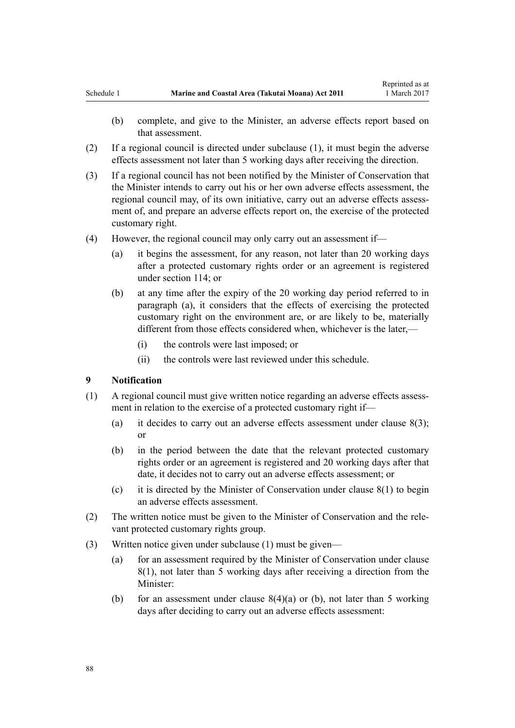(b) complete, and give to the Minister, an adverse effects report based on that assessment.

(2) If a regional council is directed under subclause (1), it must begin the adverse effects assessment not later than 5 working days after receiving the direction.

(3) If a regional council has not been notified by the Minister of Conservation that the Minister intends to carry out his or her own adverse effects assessment, the regional council may, of its own initiative, carry out an adverse effects assessment of, and prepare an adverse effects report on, the exercise of the protected customary right.

(4) However, the regional council may only carry out an assessment if—

(a) it begins the assessment, for any reason, not later than 20 working days after a protected customary rights order or an agreement is registered under section 114; or

(b) at any time after the expiry of the 20 working day period referred to in paragraph (a), it considers that the effects of exercising the protected customary right on the environment are, or are likely to be, materially different from those effects considered when, whichever is the later,—

(i) the controls were last imposed; or

(ii) the controls were last reviewed under this schedule.

### 9 Notification

(1) A regional council must give written notice regarding an adverse effects assessment in relation to the exercise of a protected customary right if—

(a) it decides to carry out an adverse effects assessment under clause 8(3); or

(b) in the period between the date that the relevant protected customary rights order or an agreement is registered and 20 working days after that date, it decides not to carry out an adverse effects assessment; or

(c) it is directed by the Minister of Conservation under clause 8(1) to begin an adverse effects assessment.

(2) The written notice must be given to the Minister of Conservation and the relevant protected customary rights group.

(3) Written notice given under subclause (1) must be given—

(a) for an assessment required by the Minister of Conservation under clause 8(1), not later than 5 working days after receiving a direction from the Minister:

(b) for an assessment under clause 8(4)(a) or (b), not later than 5 working days after deciding to carry out an adverse effects assessment: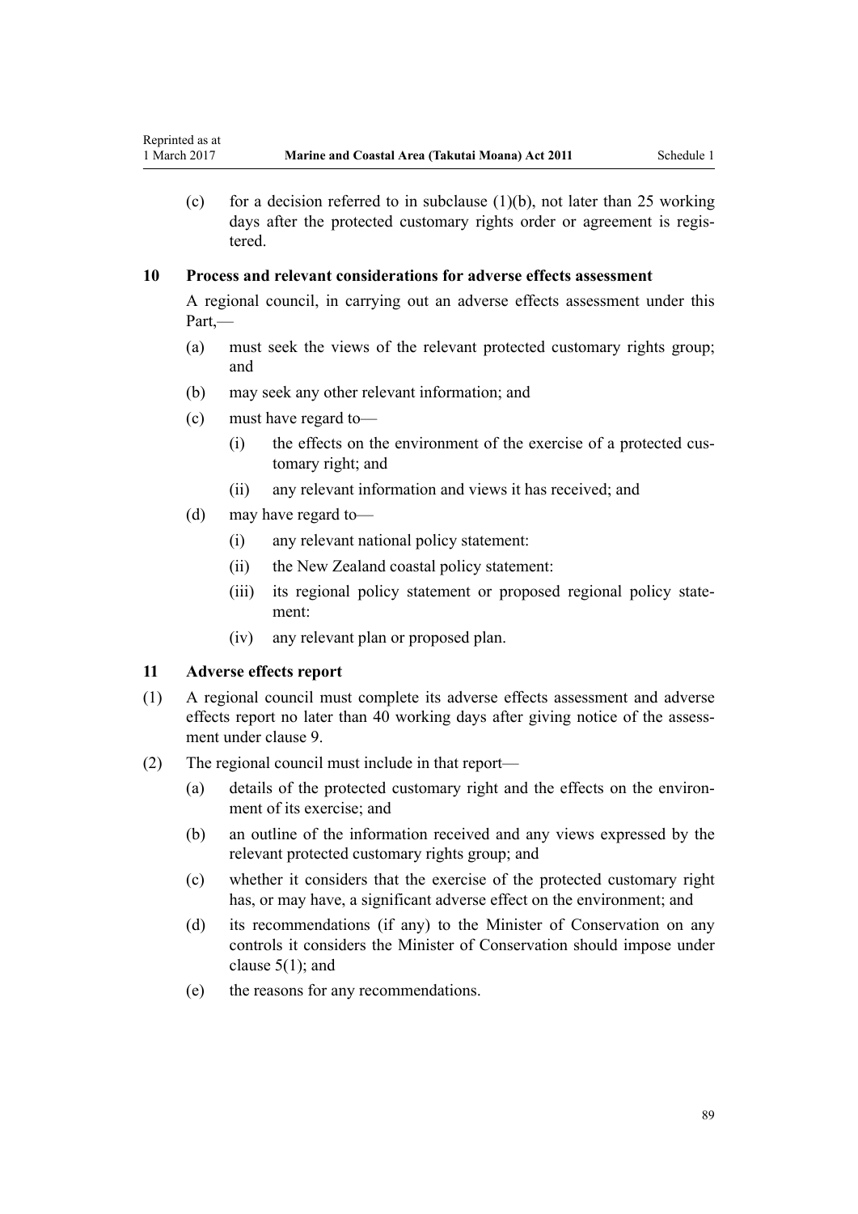(c) for a decision referred to in subclause (1)(b), not later than 25 working days after the protected customary rights order or agreement is registered.

### 10 Process and relevant considerations for adverse effects assessment

A regional council, in carrying out an adverse effects assessment under this Part,—

(a) must seek the views of the relevant protected customary rights group; and

(b) may seek any other relevant information; and

(c) must have regard to—

   (i) the effects on the environment of the exercise of a protected customary right; and

   (ii) any relevant information and views it has received; and

(d) may have regard to—

   (i) any relevant national policy statement:

   (ii) the New Zealand coastal policy statement:

   (iii) its regional policy statement or proposed regional policy statement:

   (iv) any relevant plan or proposed plan.

### 11 Adverse effects report

(1) A regional council must complete its adverse effects assessment and adverse effects report no later than 40 working days after giving notice of the assessment under clause 9.

(2) The regional council must include in that report—

(a) details of the protected customary right and the effects on the environment of its exercise; and

(b) an outline of the information received and any views expressed by the relevant protected customary rights group; and

(c) whether it considers that the exercise of the protected customary right has, or may have, a significant adverse effect on the environment; and

(d) its recommendations (if any) to the Minister of Conservation on any controls it considers the Minister of Conservation should impose under clause 5(1); and

(e) the reasons for any recommendations.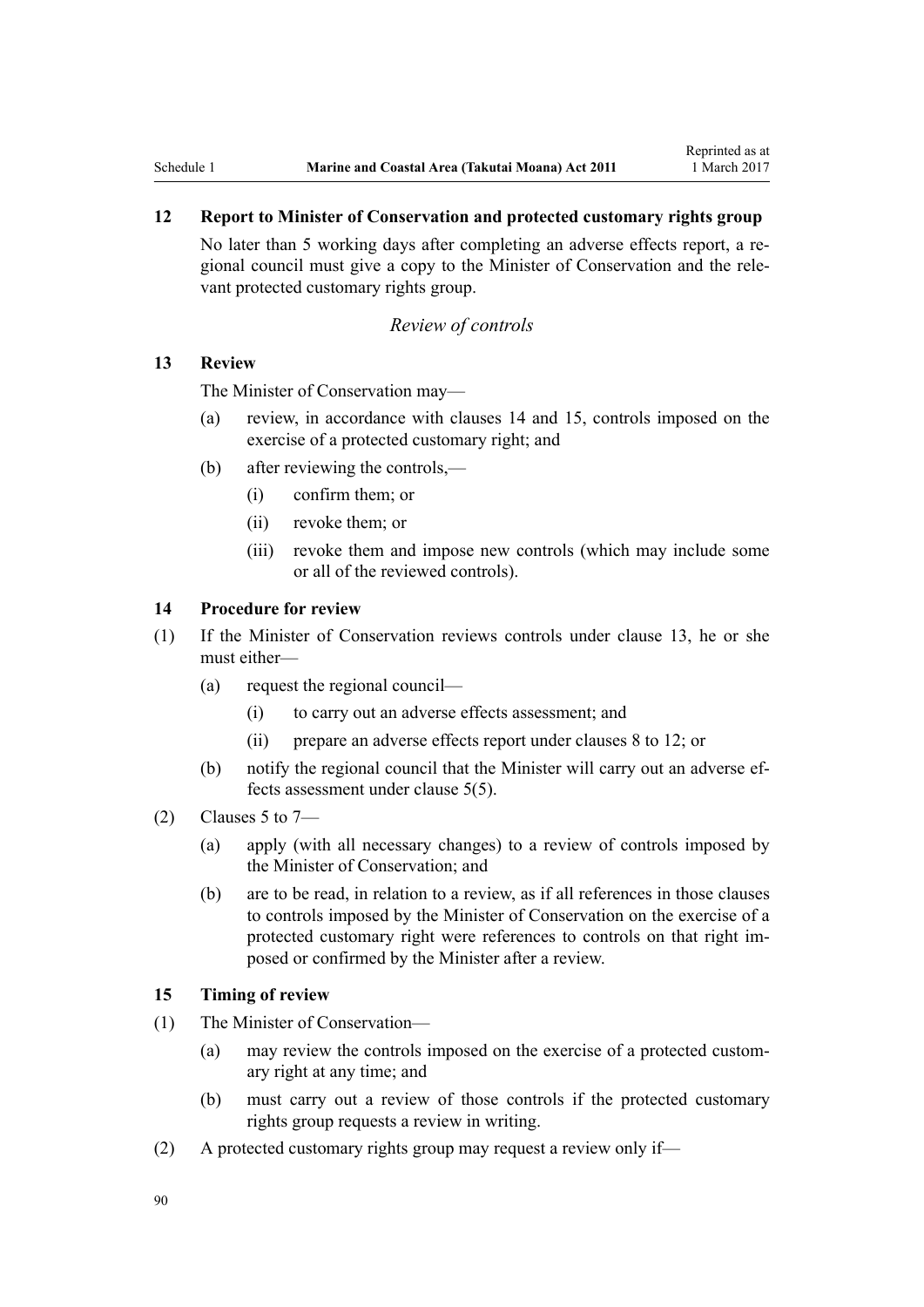### 12 Report to Minister of Conservation and protected customary rights group

No later than 5 working days after completing an adverse effects report, a regional council must give a copy to the Minister of Conservation and the relevant protected customary rights group.

*Review of controls*

### 13 Review

The Minister of Conservation may—

(a) review, in accordance with clauses 14 and 15, controls imposed on the exercise of a protected customary right; and

(b) after reviewing the controls,—

  (i) confirm them; or

  (ii) revoke them; or

  (iii) revoke them and impose new controls (which may include some or all of the reviewed controls).

### 14 Procedure for review

(1) If the Minister of Conservation reviews controls under clause 13, he or she must either—

  (a) request the regional council—

    (i) to carry out an adverse effects assessment; and

    (ii) prepare an adverse effects report under clauses 8 to 12; or

  (b) notify the regional council that the Minister will carry out an adverse effects assessment under clause 5(5).

(2) Clauses 5 to 7—

  (a) apply (with all necessary changes) to a review of controls imposed by the Minister of Conservation; and

  (b) are to be read, in relation to a review, as if all references in those clauses to controls imposed by the Minister of Conservation on the exercise of a protected customary right were references to controls on that right imposed or confirmed by the Minister after a review.

### 15 Timing of review

(1) The Minister of Conservation—

  (a) may review the controls imposed on the exercise of a protected customary right at any time; and

  (b) must carry out a review of those controls if the protected customary rights group requests a review in writing.

(2) A protected customary rights group may request a review only if—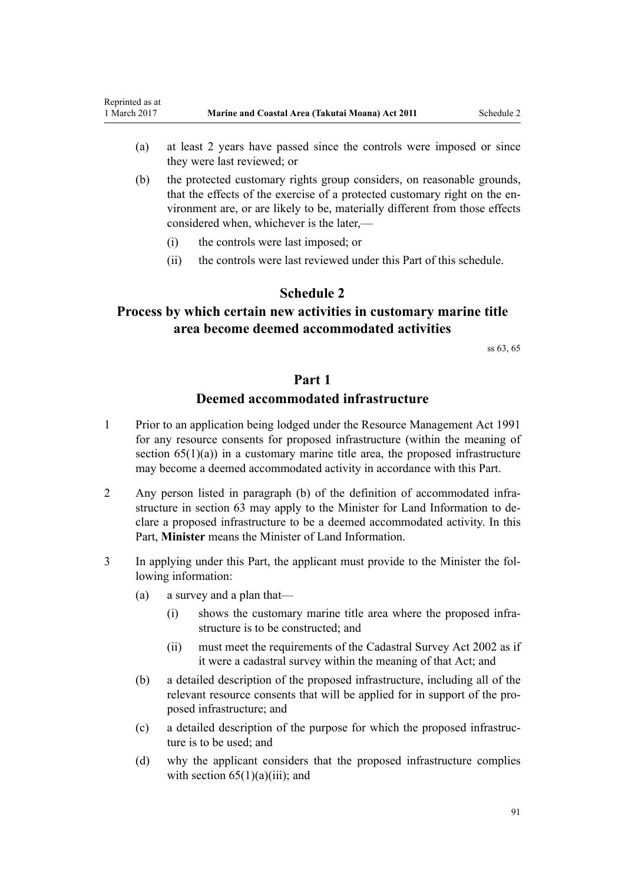(a) at least 2 years have passed since the controls were imposed or since they were last reviewed; or

(b) the protected customary rights group considers, on reasonable grounds, that the effects of the exercise of a protected customary right on the environment are, or are likely to be, materially different from those effects considered when, whichever is the later,—

  (i) the controls were last imposed; or

  (ii) the controls were last reviewed under this Part of this schedule.

# Schedule 2
# Process by which certain new activities in customary marine title area become deemed accommodated activities

ss 63, 65

## Part 1
## Deemed accommodated infrastructure

1 Prior to an application being lodged under the Resource Management Act 1991 for any resource consents for proposed infrastructure (within the meaning of section 65(1)(a)) in a customary marine title area, the proposed infrastructure may become a deemed accommodated activity in accordance with this Part.

2 Any person listed in paragraph (b) of the definition of accommodated infrastructure in section 63 may apply to the Minister for Land Information to declare a proposed infrastructure to be a deemed accommodated activity. In this Part, **Minister** means the Minister of Land Information.

3 In applying under this Part, the applicant must provide to the Minister the following information:

(a) a survey and a plan that—

  (i) shows the customary marine title area where the proposed infrastructure is to be constructed; and

  (ii) must meet the requirements of the Cadastral Survey Act 2002 as if it were a cadastral survey within the meaning of that Act; and

(b) a detailed description of the proposed infrastructure, including all of the relevant resource consents that will be applied for in support of the proposed infrastructure; and

(c) a detailed description of the purpose for which the proposed infrastructure is to be used; and

(d) why the applicant considers that the proposed infrastructure complies with section 65(1)(a)(iii); and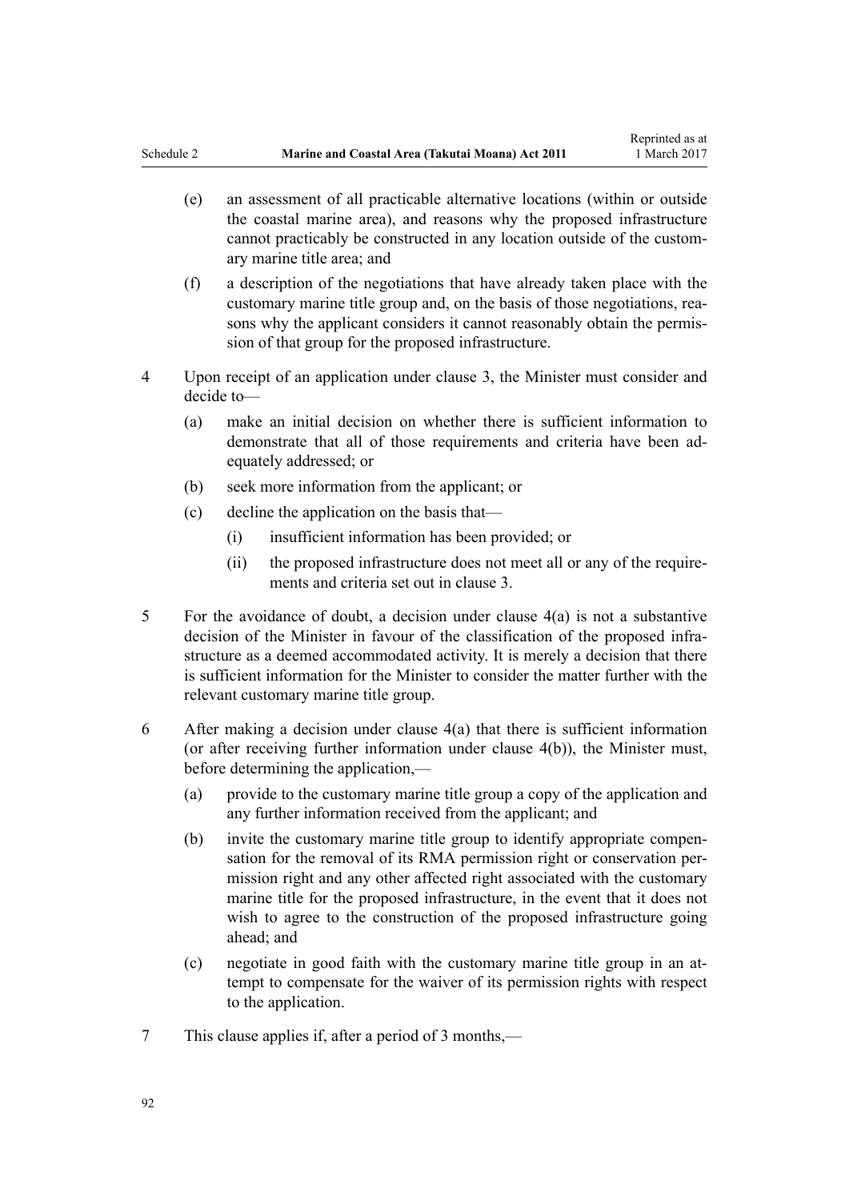(e) an assessment of all practicable alternative locations (within or outside the coastal marine area), and reasons why the proposed infrastructure cannot practicably be constructed in any location outside of the customary marine title area; and

(f) a description of the negotiations that have already taken place with the customary marine title group and, on the basis of those negotiations, reasons why the applicant considers it cannot reasonably obtain the permission of that group for the proposed infrastructure.

4 Upon receipt of an application under clause 3, the Minister must consider and decide to—

(a) make an initial decision on whether there is sufficient information to demonstrate that all of those requirements and criteria have been adequately addressed; or

(b) seek more information from the applicant; or

(c) decline the application on the basis that—

(i) insufficient information has been provided; or

(ii) the proposed infrastructure does not meet all or any of the requirements and criteria set out in clause 3.

5 For the avoidance of doubt, a decision under clause 4(a) is not a substantive decision of the Minister in favour of the classification of the proposed infrastructure as a deemed accommodated activity. It is merely a decision that there is sufficient information for the Minister to consider the matter further with the relevant customary marine title group.

6 After making a decision under clause 4(a) that there is sufficient information (or after receiving further information under clause 4(b)), the Minister must, before determining the application,—

(a) provide to the customary marine title group a copy of the application and any further information received from the applicant; and

(b) invite the customary marine title group to identify appropriate compensation for the removal of its RMA permission right or conservation permission right and any other affected right associated with the customary marine title for the proposed infrastructure, in the event that it does not wish to agree to the construction of the proposed infrastructure going ahead; and

(c) negotiate in good faith with the customary marine title group in an attempt to compensate for the waiver of its permission rights with respect to the application.

7 This clause applies if, after a period of 3 months,—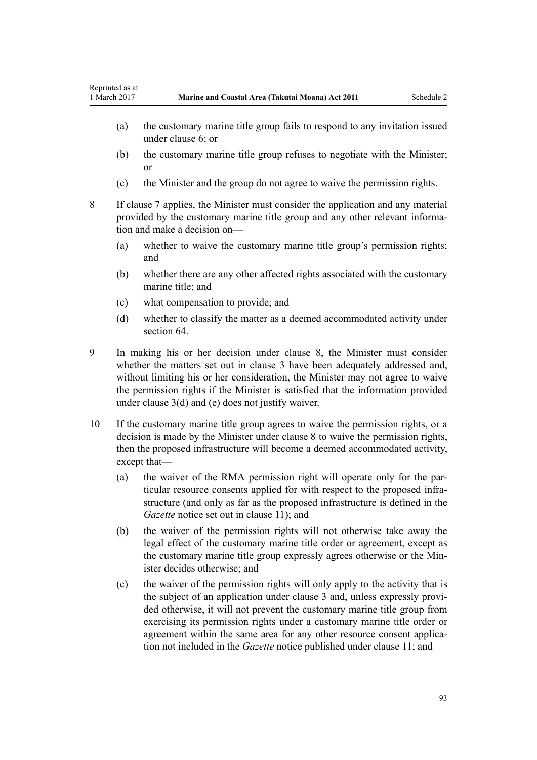(a) the customary marine title group fails to respond to any invitation issued under clause 6; or

(b) the customary marine title group refuses to negotiate with the Minister; or

(c) the Minister and the group do not agree to waive the permission rights.

8 If clause 7 applies, the Minister must consider the application and any material provided by the customary marine title group and any other relevant information and make a decision on—

(a) whether to waive the customary marine title group's permission rights; and

(b) whether there are any other affected rights associated with the customary marine title; and

(c) what compensation to provide; and

(d) whether to classify the matter as a deemed accommodated activity under section 64.

9 In making his or her decision under clause 8, the Minister must consider whether the matters set out in clause 3 have been adequately addressed and, without limiting his or her consideration, the Minister may not agree to waive the permission rights if the Minister is satisfied that the information provided under clause 3(d) and (e) does not justify waiver.

10 If the customary marine title group agrees to waive the permission rights, or a decision is made by the Minister under clause 8 to waive the permission rights, then the proposed infrastructure will become a deemed accommodated activity, except that—

(a) the waiver of the RMA permission right will operate only for the particular resource consents applied for with respect to the proposed infrastructure (and only as far as the proposed infrastructure is defined in the *Gazette* notice set out in clause 11); and

(b) the waiver of the permission rights will not otherwise take away the legal effect of the customary marine title order or agreement, except as the customary marine title group expressly agrees otherwise or the Minister decides otherwise; and

(c) the waiver of the permission rights will only apply to the activity that is the subject of an application under clause 3 and, unless expressly provided otherwise, it will not prevent the customary marine title group from exercising its permission rights under a customary marine title order or agreement within the same area for any other resource consent application not included in the *Gazette* notice published under clause 11; and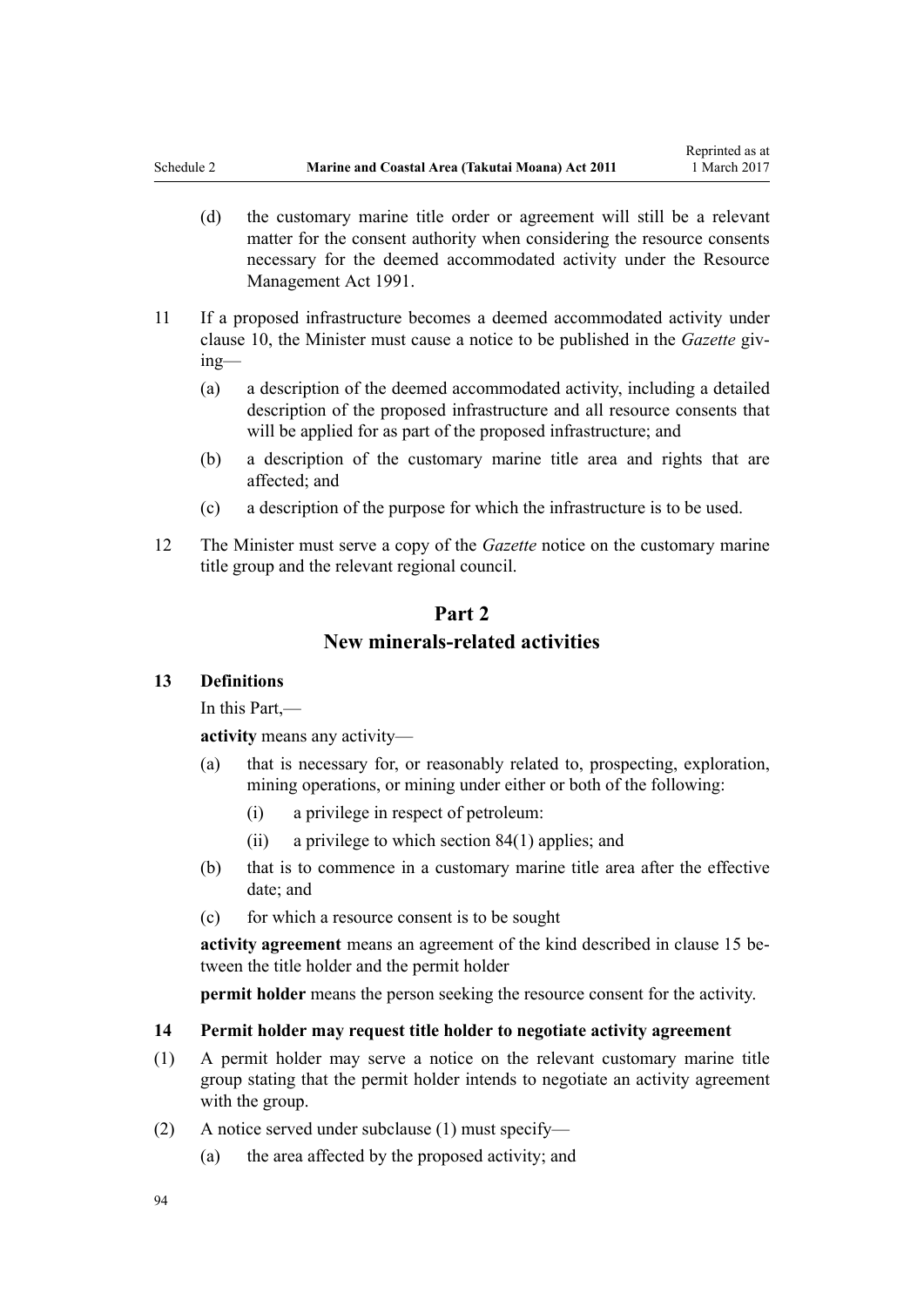(d) the customary marine title order or agreement will still be a relevant matter for the consent authority when considering the resource consents necessary for the deemed accommodated activity under the Resource Management Act 1991.

11 If a proposed infrastructure becomes a deemed accommodated activity under clause 10, the Minister must cause a notice to be published in the *Gazette* giving—

(a) a description of the deemed accommodated activity, including a detailed description of the proposed infrastructure and all resource consents that will be applied for as part of the proposed infrastructure; and

(b) a description of the customary marine title area and rights that are affected; and

(c) a description of the purpose for which the infrastructure is to be used.

12 The Minister must serve a copy of the *Gazette* notice on the customary marine title group and the relevant regional council.

## Part 2
## New minerals-related activities

### 13 Definitions

In this Part,—

**activity** means any activity—

(a) that is necessary for, or reasonably related to, prospecting, exploration, mining operations, or mining under either or both of the following:

  (i) a privilege in respect of petroleum:

  (ii) a privilege to which section 84(1) applies; and

(b) that is to commence in a customary marine title area after the effective date; and

(c) for which a resource consent is to be sought

**activity agreement** means an agreement of the kind described in clause 15 between the title holder and the permit holder

**permit holder** means the person seeking the resource consent for the activity.

### 14 Permit holder may request title holder to negotiate activity agreement

(1) A permit holder may serve a notice on the relevant customary marine title group stating that the permit holder intends to negotiate an activity agreement with the group.

(2) A notice served under subclause (1) must specify—

(a) the area affected by the proposed activity; and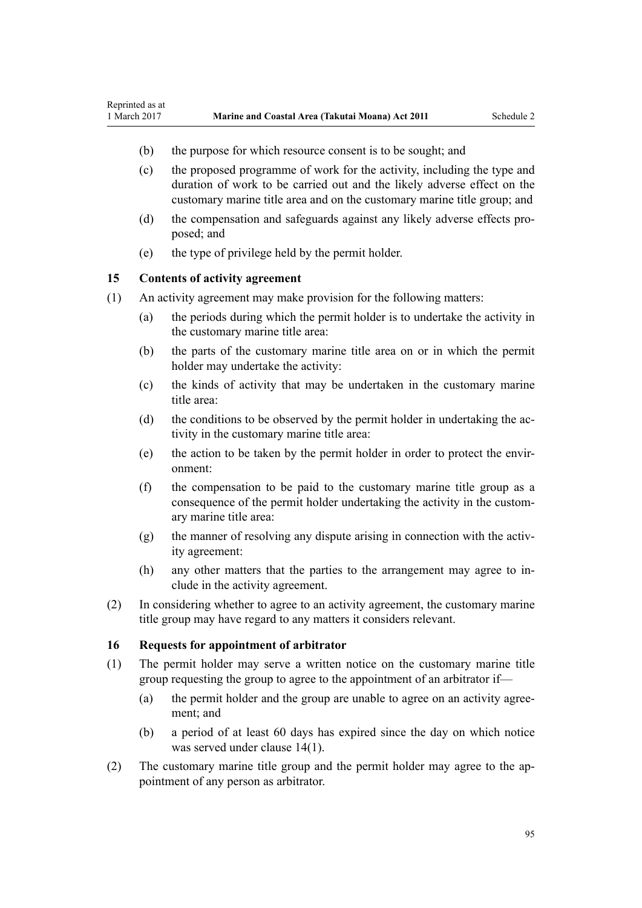(b) the purpose for which resource consent is to be sought; and

(c) the proposed programme of work for the activity, including the type and duration of work to be carried out and the likely adverse effect on the customary marine title area and on the customary marine title group; and

(d) the compensation and safeguards against any likely adverse effects proposed; and

(e) the type of privilege held by the permit holder.

### 15 Contents of activity agreement

(1) An activity agreement may make provision for the following matters:

(a) the periods during which the permit holder is to undertake the activity in the customary marine title area:

(b) the parts of the customary marine title area on or in which the permit holder may undertake the activity:

(c) the kinds of activity that may be undertaken in the customary marine title area:

(d) the conditions to be observed by the permit holder in undertaking the activity in the customary marine title area:

(e) the action to be taken by the permit holder in order to protect the environment:

(f) the compensation to be paid to the customary marine title group as a consequence of the permit holder undertaking the activity in the customary marine title area:

(g) the manner of resolving any dispute arising in connection with the activity agreement:

(h) any other matters that the parties to the arrangement may agree to include in the activity agreement.

(2) In considering whether to agree to an activity agreement, the customary marine title group may have regard to any matters it considers relevant.

### 16 Requests for appointment of arbitrator

(1) The permit holder may serve a written notice on the customary marine title group requesting the group to agree to the appointment of an arbitrator if—

(a) the permit holder and the group are unable to agree on an activity agreement; and

(b) a period of at least 60 days has expired since the day on which notice was served under clause 14(1).

(2) The customary marine title group and the permit holder may agree to the appointment of any person as arbitrator.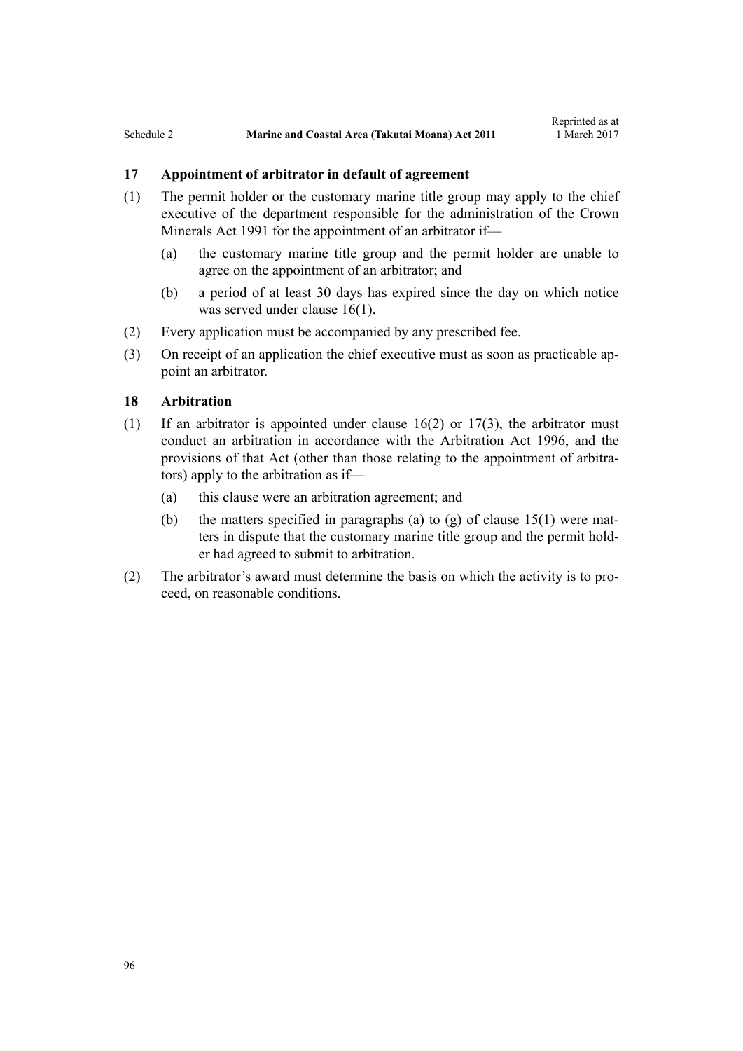### 17 Appointment of arbitrator in default of agreement

(1) The permit holder or the customary marine title group may apply to the chief executive of the department responsible for the administration of the Crown Minerals Act 1991 for the appointment of an arbitrator if—

 (a) the customary marine title group and the permit holder are unable to agree on the appointment of an arbitrator; and

 (b) a period of at least 30 days has expired since the day on which notice was served under clause 16(1).

(2) Every application must be accompanied by any prescribed fee.

(3) On receipt of an application the chief executive must as soon as practicable appoint an arbitrator.

### 18 Arbitration

(1) If an arbitrator is appointed under clause 16(2) or 17(3), the arbitrator must conduct an arbitration in accordance with the Arbitration Act 1996, and the provisions of that Act (other than those relating to the appointment of arbitrators) apply to the arbitration as if—

 (a) this clause were an arbitration agreement; and

 (b) the matters specified in paragraphs (a) to (g) of clause 15(1) were matters in dispute that the customary marine title group and the permit holder had agreed to submit to arbitration.

(2) The arbitrator's award must determine the basis on which the activity is to proceed, on reasonable conditions.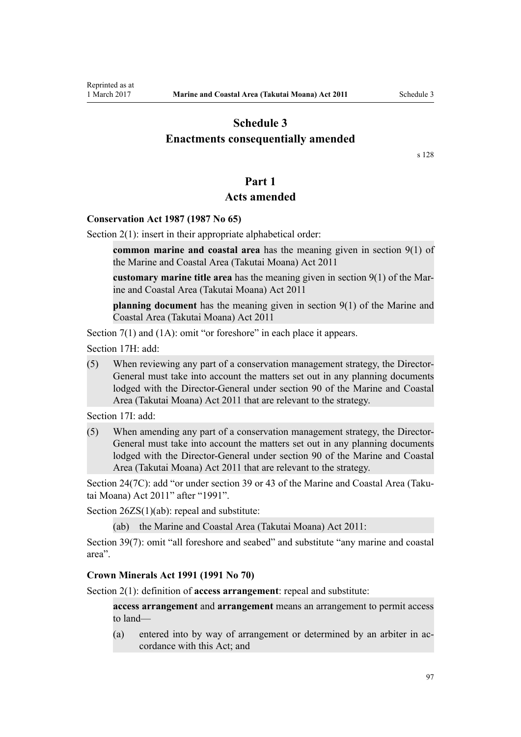# Schedule 3
# Enactments consequentially amended

s 128

## Part 1
## Acts amended

### Conservation Act 1987 (1987 No 65)

Section 2(1): insert in their appropriate alphabetical order:

> **common marine and coastal area** has the meaning given in section 9(1) of the Marine and Coastal Area (Takutai Moana) Act 2011
>
> **customary marine title area** has the meaning given in section 9(1) of the Marine and Coastal Area (Takutai Moana) Act 2011
>
> **planning document** has the meaning given in section 9(1) of the Marine and Coastal Area (Takutai Moana) Act 2011

Section 7(1) and (1A): omit "or foreshore" in each place it appears.

Section 17H: add:

> (5) When reviewing any part of a conservation management strategy, the Director-General must take into account the matters set out in any planning documents lodged with the Director-General under section 90 of the Marine and Coastal Area (Takutai Moana) Act 2011 that are relevant to the strategy.

Section 17I: add:

> (5) When amending any part of a conservation management strategy, the Director-General must take into account the matters set out in any planning documents lodged with the Director-General under section 90 of the Marine and Coastal Area (Takutai Moana) Act 2011 that are relevant to the strategy.

Section 24(7C): add "or under section 39 or 43 of the Marine and Coastal Area (Takutai Moana) Act 2011" after "1991".

Section 26ZS(1)(ab): repeal and substitute:

> (ab) the Marine and Coastal Area (Takutai Moana) Act 2011:

Section 39(7): omit "all foreshore and seabed" and substitute "any marine and coastal area".

### Crown Minerals Act 1991 (1991 No 70)

Section 2(1): definition of **access arrangement**: repeal and substitute:

> **access arrangement** and **arrangement** means an arrangement to permit access to land—
>
> (a) entered into by way of arrangement or determined by an arbiter in accordance with this Act; and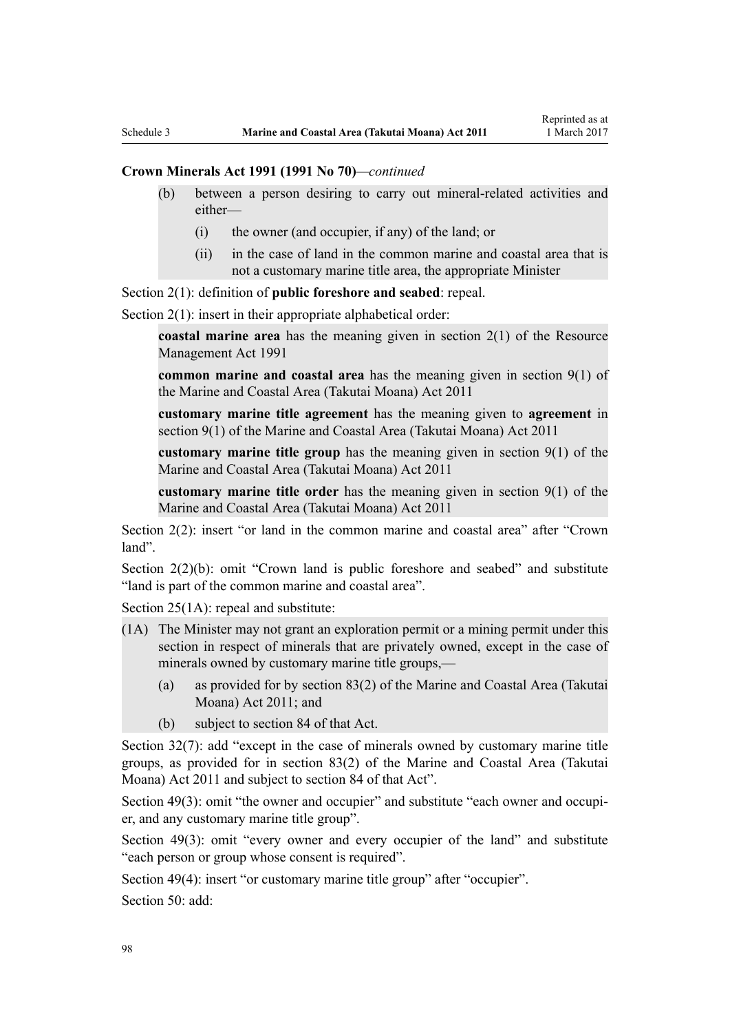**Crown Minerals Act 1991 (1991 No 70)**—*continued*

(b) between a person desiring to carry out mineral-related activities and either—

(i) the owner (and occupier, if any) of the land; or

(ii) in the case of land in the common marine and coastal area that is not a customary marine title area, the appropriate Minister

Section 2(1): definition of **public foreshore and seabed**: repeal.

Section 2(1): insert in their appropriate alphabetical order:

**coastal marine area** has the meaning given in section 2(1) of the Resource Management Act 1991

**common marine and coastal area** has the meaning given in section 9(1) of the Marine and Coastal Area (Takutai Moana) Act 2011

**customary marine title agreement** has the meaning given to **agreement** in section 9(1) of the Marine and Coastal Area (Takutai Moana) Act 2011

**customary marine title group** has the meaning given in section 9(1) of the Marine and Coastal Area (Takutai Moana) Act 2011

**customary marine title order** has the meaning given in section 9(1) of the Marine and Coastal Area (Takutai Moana) Act 2011

Section 2(2): insert "or land in the common marine and coastal area" after "Crown land".

Section 2(2)(b): omit "Crown land is public foreshore and seabed" and substitute "land is part of the common marine and coastal area".

Section 25(1A): repeal and substitute:

(1A) The Minister may not grant an exploration permit or a mining permit under this section in respect of minerals that are privately owned, except in the case of minerals owned by customary marine title groups,—

(a) as provided for by section 83(2) of the Marine and Coastal Area (Takutai Moana) Act 2011; and

(b) subject to section 84 of that Act.

Section 32(7): add "except in the case of minerals owned by customary marine title groups, as provided for in section 83(2) of the Marine and Coastal Area (Takutai Moana) Act 2011 and subject to section 84 of that Act".

Section 49(3): omit "the owner and occupier" and substitute "each owner and occupier, and any customary marine title group".

Section 49(3): omit "every owner and every occupier of the land" and substitute "each person or group whose consent is required".

Section 49(4): insert "or customary marine title group" after "occupier".

Section 50: add: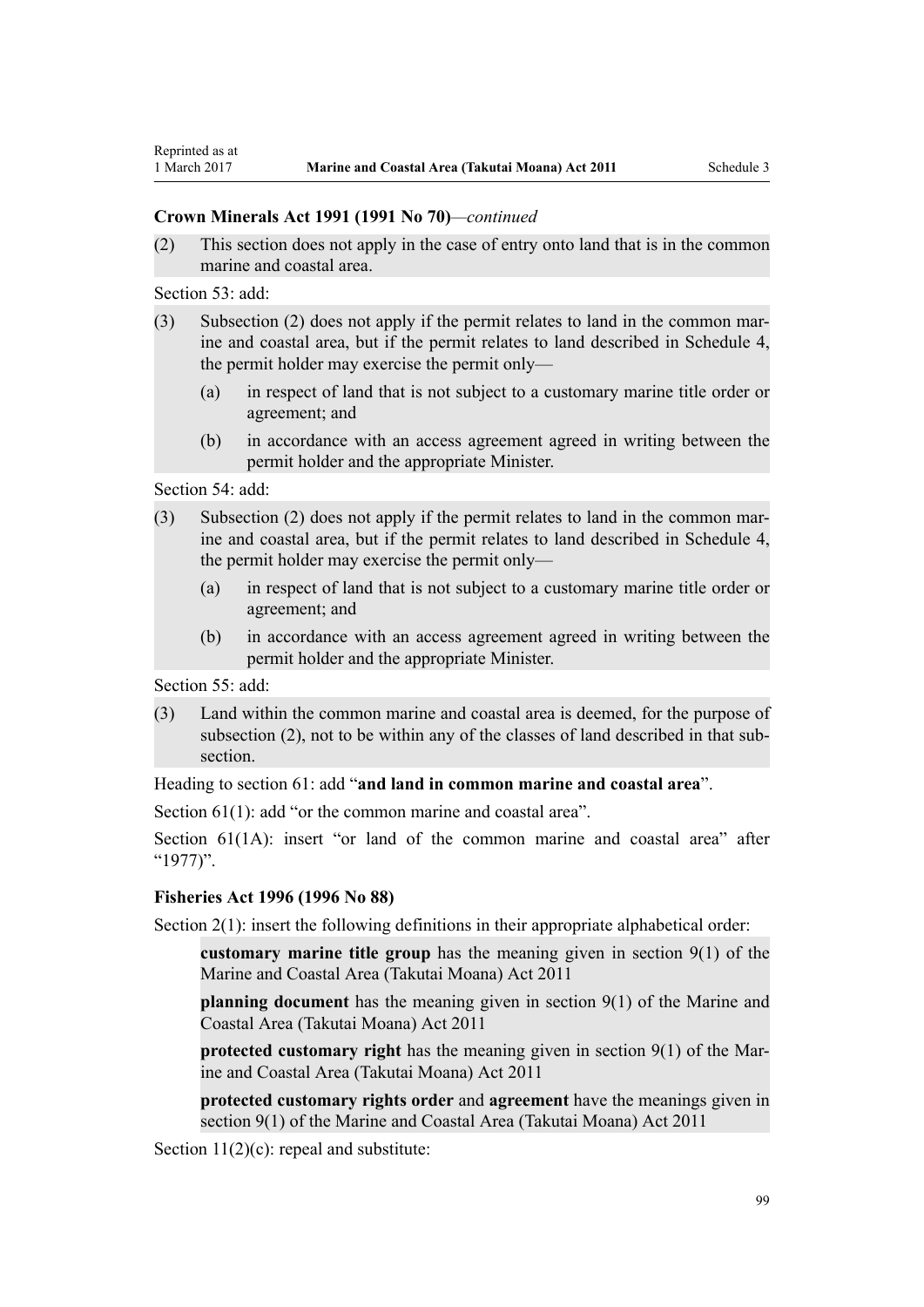**Crown Minerals Act 1991 (1991 No 70)**—*continued*

(2) This section does not apply in the case of entry onto land that is in the common marine and coastal area.

Section 53: add:

(3) Subsection (2) does not apply if the permit relates to land in the common marine and coastal area, but if the permit relates to land described in Schedule 4, the permit holder may exercise the permit only—

(a) in respect of land that is not subject to a customary marine title order or agreement; and

(b) in accordance with an access agreement agreed in writing between the permit holder and the appropriate Minister.

Section 54: add:

(3) Subsection (2) does not apply if the permit relates to land in the common marine and coastal area, but if the permit relates to land described in Schedule 4, the permit holder may exercise the permit only—

(a) in respect of land that is not subject to a customary marine title order or agreement; and

(b) in accordance with an access agreement agreed in writing between the permit holder and the appropriate Minister.

Section 55: add:

(3) Land within the common marine and coastal area is deemed, for the purpose of subsection (2), not to be within any of the classes of land described in that subsection.

Heading to section 61: add "**and land in common marine and coastal area**".

Section 61(1): add "or the common marine and coastal area".

Section 61(1A): insert "or land of the common marine and coastal area" after "1977)".

**Fisheries Act 1996 (1996 No 88)**

Section 2(1): insert the following definitions in their appropriate alphabetical order:

**customary marine title group** has the meaning given in section 9(1) of the Marine and Coastal Area (Takutai Moana) Act 2011

**planning document** has the meaning given in section 9(1) of the Marine and Coastal Area (Takutai Moana) Act 2011

**protected customary right** has the meaning given in section 9(1) of the Marine and Coastal Area (Takutai Moana) Act 2011

**protected customary rights order** and **agreement** have the meanings given in section 9(1) of the Marine and Coastal Area (Takutai Moana) Act 2011

Section 11(2)(c): repeal and substitute: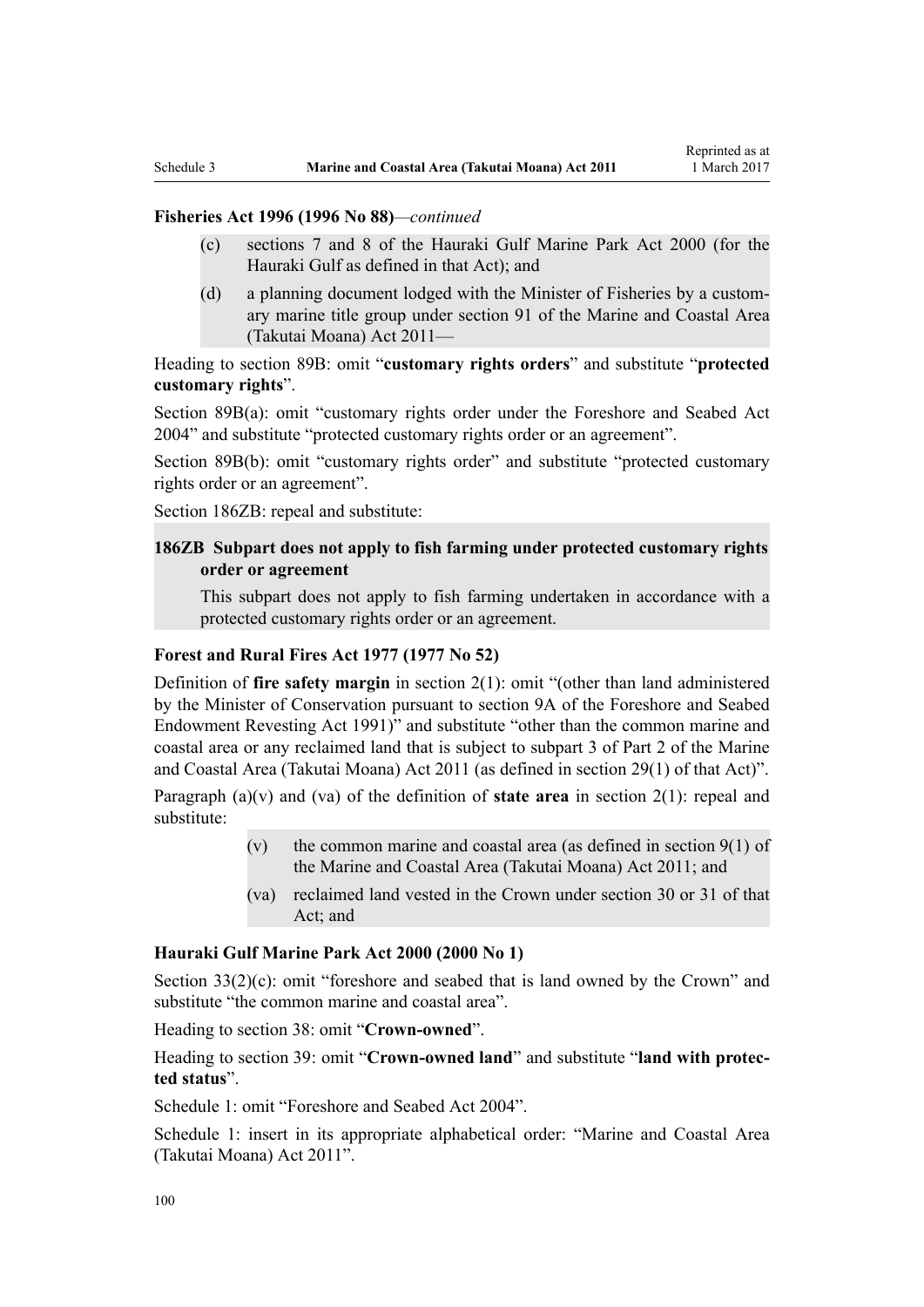**Fisheries Act 1996 (1996 No 88)**—*continued*

(c) sections 7 and 8 of the Hauraki Gulf Marine Park Act 2000 (for the Hauraki Gulf as defined in that Act); and

(d) a planning document lodged with the Minister of Fisheries by a customary marine title group under section 91 of the Marine and Coastal Area (Takutai Moana) Act 2011—

Heading to section 89B: omit "**customary rights orders**" and substitute "**protected customary rights**".

Section 89B(a): omit "customary rights order under the Foreshore and Seabed Act 2004" and substitute "protected customary rights order or an agreement".

Section 89B(b): omit "customary rights order" and substitute "protected customary rights order or an agreement".

Section 186ZB: repeal and substitute:

**186ZB Subpart does not apply to fish farming under protected customary rights order or agreement**

This subpart does not apply to fish farming undertaken in accordance with a protected customary rights order or an agreement.

**Forest and Rural Fires Act 1977 (1977 No 52)**

Definition of **fire safety margin** in section 2(1): omit "(other than land administered by the Minister of Conservation pursuant to section 9A of the Foreshore and Seabed Endowment Revesting Act 1991)" and substitute "other than the common marine and coastal area or any reclaimed land that is subject to subpart 3 of Part 2 of the Marine and Coastal Area (Takutai Moana) Act 2011 (as defined in section 29(1) of that Act)".

Paragraph (a)(v) and (va) of the definition of **state area** in section 2(1): repeal and substitute:

(v) the common marine and coastal area (as defined in section 9(1) of the Marine and Coastal Area (Takutai Moana) Act 2011; and

(va) reclaimed land vested in the Crown under section 30 or 31 of that Act; and

**Hauraki Gulf Marine Park Act 2000 (2000 No 1)**

Section 33(2)(c): omit "foreshore and seabed that is land owned by the Crown" and substitute "the common marine and coastal area".

Heading to section 38: omit "**Crown-owned**".

Heading to section 39: omit "**Crown-owned land**" and substitute "**land with protected status**".

Schedule 1: omit "Foreshore and Seabed Act 2004".

Schedule 1: insert in its appropriate alphabetical order: "Marine and Coastal Area (Takutai Moana) Act 2011".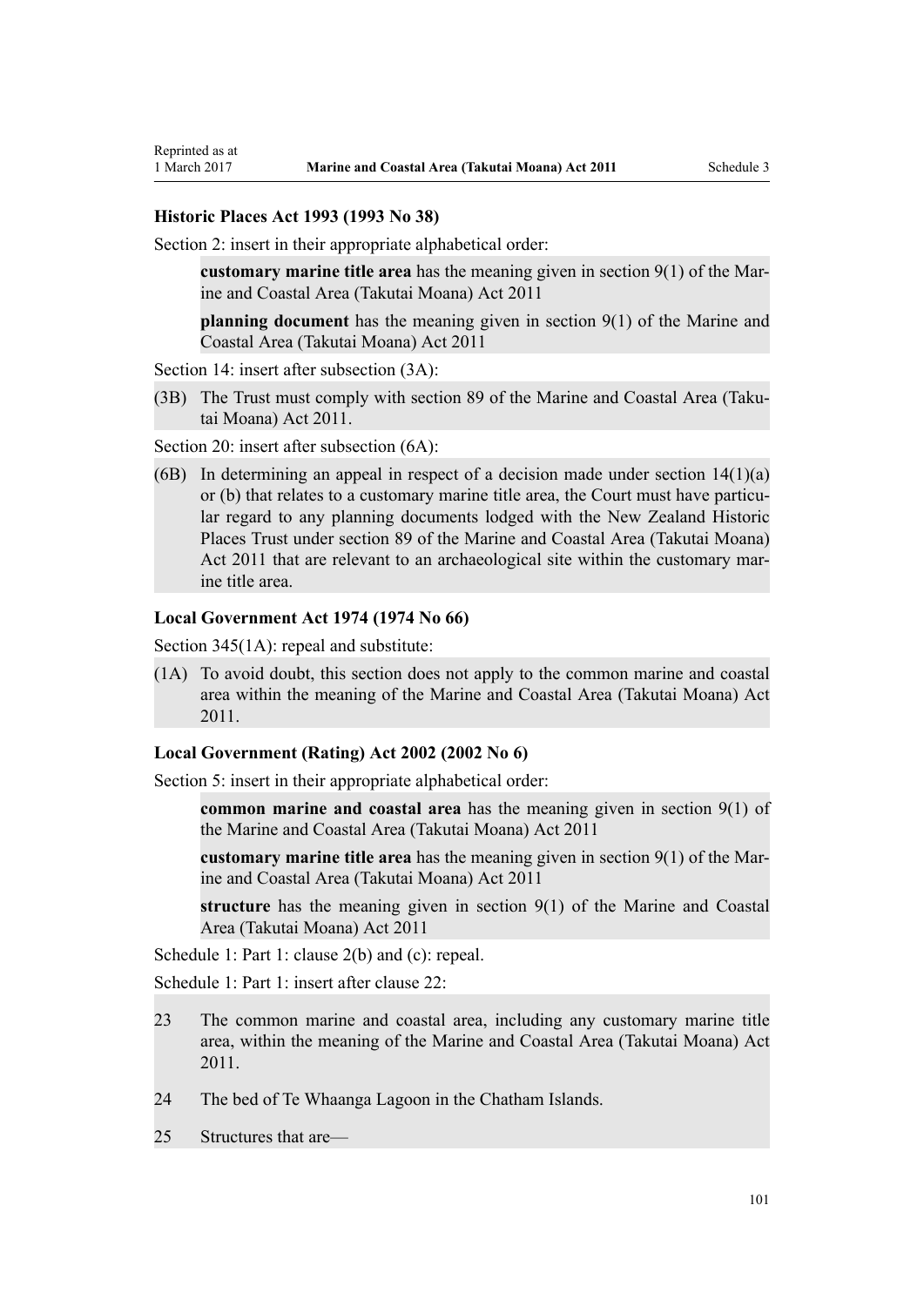### Historic Places Act 1993 (1993 No 38)

Section 2: insert in their appropriate alphabetical order:

> **customary marine title area** has the meaning given in section 9(1) of the Marine and Coastal Area (Takutai Moana) Act 2011
>
> **planning document** has the meaning given in section 9(1) of the Marine and Coastal Area (Takutai Moana) Act 2011

Section 14: insert after subsection (3A):

> (3B) The Trust must comply with section 89 of the Marine and Coastal Area (Takutai Moana) Act 2011.

Section 20: insert after subsection (6A):

> (6B) In determining an appeal in respect of a decision made under section 14(1)(a) or (b) that relates to a customary marine title area, the Court must have particular regard to any planning documents lodged with the New Zealand Historic Places Trust under section 89 of the Marine and Coastal Area (Takutai Moana) Act 2011 that are relevant to an archaeological site within the customary marine title area.

### Local Government Act 1974 (1974 No 66)

Section 345(1A): repeal and substitute:

> (1A) To avoid doubt, this section does not apply to the common marine and coastal area within the meaning of the Marine and Coastal Area (Takutai Moana) Act 2011.

### Local Government (Rating) Act 2002 (2002 No 6)

Section 5: insert in their appropriate alphabetical order:

> **common marine and coastal area** has the meaning given in section 9(1) of the Marine and Coastal Area (Takutai Moana) Act 2011
>
> **customary marine title area** has the meaning given in section 9(1) of the Marine and Coastal Area (Takutai Moana) Act 2011
>
> **structure** has the meaning given in section 9(1) of the Marine and Coastal Area (Takutai Moana) Act 2011

Schedule 1: Part 1: clause 2(b) and (c): repeal.

Schedule 1: Part 1: insert after clause 22:

> 23 The common marine and coastal area, including any customary marine title area, within the meaning of the Marine and Coastal Area (Takutai Moana) Act 2011.
>
> 24 The bed of Te Whaanga Lagoon in the Chatham Islands.
>
> 25 Structures that are—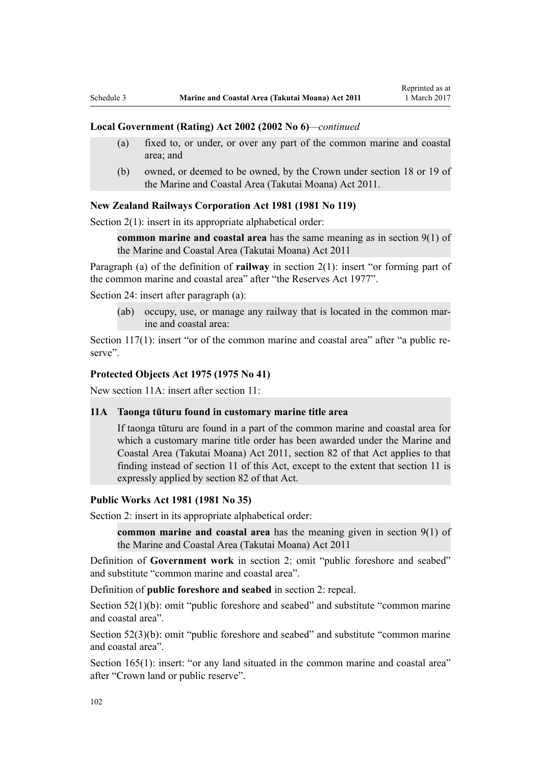**Local Government (Rating) Act 2002 (2002 No 6)**—*continued*

(a) fixed to, or under, or over any part of the common marine and coastal area; and

(b) owned, or deemed to be owned, by the Crown under section 18 or 19 of the Marine and Coastal Area (Takutai Moana) Act 2011.

**New Zealand Railways Corporation Act 1981 (1981 No 119)**

Section 2(1): insert in its appropriate alphabetical order:

> **common marine and coastal area** has the same meaning as in section 9(1) of the Marine and Coastal Area (Takutai Moana) Act 2011

Paragraph (a) of the definition of **railway** in section 2(1): insert "or forming part of the common marine and coastal area" after "the Reserves Act 1977".

Section 24: insert after paragraph (a):

> (ab) occupy, use, or manage any railway that is located in the common marine and coastal area:

Section 117(1): insert "or of the common marine and coastal area" after "a public reserve".

**Protected Objects Act 1975 (1975 No 41)**

New section 11A: insert after section 11:

> **11A Taonga tūturu found in customary marine title area**
>
> If taonga tūturu are found in a part of the common marine and coastal area for which a customary marine title order has been awarded under the Marine and Coastal Area (Takutai Moana) Act 2011, section 82 of that Act applies to that finding instead of section 11 of this Act, except to the extent that section 11 is expressly applied by section 82 of that Act.

**Public Works Act 1981 (1981 No 35)**

Section 2: insert in its appropriate alphabetical order:

> **common marine and coastal area** has the meaning given in section 9(1) of the Marine and Coastal Area (Takutai Moana) Act 2011

Definition of **Government work** in section 2: omit "public foreshore and seabed" and substitute "common marine and coastal area".

Definition of **public foreshore and seabed** in section 2: repeal.

Section 52(1)(b): omit "public foreshore and seabed" and substitute "common marine and coastal area".

Section 52(3)(b): omit "public foreshore and seabed" and substitute "common marine and coastal area".

Section 165(1): insert: "or any land situated in the common marine and coastal area" after "Crown land or public reserve".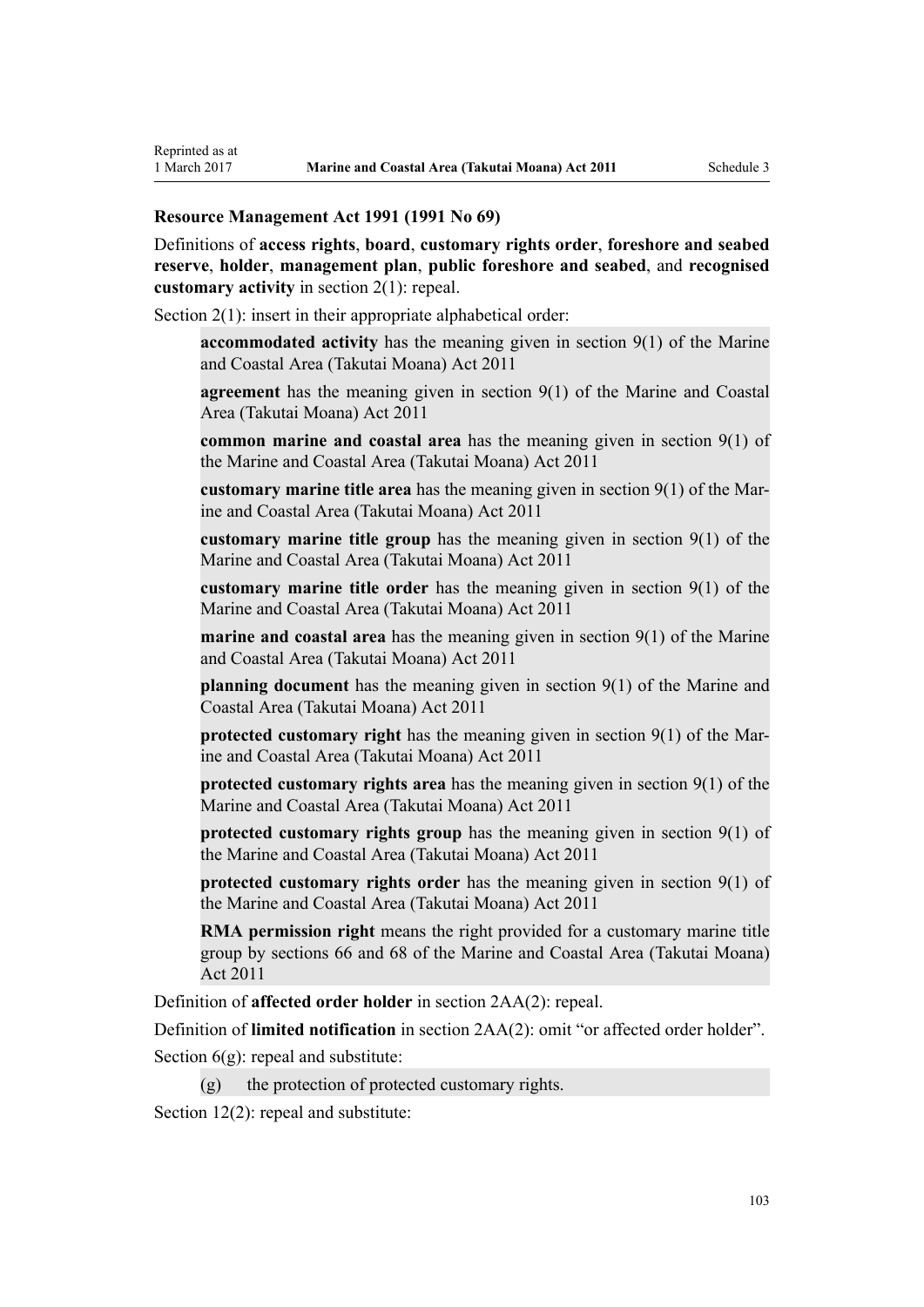### Resource Management Act 1991 (1991 No 69)

Definitions of **access rights**, **board**, **customary rights order**, **foreshore and seabed reserve**, **holder**, **management plan**, **public foreshore and seabed**, and **recognised customary activity** in section 2(1): repeal.

Section 2(1): insert in their appropriate alphabetical order:

> **accommodated activity** has the meaning given in section 9(1) of the Marine and Coastal Area (Takutai Moana) Act 2011
>
> **agreement** has the meaning given in section 9(1) of the Marine and Coastal Area (Takutai Moana) Act 2011
>
> **common marine and coastal area** has the meaning given in section 9(1) of the Marine and Coastal Area (Takutai Moana) Act 2011
>
> **customary marine title area** has the meaning given in section 9(1) of the Marine and Coastal Area (Takutai Moana) Act 2011
>
> **customary marine title group** has the meaning given in section 9(1) of the Marine and Coastal Area (Takutai Moana) Act 2011
>
> **customary marine title order** has the meaning given in section 9(1) of the Marine and Coastal Area (Takutai Moana) Act 2011
>
> **marine and coastal area** has the meaning given in section 9(1) of the Marine and Coastal Area (Takutai Moana) Act 2011
>
> **planning document** has the meaning given in section 9(1) of the Marine and Coastal Area (Takutai Moana) Act 2011
>
> **protected customary right** has the meaning given in section 9(1) of the Marine and Coastal Area (Takutai Moana) Act 2011
>
> **protected customary rights area** has the meaning given in section 9(1) of the Marine and Coastal Area (Takutai Moana) Act 2011
>
> **protected customary rights group** has the meaning given in section 9(1) of the Marine and Coastal Area (Takutai Moana) Act 2011
>
> **protected customary rights order** has the meaning given in section 9(1) of the Marine and Coastal Area (Takutai Moana) Act 2011
>
> **RMA permission right** means the right provided for a customary marine title group by sections 66 and 68 of the Marine and Coastal Area (Takutai Moana) Act 2011

Definition of **affected order holder** in section 2AA(2): repeal.

Definition of **limited notification** in section 2AA(2): omit "or affected order holder".

Section 6(g): repeal and substitute:

> (g) the protection of protected customary rights.

Section 12(2): repeal and substitute: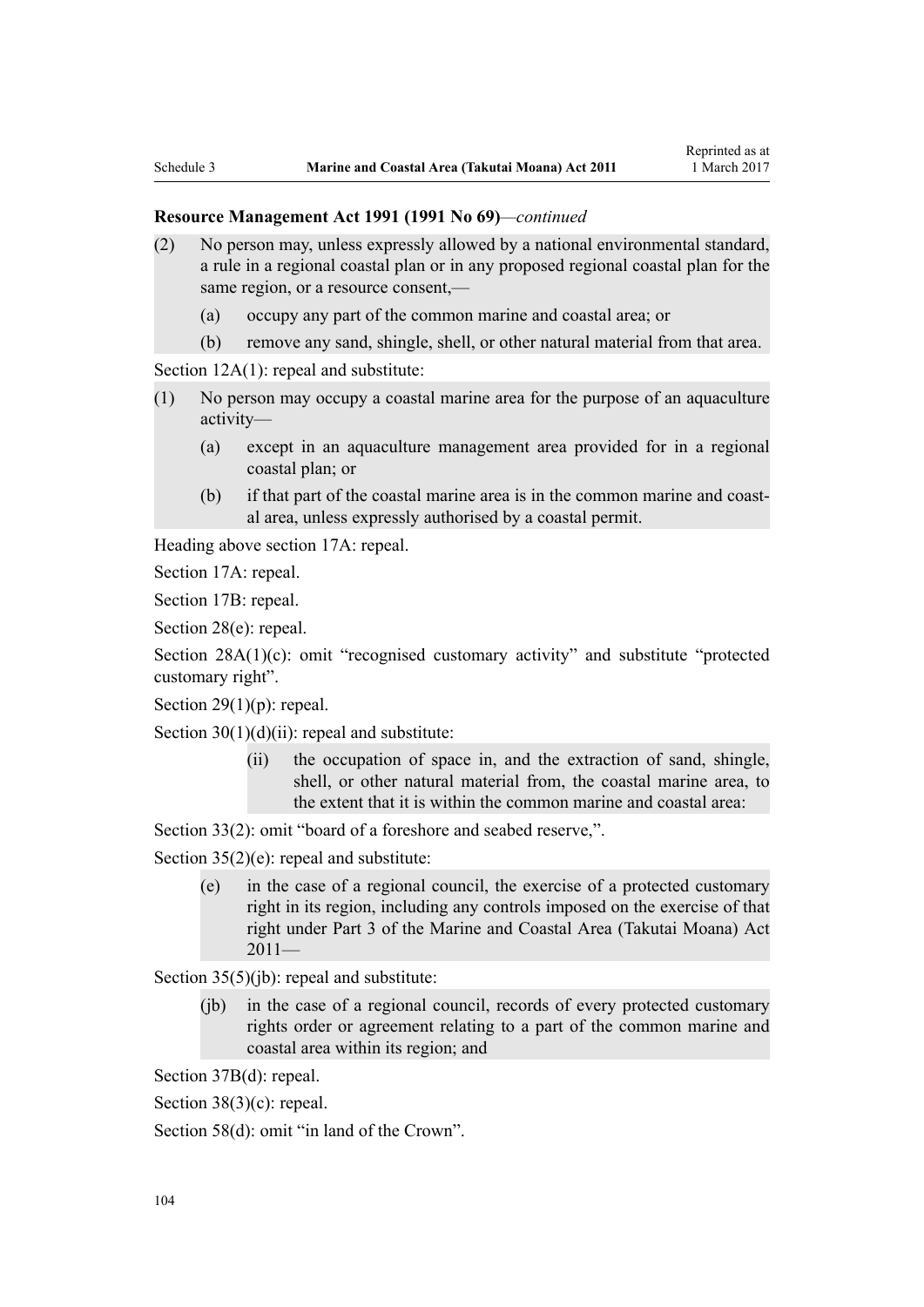**Resource Management Act 1991 (1991 No 69)**—*continued*

(2) No person may, unless expressly allowed by a national environmental standard, a rule in a regional coastal plan or in any proposed regional coastal plan for the same region, or a resource consent,—

 (a) occupy any part of the common marine and coastal area; or

 (b) remove any sand, shingle, shell, or other natural material from that area.

Section 12A(1): repeal and substitute:

(1) No person may occupy a coastal marine area for the purpose of an aquaculture activity—

 (a) except in an aquaculture management area provided for in a regional coastal plan; or

 (b) if that part of the coastal marine area is in the common marine and coastal area, unless expressly authorised by a coastal permit.

Heading above section 17A: repeal.

Section 17A: repeal.

Section 17B: repeal.

Section 28(e): repeal.

Section 28A(1)(c): omit "recognised customary activity" and substitute "protected customary right".

Section 29(1)(p): repeal.

Section 30(1)(d)(ii): repeal and substitute:

 (ii) the occupation of space in, and the extraction of sand, shingle, shell, or other natural material from, the coastal marine area, to the extent that it is within the common marine and coastal area:

Section 33(2): omit "board of a foreshore and seabed reserve,".

Section 35(2)(e): repeal and substitute:

 (e) in the case of a regional council, the exercise of a protected customary right in its region, including any controls imposed on the exercise of that right under Part 3 of the Marine and Coastal Area (Takutai Moana) Act 2011—

Section 35(5)(jb): repeal and substitute:

 (jb) in the case of a regional council, records of every protected customary rights order or agreement relating to a part of the common marine and coastal area within its region; and

Section 37B(d): repeal.

Section 38(3)(c): repeal.

Section 58(d): omit "in land of the Crown".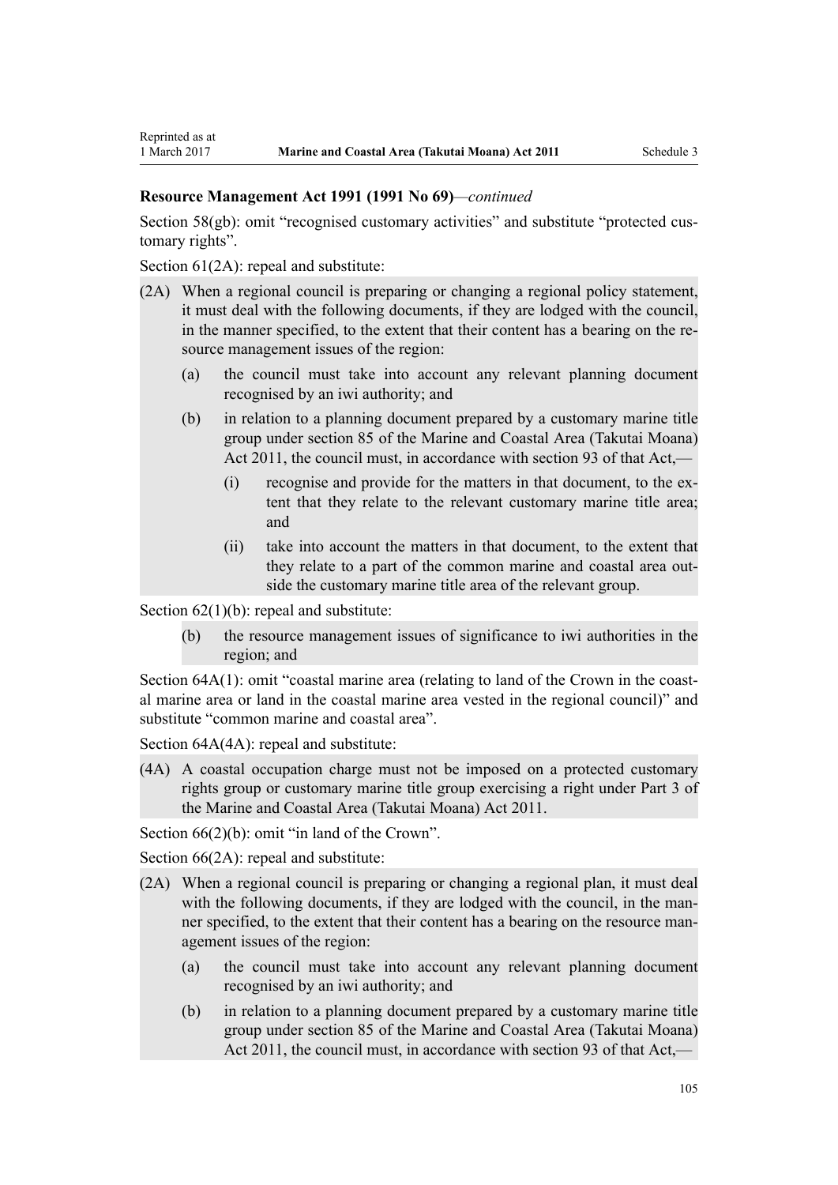**Resource Management Act 1991 (1991 No 69)**—*continued*

Section 58(gb): omit "recognised customary activities" and substitute "protected customary rights".

Section 61(2A): repeal and substitute:

(2A) When a regional council is preparing or changing a regional policy statement, it must deal with the following documents, if they are lodged with the council, in the manner specified, to the extent that their content has a bearing on the resource management issues of the region:

- (a) the council must take into account any relevant planning document recognised by an iwi authority; and
- (b) in relation to a planning document prepared by a customary marine title group under section 85 of the Marine and Coastal Area (Takutai Moana) Act 2011, the council must, in accordance with section 93 of that Act,—
  - (i) recognise and provide for the matters in that document, to the extent that they relate to the relevant customary marine title area; and
  - (ii) take into account the matters in that document, to the extent that they relate to a part of the common marine and coastal area outside the customary marine title area of the relevant group.

Section 62(1)(b): repeal and substitute:

- (b) the resource management issues of significance to iwi authorities in the region; and

Section 64A(1): omit "coastal marine area (relating to land of the Crown in the coastal marine area or land in the coastal marine area vested in the regional council)" and substitute "common marine and coastal area".

Section 64A(4A): repeal and substitute:

(4A) A coastal occupation charge must not be imposed on a protected customary rights group or customary marine title group exercising a right under Part 3 of the Marine and Coastal Area (Takutai Moana) Act 2011.

Section 66(2)(b): omit "in land of the Crown".

Section 66(2A): repeal and substitute:

(2A) When a regional council is preparing or changing a regional plan, it must deal with the following documents, if they are lodged with the council, in the manner specified, to the extent that their content has a bearing on the resource management issues of the region:

- (a) the council must take into account any relevant planning document recognised by an iwi authority; and
- (b) in relation to a planning document prepared by a customary marine title group under section 85 of the Marine and Coastal Area (Takutai Moana) Act 2011, the council must, in accordance with section 93 of that Act,—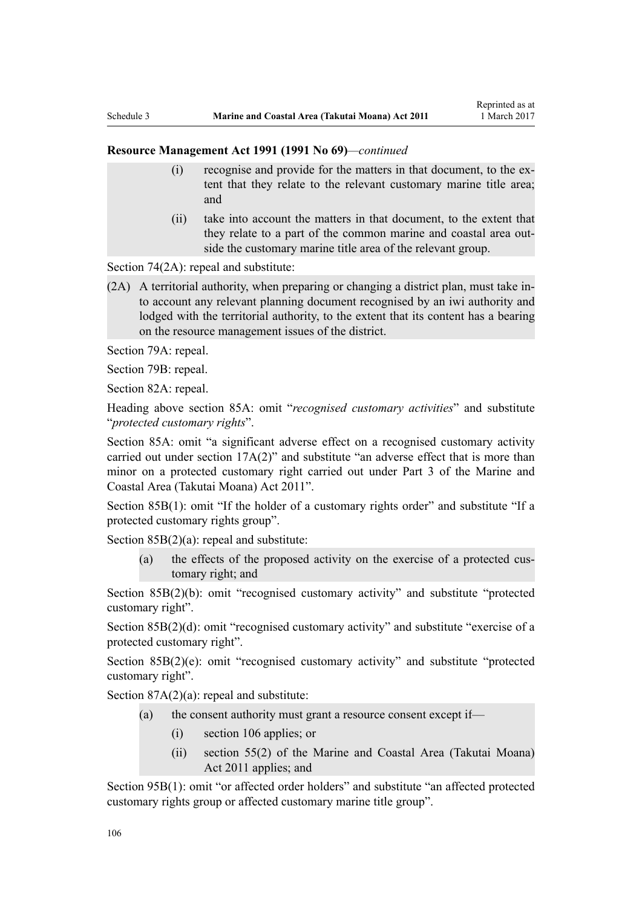**Resource Management Act 1991 (1991 No 69)**—*continued*

(i) recognise and provide for the matters in that document, to the extent that they relate to the relevant customary marine title area; and

(ii) take into account the matters in that document, to the extent that they relate to a part of the common marine and coastal area outside the customary marine title area of the relevant group.

Section 74(2A): repeal and substitute:

(2A) A territorial authority, when preparing or changing a district plan, must take into account any relevant planning document recognised by an iwi authority and lodged with the territorial authority, to the extent that its content has a bearing on the resource management issues of the district.

Section 79A: repeal.

Section 79B: repeal.

Section 82A: repeal.

Heading above section 85A: omit "*recognised customary activities*" and substitute "*protected customary rights*".

Section 85A: omit "a significant adverse effect on a recognised customary activity carried out under section 17A(2)" and substitute "an adverse effect that is more than minor on a protected customary right carried out under Part 3 of the Marine and Coastal Area (Takutai Moana) Act 2011".

Section 85B(1): omit "If the holder of a customary rights order" and substitute "If a protected customary rights group".

Section 85B(2)(a): repeal and substitute:

(a) the effects of the proposed activity on the exercise of a protected customary right; and

Section 85B(2)(b): omit "recognised customary activity" and substitute "protected customary right".

Section 85B(2)(d): omit "recognised customary activity" and substitute "exercise of a protected customary right".

Section 85B(2)(e): omit "recognised customary activity" and substitute "protected customary right".

Section 87A(2)(a): repeal and substitute:

(a) the consent authority must grant a resource consent except if—

(i) section 106 applies; or

(ii) section 55(2) of the Marine and Coastal Area (Takutai Moana) Act 2011 applies; and

Section 95B(1): omit "or affected order holders" and substitute "an affected protected customary rights group or affected customary marine title group".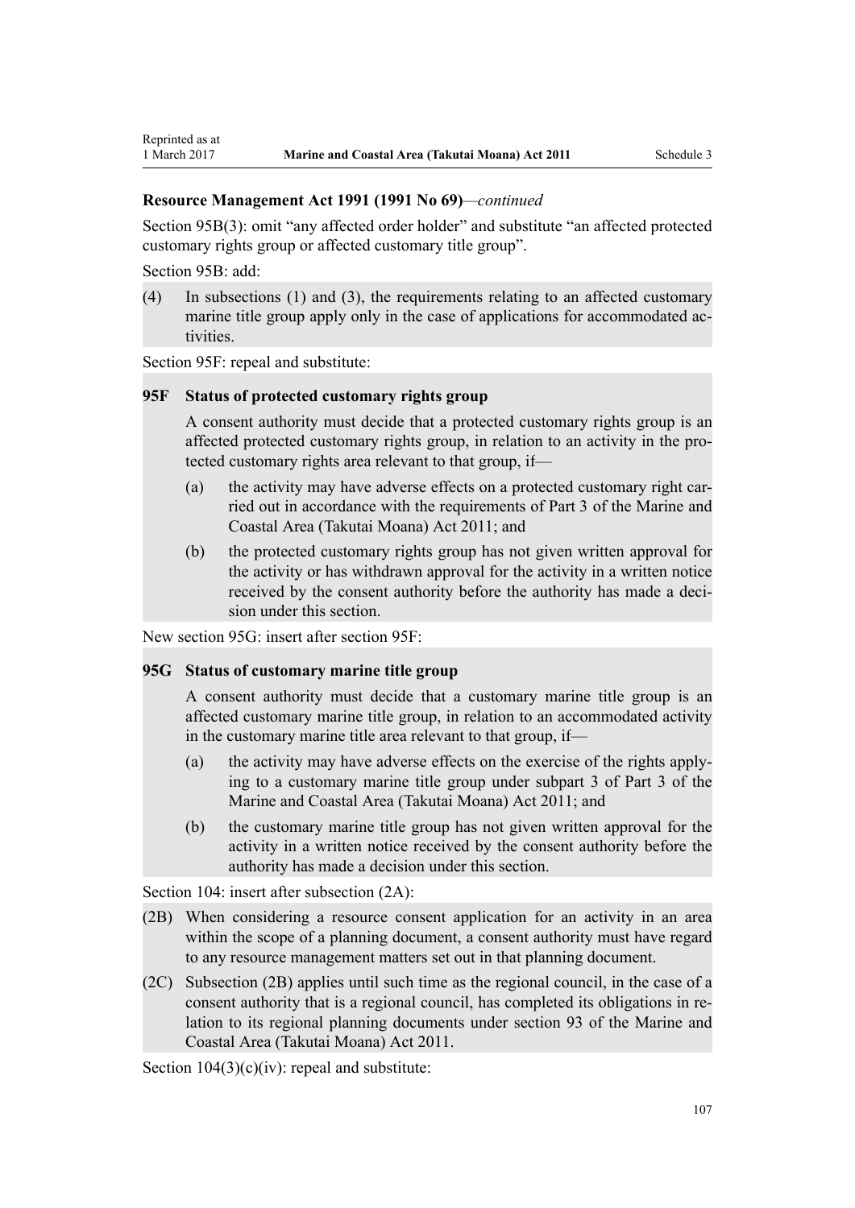**Resource Management Act 1991 (1991 No 69)**—*continued*

Section 95B(3): omit “any affected order holder” and substitute “an affected protected customary rights group or affected customary title group”.

Section 95B: add:

(4) In subsections (1) and (3), the requirements relating to an affected customary marine title group apply only in the case of applications for accommodated activities.

Section 95F: repeal and substitute:

**95F Status of protected customary rights group**

A consent authority must decide that a protected customary rights group is an affected protected customary rights group, in relation to an activity in the protected customary rights area relevant to that group, if—

(a) the activity may have adverse effects on a protected customary right carried out in accordance with the requirements of Part 3 of the Marine and Coastal Area (Takutai Moana) Act 2011; and

(b) the protected customary rights group has not given written approval for the activity or has withdrawn approval for the activity in a written notice received by the consent authority before the authority has made a decision under this section.

New section 95G: insert after section 95F:

**95G Status of customary marine title group**

A consent authority must decide that a customary marine title group is an affected customary marine title group, in relation to an accommodated activity in the customary marine title area relevant to that group, if—

(a) the activity may have adverse effects on the exercise of the rights applying to a customary marine title group under subpart 3 of Part 3 of the Marine and Coastal Area (Takutai Moana) Act 2011; and

(b) the customary marine title group has not given written approval for the activity in a written notice received by the consent authority before the authority has made a decision under this section.

Section 104: insert after subsection (2A):

(2B) When considering a resource consent application for an activity in an area within the scope of a planning document, a consent authority must have regard to any resource management matters set out in that planning document.

(2C) Subsection (2B) applies until such time as the regional council, in the case of a consent authority that is a regional council, has completed its obligations in relation to its regional planning documents under section 93 of the Marine and Coastal Area (Takutai Moana) Act 2011.

Section 104(3)(c)(iv): repeal and substitute: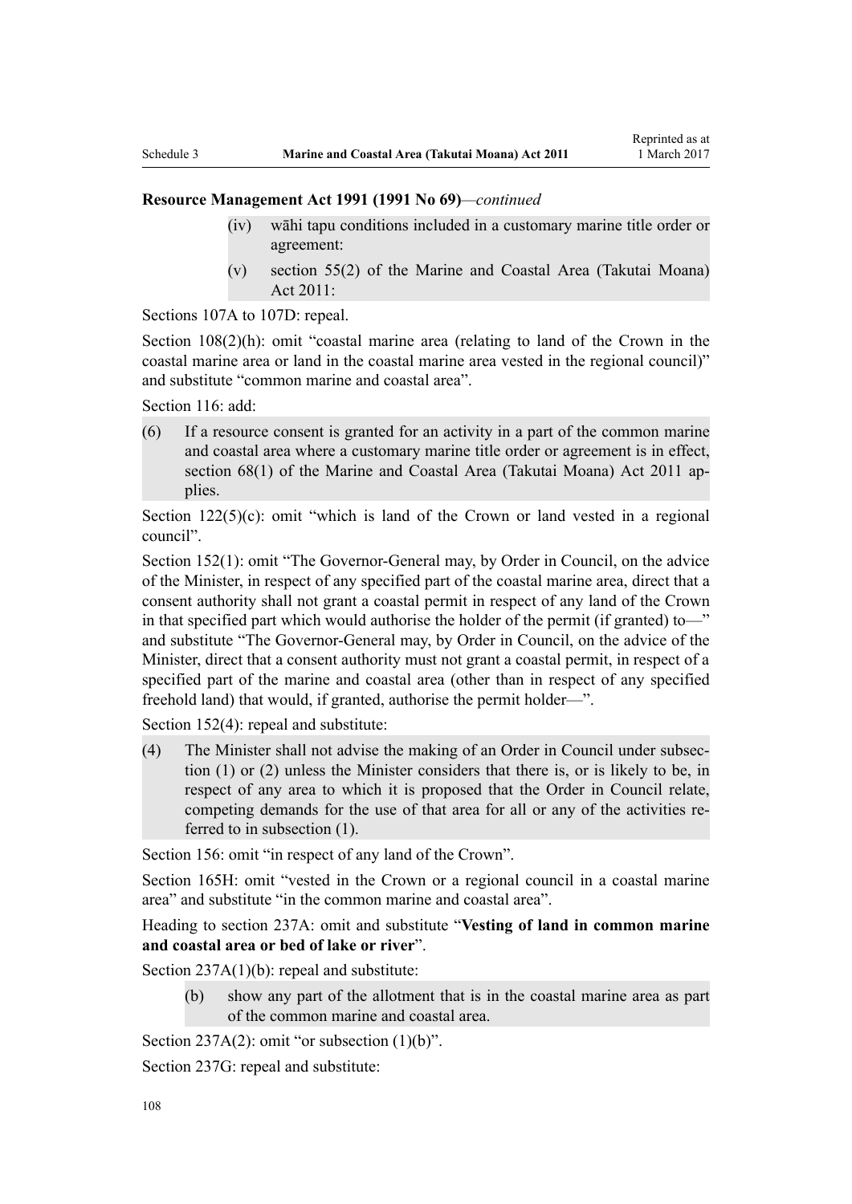**Resource Management Act 1991 (1991 No 69)**—*continued*

(iv) wāhi tapu conditions included in a customary marine title order or agreement:

(v) section 55(2) of the Marine and Coastal Area (Takutai Moana) Act 2011:

Sections 107A to 107D: repeal.

Section 108(2)(h): omit "coastal marine area (relating to land of the Crown in the coastal marine area or land in the coastal marine area vested in the regional council)" and substitute "common marine and coastal area".

Section 116: add:

(6) If a resource consent is granted for an activity in a part of the common marine and coastal area where a customary marine title order or agreement is in effect, section 68(1) of the Marine and Coastal Area (Takutai Moana) Act 2011 applies.

Section 122(5)(c): omit "which is land of the Crown or land vested in a regional council".

Section 152(1): omit "The Governor-General may, by Order in Council, on the advice of the Minister, in respect of any specified part of the coastal marine area, direct that a consent authority shall not grant a coastal permit in respect of any land of the Crown in that specified part which would authorise the holder of the permit (if granted) to—" and substitute "The Governor-General may, by Order in Council, on the advice of the Minister, direct that a consent authority must not grant a coastal permit, in respect of a specified part of the marine and coastal area (other than in respect of any specified freehold land) that would, if granted, authorise the permit holder—".

Section 152(4): repeal and substitute:

(4) The Minister shall not advise the making of an Order in Council under subsection (1) or (2) unless the Minister considers that there is, or is likely to be, in respect of any area to which it is proposed that the Order in Council relate, competing demands for the use of that area for all or any of the activities referred to in subsection (1).

Section 156: omit "in respect of any land of the Crown".

Section 165H: omit "vested in the Crown or a regional council in a coastal marine area" and substitute "in the common marine and coastal area".

Heading to section 237A: omit and substitute "**Vesting of land in common marine and coastal area or bed of lake or river**".

Section 237A(1)(b): repeal and substitute:

(b) show any part of the allotment that is in the coastal marine area as part of the common marine and coastal area.

Section 237A(2): omit "or subsection (1)(b)".

Section 237G: repeal and substitute: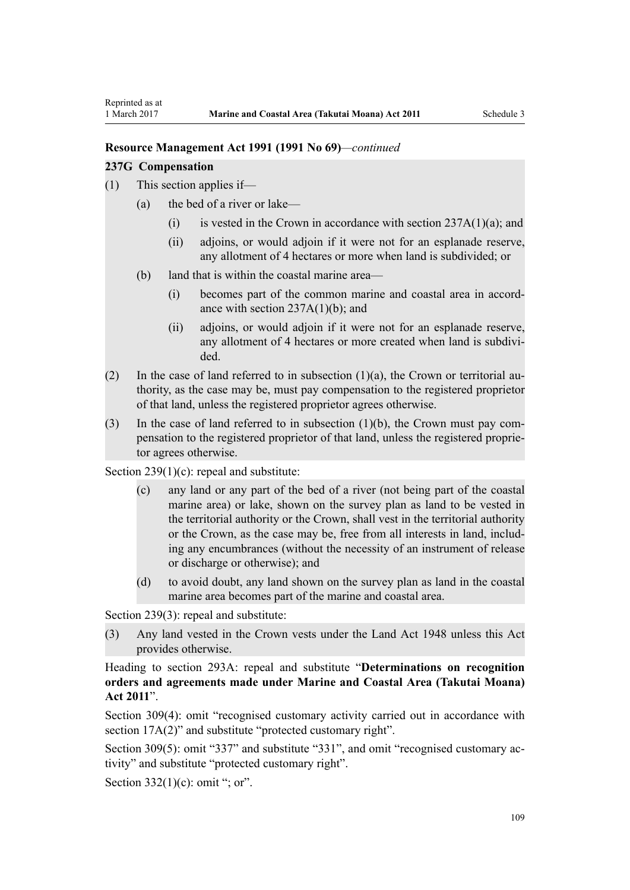**Resource Management Act 1991 (1991 No 69)**—*continued*

**237G Compensation**

(1) This section applies if—

  (a) the bed of a river or lake—

    (i) is vested in the Crown in accordance with section 237A(1)(a); and

    (ii) adjoins, or would adjoin if it were not for an esplanade reserve, any allotment of 4 hectares or more when land is subdivided; or

  (b) land that is within the coastal marine area—

    (i) becomes part of the common marine and coastal area in accordance with section 237A(1)(b); and

    (ii) adjoins, or would adjoin if it were not for an esplanade reserve, any allotment of 4 hectares or more created when land is subdivided.

(2) In the case of land referred to in subsection (1)(a), the Crown or territorial authority, as the case may be, must pay compensation to the registered proprietor of that land, unless the registered proprietor agrees otherwise.

(3) In the case of land referred to in subsection (1)(b), the Crown must pay compensation to the registered proprietor of that land, unless the registered proprietor agrees otherwise.

Section 239(1)(c): repeal and substitute:

  (c) any land or any part of the bed of a river (not being part of the coastal marine area) or lake, shown on the survey plan as land to be vested in the territorial authority or the Crown, shall vest in the territorial authority or the Crown, as the case may be, free from all interests in land, including any encumbrances (without the necessity of an instrument of release or discharge or otherwise); and

  (d) to avoid doubt, any land shown on the survey plan as land in the coastal marine area becomes part of the marine and coastal area.

Section 239(3): repeal and substitute:

(3) Any land vested in the Crown vests under the Land Act 1948 unless this Act provides otherwise.

Heading to section 293A: repeal and substitute "**Determinations on recognition orders and agreements made under Marine and Coastal Area (Takutai Moana) Act 2011**".

Section 309(4): omit "recognised customary activity carried out in accordance with section 17A(2)" and substitute "protected customary right".

Section 309(5): omit "337" and substitute "331", and omit "recognised customary activity" and substitute "protected customary right".

Section 332(1)(c): omit "; or".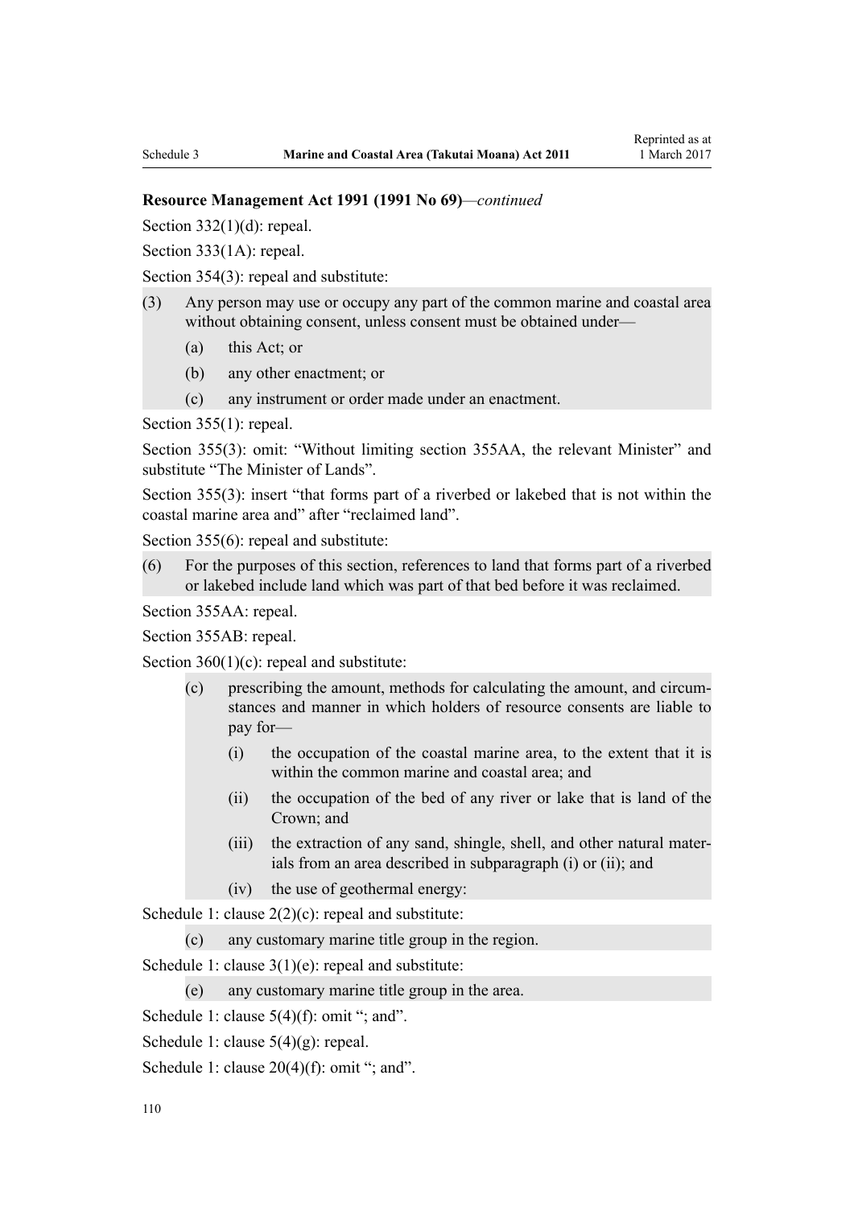**Resource Management Act 1991 (1991 No 69)**—*continued*

Section 332(1)(d): repeal.

Section 333(1A): repeal.

Section 354(3): repeal and substitute:

(3) Any person may use or occupy any part of the common marine and coastal area without obtaining consent, unless consent must be obtained under—

  (a) this Act; or

  (b) any other enactment; or

  (c) any instrument or order made under an enactment.

Section 355(1): repeal.

Section 355(3): omit "Without limiting section 355AA, the relevant Minister" and substitute "The Minister of Lands".

Section 355(3): insert "that forms part of a riverbed or lakebed that is not within the coastal marine area and" after "reclaimed land".

Section 355(6): repeal and substitute:

(6) For the purposes of this section, references to land that forms part of a riverbed or lakebed include land which was part of that bed before it was reclaimed.

Section 355AA: repeal.

Section 355AB: repeal.

Section 360(1)(c): repeal and substitute:

  (c) prescribing the amount, methods for calculating the amount, and circumstances and manner in which holders of resource consents are liable to pay for—

    (i) the occupation of the coastal marine area, to the extent that it is within the common marine and coastal area; and

    (ii) the occupation of the bed of any river or lake that is land of the Crown; and

    (iii) the extraction of any sand, shingle, shell, and other natural materials from an area described in subparagraph (i) or (ii); and

    (iv) the use of geothermal energy:

Schedule 1: clause 2(2)(c): repeal and substitute:

  (c) any customary marine title group in the region.

Schedule 1: clause 3(1)(e): repeal and substitute:

  (e) any customary marine title group in the area.

Schedule 1: clause 5(4)(f): omit "; and".

Schedule 1: clause 5(4)(g): repeal.

Schedule 1: clause 20(4)(f): omit "; and".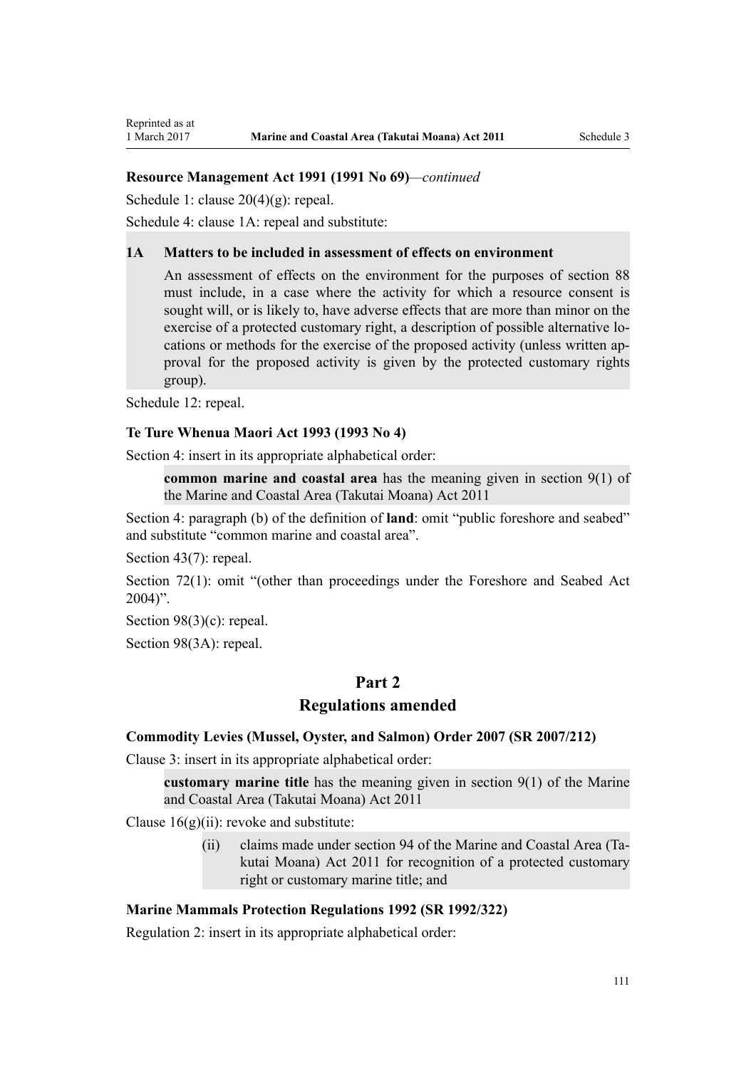**Resource Management Act 1991 (1991 No 69)**—*continued*

Schedule 1: clause 20(4)(g): repeal.

Schedule 4: clause 1A: repeal and substitute:

> **1A Matters to be included in assessment of effects on environment**
>
> An assessment of effects on the environment for the purposes of section 88 must include, in a case where the activity for which a resource consent is sought will, or is likely to, have adverse effects that are more than minor on the exercise of a protected customary right, a description of possible alternative locations or methods for the exercise of the proposed activity (unless written approval for the proposed activity is given by the protected customary rights group).

Schedule 12: repeal.

**Te Ture Whenua Maori Act 1993 (1993 No 4)**

Section 4: insert in its appropriate alphabetical order:

> **common marine and coastal area** has the meaning given in section 9(1) of the Marine and Coastal Area (Takutai Moana) Act 2011

Section 4: paragraph (b) of the definition of **land**: omit "public foreshore and seabed" and substitute "common marine and coastal area".

Section 43(7): repeal.

Section 72(1): omit "(other than proceedings under the Foreshore and Seabed Act 2004)".

Section 98(3)(c): repeal.

Section 98(3A): repeal.

## Part 2
## Regulations amended

**Commodity Levies (Mussel, Oyster, and Salmon) Order 2007 (SR 2007/212)**

Clause 3: insert in its appropriate alphabetical order:

> **customary marine title** has the meaning given in section 9(1) of the Marine and Coastal Area (Takutai Moana) Act 2011

Clause 16(g)(ii): revoke and substitute:

> (ii) claims made under section 94 of the Marine and Coastal Area (Takutai Moana) Act 2011 for recognition of a protected customary right or customary marine title; and

**Marine Mammals Protection Regulations 1992 (SR 1992/322)**

Regulation 2: insert in its appropriate alphabetical order: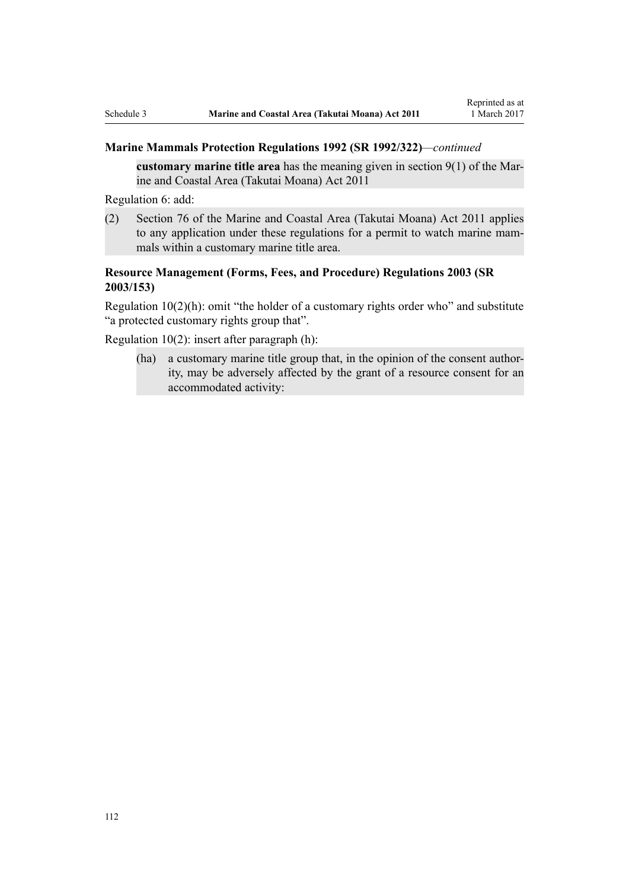**Marine Mammals Protection Regulations 1992 (SR 1992/322)**—*continued*

> **customary marine title area** has the meaning given in section 9(1) of the Marine and Coastal Area (Takutai Moana) Act 2011

Regulation 6: add:

> (2) Section 76 of the Marine and Coastal Area (Takutai Moana) Act 2011 applies to any application under these regulations for a permit to watch marine mammals within a customary marine title area.

**Resource Management (Forms, Fees, and Procedure) Regulations 2003 (SR 2003/153)**

Regulation 10(2)(h): omit "the holder of a customary rights order who" and substitute "a protected customary rights group that".

Regulation 10(2): insert after paragraph (h):

> (ha) a customary marine title group that, in the opinion of the consent authority, may be adversely affected by the grant of a resource consent for an accommodated activity: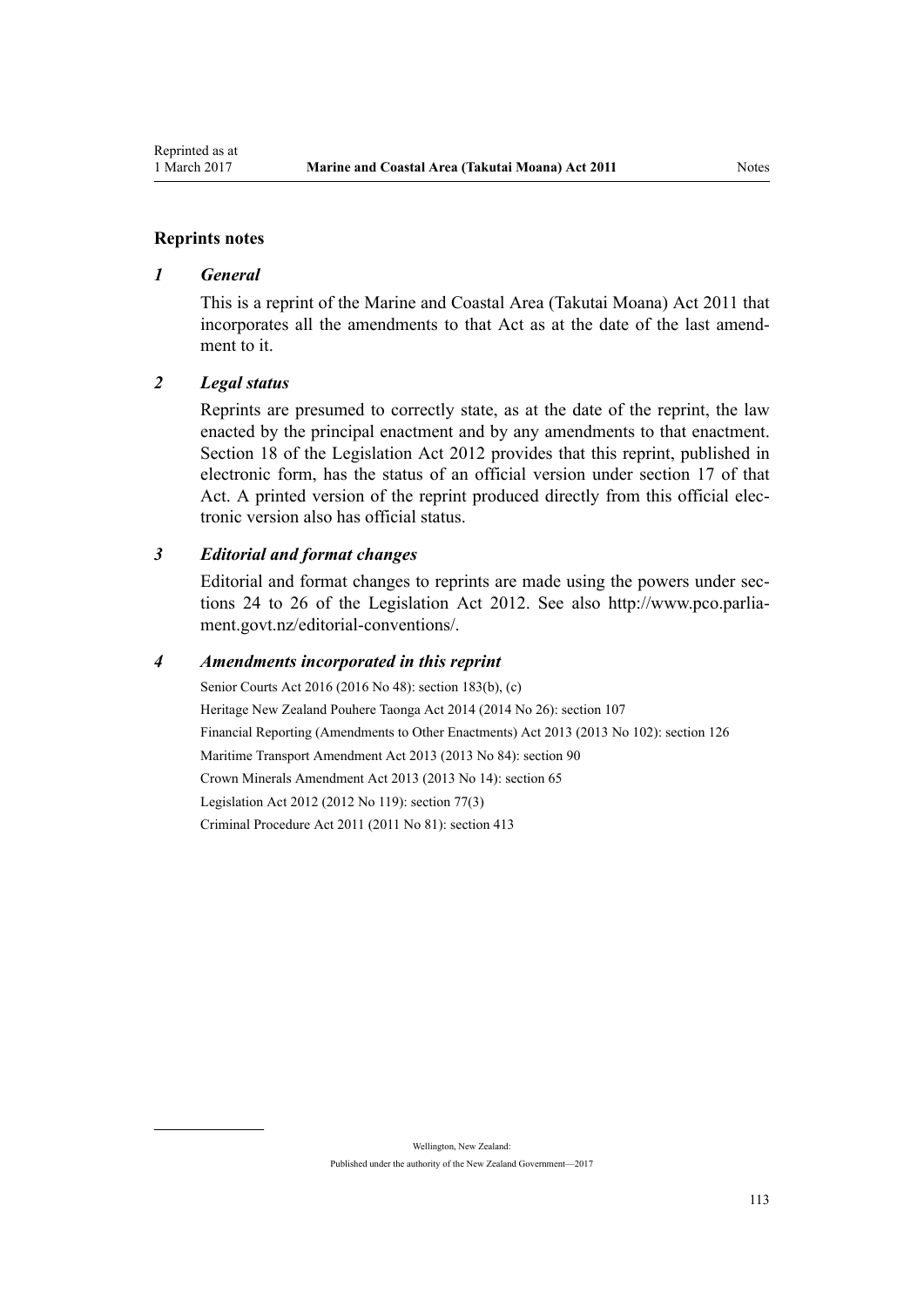## Reprints notes

### *1 General*

This is a reprint of the Marine and Coastal Area (Takutai Moana) Act 2011 that incorporates all the amendments to that Act as at the date of the last amendment to it.

### *2 Legal status*

Reprints are presumed to correctly state, as at the date of the reprint, the law enacted by the principal enactment and by any amendments to that enactment. Section 18 of the Legislation Act 2012 provides that this reprint, published in electronic form, has the status of an official version under section 17 of that Act. A printed version of the reprint produced directly from this official electronic version also has official status.

### *3 Editorial and format changes*

Editorial and format changes to reprints are made using the powers under sections 24 to 26 of the Legislation Act 2012. See also http://www.pco.parliament.govt.nz/editorial-conventions/.

### *4 Amendments incorporated in this reprint*

Senior Courts Act 2016 (2016 No 48): section 183(b), (c)

Heritage New Zealand Pouhere Taonga Act 2014 (2014 No 26): section 107

Financial Reporting (Amendments to Other Enactments) Act 2013 (2013 No 102): section 126

Maritime Transport Amendment Act 2013 (2013 No 84): section 90

Crown Minerals Amendment Act 2013 (2013 No 14): section 65

Legislation Act 2012 (2012 No 119): section 77(3)

Criminal Procedure Act 2011 (2011 No 81): section 413

Wellington, New Zealand:

Published under the authority of the New Zealand Government—2017